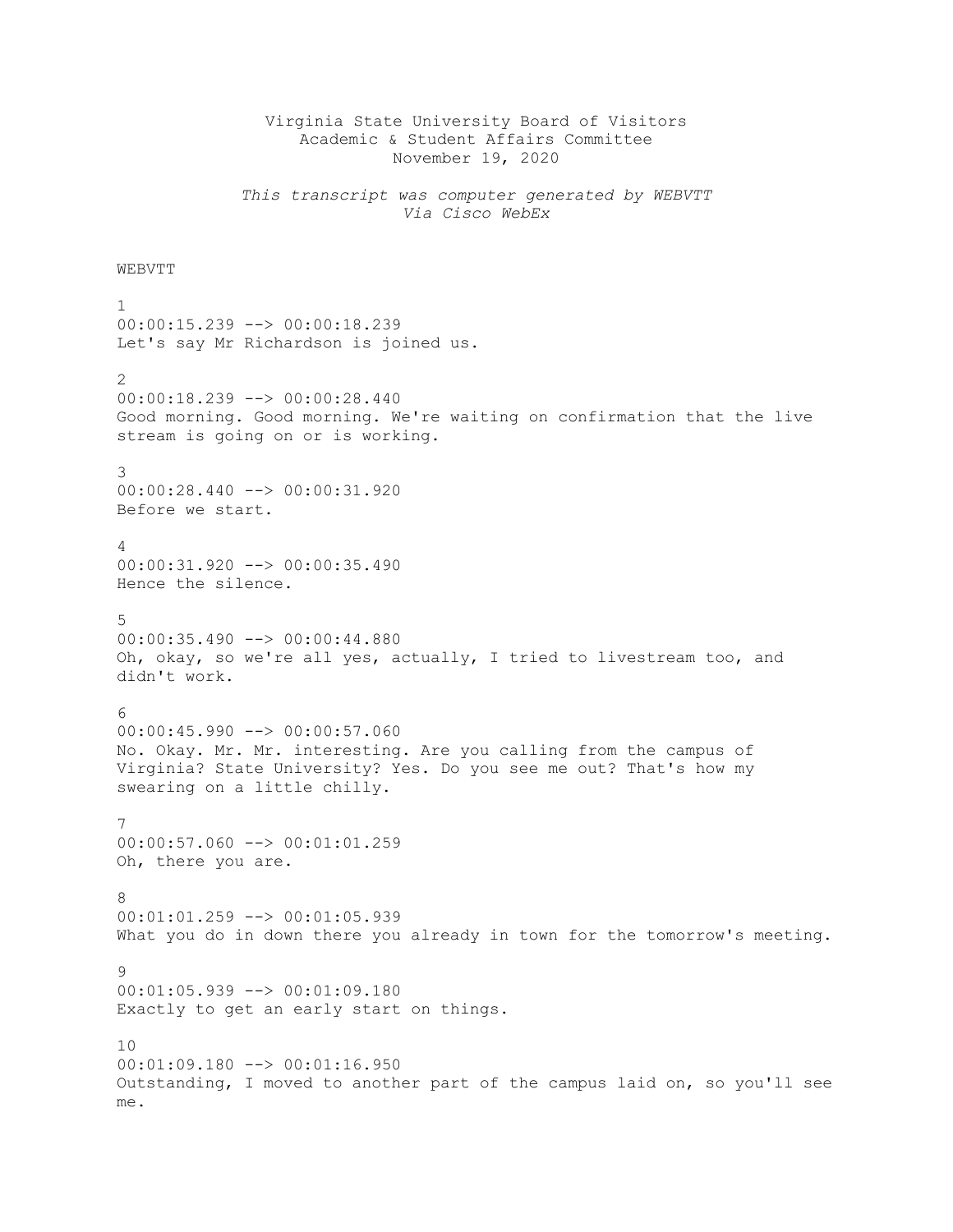Virginia State University Board of Visitors
Academic & Student Affairs Committee
November 19, 2020

*This transcript was computer generated by WEBVTT*
*Via Cisco WebEx*

WEBVTT

1
00:00:15.239 --> 00:00:18.239
Let's say Mr Richardson is joined us.

2
00:00:18.239 --> 00:00:28.440
Good morning. Good morning. We're waiting on confirmation that the live stream is going on or is working.

3
00:00:28.440 --> 00:00:31.920
Before we start.

4
00:00:31.920 --> 00:00:35.490
Hence the silence.

5
00:00:35.490 --> 00:00:44.880
Oh, okay, so we're all yes, actually, I tried to livestream too, and didn't work.

6
00:00:45.990 --> 00:00:57.060
No. Okay. Mr. Mr. interesting. Are you calling from the campus of Virginia? State University? Yes. Do you see me out? That's how my swearing on a little chilly.

7
00:00:57.060 --> 00:01:01.259
Oh, there you are.

8
00:01:01.259 --> 00:01:05.939
What you do in down there you already in town for the tomorrow's meeting.

9
00:01:05.939 --> 00:01:09.180
Exactly to get an early start on things.

10
00:01:09.180 --> 00:01:16.950
Outstanding, I moved to another part of the campus laid on, so you'll see me.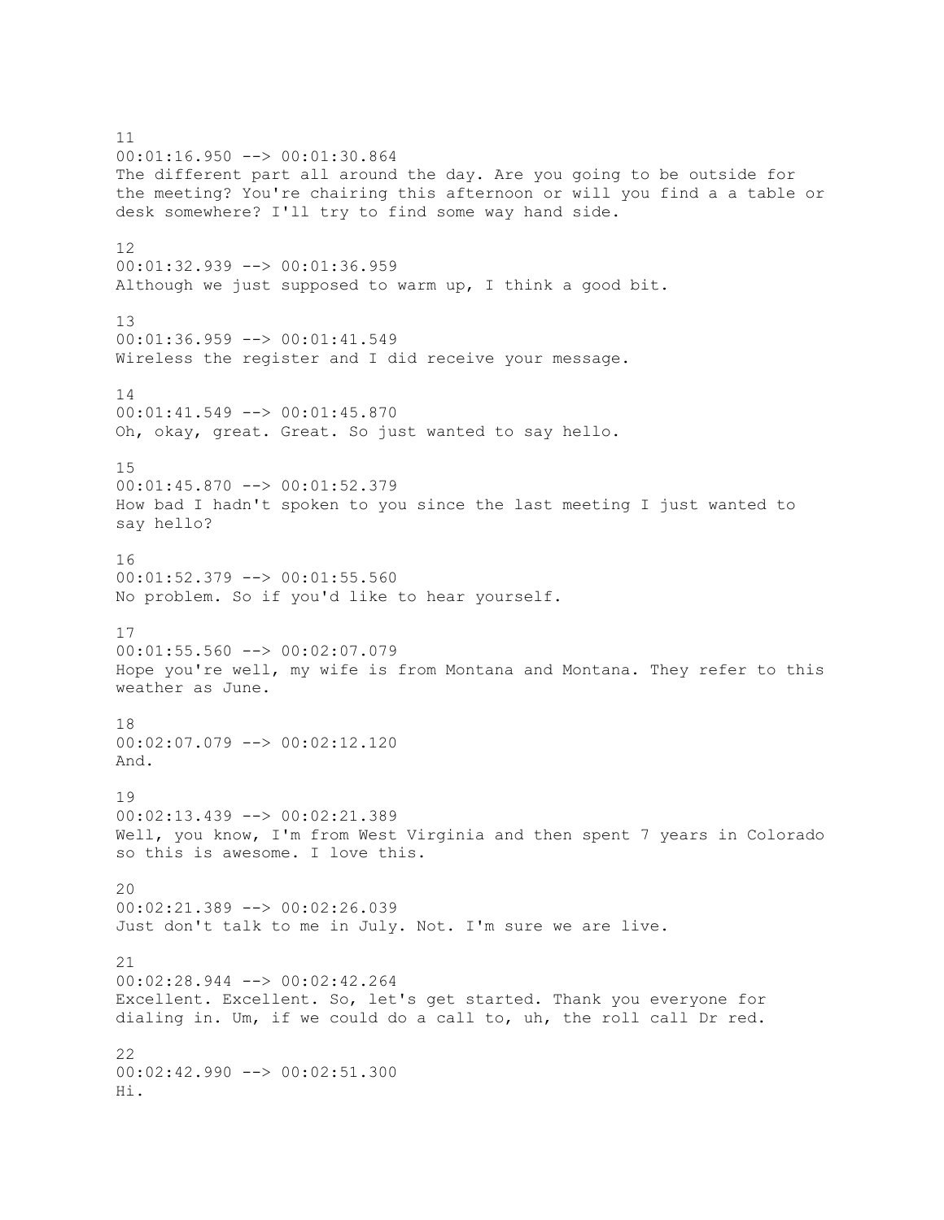11
00:01:16.950 --> 00:01:30.864
The different part all around the day. Are you going to be outside for the meeting? You're chairing this afternoon or will you find a a table or desk somewhere? I'll try to find some way hand side.

12
00:01:32.939 --> 00:01:36.959
Although we just supposed to warm up, I think a good bit.

13
00:01:36.959 --> 00:01:41.549
Wireless the register and I did receive your message.

14
00:01:41.549 --> 00:01:45.870
Oh, okay, great. Great. So just wanted to say hello.

15
00:01:45.870 --> 00:01:52.379
How bad I hadn't spoken to you since the last meeting I just wanted to say hello?

16
00:01:52.379 --> 00:01:55.560
No problem. So if you'd like to hear yourself.

17
00:01:55.560 --> 00:02:07.079
Hope you're well, my wife is from Montana and Montana. They refer to this weather as June.

18
00:02:07.079 --> 00:02:12.120
And.

19
00:02:13.439 --> 00:02:21.389
Well, you know, I'm from West Virginia and then spent 7 years in Colorado so this is awesome. I love this.

20
00:02:21.389 --> 00:02:26.039
Just don't talk to me in July. Not. I'm sure we are live.

21
00:02:28.944 --> 00:02:42.264
Excellent. Excellent. So, let's get started. Thank you everyone for dialing in. Um, if we could do a call to, uh, the roll call Dr red.

22
00:02:42.990 --> 00:02:51.300
Hi.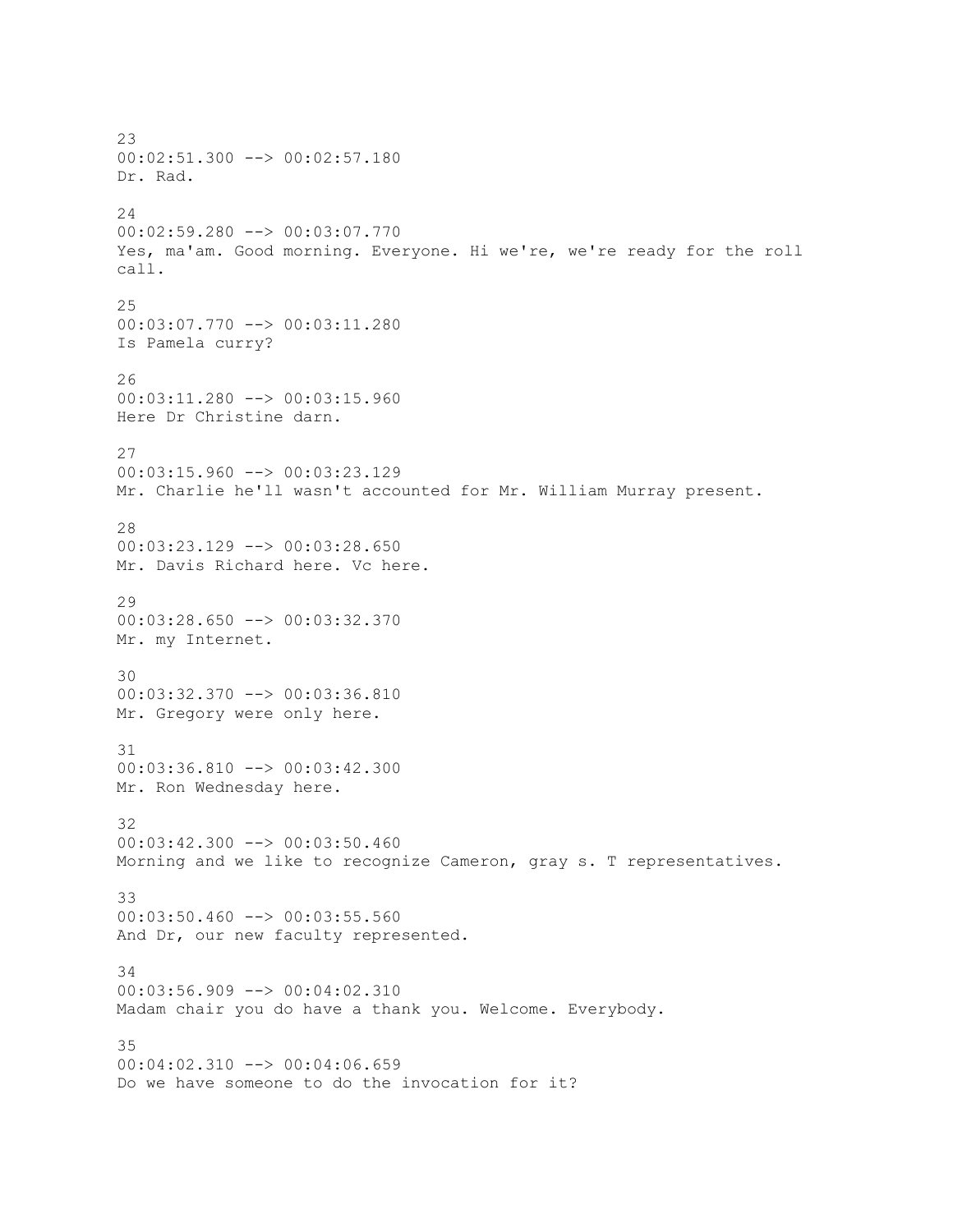23
00:02:51.300 --> 00:02:57.180
Dr. Rad.

24
00:02:59.280 --> 00:03:07.770
Yes, ma'am. Good morning. Everyone. Hi we're, we're ready for the roll call.

25
00:03:07.770 --> 00:03:11.280
Is Pamela curry?

26
00:03:11.280 --> 00:03:15.960
Here Dr Christine darn.

27
00:03:15.960 --> 00:03:23.129
Mr. Charlie he'll wasn't accounted for Mr. William Murray present.

28
00:03:23.129 --> 00:03:28.650
Mr. Davis Richard here. Vc here.

29
00:03:28.650 --> 00:03:32.370
Mr. my Internet.

30
00:03:32.370 --> 00:03:36.810
Mr. Gregory were only here.

31
00:03:36.810 --> 00:03:42.300
Mr. Ron Wednesday here.

32
00:03:42.300 --> 00:03:50.460
Morning and we like to recognize Cameron, gray s. T representatives.

33
00:03:50.460 --> 00:03:55.560
And Dr, our new faculty represented.

34
00:03:56.909 --> 00:04:02.310
Madam chair you do have a thank you. Welcome. Everybody.

35
00:04:02.310 --> 00:04:06.659
Do we have someone to do the invocation for it?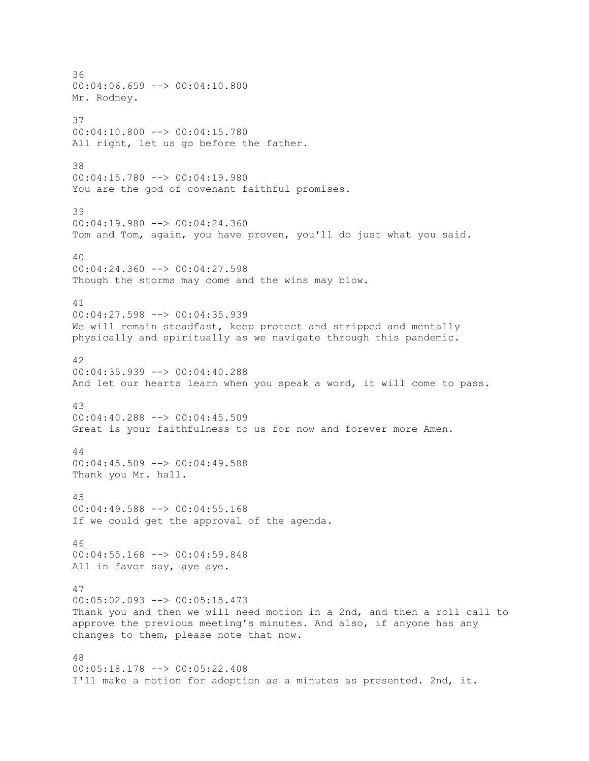36
00:04:06.659 --> 00:04:10.800
Mr. Rodney.

37
00:04:10.800 --> 00:04:15.780
All right, let us go before the father.

38
00:04:15.780 --> 00:04:19.980
You are the god of covenant faithful promises.

39
00:04:19.980 --> 00:04:24.360
Tom and Tom, again, you have proven, you'll do just what you said.

40
00:04:24.360 --> 00:04:27.598
Though the storms may come and the wins may blow.

41
00:04:27.598 --> 00:04:35.939
We will remain steadfast, keep protect and stripped and mentally physically and spiritually as we navigate through this pandemic.

42
00:04:35.939 --> 00:04:40.288
And let our hearts learn when you speak a word, it will come to pass.

43
00:04:40.288 --> 00:04:45.509
Great is your faithfulness to us for now and forever more Amen.

44
00:04:45.509 --> 00:04:49.588
Thank you Mr. hall.

45
00:04:49.588 --> 00:04:55.168
If we could get the approval of the agenda.

46
00:04:55.168 --> 00:04:59.848
All in favor say, aye aye.

47
00:05:02.093 --> 00:05:15.473
Thank you and then we will need motion in a 2nd, and then a roll call to approve the previous meeting's minutes. And also, if anyone has any changes to them, please note that now.

48
00:05:18.178 --> 00:05:22.408
I'll make a motion for adoption as a minutes as presented. 2nd, it.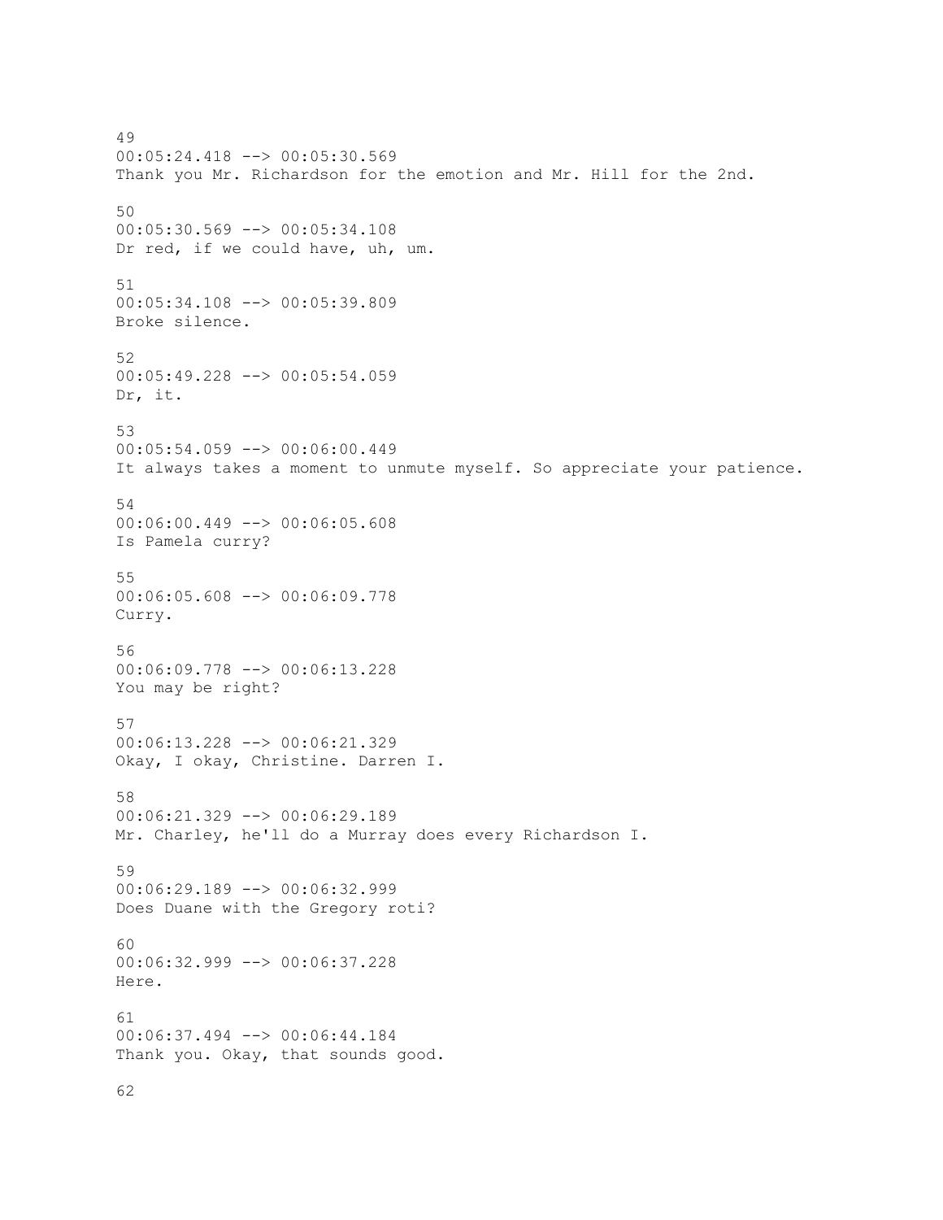49
00:05:24.418 --> 00:05:30.569
Thank you Mr. Richardson for the emotion and Mr. Hill for the 2nd.

50
00:05:30.569 --> 00:05:34.108
Dr red, if we could have, uh, um.

51
00:05:34.108 --> 00:05:39.809
Broke silence.

52
00:05:49.228 --> 00:05:54.059
Dr, it.

53
00:05:54.059 --> 00:06:00.449
It always takes a moment to unmute myself. So appreciate your patience.

54
00:06:00.449 --> 00:06:05.608
Is Pamela curry?

55
00:06:05.608 --> 00:06:09.778
Curry.

56
00:06:09.778 --> 00:06:13.228
You may be right?

57
00:06:13.228 --> 00:06:21.329
Okay, I okay, Christine. Darren I.

58
00:06:21.329 --> 00:06:29.189
Mr. Charley, he'll do a Murray does every Richardson I.

59
00:06:29.189 --> 00:06:32.999
Does Duane with the Gregory roti?

60
00:06:32.999 --> 00:06:37.228
Here.

61
00:06:37.494 --> 00:06:44.184
Thank you. Okay, that sounds good.

62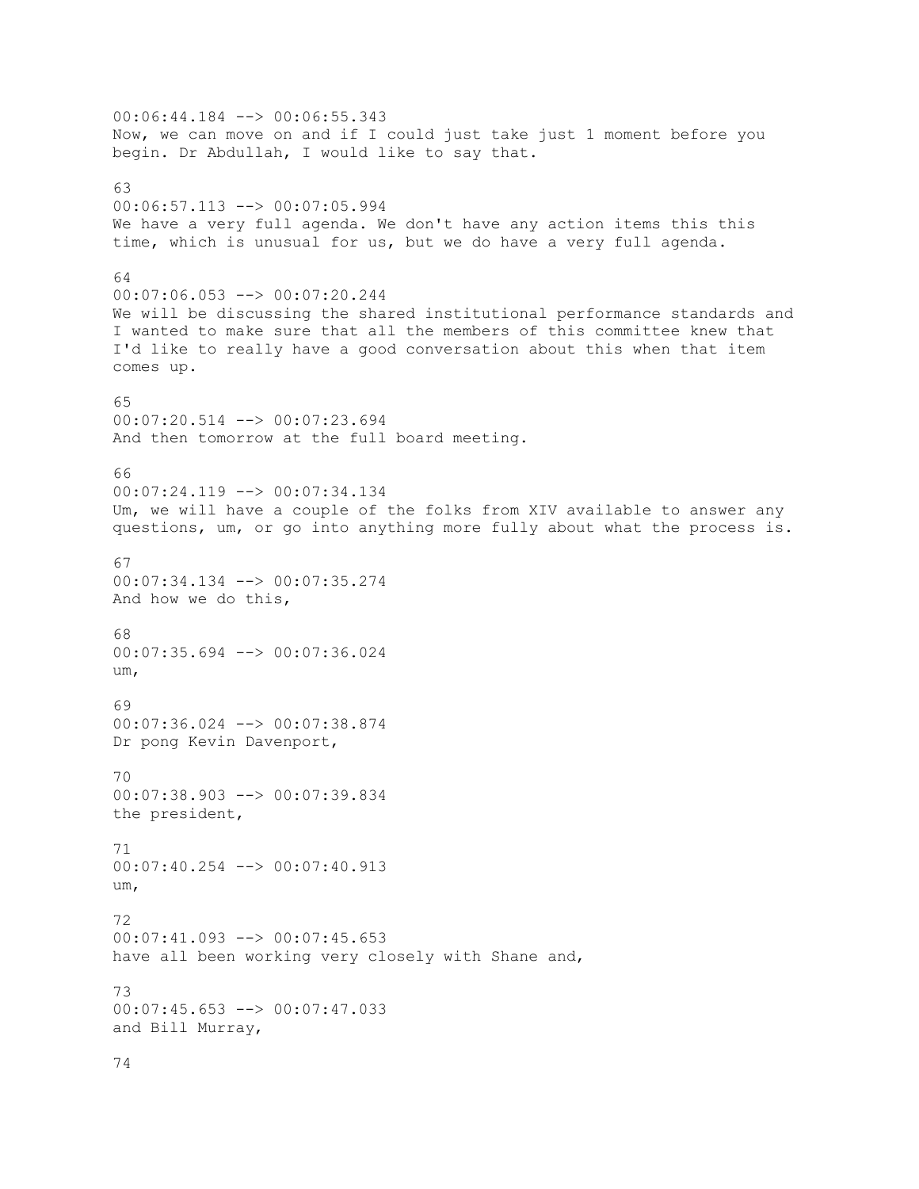00:06:44.184 --> 00:06:55.343
Now, we can move on and if I could just take just 1 moment before you begin. Dr Abdullah, I would like to say that.

63
00:06:57.113 --> 00:07:05.994
We have a very full agenda. We don't have any action items this this time, which is unusual for us, but we do have a very full agenda.

64
00:07:06.053 --> 00:07:20.244
We will be discussing the shared institutional performance standards and I wanted to make sure that all the members of this committee knew that I'd like to really have a good conversation about this when that item comes up.

65
00:07:20.514 --> 00:07:23.694
And then tomorrow at the full board meeting.

66
00:07:24.119 --> 00:07:34.134
Um, we will have a couple of the folks from XIV available to answer any questions, um, or go into anything more fully about what the process is.

67
00:07:34.134 --> 00:07:35.274
And how we do this,

68
00:07:35.694 --> 00:07:36.024
um,

69
00:07:36.024 --> 00:07:38.874
Dr pong Kevin Davenport,

70
00:07:38.903 --> 00:07:39.834
the president,

71
00:07:40.254 --> 00:07:40.913
um,

72
00:07:41.093 --> 00:07:45.653
have all been working very closely with Shane and,

73
00:07:45.653 --> 00:07:47.033
and Bill Murray,

74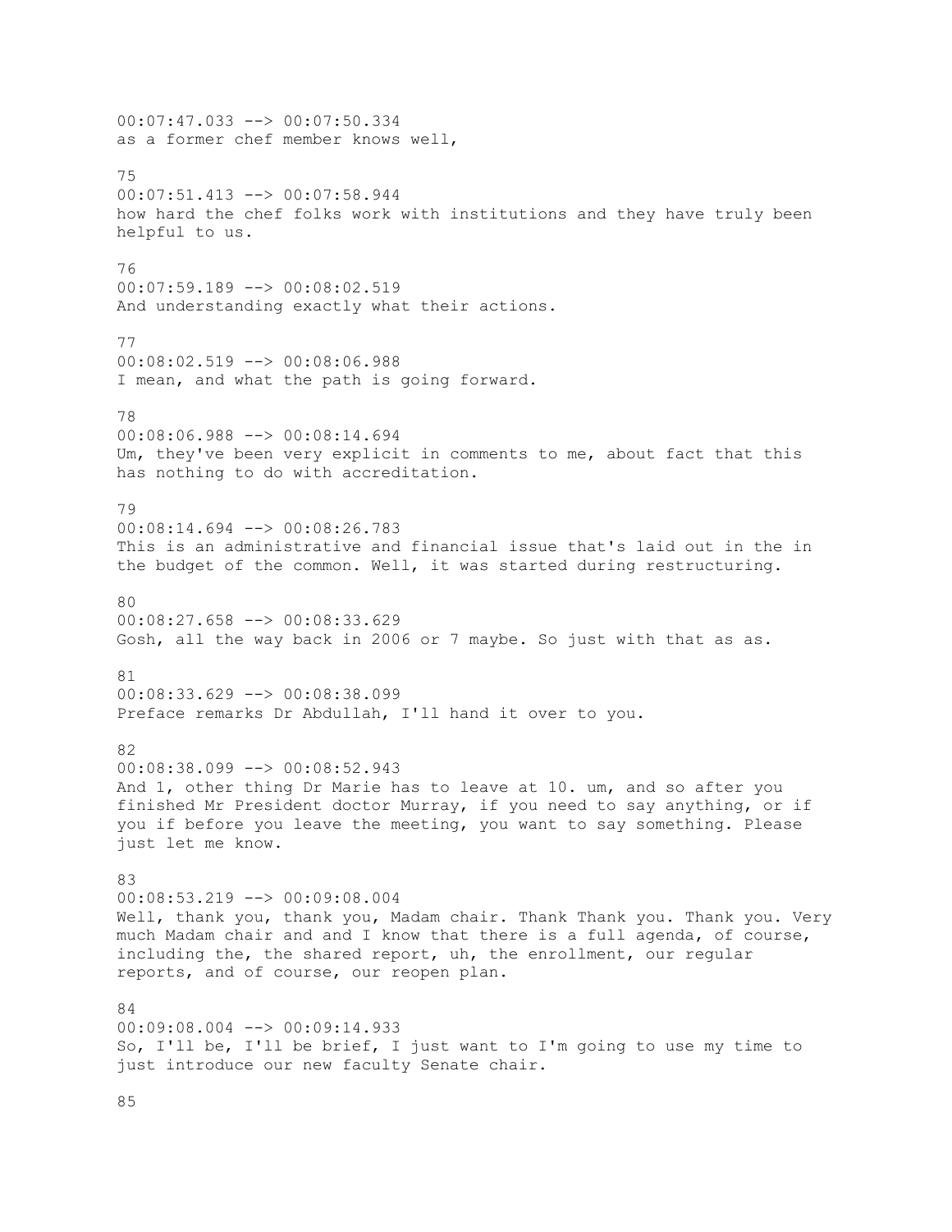00:07:47.033 --> 00:07:50.334
as a former chef member knows well,

75
00:07:51.413 --> 00:07:58.944
how hard the chef folks work with institutions and they have truly been helpful to us.

76
00:07:59.189 --> 00:08:02.519
And understanding exactly what their actions.

77
00:08:02.519 --> 00:08:06.988
I mean, and what the path is going forward.

78
00:08:06.988 --> 00:08:14.694
Um, they've been very explicit in comments to me, about fact that this has nothing to do with accreditation.

79
00:08:14.694 --> 00:08:26.783
This is an administrative and financial issue that's laid out in the in the budget of the common. Well, it was started during restructuring.

80
00:08:27.658 --> 00:08:33.629
Gosh, all the way back in 2006 or 7 maybe. So just with that as as.

81
00:08:33.629 --> 00:08:38.099
Preface remarks Dr Abdullah, I'll hand it over to you.

82
00:08:38.099 --> 00:08:52.943
And 1, other thing Dr Marie has to leave at 10. um, and so after you finished Mr President doctor Murray, if you need to say anything, or if you if before you leave the meeting, you want to say something. Please just let me know.

83
00:08:53.219 --> 00:09:08.004
Well, thank you, thank you, Madam chair. Thank Thank you. Thank you. Very much Madam chair and and I know that there is a full agenda, of course, including the, the shared report, uh, the enrollment, our regular reports, and of course, our reopen plan.

84
00:09:08.004 --> 00:09:14.933
So, I'll be, I'll be brief, I just want to I'm going to use my time to just introduce our new faculty Senate chair.

85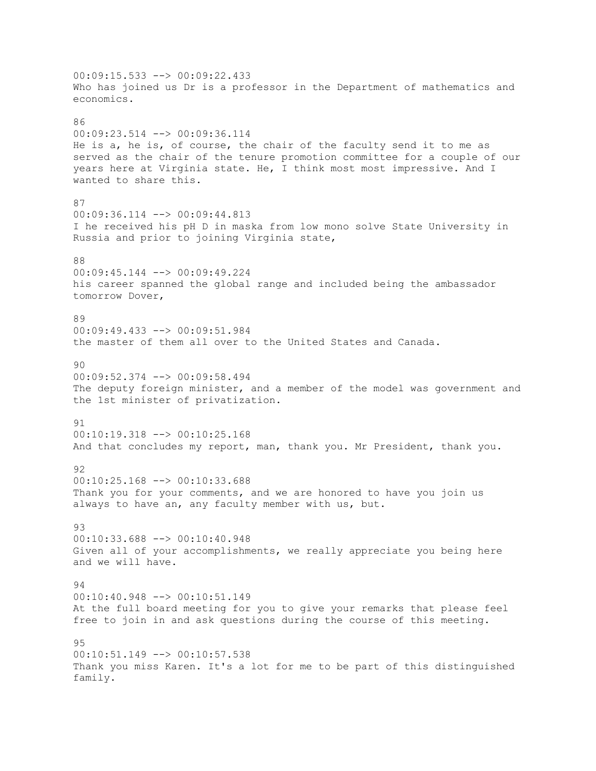00:09:15.533 --> 00:09:22.433
Who has joined us Dr is a professor in the Department of mathematics and economics.

86
00:09:23.514 --> 00:09:36.114
He is a, he is, of course, the chair of the faculty send it to me as served as the chair of the tenure promotion committee for a couple of our years here at Virginia state. He, I think most most impressive. And I wanted to share this.

87
00:09:36.114 --> 00:09:44.813
I he received his pH D in maska from low mono solve State University in Russia and prior to joining Virginia state,

88
00:09:45.144 --> 00:09:49.224
his career spanned the global range and included being the ambassador tomorrow Dover,

89
00:09:49.433 --> 00:09:51.984
the master of them all over to the United States and Canada.

90
00:09:52.374 --> 00:09:58.494
The deputy foreign minister, and a member of the model was government and the 1st minister of privatization.

91
00:10:19.318 --> 00:10:25.168
And that concludes my report, man, thank you. Mr President, thank you.

92
00:10:25.168 --> 00:10:33.688
Thank you for your comments, and we are honored to have you join us always to have an, any faculty member with us, but.

93
00:10:33.688 --> 00:10:40.948
Given all of your accomplishments, we really appreciate you being here and we will have.

94
00:10:40.948 --> 00:10:51.149
At the full board meeting for you to give your remarks that please feel free to join in and ask questions during the course of this meeting.

95
00:10:51.149 --> 00:10:57.538
Thank you miss Karen. It's a lot for me to be part of this distinguished family.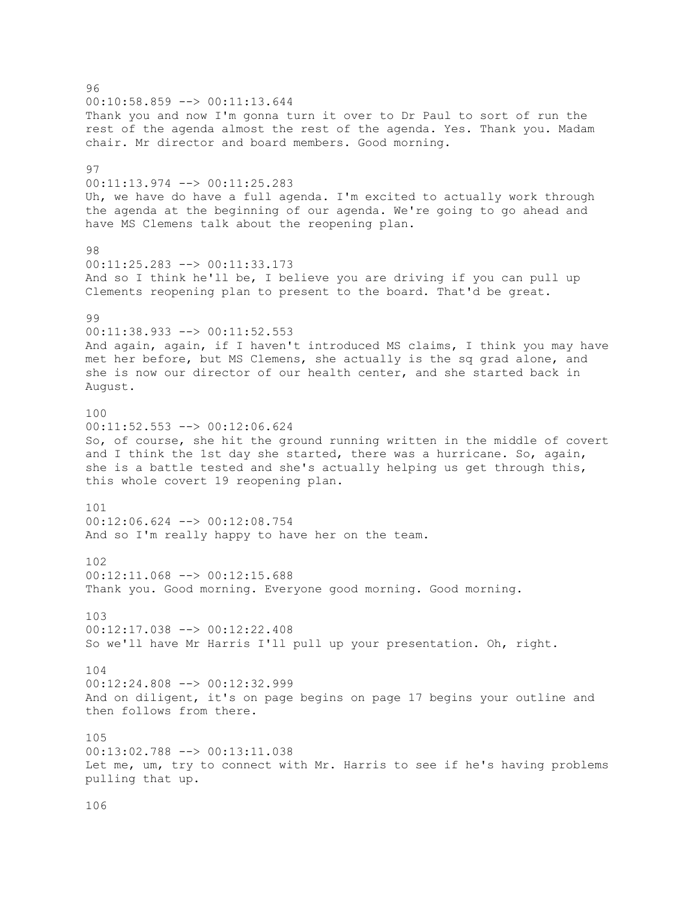96
00:10:58.859 --> 00:11:13.644
Thank you and now I'm gonna turn it over to Dr Paul to sort of run the rest of the agenda almost the rest of the agenda. Yes. Thank you. Madam chair. Mr director and board members. Good morning.

97
00:11:13.974 --> 00:11:25.283
Uh, we have do have a full agenda. I'm excited to actually work through the agenda at the beginning of our agenda. We're going to go ahead and have MS Clemens talk about the reopening plan.

98
00:11:25.283 --> 00:11:33.173
And so I think he'll be, I believe you are driving if you can pull up Clements reopening plan to present to the board. That'd be great.

99
00:11:38.933 --> 00:11:52.553
And again, again, if I haven't introduced MS claims, I think you may have met her before, but MS Clemens, she actually is the sq grad alone, and she is now our director of our health center, and she started back in August.

100
00:11:52.553 --> 00:12:06.624
So, of course, she hit the ground running written in the middle of covert and I think the 1st day she started, there was a hurricane. So, again, she is a battle tested and she's actually helping us get through this, this whole covert 19 reopening plan.

101
00:12:06.624 --> 00:12:08.754
And so I'm really happy to have her on the team.

102
00:12:11.068 --> 00:12:15.688
Thank you. Good morning. Everyone good morning. Good morning.

103
00:12:17.038 --> 00:12:22.408
So we'll have Mr Harris I'll pull up your presentation. Oh, right.

104
00:12:24.808 --> 00:12:32.999
And on diligent, it's on page begins on page 17 begins your outline and then follows from there.

105
00:13:02.788 --> 00:13:11.038
Let me, um, try to connect with Mr. Harris to see if he's having problems pulling that up.

106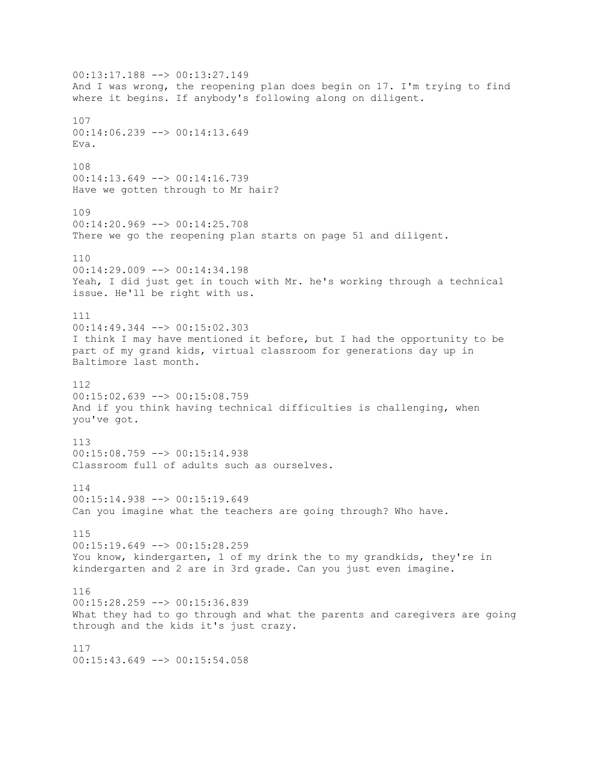00:13:17.188 --> 00:13:27.149
And I was wrong, the reopening plan does begin on 17. I'm trying to find where it begins. If anybody's following along on diligent.

107
00:14:06.239 --> 00:14:13.649
Eva.

108
00:14:13.649 --> 00:14:16.739
Have we gotten through to Mr hair?

109
00:14:20.969 --> 00:14:25.708
There we go the reopening plan starts on page 51 and diligent.

110
00:14:29.009 --> 00:14:34.198
Yeah, I did just get in touch with Mr. he's working through a technical issue. He'll be right with us.

111
00:14:49.344 --> 00:15:02.303
I think I may have mentioned it before, but I had the opportunity to be part of my grand kids, virtual classroom for generations day up in Baltimore last month.

112
00:15:02.639 --> 00:15:08.759
And if you think having technical difficulties is challenging, when you've got.

113
00:15:08.759 --> 00:15:14.938
Classroom full of adults such as ourselves.

114
00:15:14.938 --> 00:15:19.649
Can you imagine what the teachers are going through? Who have.

115
00:15:19.649 --> 00:15:28.259
You know, kindergarten, 1 of my drink the to my grandkids, they're in kindergarten and 2 are in 3rd grade. Can you just even imagine.

116
00:15:28.259 --> 00:15:36.839
What they had to go through and what the parents and caregivers are going through and the kids it's just crazy.

117
00:15:43.649 --> 00:15:54.058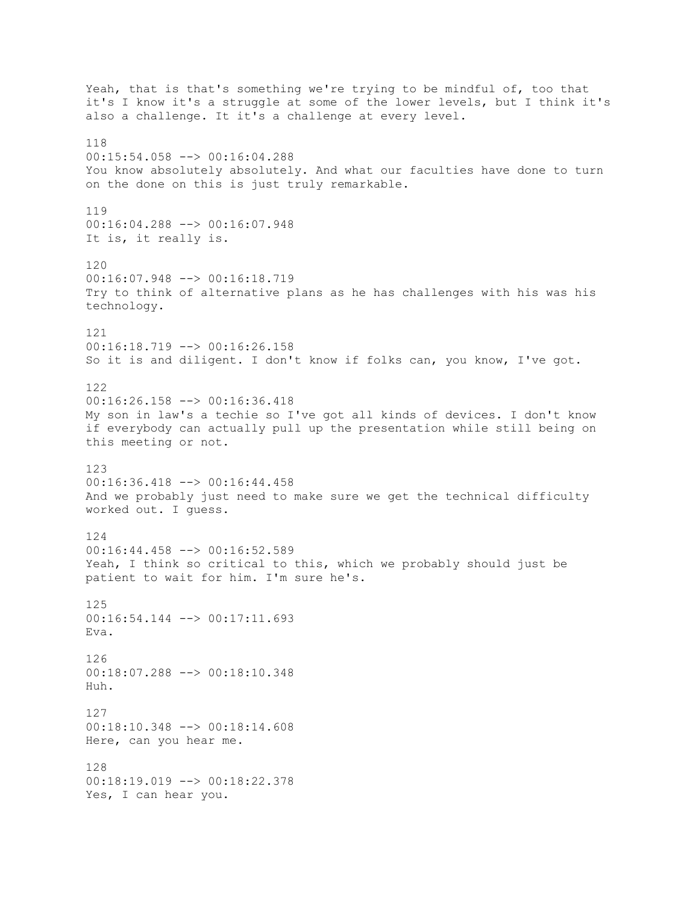Yeah, that is that's something we're trying to be mindful of, too that it's I know it's a struggle at some of the lower levels, but I think it's also a challenge. It it's a challenge at every level.

118
00:15:54.058 --> 00:16:04.288
You know absolutely absolutely. And what our faculties have done to turn on the done on this is just truly remarkable.

119
00:16:04.288 --> 00:16:07.948
It is, it really is.

120
00:16:07.948 --> 00:16:18.719
Try to think of alternative plans as he has challenges with his was his technology.

121
00:16:18.719 --> 00:16:26.158
So it is and diligent. I don't know if folks can, you know, I've got.

122
00:16:26.158 --> 00:16:36.418
My son in law's a techie so I've got all kinds of devices. I don't know if everybody can actually pull up the presentation while still being on this meeting or not.

123
00:16:36.418 --> 00:16:44.458
And we probably just need to make sure we get the technical difficulty worked out. I guess.

124
00:16:44.458 --> 00:16:52.589
Yeah, I think so critical to this, which we probably should just be patient to wait for him. I'm sure he's.

125
00:16:54.144 --> 00:17:11.693
Eva.

126
00:18:07.288 --> 00:18:10.348
Huh.

127
00:18:10.348 --> 00:18:14.608
Here, can you hear me.

128
00:18:19.019 --> 00:18:22.378
Yes, I can hear you.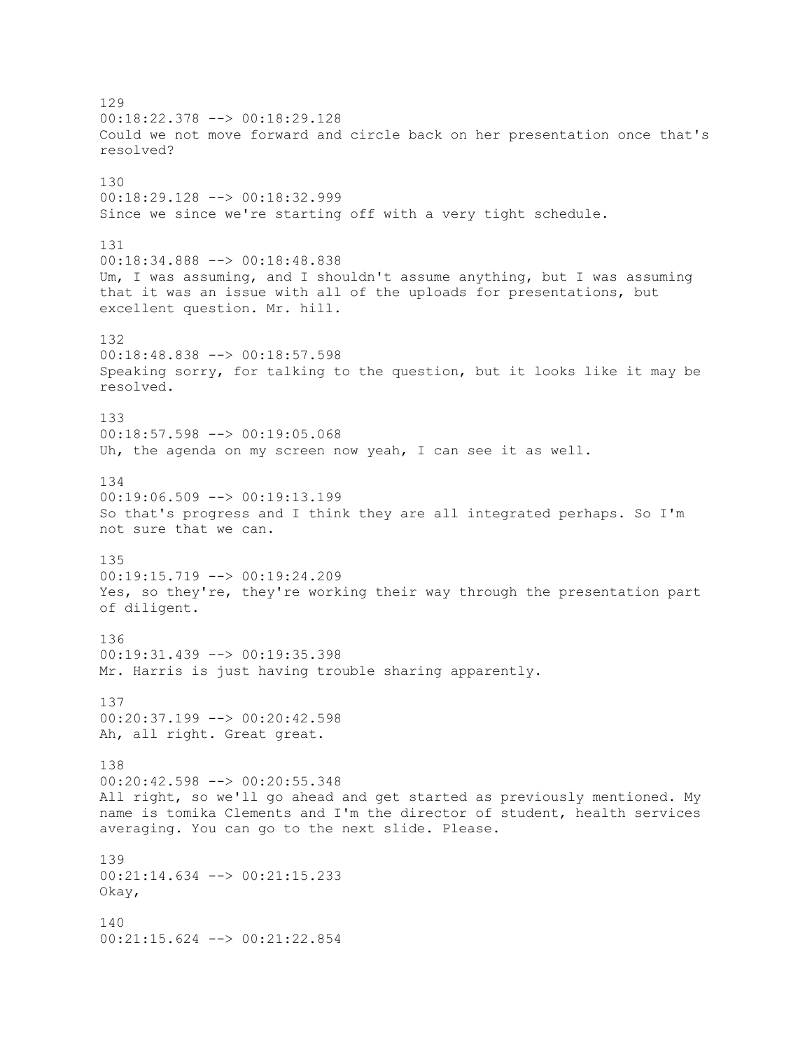129
00:18:22.378 --> 00:18:29.128
Could we not move forward and circle back on her presentation once that's resolved?

130
00:18:29.128 --> 00:18:32.999
Since we since we're starting off with a very tight schedule.

131
00:18:34.888 --> 00:18:48.838
Um, I was assuming, and I shouldn't assume anything, but I was assuming that it was an issue with all of the uploads for presentations, but excellent question. Mr. hill.

132
00:18:48.838 --> 00:18:57.598
Speaking sorry, for talking to the question, but it looks like it may be resolved.

133
00:18:57.598 --> 00:19:05.068
Uh, the agenda on my screen now yeah, I can see it as well.

134
00:19:06.509 --> 00:19:13.199
So that's progress and I think they are all integrated perhaps. So I'm not sure that we can.

135
00:19:15.719 --> 00:19:24.209
Yes, so they're, they're working their way through the presentation part of diligent.

136
00:19:31.439 --> 00:19:35.398
Mr. Harris is just having trouble sharing apparently.

137
00:20:37.199 --> 00:20:42.598
Ah, all right. Great great.

138
00:20:42.598 --> 00:20:55.348
All right, so we'll go ahead and get started as previously mentioned. My name is tomika Clements and I'm the director of student, health services averaging. You can go to the next slide. Please.

139
00:21:14.634 --> 00:21:15.233
Okay,

140
00:21:15.624 --> 00:21:22.854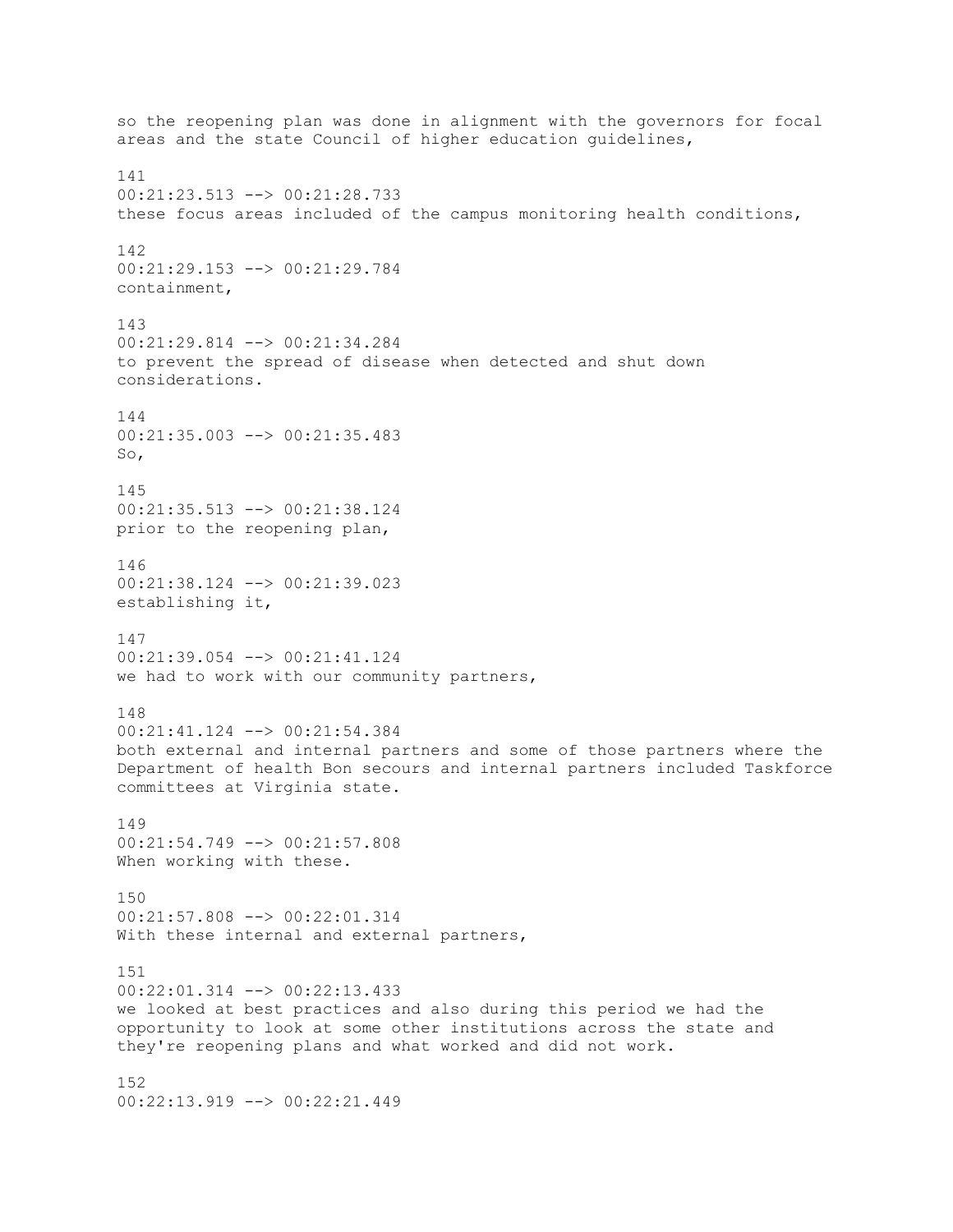so the reopening plan was done in alignment with the governors for focal areas and the state Council of higher education guidelines,

141
00:21:23.513 --> 00:21:28.733
these focus areas included of the campus monitoring health conditions,

142
00:21:29.153 --> 00:21:29.784
containment,

143
00:21:29.814 --> 00:21:34.284
to prevent the spread of disease when detected and shut down considerations.

144
00:21:35.003 --> 00:21:35.483
So,

145
00:21:35.513 --> 00:21:38.124
prior to the reopening plan,

146
00:21:38.124 --> 00:21:39.023
establishing it,

147
00:21:39.054 --> 00:21:41.124
we had to work with our community partners,

148
00:21:41.124 --> 00:21:54.384
both external and internal partners and some of those partners where the Department of health Bon secours and internal partners included Taskforce committees at Virginia state.

149
00:21:54.749 --> 00:21:57.808
When working with these.

150
00:21:57.808 --> 00:22:01.314
With these internal and external partners,

151
00:22:01.314 --> 00:22:13.433
we looked at best practices and also during this period we had the opportunity to look at some other institutions across the state and they're reopening plans and what worked and did not work.

152
00:22:13.919 --> 00:22:21.449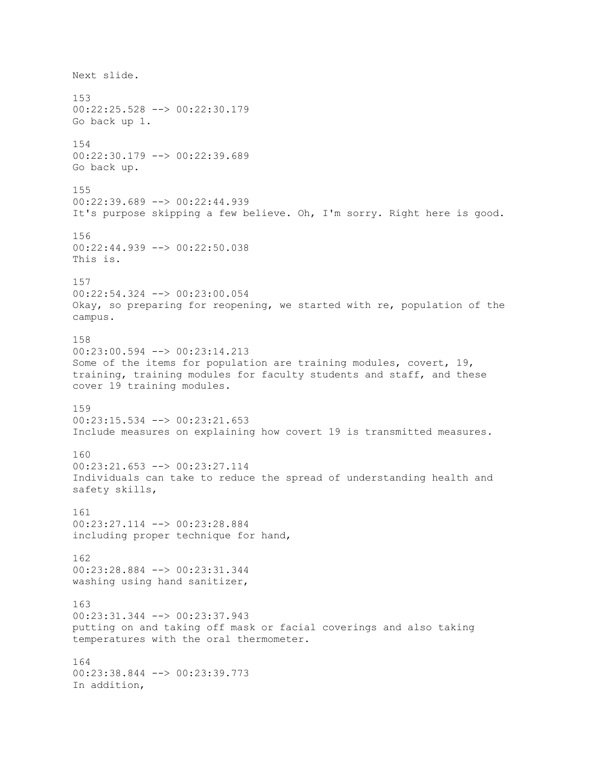Next slide.

153
00:22:25.528 --> 00:22:30.179
Go back up 1.

154
00:22:30.179 --> 00:22:39.689
Go back up.

155
00:22:39.689 --> 00:22:44.939
It's purpose skipping a few believe. Oh, I'm sorry. Right here is good.

156
00:22:44.939 --> 00:22:50.038
This is.

157
00:22:54.324 --> 00:23:00.054
Okay, so preparing for reopening, we started with re, population of the campus.

158
00:23:00.594 --> 00:23:14.213
Some of the items for population are training modules, covert, 19, training, training modules for faculty students and staff, and these cover 19 training modules.

159
00:23:15.534 --> 00:23:21.653
Include measures on explaining how covert 19 is transmitted measures.

160
00:23:21.653 --> 00:23:27.114
Individuals can take to reduce the spread of understanding health and safety skills,

161
00:23:27.114 --> 00:23:28.884
including proper technique for hand,

162
00:23:28.884 --> 00:23:31.344
washing using hand sanitizer,

163
00:23:31.344 --> 00:23:37.943
putting on and taking off mask or facial coverings and also taking temperatures with the oral thermometer.

164
00:23:38.844 --> 00:23:39.773
In addition,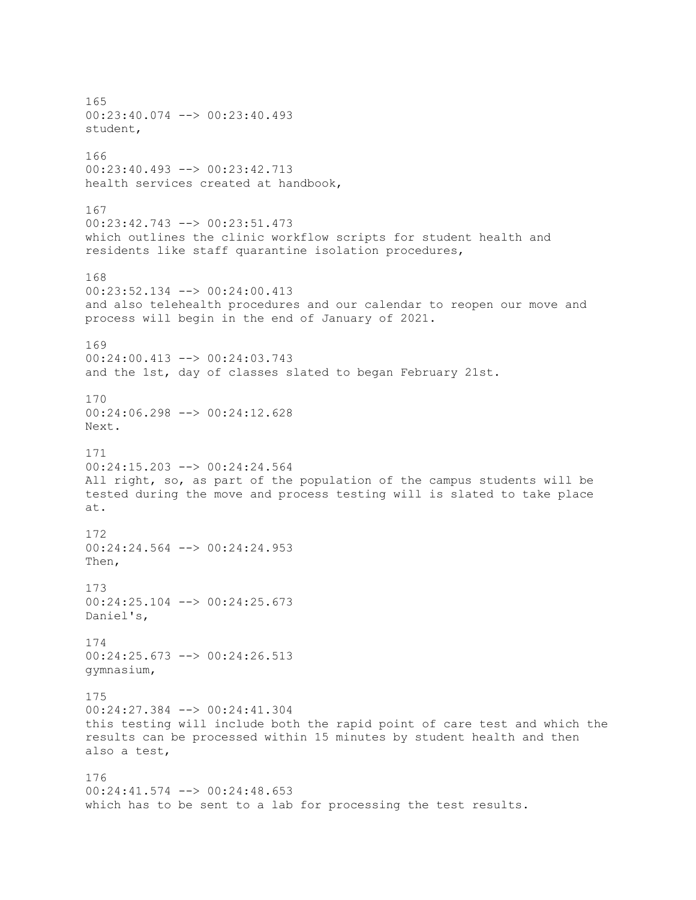165
00:23:40.074 --> 00:23:40.493
student,

166
00:23:40.493 --> 00:23:42.713
health services created at handbook,

167
00:23:42.743 --> 00:23:51.473
which outlines the clinic workflow scripts for student health and residents like staff quarantine isolation procedures,

168
00:23:52.134 --> 00:24:00.413
and also telehealth procedures and our calendar to reopen our move and process will begin in the end of January of 2021.

169
00:24:00.413 --> 00:24:03.743
and the 1st, day of classes slated to began February 21st.

170
00:24:06.298 --> 00:24:12.628
Next.

171
00:24:15.203 --> 00:24:24.564
All right, so, as part of the population of the campus students will be tested during the move and process testing will is slated to take place at.

172
00:24:24.564 --> 00:24:24.953
Then,

173
00:24:25.104 --> 00:24:25.673
Daniel's,

174
00:24:25.673 --> 00:24:26.513
gymnasium,

175
00:24:27.384 --> 00:24:41.304
this testing will include both the rapid point of care test and which the results can be processed within 15 minutes by student health and then also a test,

176
00:24:41.574 --> 00:24:48.653
which has to be sent to a lab for processing the test results.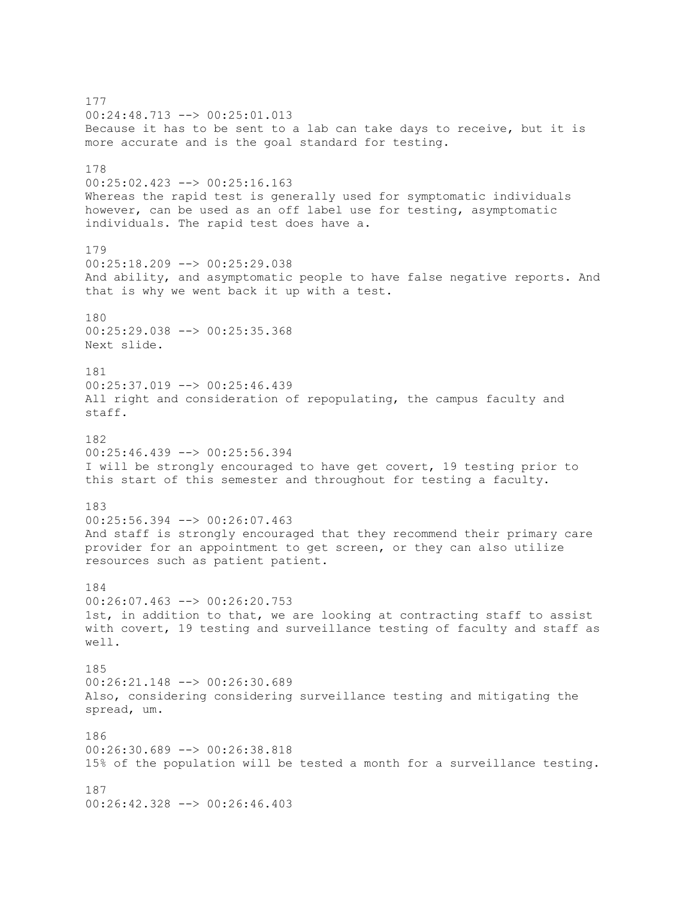177
00:24:48.713 --> 00:25:01.013
Because it has to be sent to a lab can take days to receive, but it is more accurate and is the goal standard for testing.

178
00:25:02.423 --> 00:25:16.163
Whereas the rapid test is generally used for symptomatic individuals however, can be used as an off label use for testing, asymptomatic individuals. The rapid test does have a.

179
00:25:18.209 --> 00:25:29.038
And ability, and asymptomatic people to have false negative reports. And that is why we went back it up with a test.

180
00:25:29.038 --> 00:25:35.368
Next slide.

181
00:25:37.019 --> 00:25:46.439
All right and consideration of repopulating, the campus faculty and staff.

182
00:25:46.439 --> 00:25:56.394
I will be strongly encouraged to have get covert, 19 testing prior to this start of this semester and throughout for testing a faculty.

183
00:25:56.394 --> 00:26:07.463
And staff is strongly encouraged that they recommend their primary care provider for an appointment to get screen, or they can also utilize resources such as patient patient.

184
00:26:07.463 --> 00:26:20.753
1st, in addition to that, we are looking at contracting staff to assist with covert, 19 testing and surveillance testing of faculty and staff as well.

185
00:26:21.148 --> 00:26:30.689
Also, considering considering surveillance testing and mitigating the spread, um.

186
00:26:30.689 --> 00:26:38.818
15% of the population will be tested a month for a surveillance testing.

187
00:26:42.328 --> 00:26:46.403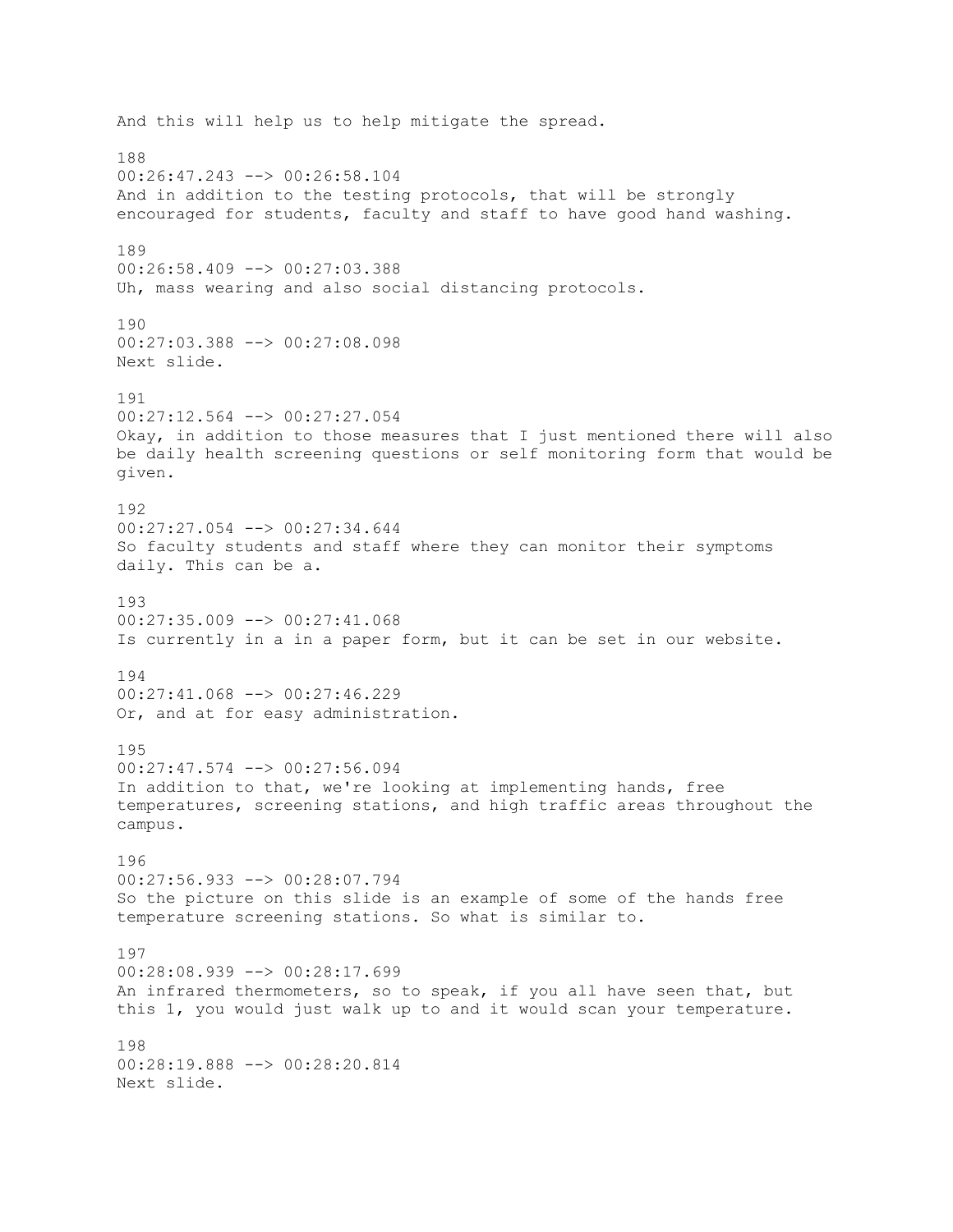And this will help us to help mitigate the spread.

188
00:26:47.243 --> 00:26:58.104
And in addition to the testing protocols, that will be strongly encouraged for students, faculty and staff to have good hand washing.

189
00:26:58.409 --> 00:27:03.388
Uh, mass wearing and also social distancing protocols.

190
00:27:03.388 --> 00:27:08.098
Next slide.

191
00:27:12.564 --> 00:27:27.054
Okay, in addition to those measures that I just mentioned there will also be daily health screening questions or self monitoring form that would be given.

192
00:27:27.054 --> 00:27:34.644
So faculty students and staff where they can monitor their symptoms daily. This can be a.

193
00:27:35.009 --> 00:27:41.068
Is currently in a in a paper form, but it can be set in our website.

194
00:27:41.068 --> 00:27:46.229
Or, and at for easy administration.

195
00:27:47.574 --> 00:27:56.094
In addition to that, we're looking at implementing hands, free temperatures, screening stations, and high traffic areas throughout the campus.

196
00:27:56.933 --> 00:28:07.794
So the picture on this slide is an example of some of the hands free temperature screening stations. So what is similar to.

197
00:28:08.939 --> 00:28:17.699
An infrared thermometers, so to speak, if you all have seen that, but this 1, you would just walk up to and it would scan your temperature.

198
00:28:19.888 --> 00:28:20.814
Next slide.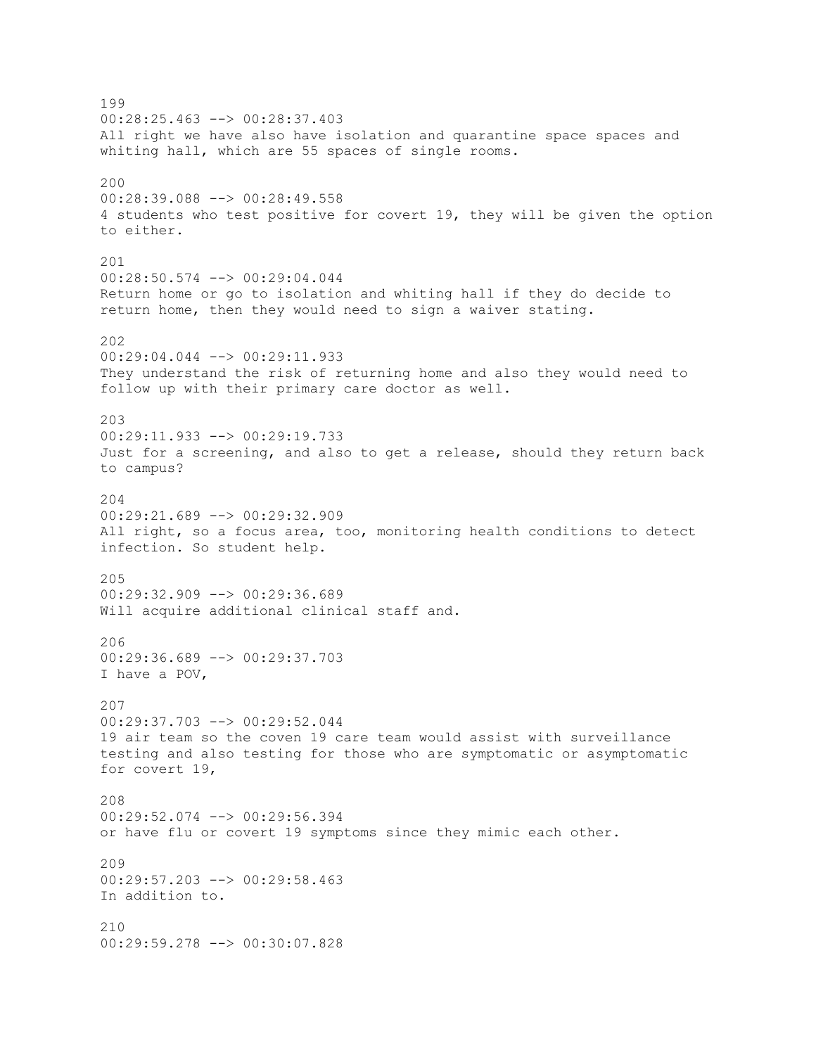199
00:28:25.463 --> 00:28:37.403
All right we have also have isolation and quarantine space spaces and whiting hall, which are 55 spaces of single rooms.

200
00:28:39.088 --> 00:28:49.558
4 students who test positive for covert 19, they will be given the option to either.

201
00:28:50.574 --> 00:29:04.044
Return home or go to isolation and whiting hall if they do decide to return home, then they would need to sign a waiver stating.

202
00:29:04.044 --> 00:29:11.933
They understand the risk of returning home and also they would need to follow up with their primary care doctor as well.

203
00:29:11.933 --> 00:29:19.733
Just for a screening, and also to get a release, should they return back to campus?

204
00:29:21.689 --> 00:29:32.909
All right, so a focus area, too, monitoring health conditions to detect infection. So student help.

205
00:29:32.909 --> 00:29:36.689
Will acquire additional clinical staff and.

206
00:29:36.689 --> 00:29:37.703
I have a POV,

207
00:29:37.703 --> 00:29:52.044
19 air team so the coven 19 care team would assist with surveillance testing and also testing for those who are symptomatic or asymptomatic for covert 19,

208
00:29:52.074 --> 00:29:56.394
or have flu or covert 19 symptoms since they mimic each other.

209
00:29:57.203 --> 00:29:58.463
In addition to.

210
00:29:59.278 --> 00:30:07.828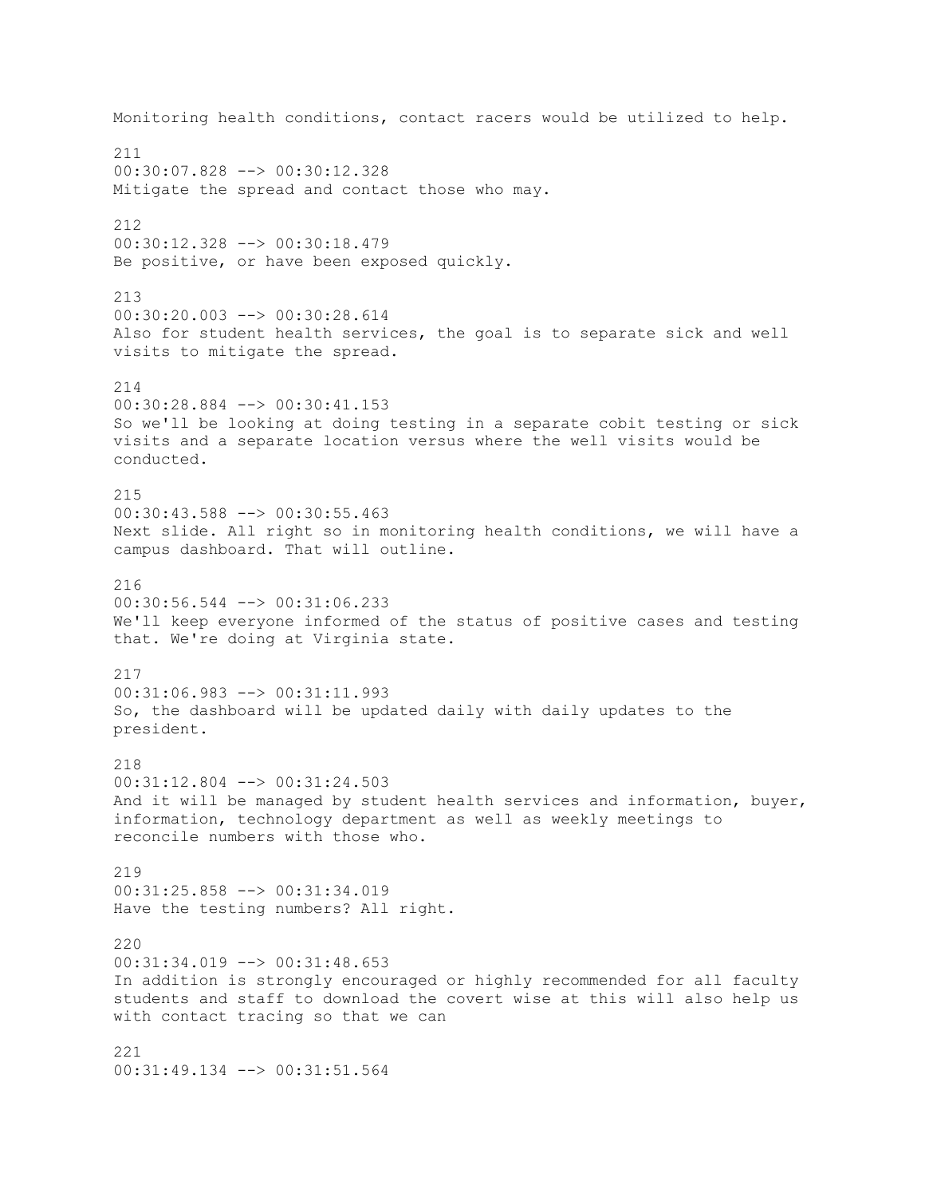Monitoring health conditions, contact racers would be utilized to help.

211
00:30:07.828 --> 00:30:12.328
Mitigate the spread and contact those who may.

212
00:30:12.328 --> 00:30:18.479
Be positive, or have been exposed quickly.

213
00:30:20.003 --> 00:30:28.614
Also for student health services, the goal is to separate sick and well visits to mitigate the spread.

214
00:30:28.884 --> 00:30:41.153
So we'll be looking at doing testing in a separate cobit testing or sick visits and a separate location versus where the well visits would be conducted.

215
00:30:43.588 --> 00:30:55.463
Next slide. All right so in monitoring health conditions, we will have a campus dashboard. That will outline.

216
00:30:56.544 --> 00:31:06.233
We'll keep everyone informed of the status of positive cases and testing that. We're doing at Virginia state.

217
00:31:06.983 --> 00:31:11.993
So, the dashboard will be updated daily with daily updates to the president.

218
00:31:12.804 --> 00:31:24.503
And it will be managed by student health services and information, buyer, information, technology department as well as weekly meetings to reconcile numbers with those who.

219
00:31:25.858 --> 00:31:34.019
Have the testing numbers? All right.

220
00:31:34.019 --> 00:31:48.653
In addition is strongly encouraged or highly recommended for all faculty students and staff to download the covert wise at this will also help us with contact tracing so that we can

221
00:31:49.134 --> 00:31:51.564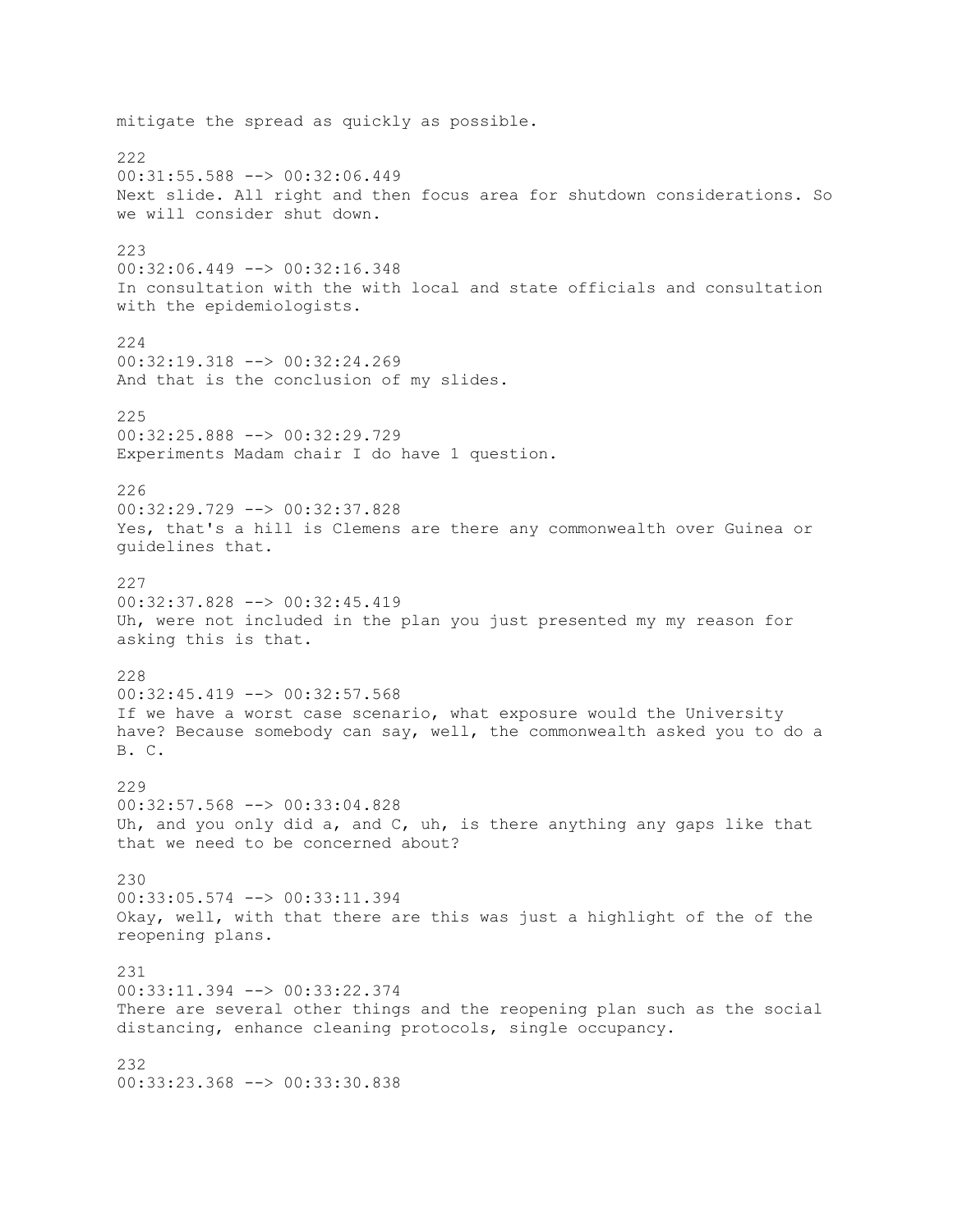mitigate the spread as quickly as possible.

222
00:31:55.588 --> 00:32:06.449
Next slide. All right and then focus area for shutdown considerations. So we will consider shut down.

223
00:32:06.449 --> 00:32:16.348
In consultation with the with local and state officials and consultation with the epidemiologists.

224
00:32:19.318 --> 00:32:24.269
And that is the conclusion of my slides.

225
00:32:25.888 --> 00:32:29.729
Experiments Madam chair I do have 1 question.

226
00:32:29.729 --> 00:32:37.828
Yes, that's a hill is Clemens are there any commonwealth over Guinea or guidelines that.

227
00:32:37.828 --> 00:32:45.419
Uh, were not included in the plan you just presented my my reason for asking this is that.

228
00:32:45.419 --> 00:32:57.568
If we have a worst case scenario, what exposure would the University have? Because somebody can say, well, the commonwealth asked you to do a B. C.

229
00:32:57.568 --> 00:33:04.828
Uh, and you only did a, and C, uh, is there anything any gaps like that that we need to be concerned about?

230
00:33:05.574 --> 00:33:11.394
Okay, well, with that there are this was just a highlight of the of the reopening plans.

231
00:33:11.394 --> 00:33:22.374
There are several other things and the reopening plan such as the social distancing, enhance cleaning protocols, single occupancy.

232
00:33:23.368 --> 00:33:30.838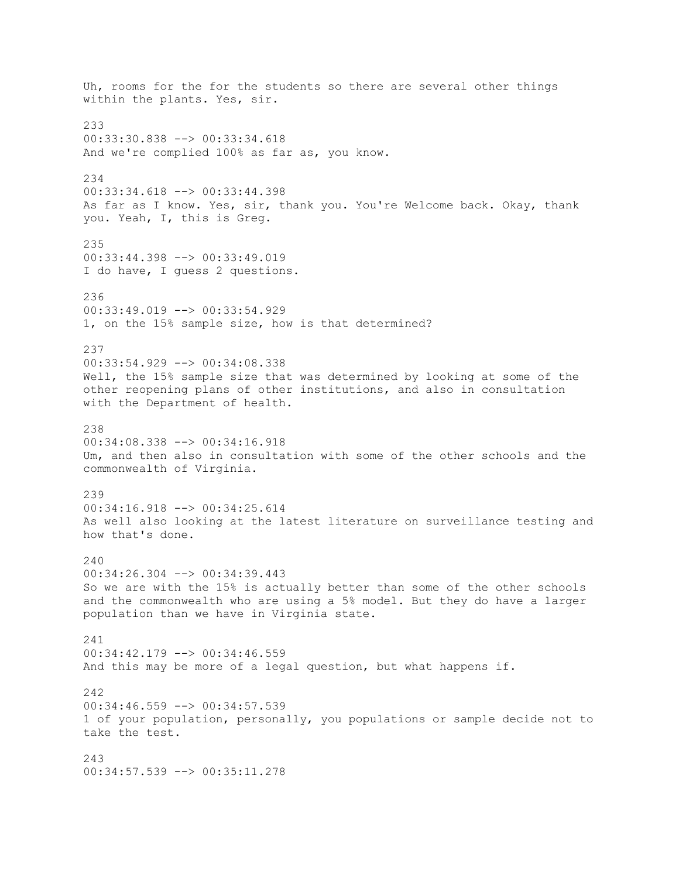Uh, rooms for the for the students so there are several other things within the plants. Yes, sir.

233
00:33:30.838 --> 00:33:34.618
And we're complied 100% as far as, you know.

234
00:33:34.618 --> 00:33:44.398
As far as I know. Yes, sir, thank you. You're Welcome back. Okay, thank you. Yeah, I, this is Greg.

235
00:33:44.398 --> 00:33:49.019
I do have, I guess 2 questions.

236
00:33:49.019 --> 00:33:54.929
1, on the 15% sample size, how is that determined?

237
00:33:54.929 --> 00:34:08.338
Well, the 15% sample size that was determined by looking at some of the other reopening plans of other institutions, and also in consultation with the Department of health.

238
00:34:08.338 --> 00:34:16.918
Um, and then also in consultation with some of the other schools and the commonwealth of Virginia.

239
00:34:16.918 --> 00:34:25.614
As well also looking at the latest literature on surveillance testing and how that's done.

240
00:34:26.304 --> 00:34:39.443
So we are with the 15% is actually better than some of the other schools and the commonwealth who are using a 5% model. But they do have a larger population than we have in Virginia state.

241
00:34:42.179 --> 00:34:46.559
And this may be more of a legal question, but what happens if.

242
00:34:46.559 --> 00:34:57.539
1 of your population, personally, you populations or sample decide not to take the test.

243
00:34:57.539 --> 00:35:11.278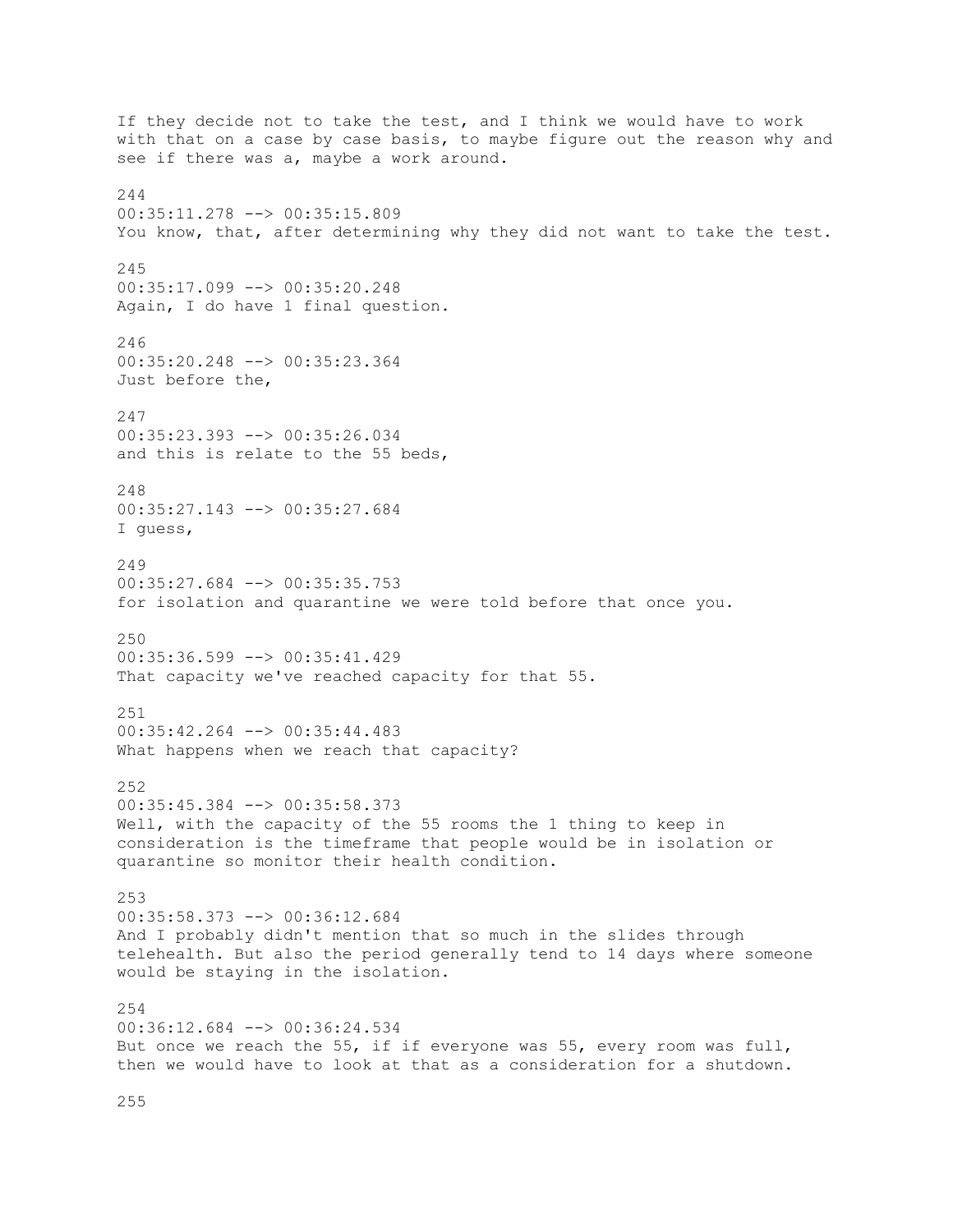If they decide not to take the test, and I think we would have to work with that on a case by case basis, to maybe figure out the reason why and see if there was a, maybe a work around.

244
00:35:11.278 --> 00:35:15.809
You know, that, after determining why they did not want to take the test.

245
00:35:17.099 --> 00:35:20.248
Again, I do have 1 final question.

246
00:35:20.248 --> 00:35:23.364
Just before the,

247
00:35:23.393 --> 00:35:26.034
and this is relate to the 55 beds,

248
00:35:27.143 --> 00:35:27.684
I guess,

249
00:35:27.684 --> 00:35:35.753
for isolation and quarantine we were told before that once you.

250
00:35:36.599 --> 00:35:41.429
That capacity we've reached capacity for that 55.

251
00:35:42.264 --> 00:35:44.483
What happens when we reach that capacity?

252
00:35:45.384 --> 00:35:58.373
Well, with the capacity of the 55 rooms the 1 thing to keep in consideration is the timeframe that people would be in isolation or quarantine so monitor their health condition.

253
00:35:58.373 --> 00:36:12.684
And I probably didn't mention that so much in the slides through telehealth. But also the period generally tend to 14 days where someone would be staying in the isolation.

254
00:36:12.684 --> 00:36:24.534
But once we reach the 55, if if everyone was 55, every room was full, then we would have to look at that as a consideration for a shutdown.

255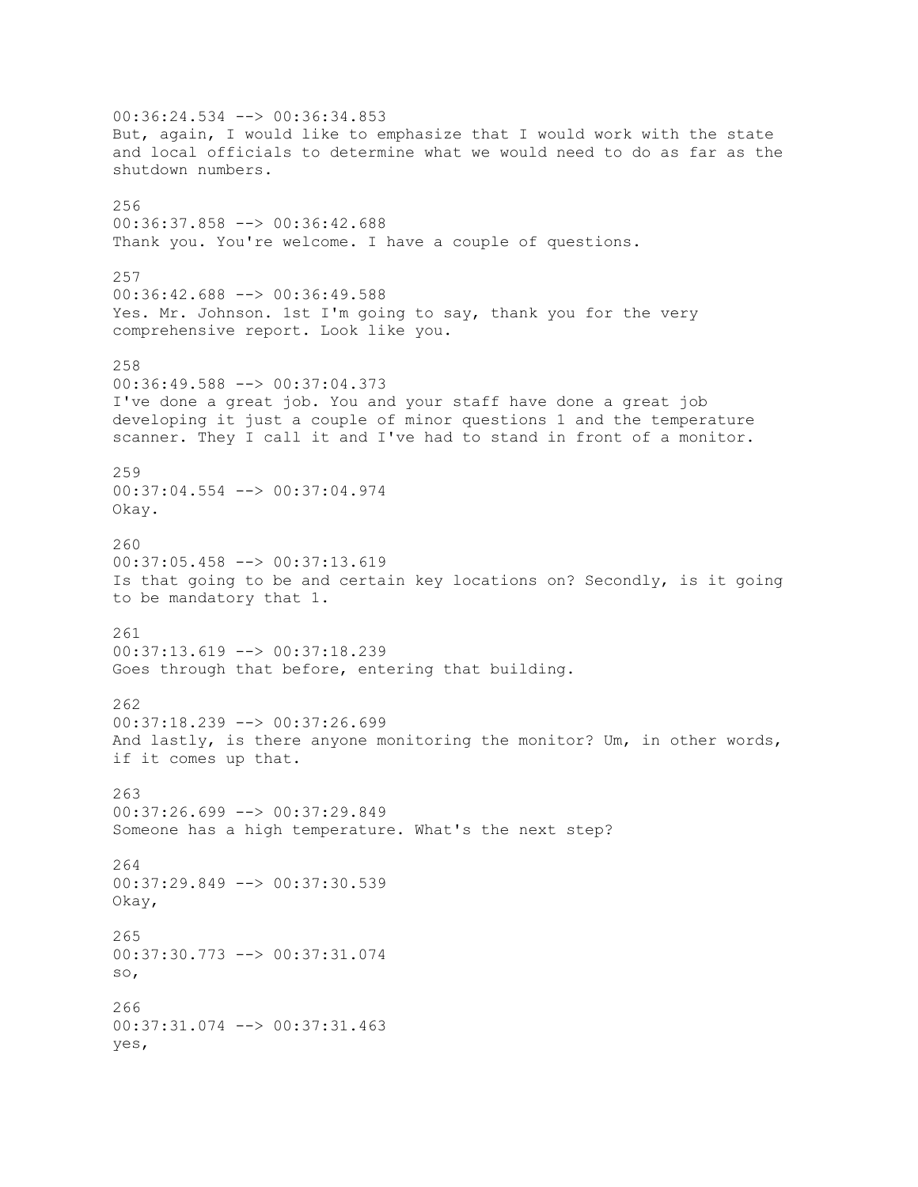00:36:24.534 --> 00:36:34.853
But, again, I would like to emphasize that I would work with the state and local officials to determine what we would need to do as far as the shutdown numbers.

256
00:36:37.858 --> 00:36:42.688
Thank you. You're welcome. I have a couple of questions.

257
00:36:42.688 --> 00:36:49.588
Yes. Mr. Johnson. 1st I'm going to say, thank you for the very comprehensive report. Look like you.

258
00:36:49.588 --> 00:37:04.373
I've done a great job. You and your staff have done a great job developing it just a couple of minor questions 1 and the temperature scanner. They I call it and I've had to stand in front of a monitor.

259
00:37:04.554 --> 00:37:04.974
Okay.

260
00:37:05.458 --> 00:37:13.619
Is that going to be and certain key locations on? Secondly, is it going to be mandatory that 1.

261
00:37:13.619 --> 00:37:18.239
Goes through that before, entering that building.

262
00:37:18.239 --> 00:37:26.699
And lastly, is there anyone monitoring the monitor? Um, in other words, if it comes up that.

263
00:37:26.699 --> 00:37:29.849
Someone has a high temperature. What's the next step?

264
00:37:29.849 --> 00:37:30.539
Okay,

265
00:37:30.773 --> 00:37:31.074
so,

266
00:37:31.074 --> 00:37:31.463
yes,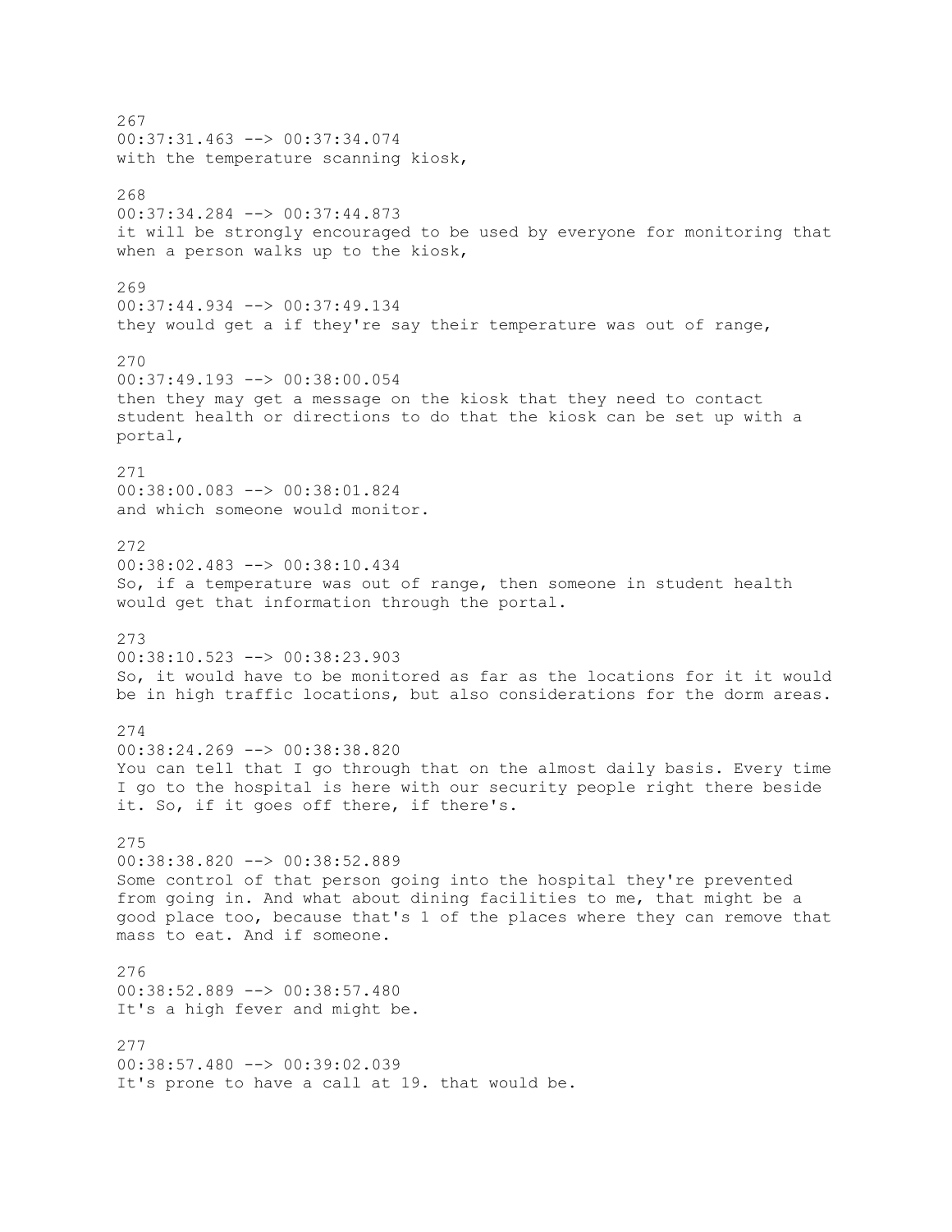267
00:37:31.463 --> 00:37:34.074
with the temperature scanning kiosk,

268
00:37:34.284 --> 00:37:44.873
it will be strongly encouraged to be used by everyone for monitoring that when a person walks up to the kiosk,

269
00:37:44.934 --> 00:37:49.134
they would get a if they're say their temperature was out of range,

270
00:37:49.193 --> 00:38:00.054
then they may get a message on the kiosk that they need to contact student health or directions to do that the kiosk can be set up with a portal,

271
00:38:00.083 --> 00:38:01.824
and which someone would monitor.

272
00:38:02.483 --> 00:38:10.434
So, if a temperature was out of range, then someone in student health would get that information through the portal.

273
00:38:10.523 --> 00:38:23.903
So, it would have to be monitored as far as the locations for it it would be in high traffic locations, but also considerations for the dorm areas.

274
00:38:24.269 --> 00:38:38.820
You can tell that I go through that on the almost daily basis. Every time I go to the hospital is here with our security people right there beside it. So, if it goes off there, if there's.

275
00:38:38.820 --> 00:38:52.889
Some control of that person going into the hospital they're prevented from going in. And what about dining facilities to me, that might be a good place too, because that's 1 of the places where they can remove that mass to eat. And if someone.

276
00:38:52.889 --> 00:38:57.480
It's a high fever and might be.

277
00:38:57.480 --> 00:39:02.039
It's prone to have a call at 19. that would be.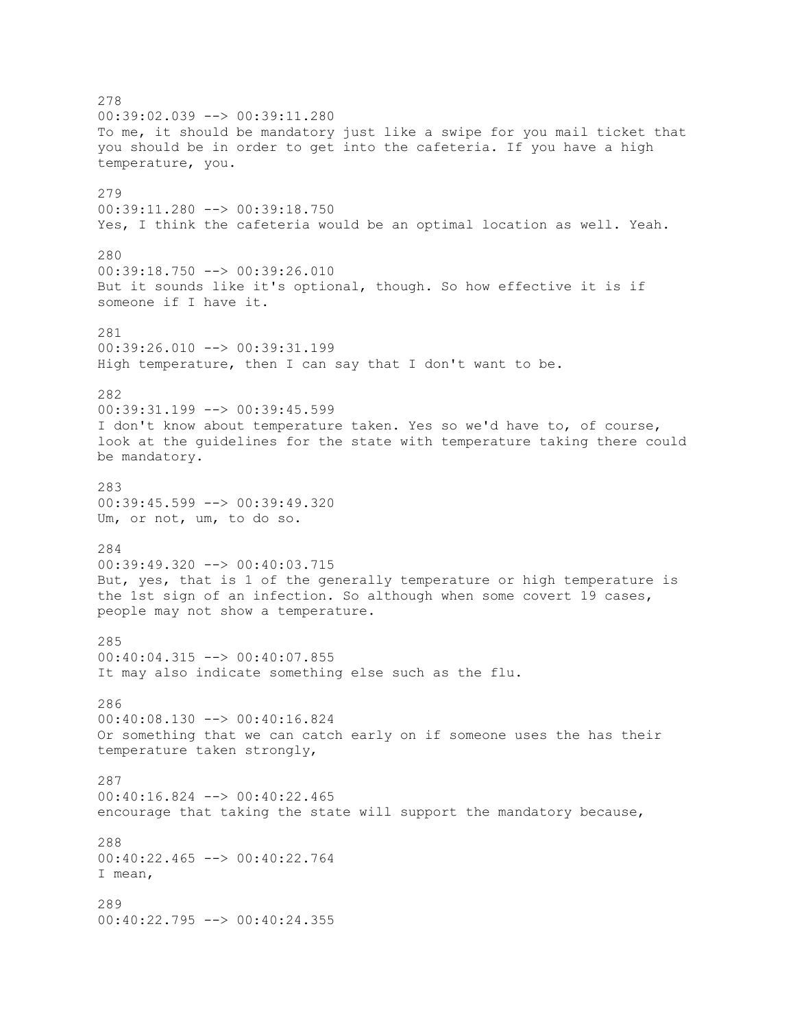278
00:39:02.039 --> 00:39:11.280
To me, it should be mandatory just like a swipe for you mail ticket that you should be in order to get into the cafeteria. If you have a high temperature, you.

279
00:39:11.280 --> 00:39:18.750
Yes, I think the cafeteria would be an optimal location as well. Yeah.

280
00:39:18.750 --> 00:39:26.010
But it sounds like it's optional, though. So how effective it is if someone if I have it.

281
00:39:26.010 --> 00:39:31.199
High temperature, then I can say that I don't want to be.

282
00:39:31.199 --> 00:39:45.599
I don't know about temperature taken. Yes so we'd have to, of course, look at the guidelines for the state with temperature taking there could be mandatory.

283
00:39:45.599 --> 00:39:49.320
Um, or not, um, to do so.

284
00:39:49.320 --> 00:40:03.715
But, yes, that is 1 of the generally temperature or high temperature is the 1st sign of an infection. So although when some covert 19 cases, people may not show a temperature.

285
00:40:04.315 --> 00:40:07.855
It may also indicate something else such as the flu.

286
00:40:08.130 --> 00:40:16.824
Or something that we can catch early on if someone uses the has their temperature taken strongly,

287
00:40:16.824 --> 00:40:22.465
encourage that taking the state will support the mandatory because,

288
00:40:22.465 --> 00:40:22.764
I mean,

289
00:40:22.795 --> 00:40:24.355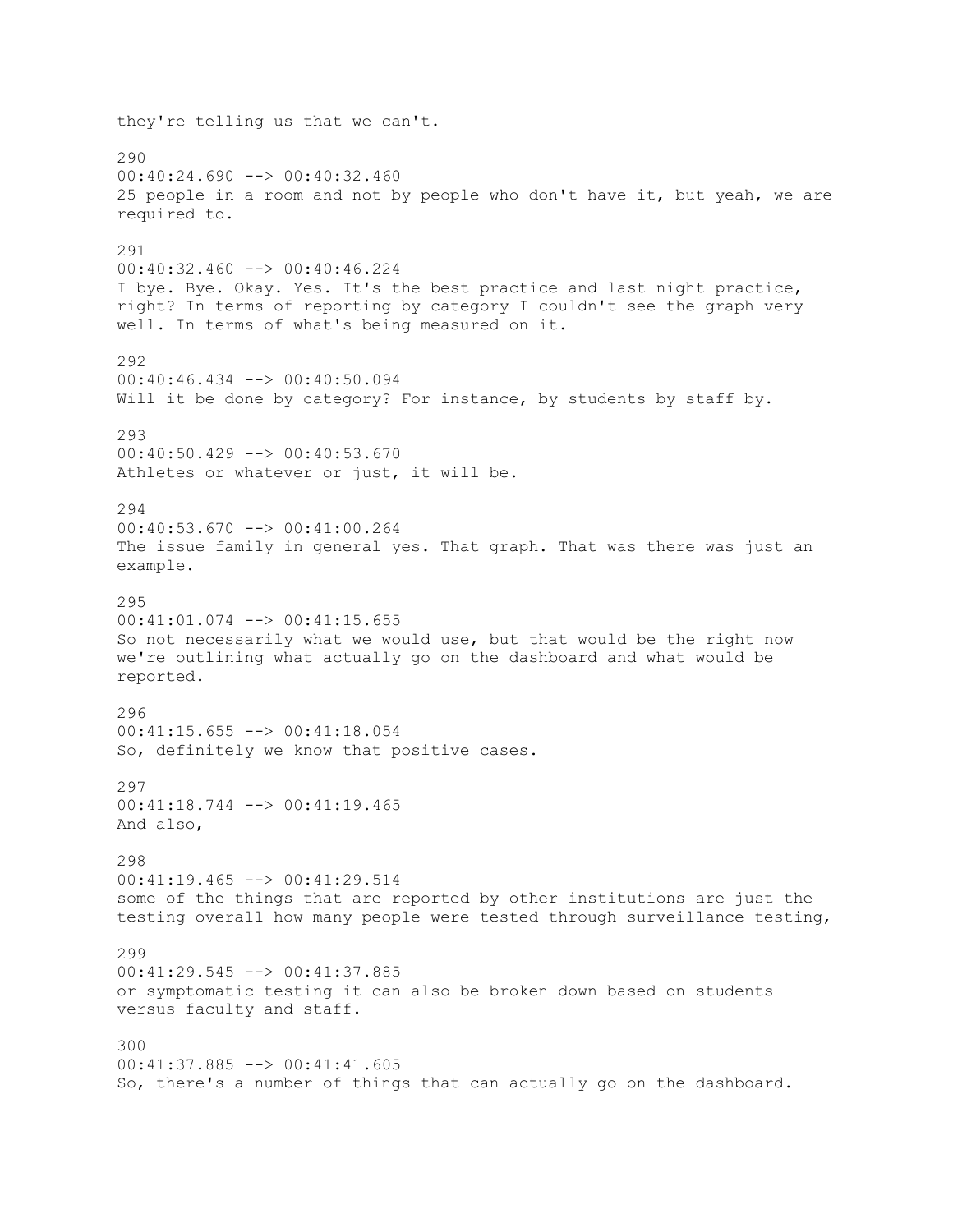they're telling us that we can't.

290
00:40:24.690 --> 00:40:32.460
25 people in a room and not by people who don't have it, but yeah, we are required to.

291
00:40:32.460 --> 00:40:46.224
I bye. Bye. Okay. Yes. It's the best practice and last night practice, right? In terms of reporting by category I couldn't see the graph very well. In terms of what's being measured on it.

292
00:40:46.434 --> 00:40:50.094
Will it be done by category? For instance, by students by staff by.

293
00:40:50.429 --> 00:40:53.670
Athletes or whatever or just, it will be.

294
00:40:53.670 --> 00:41:00.264
The issue family in general yes. That graph. That was there was just an example.

295
00:41:01.074 --> 00:41:15.655
So not necessarily what we would use, but that would be the right now we're outlining what actually go on the dashboard and what would be reported.

296
00:41:15.655 --> 00:41:18.054
So, definitely we know that positive cases.

297
00:41:18.744 --> 00:41:19.465
And also,

298
00:41:19.465 --> 00:41:29.514
some of the things that are reported by other institutions are just the testing overall how many people were tested through surveillance testing,

299
00:41:29.545 --> 00:41:37.885
or symptomatic testing it can also be broken down based on students versus faculty and staff.

300
00:41:37.885 --> 00:41:41.605
So, there's a number of things that can actually go on the dashboard.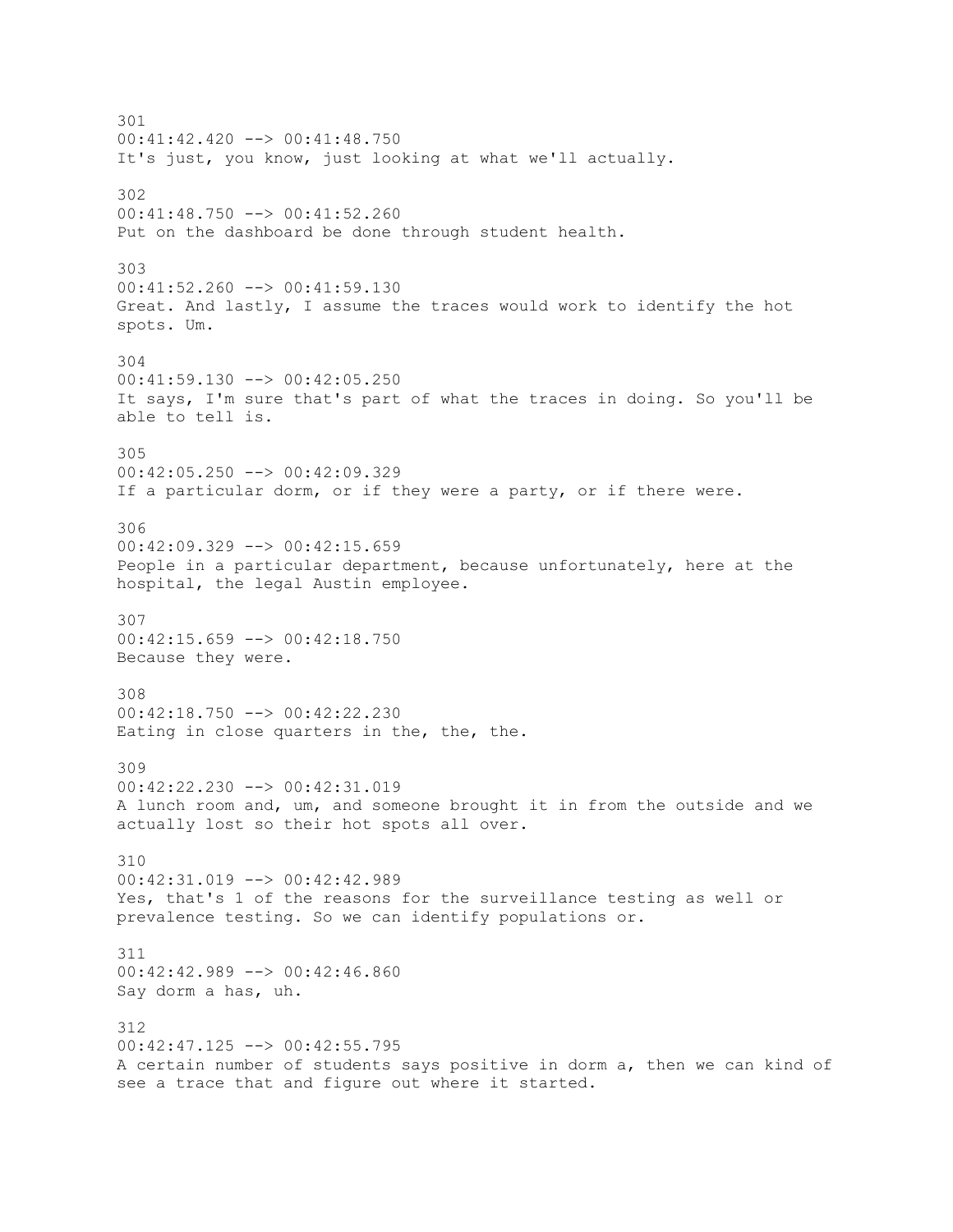301
00:41:42.420 --> 00:41:48.750
It's just, you know, just looking at what we'll actually.

302
00:41:48.750 --> 00:41:52.260
Put on the dashboard be done through student health.

303
00:41:52.260 --> 00:41:59.130
Great. And lastly, I assume the traces would work to identify the hot spots. Um.

304
00:41:59.130 --> 00:42:05.250
It says, I'm sure that's part of what the traces in doing. So you'll be able to tell is.

305
00:42:05.250 --> 00:42:09.329
If a particular dorm, or if they were a party, or if there were.

306
00:42:09.329 --> 00:42:15.659
People in a particular department, because unfortunately, here at the hospital, the legal Austin employee.

307
00:42:15.659 --> 00:42:18.750
Because they were.

308
00:42:18.750 --> 00:42:22.230
Eating in close quarters in the, the, the.

309
00:42:22.230 --> 00:42:31.019
A lunch room and, um, and someone brought it in from the outside and we actually lost so their hot spots all over.

310
00:42:31.019 --> 00:42:42.989
Yes, that's 1 of the reasons for the surveillance testing as well or prevalence testing. So we can identify populations or.

311
00:42:42.989 --> 00:42:46.860
Say dorm a has, uh.

312
00:42:47.125 --> 00:42:55.795
A certain number of students says positive in dorm a, then we can kind of see a trace that and figure out where it started.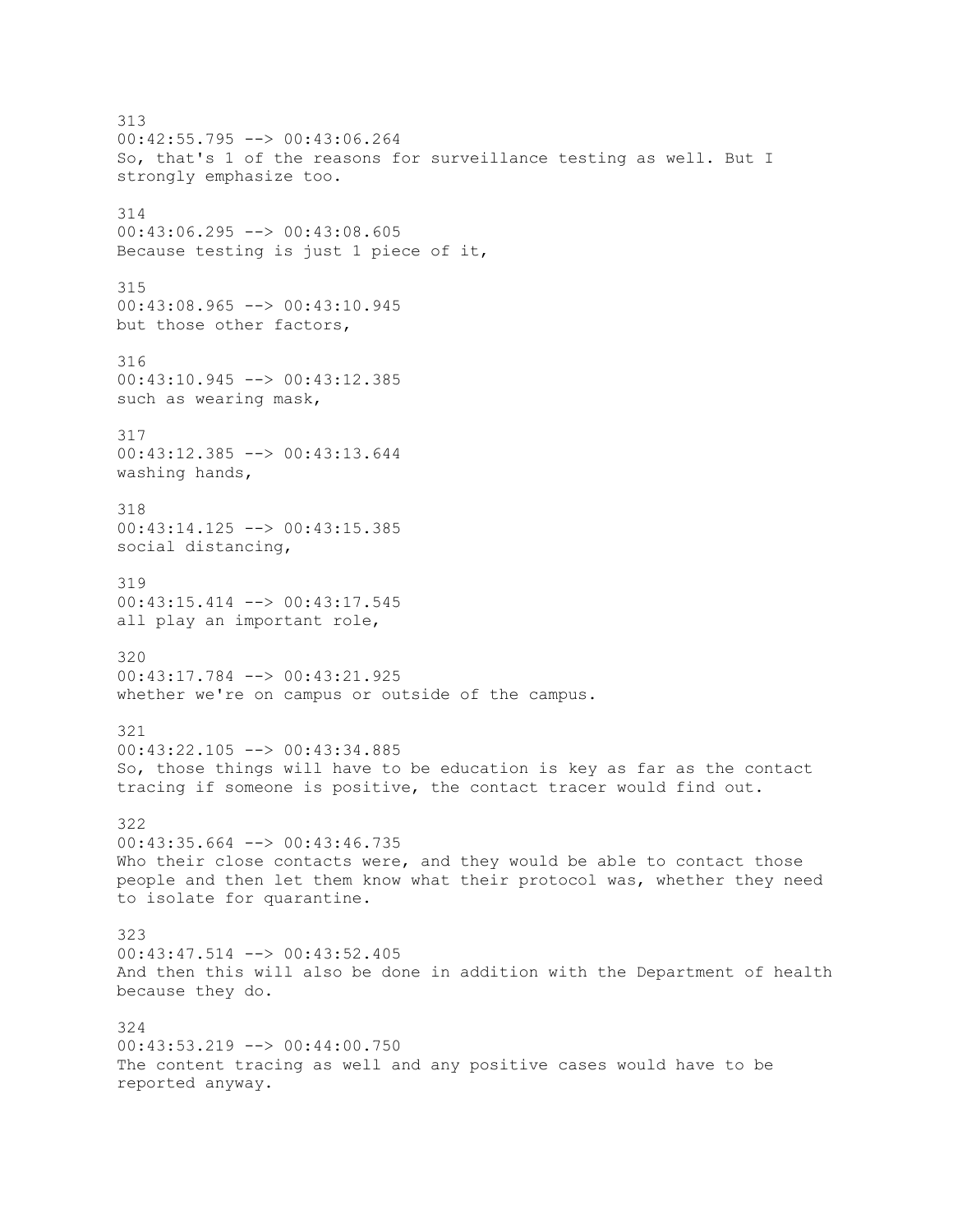313
00:42:55.795 --> 00:43:06.264
So, that's 1 of the reasons for surveillance testing as well. But I strongly emphasize too.

314
00:43:06.295 --> 00:43:08.605
Because testing is just 1 piece of it,

315
00:43:08.965 --> 00:43:10.945
but those other factors,

316
00:43:10.945 --> 00:43:12.385
such as wearing mask,

317
00:43:12.385 --> 00:43:13.644
washing hands,

318
00:43:14.125 --> 00:43:15.385
social distancing,

319
00:43:15.414 --> 00:43:17.545
all play an important role,

320
00:43:17.784 --> 00:43:21.925
whether we're on campus or outside of the campus.

321
00:43:22.105 --> 00:43:34.885
So, those things will have to be education is key as far as the contact tracing if someone is positive, the contact tracer would find out.

322
00:43:35.664 --> 00:43:46.735
Who their close contacts were, and they would be able to contact those people and then let them know what their protocol was, whether they need to isolate for quarantine.

323
00:43:47.514 --> 00:43:52.405
And then this will also be done in addition with the Department of health because they do.

324
00:43:53.219 --> 00:44:00.750
The content tracing as well and any positive cases would have to be reported anyway.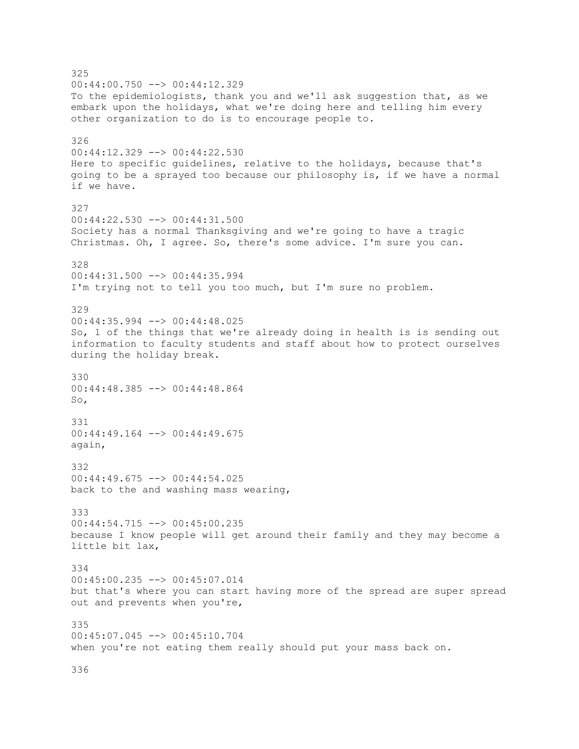325
00:44:00.750 --> 00:44:12.329
To the epidemiologists, thank you and we'll ask suggestion that, as we embark upon the holidays, what we're doing here and telling him every other organization to do is to encourage people to.

326
00:44:12.329 --> 00:44:22.530
Here to specific guidelines, relative to the holidays, because that's going to be a sprayed too because our philosophy is, if we have a normal if we have.

327
00:44:22.530 --> 00:44:31.500
Society has a normal Thanksgiving and we're going to have a tragic Christmas. Oh, I agree. So, there's some advice. I'm sure you can.

328
00:44:31.500 --> 00:44:35.994
I'm trying not to tell you too much, but I'm sure no problem.

329
00:44:35.994 --> 00:44:48.025
So, 1 of the things that we're already doing in health is is sending out information to faculty students and staff about how to protect ourselves during the holiday break.

330
00:44:48.385 --> 00:44:48.864
So,

331
00:44:49.164 --> 00:44:49.675
again,

332
00:44:49.675 --> 00:44:54.025
back to the and washing mass wearing,

333
00:44:54.715 --> 00:45:00.235
because I know people will get around their family and they may become a little bit lax,

334
00:45:00.235 --> 00:45:07.014
but that's where you can start having more of the spread are super spread out and prevents when you're,

335
00:45:07.045 --> 00:45:10.704
when you're not eating them really should put your mass back on.

336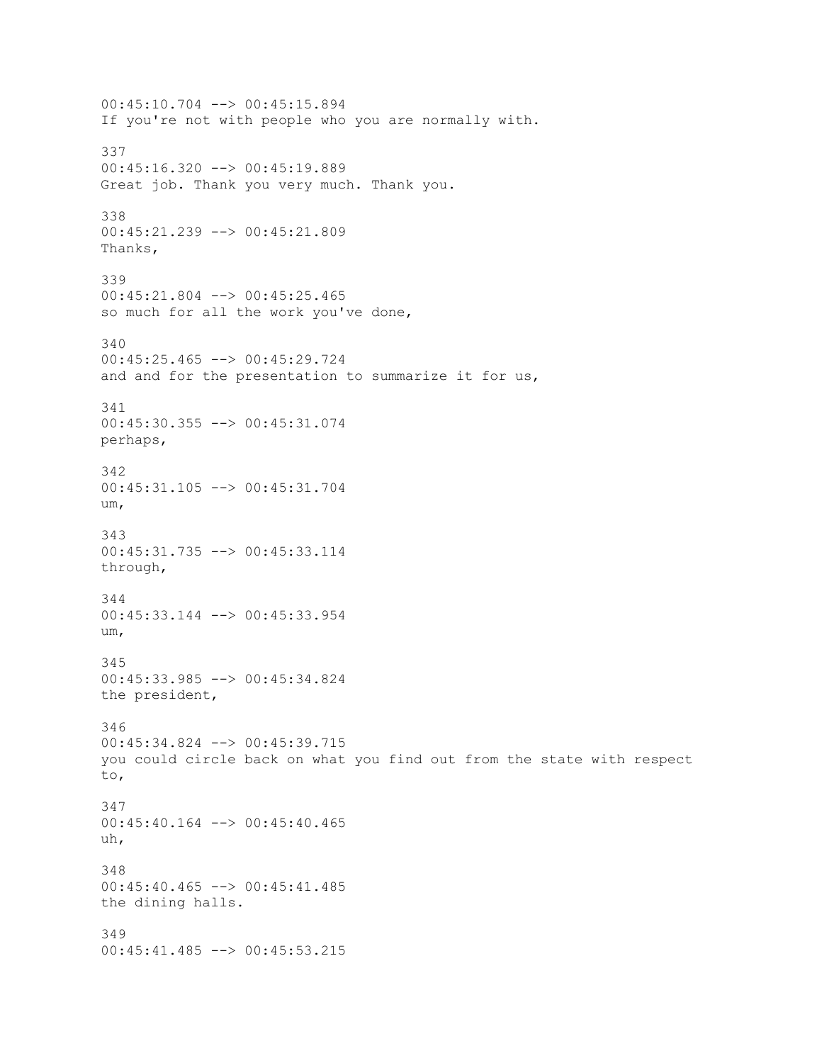00:45:10.704 --> 00:45:15.894
If you're not with people who you are normally with.

337
00:45:16.320 --> 00:45:19.889
Great job. Thank you very much. Thank you.

338
00:45:21.239 --> 00:45:21.809
Thanks,

339
00:45:21.804 --> 00:45:25.465
so much for all the work you've done,

340
00:45:25.465 --> 00:45:29.724
and and for the presentation to summarize it for us,

341
00:45:30.355 --> 00:45:31.074
perhaps,

342
00:45:31.105 --> 00:45:31.704
um,

343
00:45:31.735 --> 00:45:33.114
through,

344
00:45:33.144 --> 00:45:33.954
um,

345
00:45:33.985 --> 00:45:34.824
the president,

346
00:45:34.824 --> 00:45:39.715
you could circle back on what you find out from the state with respect to,

347
00:45:40.164 --> 00:45:40.465
uh,

348
00:45:40.465 --> 00:45:41.485
the dining halls.

349
00:45:41.485 --> 00:45:53.215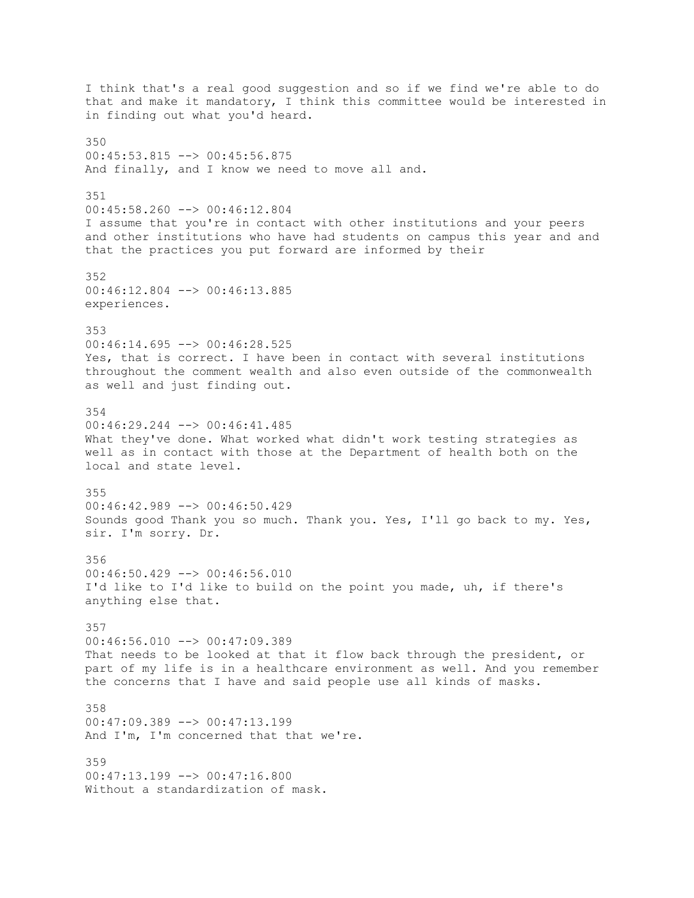I think that's a real good suggestion and so if we find we're able to do that and make it mandatory, I think this committee would be interested in in finding out what you'd heard.

350
00:45:53.815 --> 00:45:56.875
And finally, and I know we need to move all and.

351
00:45:58.260 --> 00:46:12.804
I assume that you're in contact with other institutions and your peers and other institutions who have had students on campus this year and and that the practices you put forward are informed by their

352
00:46:12.804 --> 00:46:13.885
experiences.

353
00:46:14.695 --> 00:46:28.525
Yes, that is correct. I have been in contact with several institutions throughout the comment wealth and also even outside of the commonwealth as well and just finding out.

354
00:46:29.244 --> 00:46:41.485
What they've done. What worked what didn't work testing strategies as well as in contact with those at the Department of health both on the local and state level.

355
00:46:42.989 --> 00:46:50.429
Sounds good Thank you so much. Thank you. Yes, I'll go back to my. Yes, sir. I'm sorry. Dr.

356
00:46:50.429 --> 00:46:56.010
I'd like to I'd like to build on the point you made, uh, if there's anything else that.

357
00:46:56.010 --> 00:47:09.389
That needs to be looked at that it flow back through the president, or part of my life is in a healthcare environment as well. And you remember the concerns that I have and said people use all kinds of masks.

358
00:47:09.389 --> 00:47:13.199
And I'm, I'm concerned that that we're.

359
00:47:13.199 --> 00:47:16.800
Without a standardization of mask.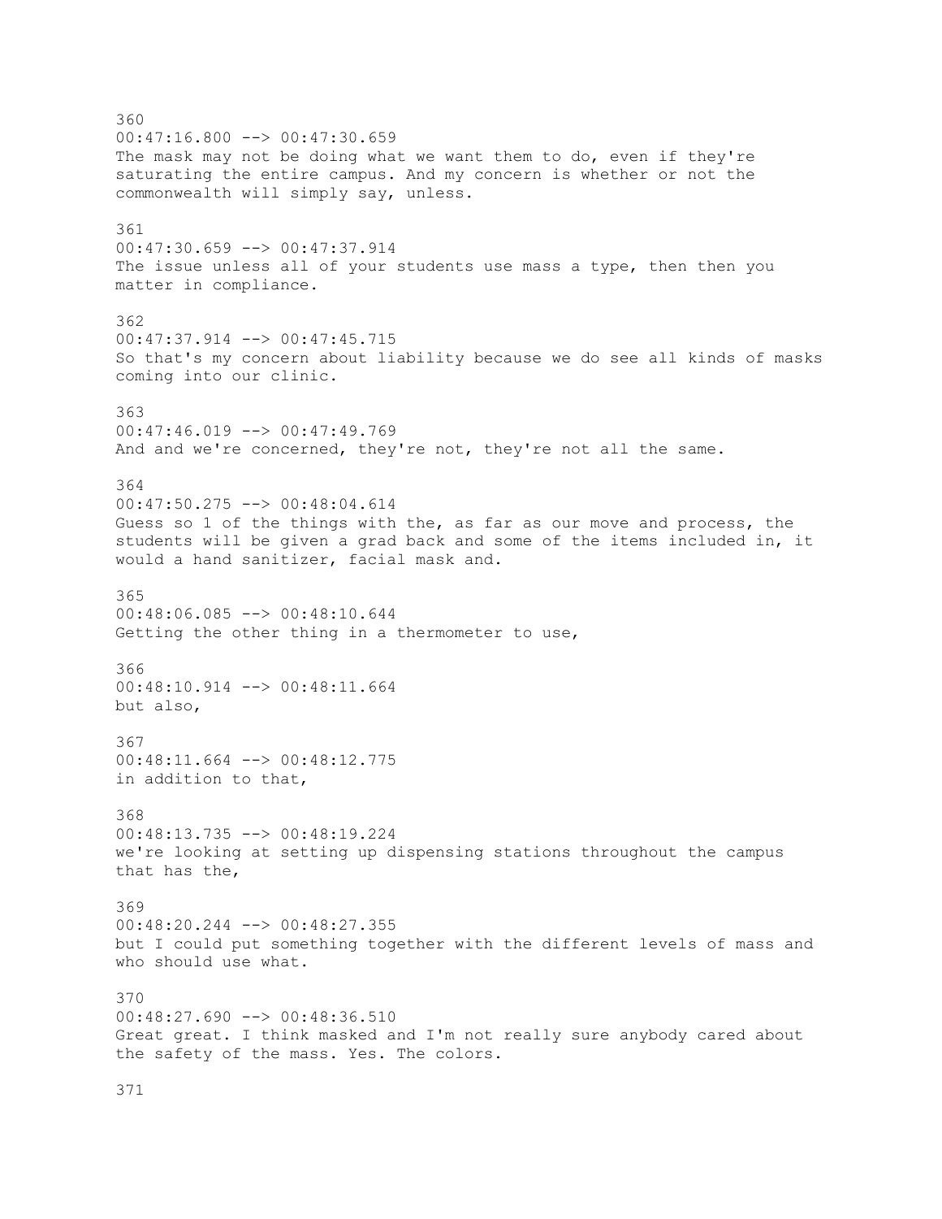360
00:47:16.800 --> 00:47:30.659
The mask may not be doing what we want them to do, even if they're saturating the entire campus. And my concern is whether or not the commonwealth will simply say, unless.

361
00:47:30.659 --> 00:47:37.914
The issue unless all of your students use mass a type, then then you matter in compliance.

362
00:47:37.914 --> 00:47:45.715
So that's my concern about liability because we do see all kinds of masks coming into our clinic.

363
00:47:46.019 --> 00:47:49.769
And and we're concerned, they're not, they're not all the same.

364
00:47:50.275 --> 00:48:04.614
Guess so 1 of the things with the, as far as our move and process, the students will be given a grad back and some of the items included in, it would a hand sanitizer, facial mask and.

365
00:48:06.085 --> 00:48:10.644
Getting the other thing in a thermometer to use,

366
00:48:10.914 --> 00:48:11.664
but also,

367
00:48:11.664 --> 00:48:12.775
in addition to that,

368
00:48:13.735 --> 00:48:19.224
we're looking at setting up dispensing stations throughout the campus that has the,

369
00:48:20.244 --> 00:48:27.355
but I could put something together with the different levels of mass and who should use what.

370
00:48:27.690 --> 00:48:36.510
Great great. I think masked and I'm not really sure anybody cared about the safety of the mass. Yes. The colors.

371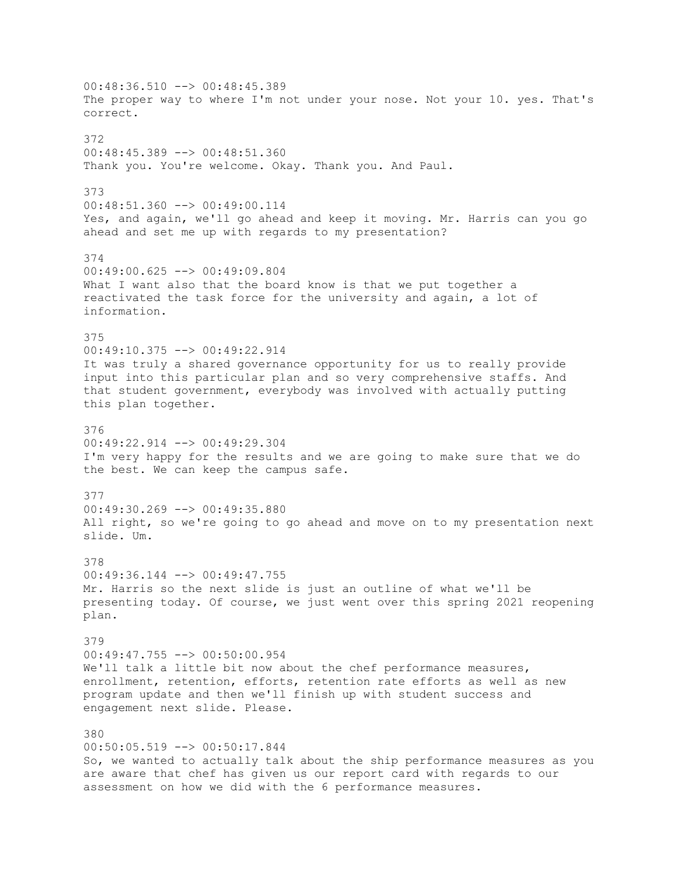00:48:36.510 --> 00:48:45.389
The proper way to where I'm not under your nose. Not your 10. yes. That's correct.

372
00:48:45.389 --> 00:48:51.360
Thank you. You're welcome. Okay. Thank you. And Paul.

373
00:48:51.360 --> 00:49:00.114
Yes, and again, we'll go ahead and keep it moving. Mr. Harris can you go ahead and set me up with regards to my presentation?

374
00:49:00.625 --> 00:49:09.804
What I want also that the board know is that we put together a reactivated the task force for the university and again, a lot of information.

375
00:49:10.375 --> 00:49:22.914
It was truly a shared governance opportunity for us to really provide input into this particular plan and so very comprehensive staffs. And that student government, everybody was involved with actually putting this plan together.

376
00:49:22.914 --> 00:49:29.304
I'm very happy for the results and we are going to make sure that we do the best. We can keep the campus safe.

377
00:49:30.269 --> 00:49:35.880
All right, so we're going to go ahead and move on to my presentation next slide. Um.

378
00:49:36.144 --> 00:49:47.755
Mr. Harris so the next slide is just an outline of what we'll be presenting today. Of course, we just went over this spring 2021 reopening plan.

379
00:49:47.755 --> 00:50:00.954
We'll talk a little bit now about the chef performance measures, enrollment, retention, efforts, retention rate efforts as well as new program update and then we'll finish up with student success and engagement next slide. Please.

380
00:50:05.519 --> 00:50:17.844
So, we wanted to actually talk about the ship performance measures as you are aware that chef has given us our report card with regards to our assessment on how we did with the 6 performance measures.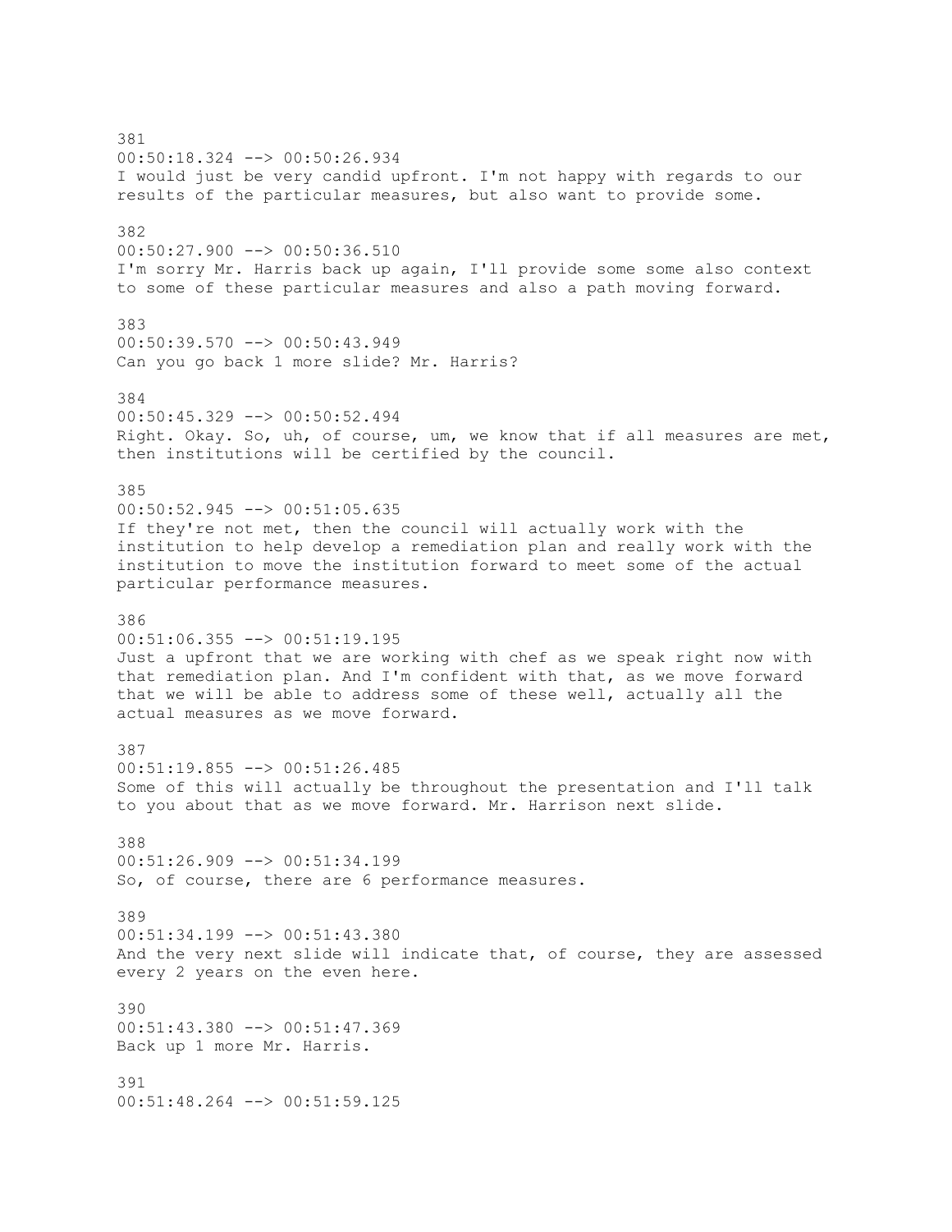381
00:50:18.324 --> 00:50:26.934
I would just be very candid upfront. I'm not happy with regards to our results of the particular measures, but also want to provide some.

382
00:50:27.900 --> 00:50:36.510
I'm sorry Mr. Harris back up again, I'll provide some some also context to some of these particular measures and also a path moving forward.

383
00:50:39.570 --> 00:50:43.949
Can you go back 1 more slide? Mr. Harris?

384
00:50:45.329 --> 00:50:52.494
Right. Okay. So, uh, of course, um, we know that if all measures are met, then institutions will be certified by the council.

385
00:50:52.945 --> 00:51:05.635
If they're not met, then the council will actually work with the institution to help develop a remediation plan and really work with the institution to move the institution forward to meet some of the actual particular performance measures.

386
00:51:06.355 --> 00:51:19.195
Just a upfront that we are working with chef as we speak right now with that remediation plan. And I'm confident with that, as we move forward that we will be able to address some of these well, actually all the actual measures as we move forward.

387
00:51:19.855 --> 00:51:26.485
Some of this will actually be throughout the presentation and I'll talk to you about that as we move forward. Mr. Harrison next slide.

388
00:51:26.909 --> 00:51:34.199
So, of course, there are 6 performance measures.

389
00:51:34.199 --> 00:51:43.380
And the very next slide will indicate that, of course, they are assessed every 2 years on the even here.

390
00:51:43.380 --> 00:51:47.369
Back up 1 more Mr. Harris.

391
00:51:48.264 --> 00:51:59.125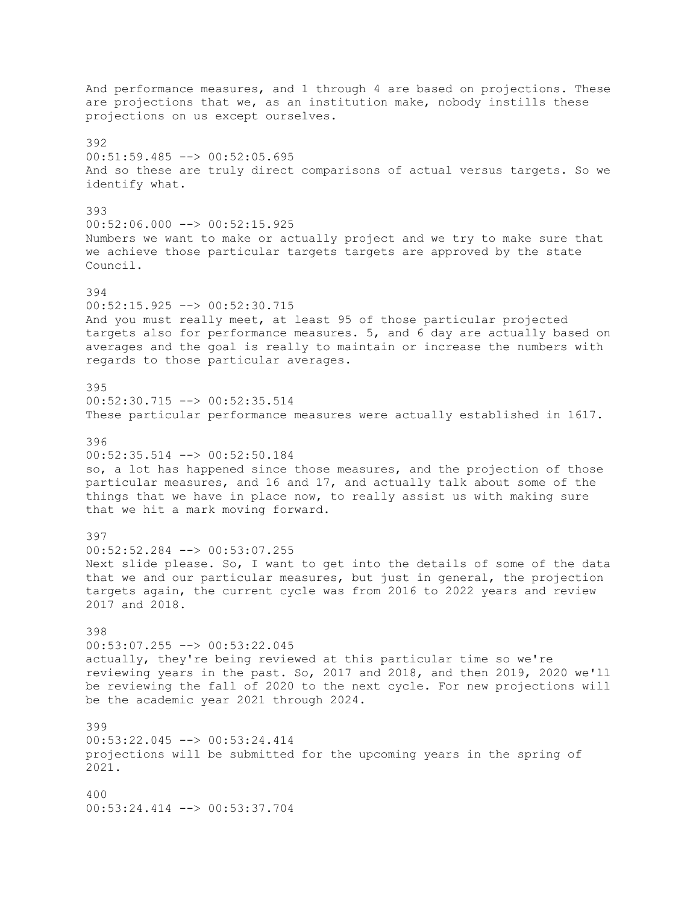And performance measures, and 1 through 4 are based on projections. These are projections that we, as an institution make, nobody instills these projections on us except ourselves.

392
00:51:59.485 --> 00:52:05.695
And so these are truly direct comparisons of actual versus targets. So we identify what.

393
00:52:06.000 --> 00:52:15.925
Numbers we want to make or actually project and we try to make sure that we achieve those particular targets targets are approved by the state Council.

394
00:52:15.925 --> 00:52:30.715
And you must really meet, at least 95 of those particular projected targets also for performance measures. 5, and 6 day are actually based on averages and the goal is really to maintain or increase the numbers with regards to those particular averages.

395
00:52:30.715 --> 00:52:35.514
These particular performance measures were actually established in 1617.

396
00:52:35.514 --> 00:52:50.184
so, a lot has happened since those measures, and the projection of those particular measures, and 16 and 17, and actually talk about some of the things that we have in place now, to really assist us with making sure that we hit a mark moving forward.

397
00:52:52.284 --> 00:53:07.255
Next slide please. So, I want to get into the details of some of the data that we and our particular measures, but just in general, the projection targets again, the current cycle was from 2016 to 2022 years and review 2017 and 2018.

398
00:53:07.255 --> 00:53:22.045
actually, they're being reviewed at this particular time so we're reviewing years in the past. So, 2017 and 2018, and then 2019, 2020 we'll be reviewing the fall of 2020 to the next cycle. For new projections will be the academic year 2021 through 2024.

399
00:53:22.045 --> 00:53:24.414
projections will be submitted for the upcoming years in the spring of 2021.

400
00:53:24.414 --> 00:53:37.704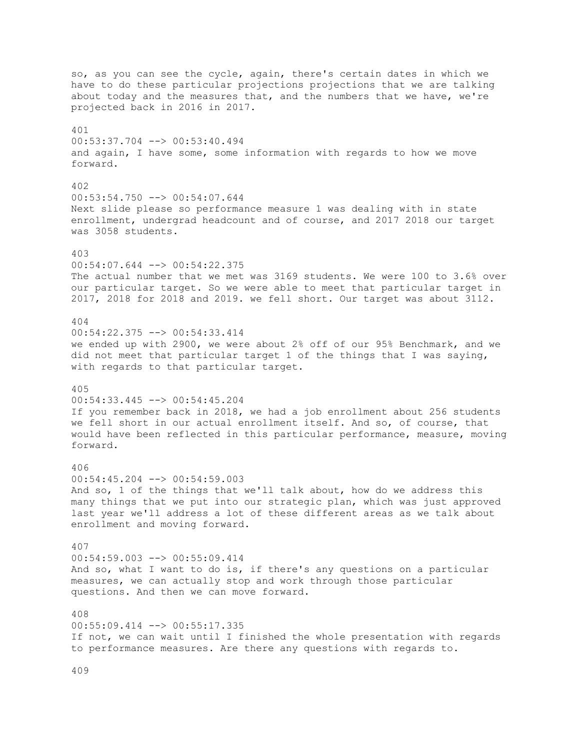so, as you can see the cycle, again, there's certain dates in which we have to do these particular projections projections that we are talking about today and the measures that, and the numbers that we have, we're projected back in 2016 in 2017.

401
00:53:37.704 --> 00:53:40.494
and again, I have some, some information with regards to how we move forward.

402
00:53:54.750 --> 00:54:07.644
Next slide please so performance measure 1 was dealing with in state enrollment, undergrad headcount and of course, and 2017 2018 our target was 3058 students.

403
00:54:07.644 --> 00:54:22.375
The actual number that we met was 3169 students. We were 100 to 3.6% over our particular target. So we were able to meet that particular target in 2017, 2018 for 2018 and 2019. we fell short. Our target was about 3112.

404
00:54:22.375 --> 00:54:33.414
we ended up with 2900, we were about 2% off of our 95% Benchmark, and we did not meet that particular target 1 of the things that I was saying, with regards to that particular target.

405
00:54:33.445 --> 00:54:45.204
If you remember back in 2018, we had a job enrollment about 256 students we fell short in our actual enrollment itself. And so, of course, that would have been reflected in this particular performance, measure, moving forward.

406
00:54:45.204 --> 00:54:59.003
And so, 1 of the things that we'll talk about, how do we address this many things that we put into our strategic plan, which was just approved last year we'll address a lot of these different areas as we talk about enrollment and moving forward.

407
00:54:59.003 --> 00:55:09.414
And so, what I want to do is, if there's any questions on a particular measures, we can actually stop and work through those particular questions. And then we can move forward.

408
00:55:09.414 --> 00:55:17.335
If not, we can wait until I finished the whole presentation with regards to performance measures. Are there any questions with regards to.

409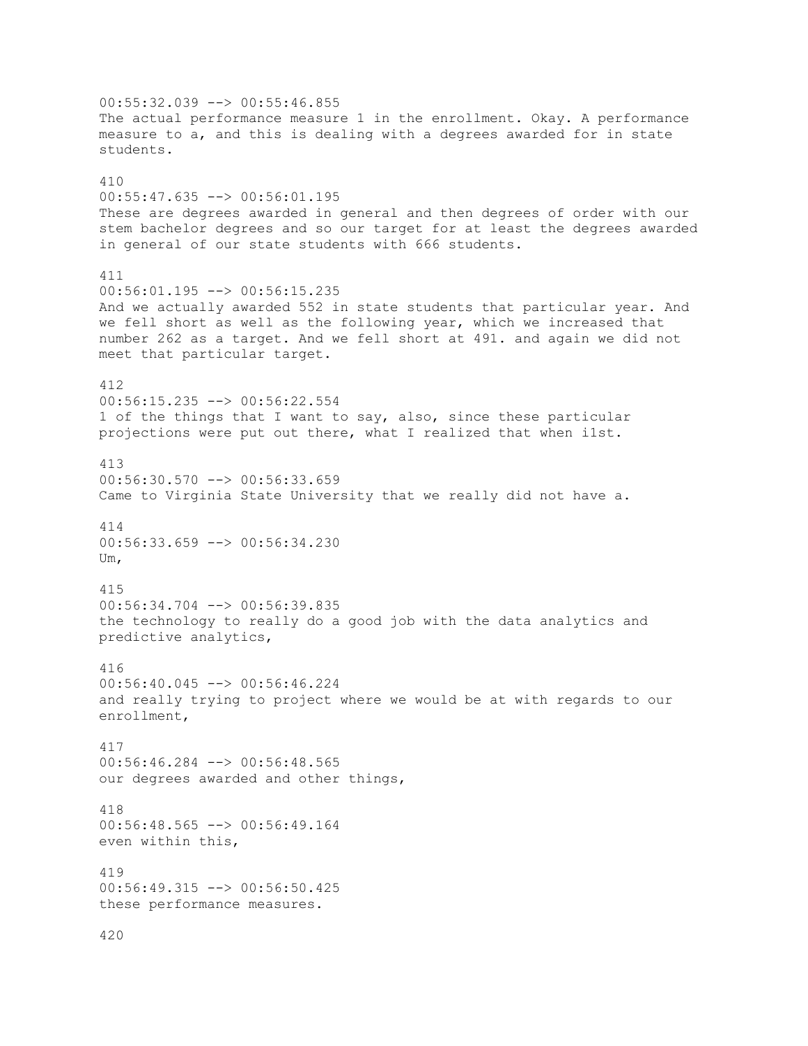00:55:32.039 --> 00:55:46.855
The actual performance measure 1 in the enrollment. Okay. A performance measure to a, and this is dealing with a degrees awarded for in state students.

410
00:55:47.635 --> 00:56:01.195
These are degrees awarded in general and then degrees of order with our stem bachelor degrees and so our target for at least the degrees awarded in general of our state students with 666 students.

411
00:56:01.195 --> 00:56:15.235
And we actually awarded 552 in state students that particular year. And we fell short as well as the following year, which we increased that number 262 as a target. And we fell short at 491. and again we did not meet that particular target.

412
00:56:15.235 --> 00:56:22.554
1 of the things that I want to say, also, since these particular projections were put out there, what I realized that when i1st.

413
00:56:30.570 --> 00:56:33.659
Came to Virginia State University that we really did not have a.

414
00:56:33.659 --> 00:56:34.230
Um,

415
00:56:34.704 --> 00:56:39.835
the technology to really do a good job with the data analytics and predictive analytics,

416
00:56:40.045 --> 00:56:46.224
and really trying to project where we would be at with regards to our enrollment,

417
00:56:46.284 --> 00:56:48.565
our degrees awarded and other things,

418
00:56:48.565 --> 00:56:49.164
even within this,

419
00:56:49.315 --> 00:56:50.425
these performance measures.

420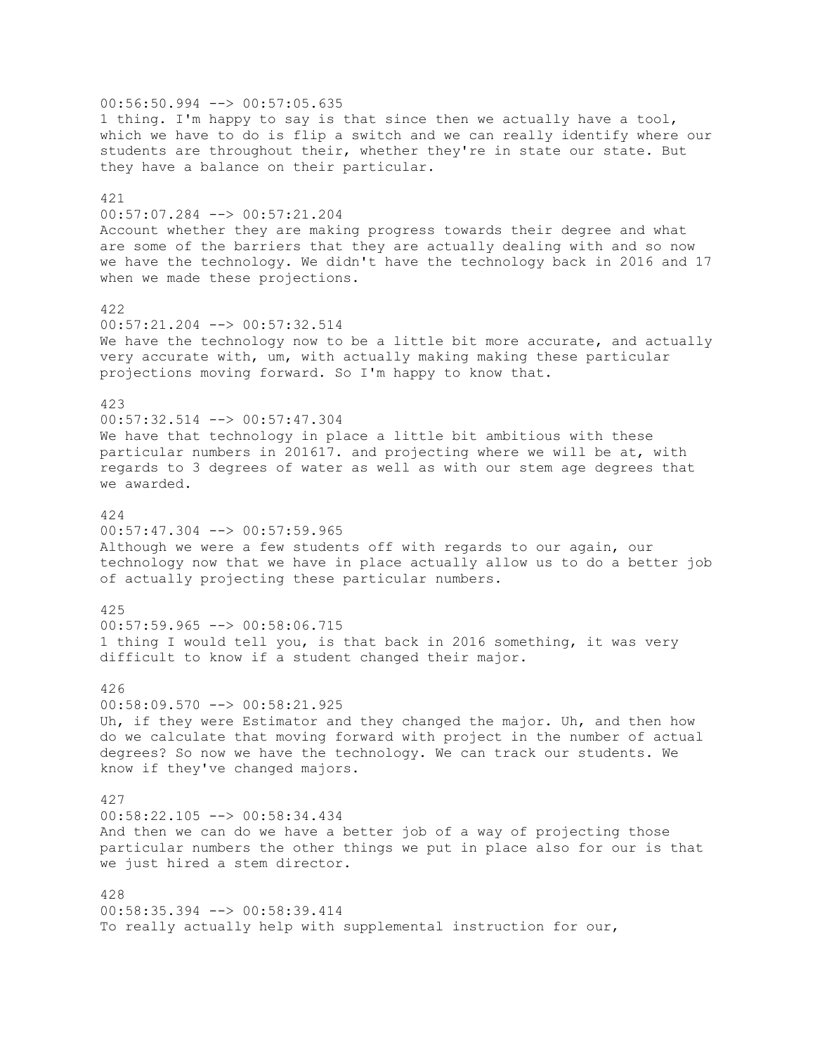00:56:50.994 --> 00:57:05.635
1 thing. I'm happy to say is that since then we actually have a tool, which we have to do is flip a switch and we can really identify where our students are throughout their, whether they're in state our state. But they have a balance on their particular.

421
00:57:07.284 --> 00:57:21.204
Account whether they are making progress towards their degree and what are some of the barriers that they are actually dealing with and so now we have the technology. We didn't have the technology back in 2016 and 17 when we made these projections.

422
00:57:21.204 --> 00:57:32.514
We have the technology now to be a little bit more accurate, and actually very accurate with, um, with actually making making these particular projections moving forward. So I'm happy to know that.

423
00:57:32.514 --> 00:57:47.304
We have that technology in place a little bit ambitious with these particular numbers in 201617. and projecting where we will be at, with regards to 3 degrees of water as well as with our stem age degrees that we awarded.

424
00:57:47.304 --> 00:57:59.965
Although we were a few students off with regards to our again, our technology now that we have in place actually allow us to do a better job of actually projecting these particular numbers.

425
00:57:59.965 --> 00:58:06.715
1 thing I would tell you, is that back in 2016 something, it was very difficult to know if a student changed their major.

426
00:58:09.570 --> 00:58:21.925
Uh, if they were Estimator and they changed the major. Uh, and then how do we calculate that moving forward with project in the number of actual degrees? So now we have the technology. We can track our students. We know if they've changed majors.

427
00:58:22.105 --> 00:58:34.434
And then we can do we have a better job of a way of projecting those particular numbers the other things we put in place also for our is that we just hired a stem director.

428
00:58:35.394 --> 00:58:39.414
To really actually help with supplemental instruction for our,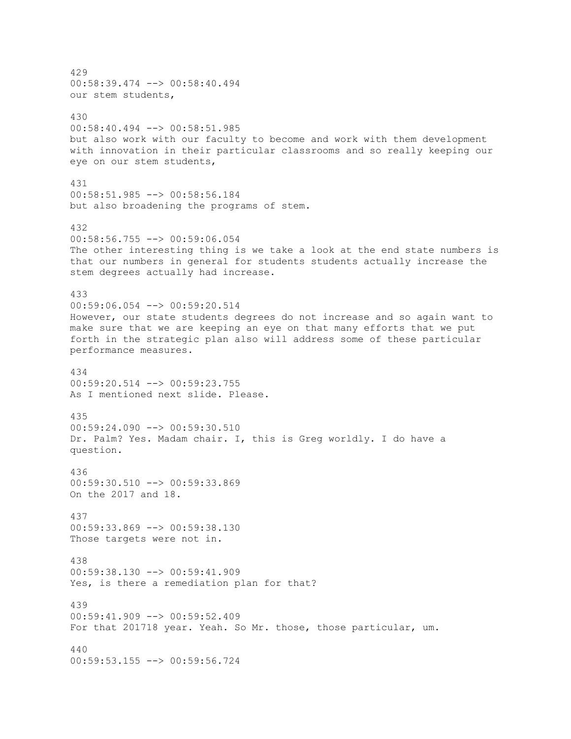429
00:58:39.474 --> 00:58:40.494
our stem students,

430
00:58:40.494 --> 00:58:51.985
but also work with our faculty to become and work with them development with innovation in their particular classrooms and so really keeping our eye on our stem students,

431
00:58:51.985 --> 00:58:56.184
but also broadening the programs of stem.

432
00:58:56.755 --> 00:59:06.054
The other interesting thing is we take a look at the end state numbers is that our numbers in general for students students actually increase the stem degrees actually had increase.

433
00:59:06.054 --> 00:59:20.514
However, our state students degrees do not increase and so again want to make sure that we are keeping an eye on that many efforts that we put forth in the strategic plan also will address some of these particular performance measures.

434
00:59:20.514 --> 00:59:23.755
As I mentioned next slide. Please.

435
00:59:24.090 --> 00:59:30.510
Dr. Palm? Yes. Madam chair. I, this is Greg worldly. I do have a question.

436
00:59:30.510 --> 00:59:33.869
On the 2017 and 18.

437
00:59:33.869 --> 00:59:38.130
Those targets were not in.

438
00:59:38.130 --> 00:59:41.909
Yes, is there a remediation plan for that?

439
00:59:41.909 --> 00:59:52.409
For that 201718 year. Yeah. So Mr. those, those particular, um.

440
00:59:53.155 --> 00:59:56.724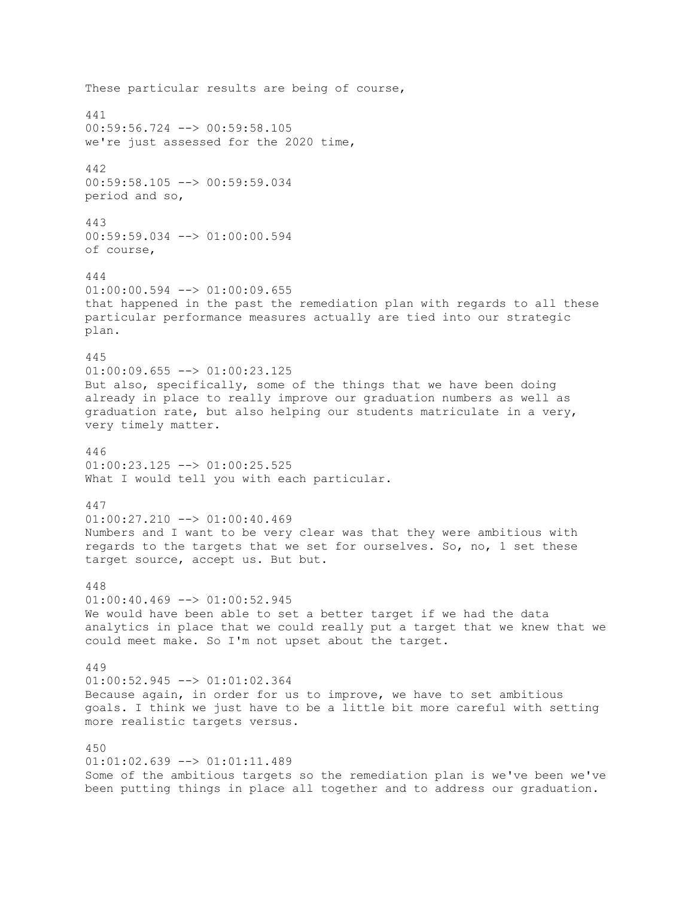These particular results are being of course,

441
00:59:56.724 --> 00:59:58.105
we're just assessed for the 2020 time,

442
00:59:58.105 --> 00:59:59.034
period and so,

443
00:59:59.034 --> 01:00:00.594
of course,

444
01:00:00.594 --> 01:00:09.655
that happened in the past the remediation plan with regards to all these particular performance measures actually are tied into our strategic plan.

445
01:00:09.655 --> 01:00:23.125
But also, specifically, some of the things that we have been doing already in place to really improve our graduation numbers as well as graduation rate, but also helping our students matriculate in a very, very timely matter.

446
01:00:23.125 --> 01:00:25.525
What I would tell you with each particular.

447
01:00:27.210 --> 01:00:40.469
Numbers and I want to be very clear was that they were ambitious with regards to the targets that we set for ourselves. So, no, 1 set these target source, accept us. But but.

448
01:00:40.469 --> 01:00:52.945
We would have been able to set a better target if we had the data analytics in place that we could really put a target that we knew that we could meet make. So I'm not upset about the target.

449
01:00:52.945 --> 01:01:02.364
Because again, in order for us to improve, we have to set ambitious goals. I think we just have to be a little bit more careful with setting more realistic targets versus.

450
01:01:02.639 --> 01:01:11.489
Some of the ambitious targets so the remediation plan is we've been we've been putting things in place all together and to address our graduation.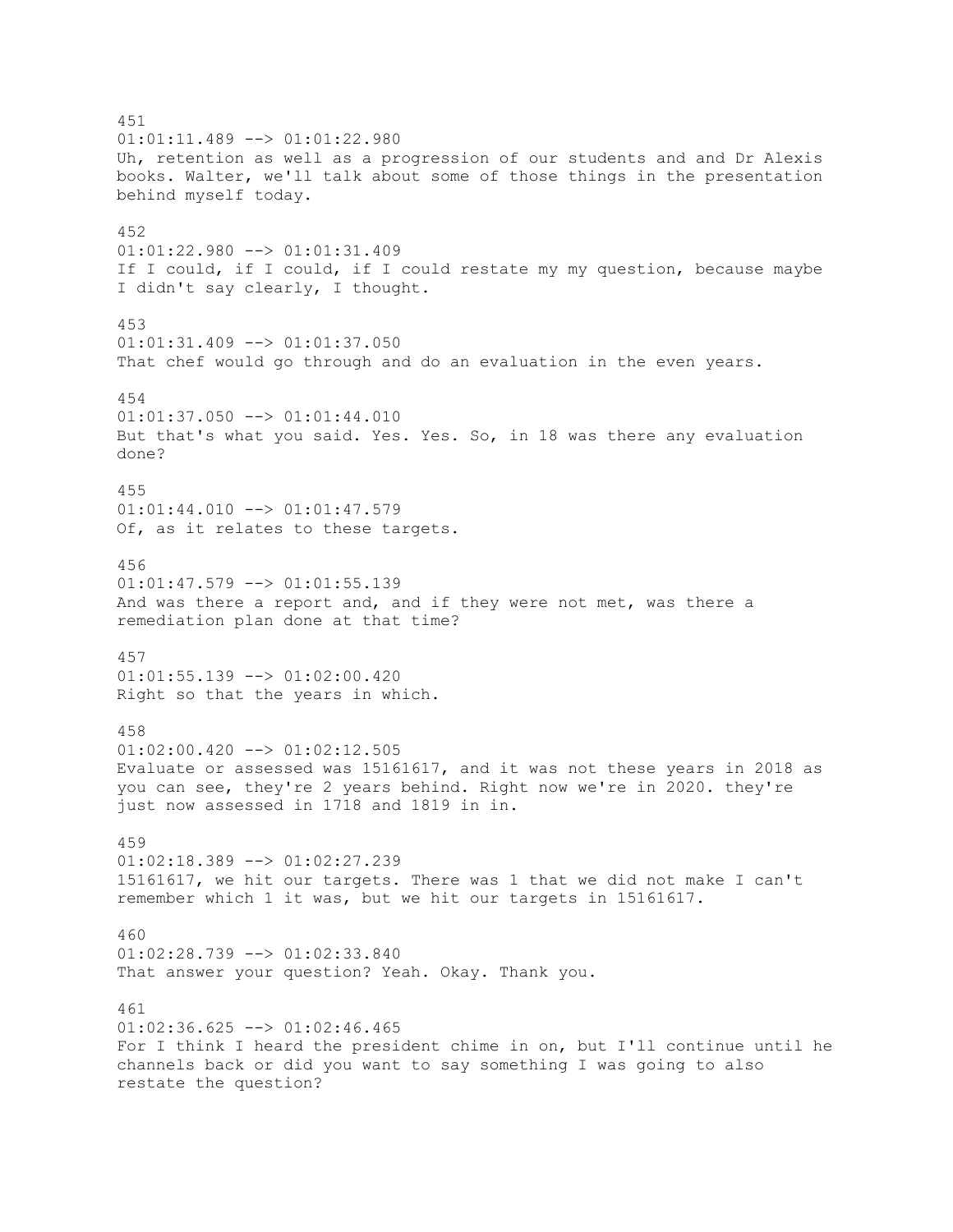451
01:01:11.489 --> 01:01:22.980
Uh, retention as well as a progression of our students and and Dr Alexis books. Walter, we'll talk about some of those things in the presentation behind myself today.

452
01:01:22.980 --> 01:01:31.409
If I could, if I could, if I could restate my my question, because maybe I didn't say clearly, I thought.

453
01:01:31.409 --> 01:01:37.050
That chef would go through and do an evaluation in the even years.

454
01:01:37.050 --> 01:01:44.010
But that's what you said. Yes. Yes. So, in 18 was there any evaluation done?

455
01:01:44.010 --> 01:01:47.579
Of, as it relates to these targets.

456
01:01:47.579 --> 01:01:55.139
And was there a report and, and if they were not met, was there a remediation plan done at that time?

457
01:01:55.139 --> 01:02:00.420
Right so that the years in which.

458
01:02:00.420 --> 01:02:12.505
Evaluate or assessed was 15161617, and it was not these years in 2018 as you can see, they're 2 years behind. Right now we're in 2020. they're just now assessed in 1718 and 1819 in in.

459
01:02:18.389 --> 01:02:27.239
15161617, we hit our targets. There was 1 that we did not make I can't remember which 1 it was, but we hit our targets in 15161617.

460
01:02:28.739 --> 01:02:33.840
That answer your question? Yeah. Okay. Thank you.

461
01:02:36.625 --> 01:02:46.465
For I think I heard the president chime in on, but I'll continue until he channels back or did you want to say something I was going to also restate the question?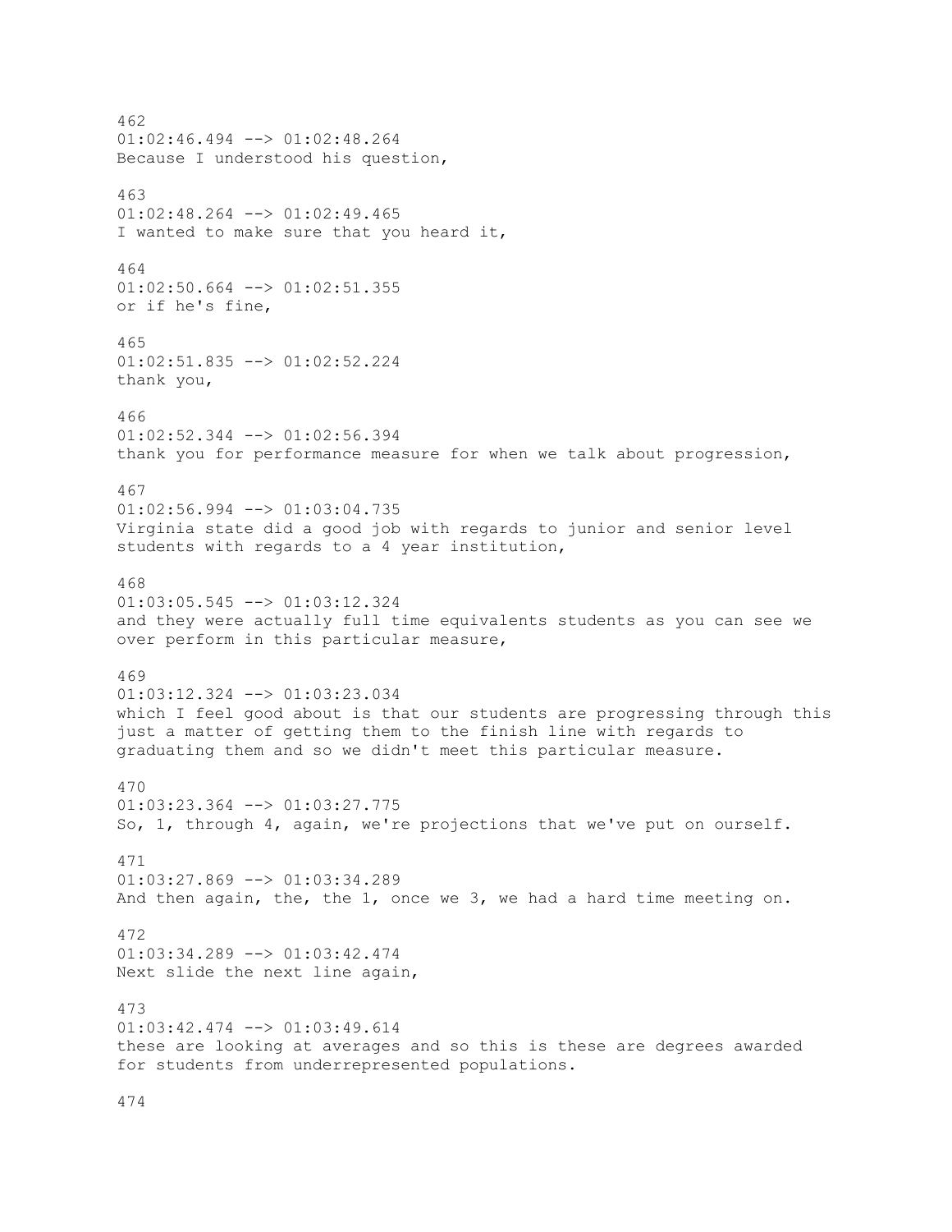462
01:02:46.494 --> 01:02:48.264
Because I understood his question,

463
01:02:48.264 --> 01:02:49.465
I wanted to make sure that you heard it,

464
01:02:50.664 --> 01:02:51.355
or if he's fine,

465
01:02:51.835 --> 01:02:52.224
thank you,

466
01:02:52.344 --> 01:02:56.394
thank you for performance measure for when we talk about progression,

467
01:02:56.994 --> 01:03:04.735
Virginia state did a good job with regards to junior and senior level students with regards to a 4 year institution,

468
01:03:05.545 --> 01:03:12.324
and they were actually full time equivalents students as you can see we over perform in this particular measure,

469
01:03:12.324 --> 01:03:23.034
which I feel good about is that our students are progressing through this just a matter of getting them to the finish line with regards to graduating them and so we didn't meet this particular measure.

470
01:03:23.364 --> 01:03:27.775
So, 1, through 4, again, we're projections that we've put on ourself.

471
01:03:27.869 --> 01:03:34.289
And then again, the, the 1, once we 3, we had a hard time meeting on.

472
01:03:34.289 --> 01:03:42.474
Next slide the next line again,

473
01:03:42.474 --> 01:03:49.614
these are looking at averages and so this is these are degrees awarded for students from underrepresented populations.

474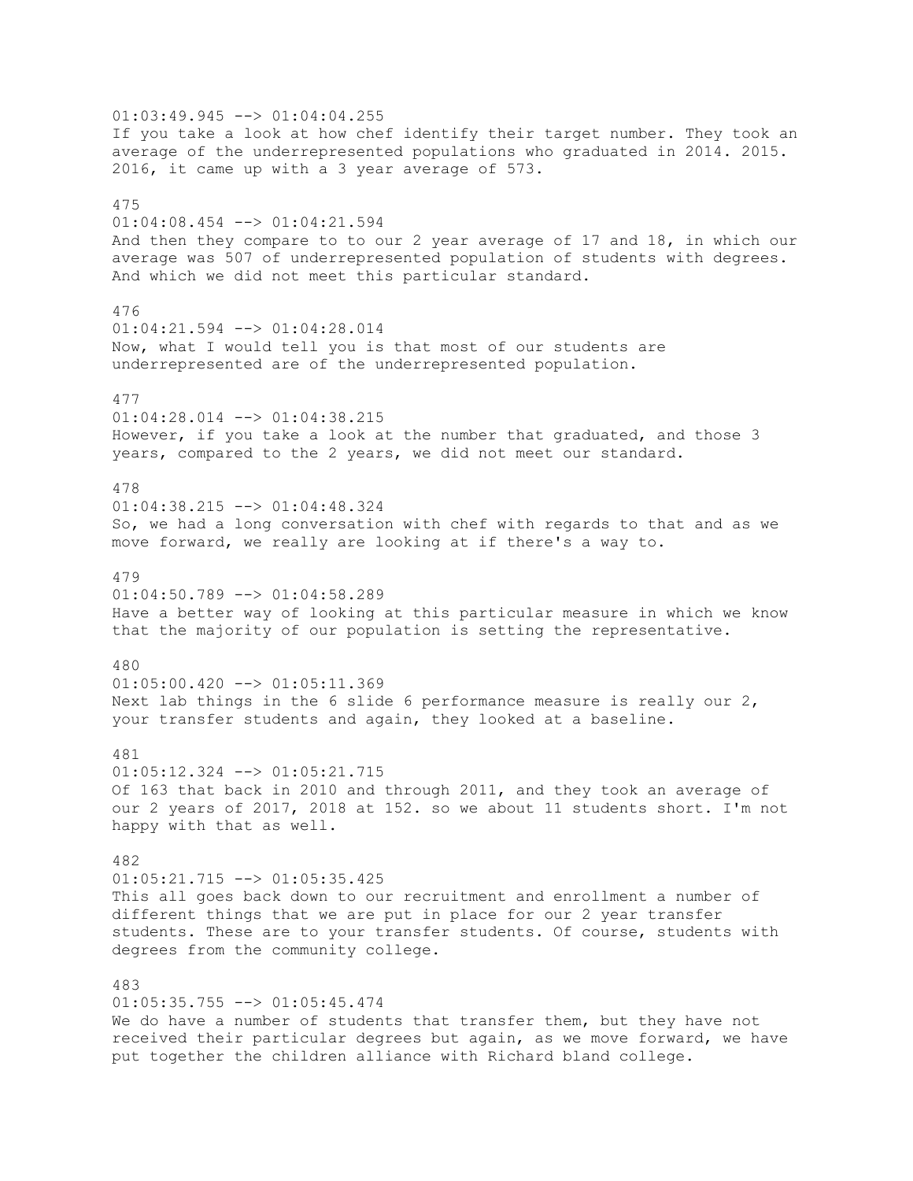01:03:49.945 --> 01:04:04.255
If you take a look at how chef identify their target number. They took an average of the underrepresented populations who graduated in 2014. 2015. 2016, it came up with a 3 year average of 573.

475
01:04:08.454 --> 01:04:21.594
And then they compare to to our 2 year average of 17 and 18, in which our average was 507 of underrepresented population of students with degrees. And which we did not meet this particular standard.

476
01:04:21.594 --> 01:04:28.014
Now, what I would tell you is that most of our students are underrepresented are of the underrepresented population.

477
01:04:28.014 --> 01:04:38.215
However, if you take a look at the number that graduated, and those 3 years, compared to the 2 years, we did not meet our standard.

478
01:04:38.215 --> 01:04:48.324
So, we had a long conversation with chef with regards to that and as we move forward, we really are looking at if there's a way to.

479
01:04:50.789 --> 01:04:58.289
Have a better way of looking at this particular measure in which we know that the majority of our population is setting the representative.

480
01:05:00.420 --> 01:05:11.369
Next lab things in the 6 slide 6 performance measure is really our 2, your transfer students and again, they looked at a baseline.

481
01:05:12.324 --> 01:05:21.715
Of 163 that back in 2010 and through 2011, and they took an average of our 2 years of 2017, 2018 at 152. so we about 11 students short. I'm not happy with that as well.

482
01:05:21.715 --> 01:05:35.425
This all goes back down to our recruitment and enrollment a number of different things that we are put in place for our 2 year transfer students. These are to your transfer students. Of course, students with degrees from the community college.

483
01:05:35.755 --> 01:05:45.474
We do have a number of students that transfer them, but they have not received their particular degrees but again, as we move forward, we have put together the children alliance with Richard bland college.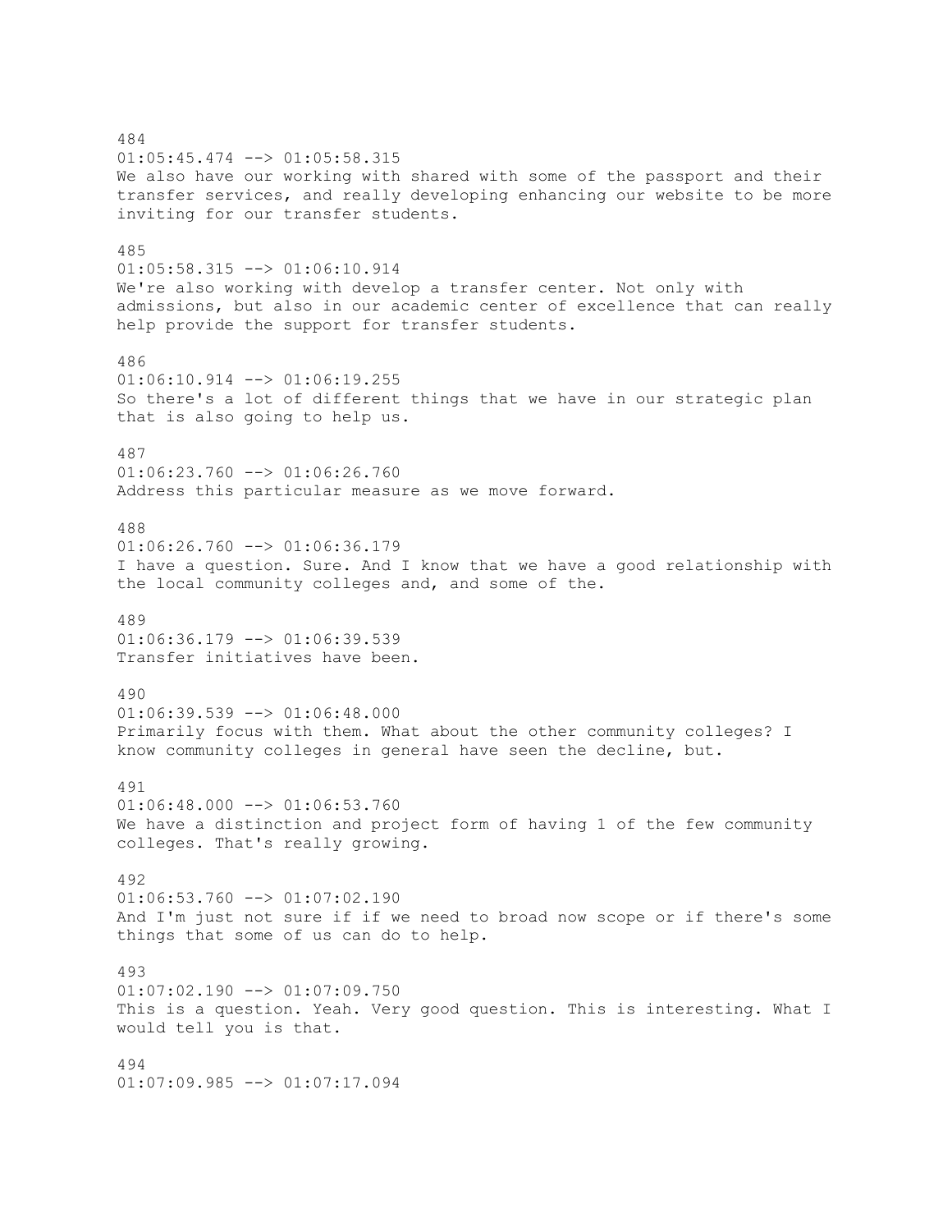484
01:05:45.474 --> 01:05:58.315
We also have our working with shared with some of the passport and their transfer services, and really developing enhancing our website to be more inviting for our transfer students.

485
01:05:58.315 --> 01:06:10.914
We're also working with develop a transfer center. Not only with admissions, but also in our academic center of excellence that can really help provide the support for transfer students.

486
01:06:10.914 --> 01:06:19.255
So there's a lot of different things that we have in our strategic plan that is also going to help us.

487
01:06:23.760 --> 01:06:26.760
Address this particular measure as we move forward.

488
01:06:26.760 --> 01:06:36.179
I have a question. Sure. And I know that we have a good relationship with the local community colleges and, and some of the.

489
01:06:36.179 --> 01:06:39.539
Transfer initiatives have been.

490
01:06:39.539 --> 01:06:48.000
Primarily focus with them. What about the other community colleges? I know community colleges in general have seen the decline, but.

491
01:06:48.000 --> 01:06:53.760
We have a distinction and project form of having 1 of the few community colleges. That's really growing.

492
01:06:53.760 --> 01:07:02.190
And I'm just not sure if if we need to broad now scope or if there's some things that some of us can do to help.

493
01:07:02.190 --> 01:07:09.750
This is a question. Yeah. Very good question. This is interesting. What I would tell you is that.

494
01:07:09.985 --> 01:07:17.094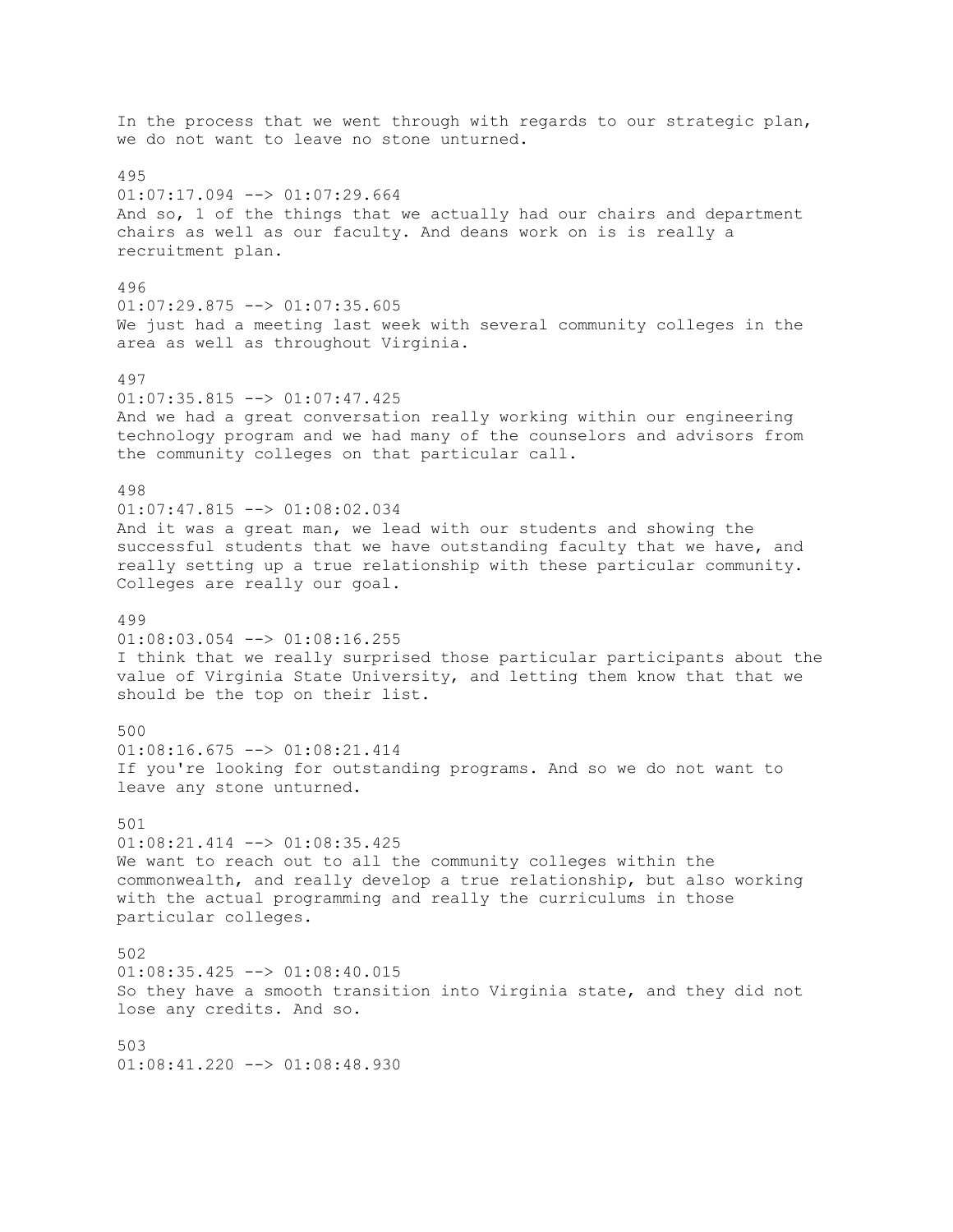In the process that we went through with regards to our strategic plan, we do not want to leave no stone unturned.

495
01:07:17.094 --> 01:07:29.664
And so, 1 of the things that we actually had our chairs and department chairs as well as our faculty. And deans work on is is really a recruitment plan.

496
01:07:29.875 --> 01:07:35.605
We just had a meeting last week with several community colleges in the area as well as throughout Virginia.

497
01:07:35.815 --> 01:07:47.425
And we had a great conversation really working within our engineering technology program and we had many of the counselors and advisors from the community colleges on that particular call.

498
01:07:47.815 --> 01:08:02.034
And it was a great man, we lead with our students and showing the successful students that we have outstanding faculty that we have, and really setting up a true relationship with these particular community. Colleges are really our goal.

499
01:08:03.054 --> 01:08:16.255
I think that we really surprised those particular participants about the value of Virginia State University, and letting them know that that we should be the top on their list.

500
01:08:16.675 --> 01:08:21.414
If you're looking for outstanding programs. And so we do not want to leave any stone unturned.

501
01:08:21.414 --> 01:08:35.425
We want to reach out to all the community colleges within the commonwealth, and really develop a true relationship, but also working with the actual programming and really the curriculums in those particular colleges.

502
01:08:35.425 --> 01:08:40.015
So they have a smooth transition into Virginia state, and they did not lose any credits. And so.

503
01:08:41.220 --> 01:08:48.930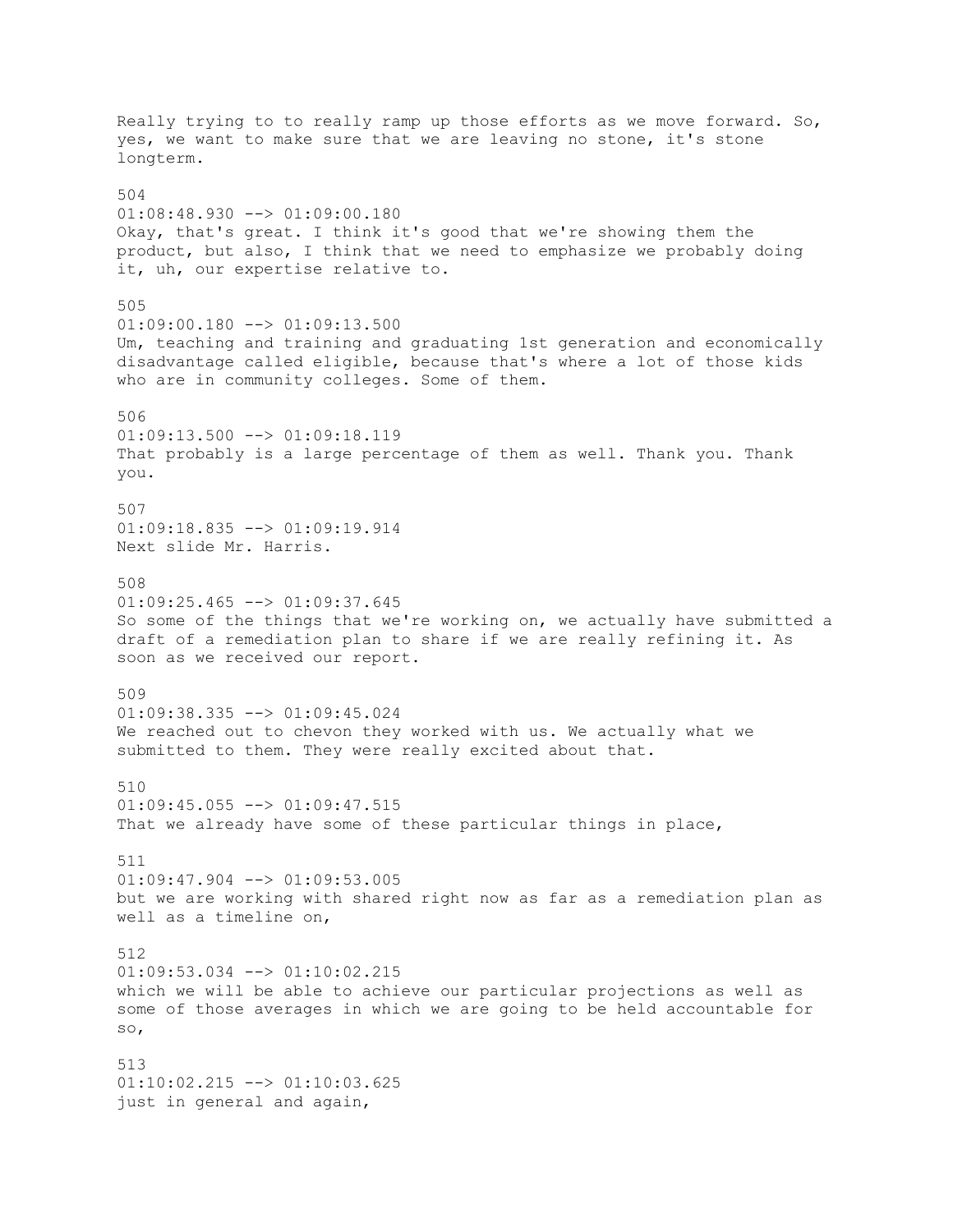Really trying to to really ramp up those efforts as we move forward. So, yes, we want to make sure that we are leaving no stone, it's stone longterm.

504
01:08:48.930 --> 01:09:00.180
Okay, that's great. I think it's good that we're showing them the product, but also, I think that we need to emphasize we probably doing it, uh, our expertise relative to.

505
01:09:00.180 --> 01:09:13.500
Um, teaching and training and graduating 1st generation and economically disadvantage called eligible, because that's where a lot of those kids who are in community colleges. Some of them.

506
01:09:13.500 --> 01:09:18.119
That probably is a large percentage of them as well. Thank you. Thank you.

507
01:09:18.835 --> 01:09:19.914
Next slide Mr. Harris.

508
01:09:25.465 --> 01:09:37.645
So some of the things that we're working on, we actually have submitted a draft of a remediation plan to share if we are really refining it. As soon as we received our report.

509
01:09:38.335 --> 01:09:45.024
We reached out to chevon they worked with us. We actually what we submitted to them. They were really excited about that.

510
01:09:45.055 --> 01:09:47.515
That we already have some of these particular things in place,

511
01:09:47.904 --> 01:09:53.005
but we are working with shared right now as far as a remediation plan as well as a timeline on,

512
01:09:53.034 --> 01:10:02.215
which we will be able to achieve our particular projections as well as some of those averages in which we are going to be held accountable for so,

513
01:10:02.215 --> 01:10:03.625
just in general and again,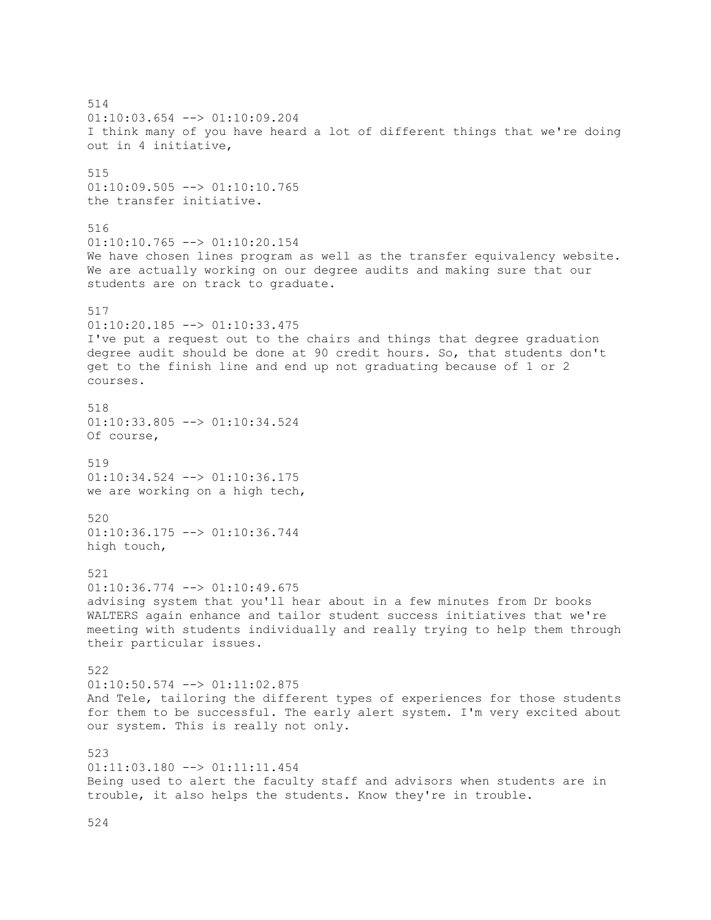514
01:10:03.654 --> 01:10:09.204
I think many of you have heard a lot of different things that we're doing out in 4 initiative,

515
01:10:09.505 --> 01:10:10.765
the transfer initiative.

516
01:10:10.765 --> 01:10:20.154
We have chosen lines program as well as the transfer equivalency website. We are actually working on our degree audits and making sure that our students are on track to graduate.

517
01:10:20.185 --> 01:10:33.475
I've put a request out to the chairs and things that degree graduation degree audit should be done at 90 credit hours. So, that students don't get to the finish line and end up not graduating because of 1 or 2 courses.

518
01:10:33.805 --> 01:10:34.524
Of course,

519
01:10:34.524 --> 01:10:36.175
we are working on a high tech,

520
01:10:36.175 --> 01:10:36.744
high touch,

521
01:10:36.774 --> 01:10:49.675
advising system that you'll hear about in a few minutes from Dr books WALTERS again enhance and tailor student success initiatives that we're meeting with students individually and really trying to help them through their particular issues.

522
01:10:50.574 --> 01:11:02.875
And Tele, tailoring the different types of experiences for those students for them to be successful. The early alert system. I'm very excited about our system. This is really not only.

523
01:11:03.180 --> 01:11:11.454
Being used to alert the faculty staff and advisors when students are in trouble, it also helps the students. Know they're in trouble.

524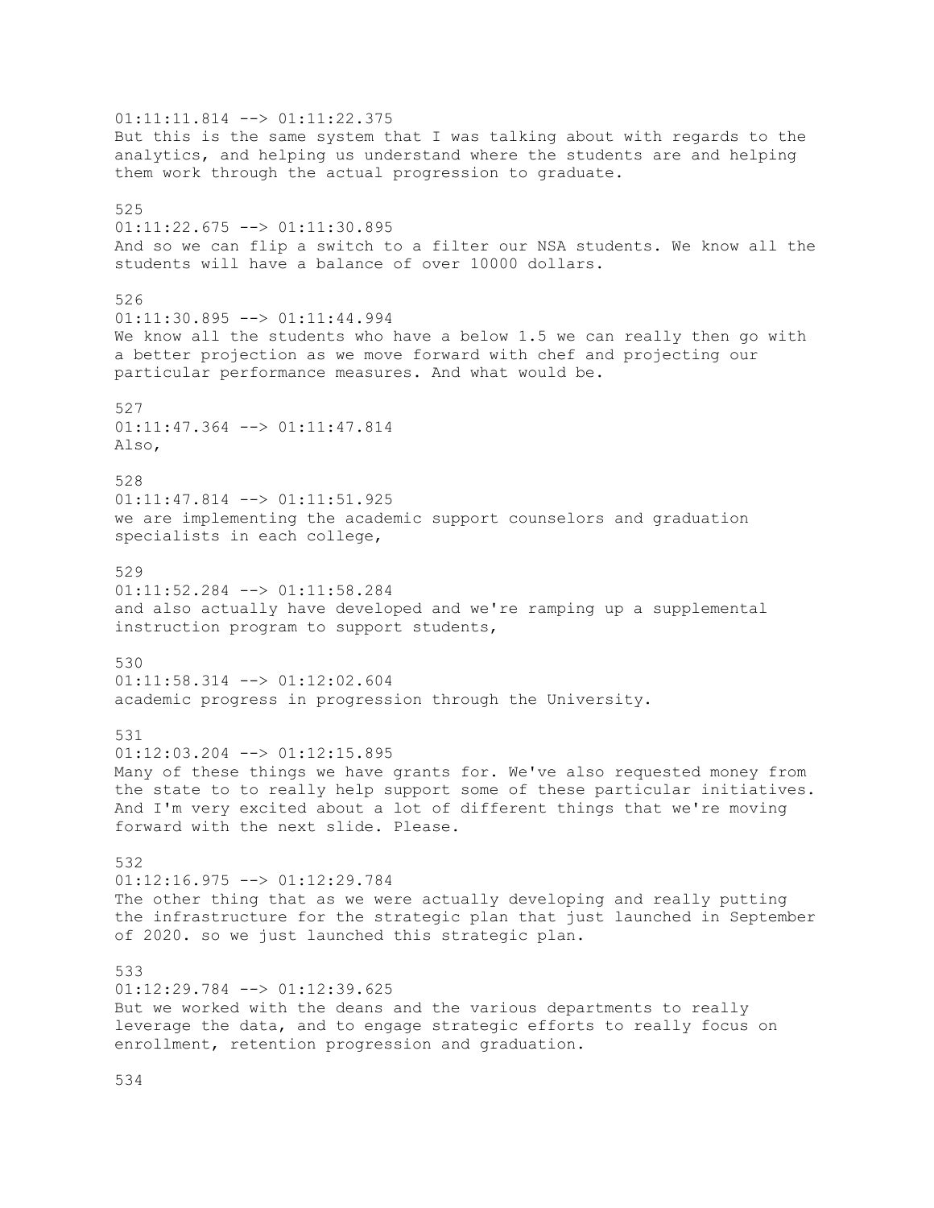01:11:11.814 --> 01:11:22.375
But this is the same system that I was talking about with regards to the analytics, and helping us understand where the students are and helping them work through the actual progression to graduate.

525
01:11:22.675 --> 01:11:30.895
And so we can flip a switch to a filter our NSA students. We know all the students will have a balance of over 10000 dollars.

526
01:11:30.895 --> 01:11:44.994
We know all the students who have a below 1.5 we can really then go with a better projection as we move forward with chef and projecting our particular performance measures. And what would be.

527
01:11:47.364 --> 01:11:47.814
Also,

528
01:11:47.814 --> 01:11:51.925
we are implementing the academic support counselors and graduation specialists in each college,

529
01:11:52.284 --> 01:11:58.284
and also actually have developed and we're ramping up a supplemental instruction program to support students,

530
01:11:58.314 --> 01:12:02.604
academic progress in progression through the University.

531
01:12:03.204 --> 01:12:15.895
Many of these things we have grants for. We've also requested money from the state to to really help support some of these particular initiatives. And I'm very excited about a lot of different things that we're moving forward with the next slide. Please.

532
01:12:16.975 --> 01:12:29.784
The other thing that as we were actually developing and really putting the infrastructure for the strategic plan that just launched in September of 2020. so we just launched this strategic plan.

533
01:12:29.784 --> 01:12:39.625
But we worked with the deans and the various departments to really leverage the data, and to engage strategic efforts to really focus on enrollment, retention progression and graduation.

534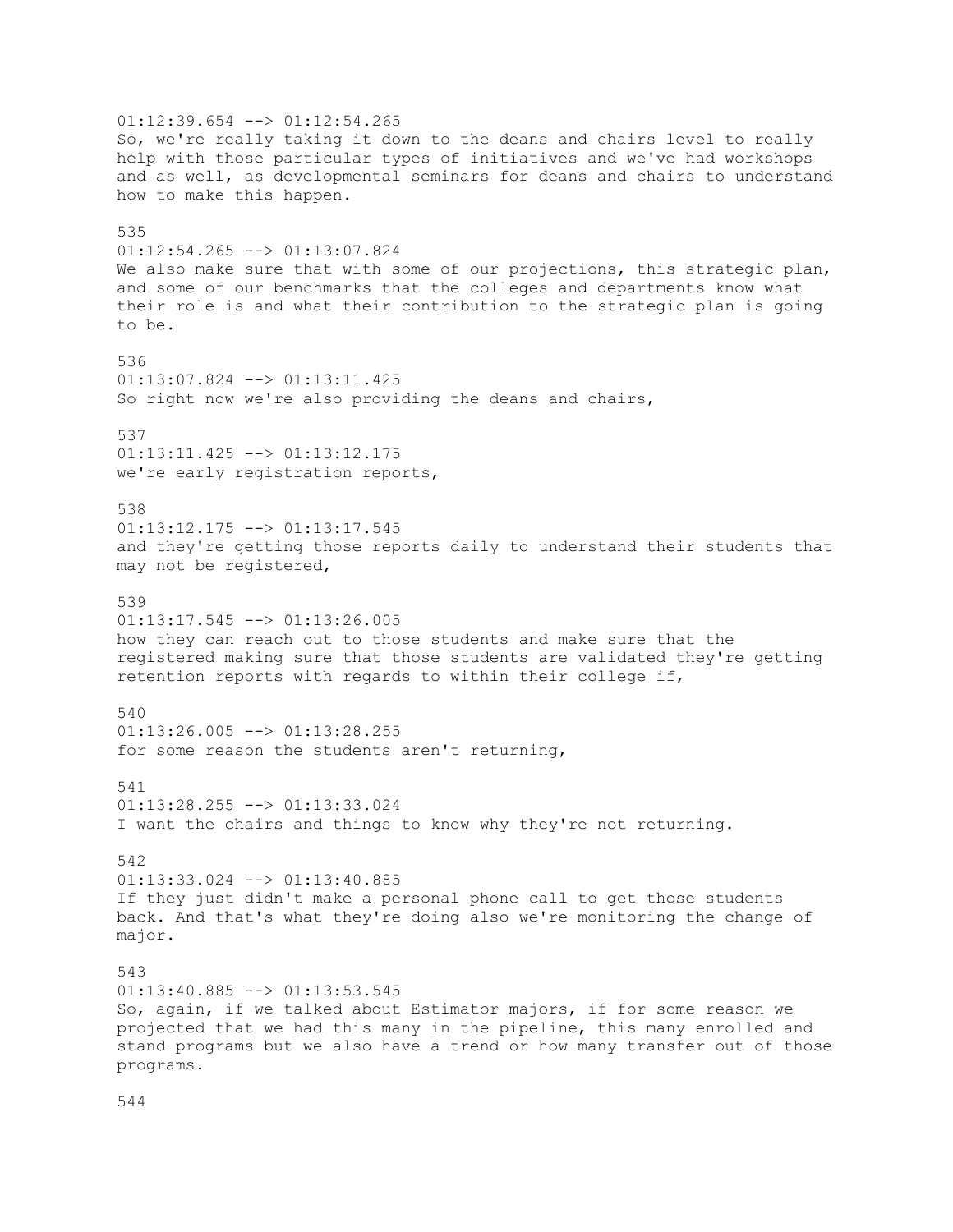01:12:39.654 --> 01:12:54.265
So, we're really taking it down to the deans and chairs level to really help with those particular types of initiatives and we've had workshops and as well, as developmental seminars for deans and chairs to understand how to make this happen.

535
01:12:54.265 --> 01:13:07.824
We also make sure that with some of our projections, this strategic plan, and some of our benchmarks that the colleges and departments know what their role is and what their contribution to the strategic plan is going to be.

536
01:13:07.824 --> 01:13:11.425
So right now we're also providing the deans and chairs,

537
01:13:11.425 --> 01:13:12.175
we're early registration reports,

538
01:13:12.175 --> 01:13:17.545
and they're getting those reports daily to understand their students that may not be registered,

539
01:13:17.545 --> 01:13:26.005
how they can reach out to those students and make sure that the registered making sure that those students are validated they're getting retention reports with regards to within their college if,

540
01:13:26.005 --> 01:13:28.255
for some reason the students aren't returning,

541
01:13:28.255 --> 01:13:33.024
I want the chairs and things to know why they're not returning.

542
01:13:33.024 --> 01:13:40.885
If they just didn't make a personal phone call to get those students back. And that's what they're doing also we're monitoring the change of major.

543
01:13:40.885 --> 01:13:53.545
So, again, if we talked about Estimator majors, if for some reason we projected that we had this many in the pipeline, this many enrolled and stand programs but we also have a trend or how many transfer out of those programs.

544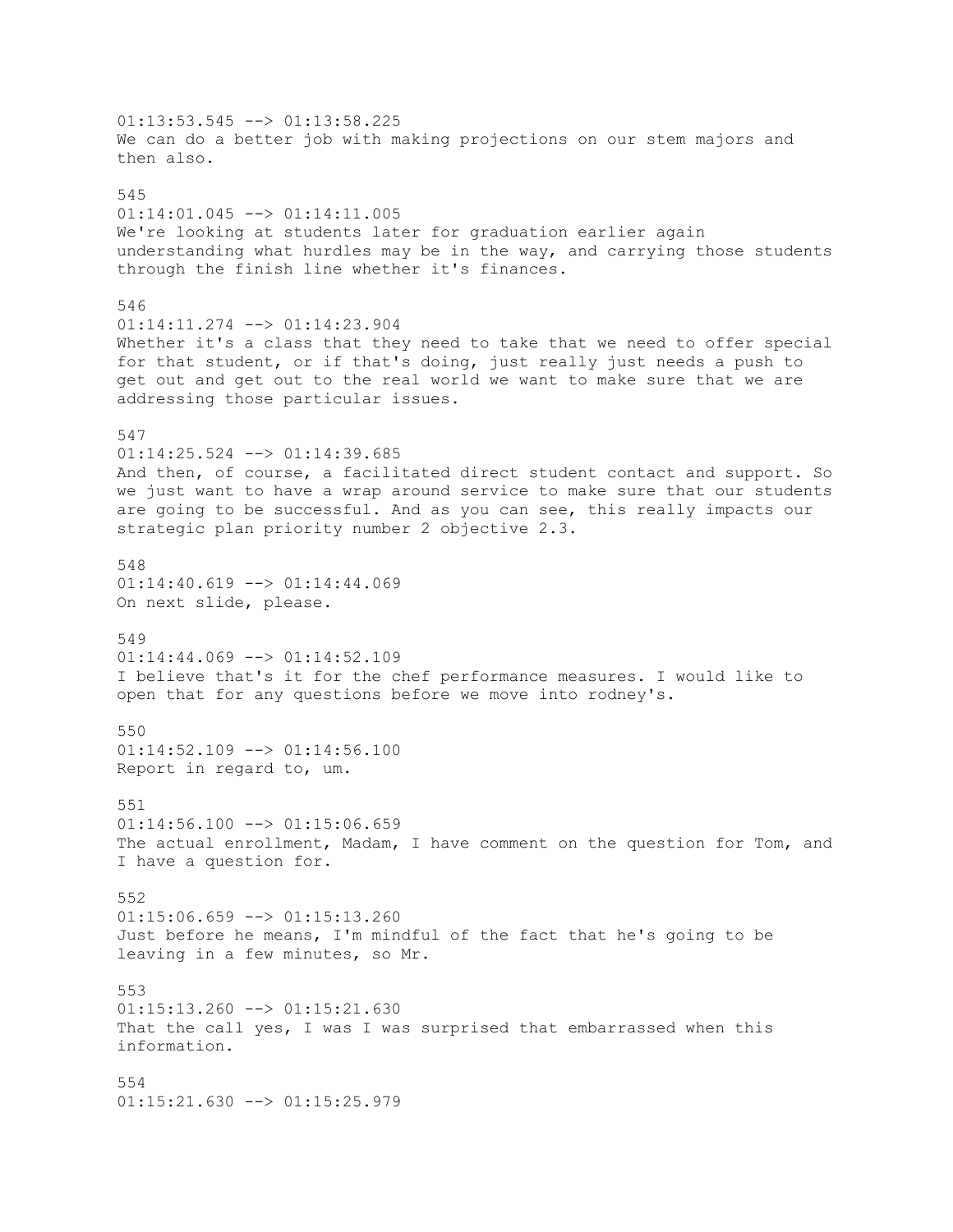01:13:53.545 --> 01:13:58.225
We can do a better job with making projections on our stem majors and then also.

545
01:14:01.045 --> 01:14:11.005
We're looking at students later for graduation earlier again understanding what hurdles may be in the way, and carrying those students through the finish line whether it's finances.

546
01:14:11.274 --> 01:14:23.904
Whether it's a class that they need to take that we need to offer special for that student, or if that's doing, just really just needs a push to get out and get out to the real world we want to make sure that we are addressing those particular issues.

547
01:14:25.524 --> 01:14:39.685
And then, of course, a facilitated direct student contact and support. So we just want to have a wrap around service to make sure that our students are going to be successful. And as you can see, this really impacts our strategic plan priority number 2 objective 2.3.

548
01:14:40.619 --> 01:14:44.069
On next slide, please.

549
01:14:44.069 --> 01:14:52.109
I believe that's it for the chef performance measures. I would like to open that for any questions before we move into rodney's.

550
01:14:52.109 --> 01:14:56.100
Report in regard to, um.

551
01:14:56.100 --> 01:15:06.659
The actual enrollment, Madam, I have comment on the question for Tom, and I have a question for.

552
01:15:06.659 --> 01:15:13.260
Just before he means, I'm mindful of the fact that he's going to be leaving in a few minutes, so Mr.

553
01:15:13.260 --> 01:15:21.630
That the call yes, I was I was surprised that embarrassed when this information.

554
01:15:21.630 --> 01:15:25.979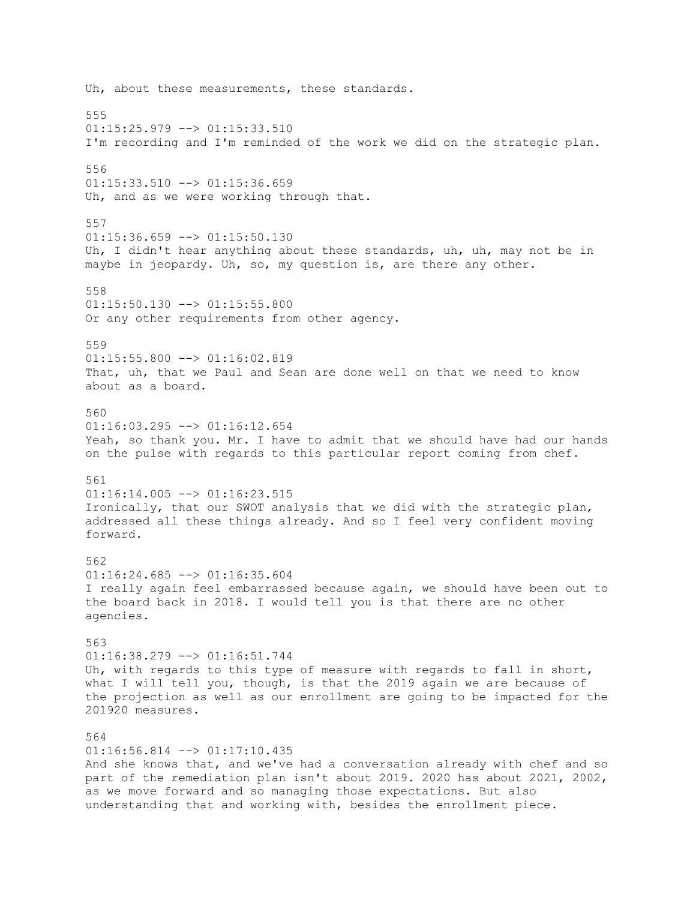Uh, about these measurements, these standards.

555
01:15:25.979 --> 01:15:33.510
I'm recording and I'm reminded of the work we did on the strategic plan.

556
01:15:33.510 --> 01:15:36.659
Uh, and as we were working through that.

557
01:15:36.659 --> 01:15:50.130
Uh, I didn't hear anything about these standards, uh, uh, may not be in maybe in jeopardy. Uh, so, my question is, are there any other.

558
01:15:50.130 --> 01:15:55.800
Or any other requirements from other agency.

559
01:15:55.800 --> 01:16:02.819
That, uh, that we Paul and Sean are done well on that we need to know about as a board.

560
01:16:03.295 --> 01:16:12.654
Yeah, so thank you. Mr. I have to admit that we should have had our hands on the pulse with regards to this particular report coming from chef.

561
01:16:14.005 --> 01:16:23.515
Ironically, that our SWOT analysis that we did with the strategic plan, addressed all these things already. And so I feel very confident moving forward.

562
01:16:24.685 --> 01:16:35.604
I really again feel embarrassed because again, we should have been out to the board back in 2018. I would tell you is that there are no other agencies.

563
01:16:38.279 --> 01:16:51.744
Uh, with regards to this type of measure with regards to fall in short, what I will tell you, though, is that the 2019 again we are because of the projection as well as our enrollment are going to be impacted for the 201920 measures.

564
01:16:56.814 --> 01:17:10.435
And she knows that, and we've had a conversation already with chef and so part of the remediation plan isn't about 2019. 2020 has about 2021, 2002, as we move forward and so managing those expectations. But also understanding that and working with, besides the enrollment piece.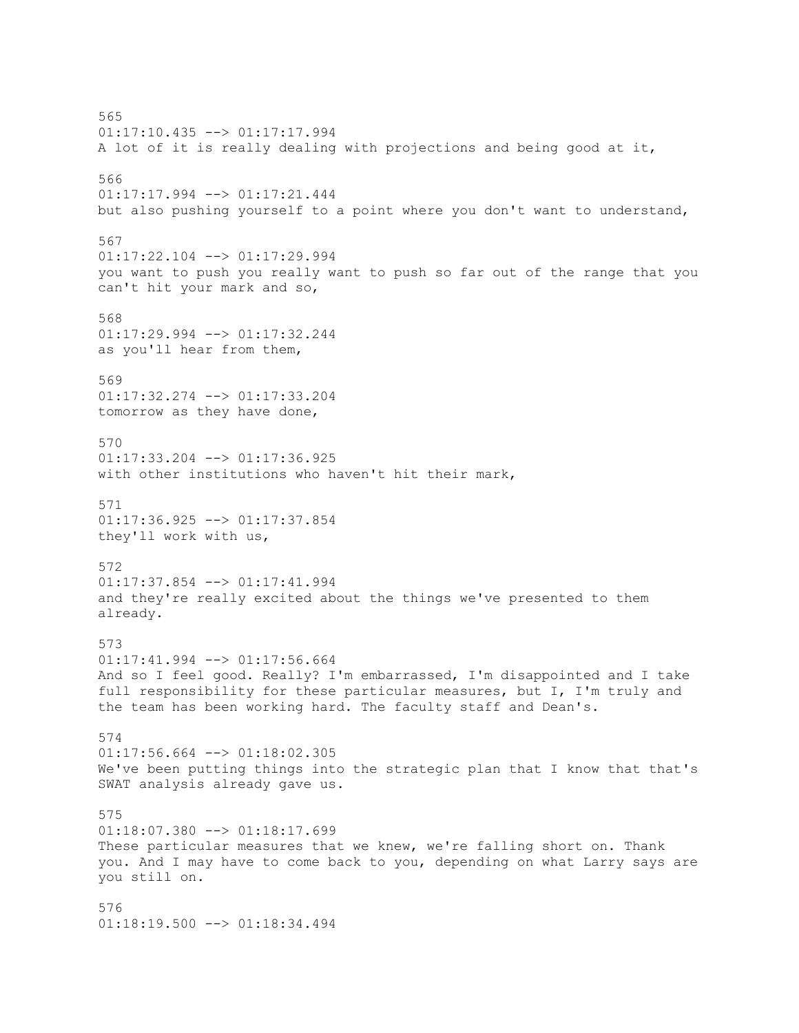565
01:17:10.435 --> 01:17:17.994
A lot of it is really dealing with projections and being good at it,

566
01:17:17.994 --> 01:17:21.444
but also pushing yourself to a point where you don't want to understand,

567
01:17:22.104 --> 01:17:29.994
you want to push you really want to push so far out of the range that you can't hit your mark and so,

568
01:17:29.994 --> 01:17:32.244
as you'll hear from them,

569
01:17:32.274 --> 01:17:33.204
tomorrow as they have done,

570
01:17:33.204 --> 01:17:36.925
with other institutions who haven't hit their mark,

571
01:17:36.925 --> 01:17:37.854
they'll work with us,

572
01:17:37.854 --> 01:17:41.994
and they're really excited about the things we've presented to them already.

573
01:17:41.994 --> 01:17:56.664
And so I feel good. Really? I'm embarrassed, I'm disappointed and I take full responsibility for these particular measures, but I, I'm truly and the team has been working hard. The faculty staff and Dean's.

574
01:17:56.664 --> 01:18:02.305
We've been putting things into the strategic plan that I know that that's SWAT analysis already gave us.

575
01:18:07.380 --> 01:18:17.699
These particular measures that we knew, we're falling short on. Thank you. And I may have to come back to you, depending on what Larry says are you still on.

576
01:18:19.500 --> 01:18:34.494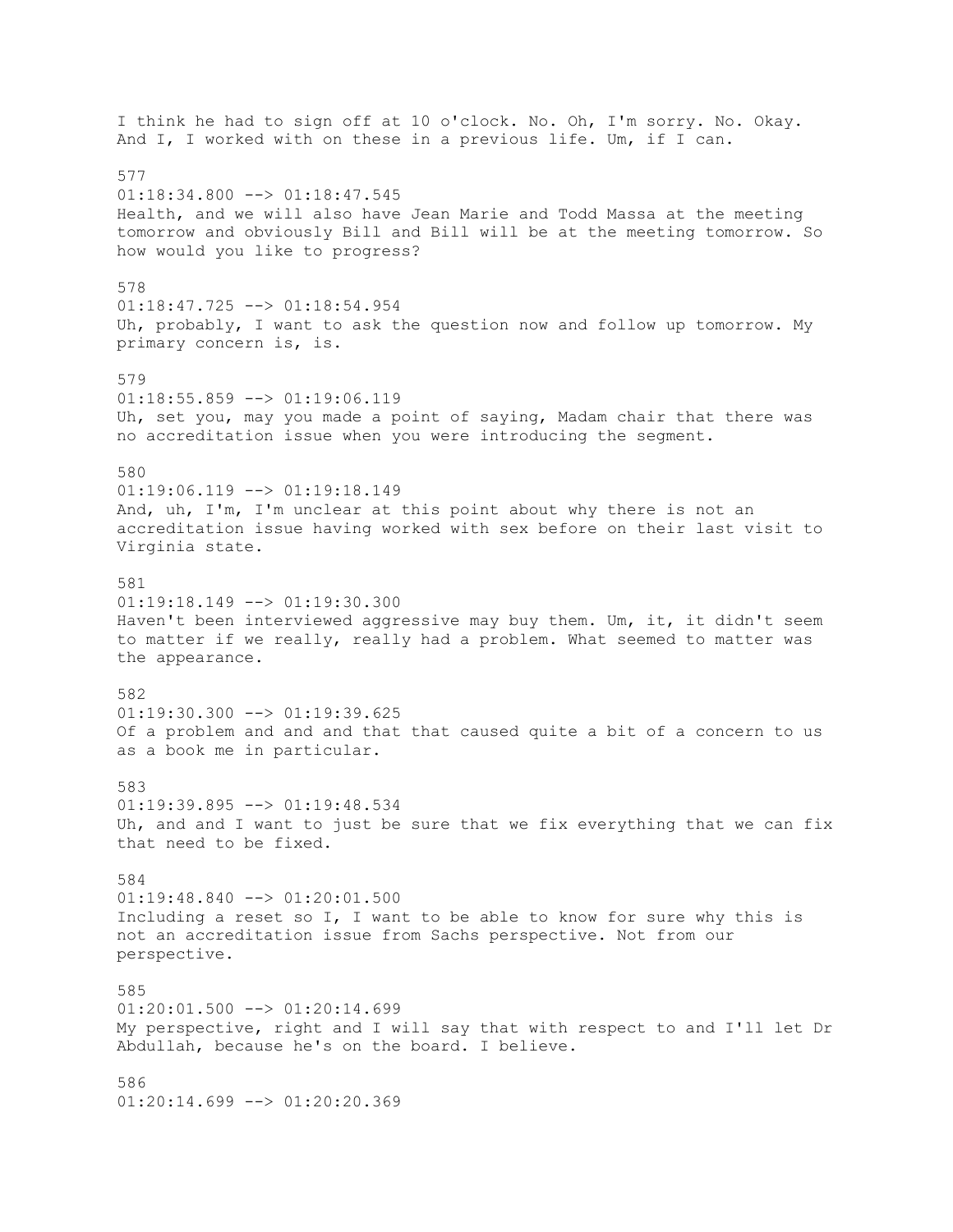I think he had to sign off at 10 o'clock. No. Oh, I'm sorry. No. Okay. And I, I worked with on these in a previous life. Um, if I can.

577
01:18:34.800 --> 01:18:47.545
Health, and we will also have Jean Marie and Todd Massa at the meeting tomorrow and obviously Bill and Bill will be at the meeting tomorrow. So how would you like to progress?

578
01:18:47.725 --> 01:18:54.954
Uh, probably, I want to ask the question now and follow up tomorrow. My primary concern is, is.

579
01:18:55.859 --> 01:19:06.119
Uh, set you, may you made a point of saying, Madam chair that there was no accreditation issue when you were introducing the segment.

580
01:19:06.119 --> 01:19:18.149
And, uh, I'm, I'm unclear at this point about why there is not an accreditation issue having worked with sex before on their last visit to Virginia state.

581
01:19:18.149 --> 01:19:30.300
Haven't been interviewed aggressive may buy them. Um, it, it didn't seem to matter if we really, really had a problem. What seemed to matter was the appearance.

582
01:19:30.300 --> 01:19:39.625
Of a problem and and and that that caused quite a bit of a concern to us as a book me in particular.

583
01:19:39.895 --> 01:19:48.534
Uh, and and I want to just be sure that we fix everything that we can fix that need to be fixed.

584
01:19:48.840 --> 01:20:01.500
Including a reset so I, I want to be able to know for sure why this is not an accreditation issue from Sachs perspective. Not from our perspective.

585
01:20:01.500 --> 01:20:14.699
My perspective, right and I will say that with respect to and I'll let Dr Abdullah, because he's on the board. I believe.

586
01:20:14.699 --> 01:20:20.369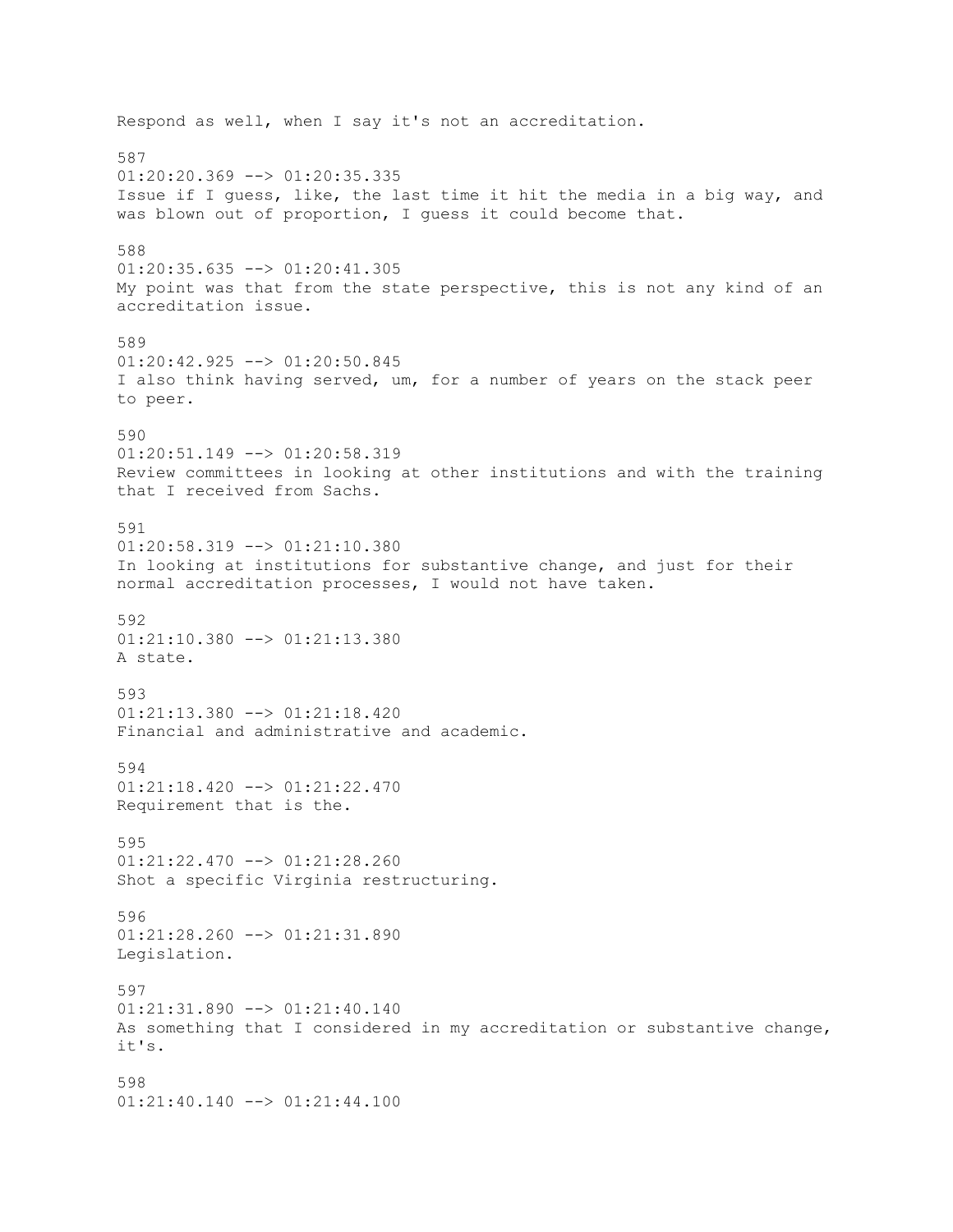Respond as well, when I say it's not an accreditation.

587
01:20:20.369 --> 01:20:35.335
Issue if I guess, like, the last time it hit the media in a big way, and was blown out of proportion, I guess it could become that.

588
01:20:35.635 --> 01:20:41.305
My point was that from the state perspective, this is not any kind of an accreditation issue.

589
01:20:42.925 --> 01:20:50.845
I also think having served, um, for a number of years on the stack peer to peer.

590
01:20:51.149 --> 01:20:58.319
Review committees in looking at other institutions and with the training that I received from Sachs.

591
01:20:58.319 --> 01:21:10.380
In looking at institutions for substantive change, and just for their normal accreditation processes, I would not have taken.

592
01:21:10.380 --> 01:21:13.380
A state.

593
01:21:13.380 --> 01:21:18.420
Financial and administrative and academic.

594
01:21:18.420 --> 01:21:22.470
Requirement that is the.

595
01:21:22.470 --> 01:21:28.260
Shot a specific Virginia restructuring.

596
01:21:28.260 --> 01:21:31.890
Legislation.

597
01:21:31.890 --> 01:21:40.140
As something that I considered in my accreditation or substantive change, it's.

598
01:21:40.140 --> 01:21:44.100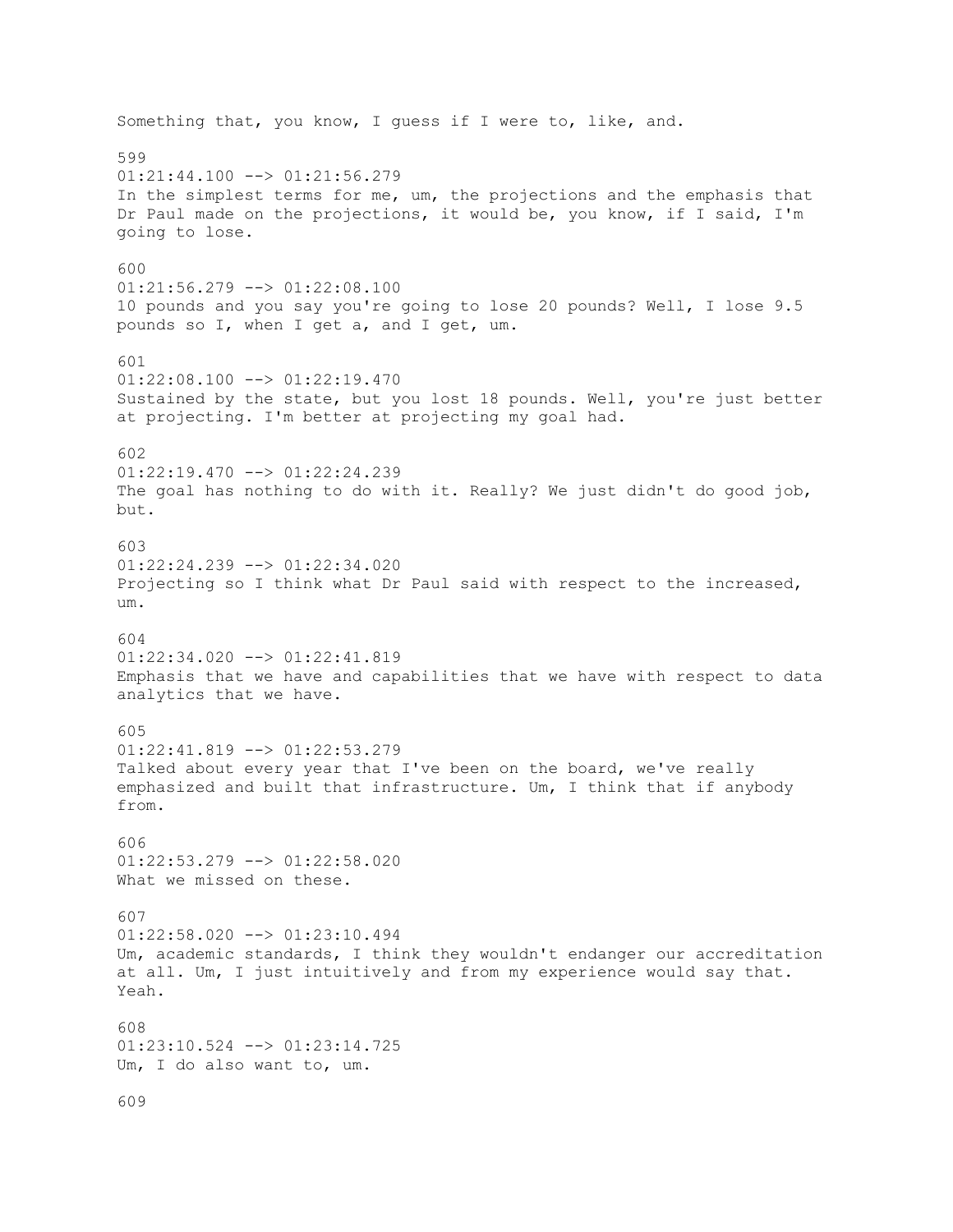Something that, you know, I guess if I were to, like, and.

599
01:21:44.100 --> 01:21:56.279
In the simplest terms for me, um, the projections and the emphasis that Dr Paul made on the projections, it would be, you know, if I said, I'm going to lose.

600
01:21:56.279 --> 01:22:08.100
10 pounds and you say you're going to lose 20 pounds? Well, I lose 9.5 pounds so I, when I get a, and I get, um.

601
01:22:08.100 --> 01:22:19.470
Sustained by the state, but you lost 18 pounds. Well, you're just better at projecting. I'm better at projecting my goal had.

602
01:22:19.470 --> 01:22:24.239
The goal has nothing to do with it. Really? We just didn't do good job, but.

603
01:22:24.239 --> 01:22:34.020
Projecting so I think what Dr Paul said with respect to the increased, um.

604
01:22:34.020 --> 01:22:41.819
Emphasis that we have and capabilities that we have with respect to data analytics that we have.

605
01:22:41.819 --> 01:22:53.279
Talked about every year that I've been on the board, we've really emphasized and built that infrastructure. Um, I think that if anybody from.

606
01:22:53.279 --> 01:22:58.020
What we missed on these.

607
01:22:58.020 --> 01:23:10.494
Um, academic standards, I think they wouldn't endanger our accreditation at all. Um, I just intuitively and from my experience would say that. Yeah.

608
01:23:10.524 --> 01:23:14.725
Um, I do also want to, um.

609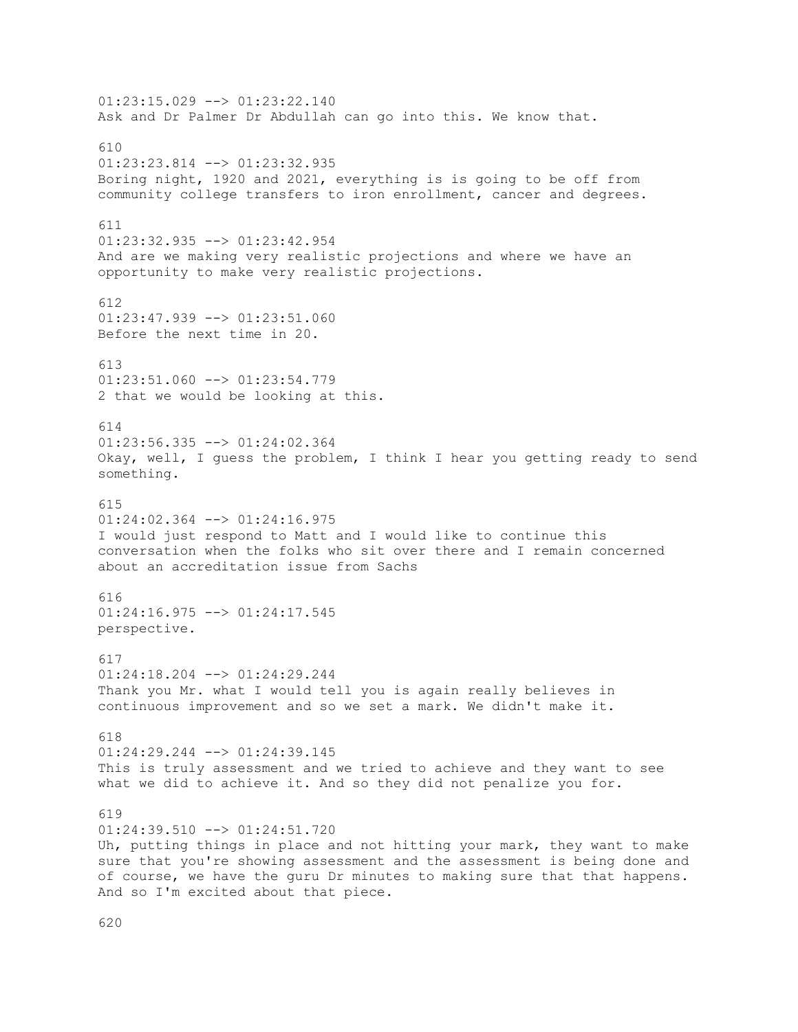01:23:15.029 --> 01:23:22.140
Ask and Dr Palmer Dr Abdullah can go into this. We know that.

610
01:23:23.814 --> 01:23:32.935
Boring night, 1920 and 2021, everything is is going to be off from community college transfers to iron enrollment, cancer and degrees.

611
01:23:32.935 --> 01:23:42.954
And are we making very realistic projections and where we have an opportunity to make very realistic projections.

612
01:23:47.939 --> 01:23:51.060
Before the next time in 20.

613
01:23:51.060 --> 01:23:54.779
2 that we would be looking at this.

614
01:23:56.335 --> 01:24:02.364
Okay, well, I guess the problem, I think I hear you getting ready to send something.

615
01:24:02.364 --> 01:24:16.975
I would just respond to Matt and I would like to continue this conversation when the folks who sit over there and I remain concerned about an accreditation issue from Sachs

616
01:24:16.975 --> 01:24:17.545
perspective.

617
01:24:18.204 --> 01:24:29.244
Thank you Mr. what I would tell you is again really believes in continuous improvement and so we set a mark. We didn't make it.

618
01:24:29.244 --> 01:24:39.145
This is truly assessment and we tried to achieve and they want to see what we did to achieve it. And so they did not penalize you for.

619
01:24:39.510 --> 01:24:51.720
Uh, putting things in place and not hitting your mark, they want to make sure that you're showing assessment and the assessment is being done and of course, we have the guru Dr minutes to making sure that that happens. And so I'm excited about that piece.

620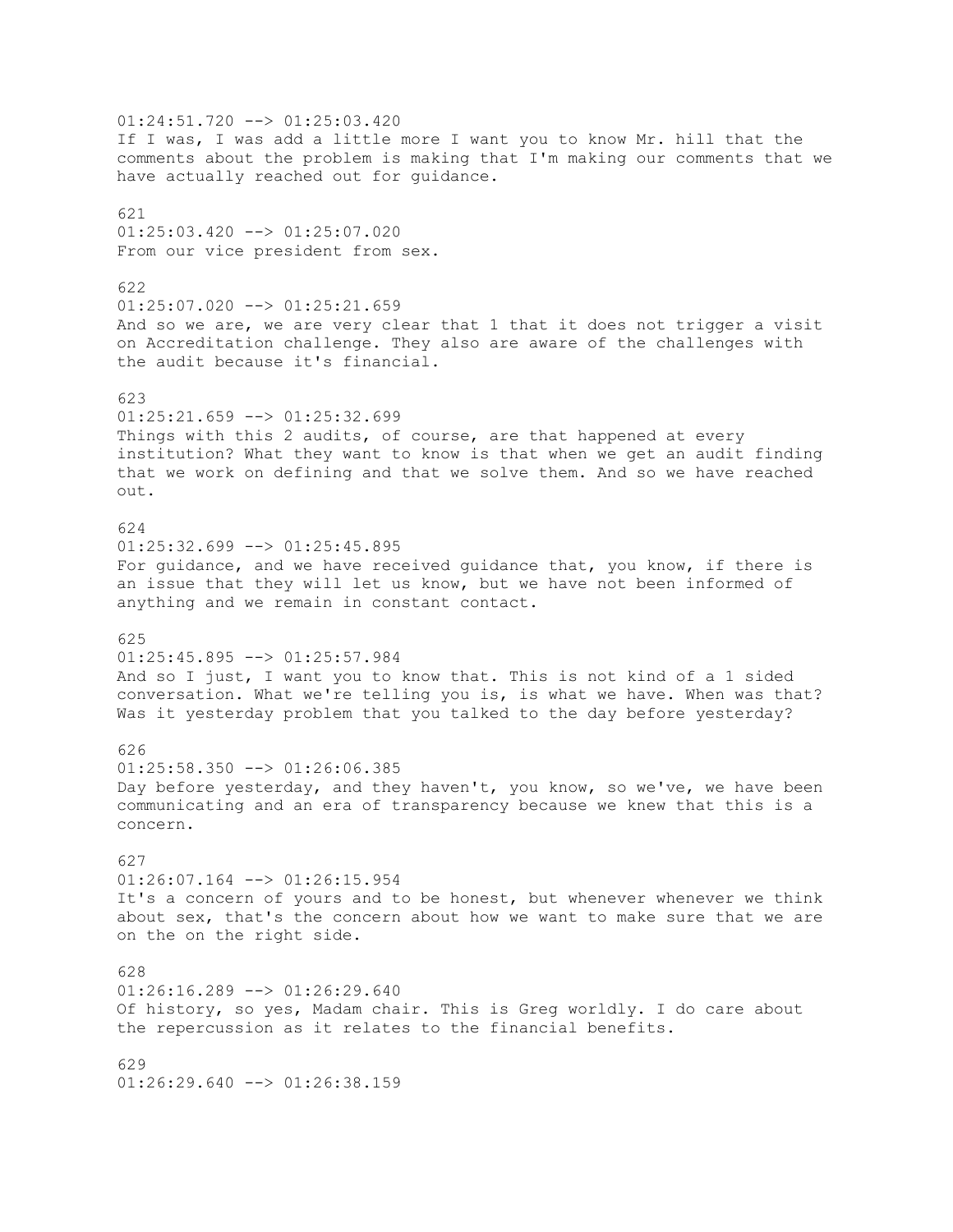01:24:51.720 --> 01:25:03.420
If I was, I was add a little more I want you to know Mr. hill that the comments about the problem is making that I'm making our comments that we have actually reached out for guidance.

621
01:25:03.420 --> 01:25:07.020
From our vice president from sex.

622
01:25:07.020 --> 01:25:21.659
And so we are, we are very clear that 1 that it does not trigger a visit on Accreditation challenge. They also are aware of the challenges with the audit because it's financial.

623
01:25:21.659 --> 01:25:32.699
Things with this 2 audits, of course, are that happened at every institution? What they want to know is that when we get an audit finding that we work on defining and that we solve them. And so we have reached out.

624
01:25:32.699 --> 01:25:45.895
For guidance, and we have received guidance that, you know, if there is an issue that they will let us know, but we have not been informed of anything and we remain in constant contact.

625
01:25:45.895 --> 01:25:57.984
And so I just, I want you to know that. This is not kind of a 1 sided conversation. What we're telling you is, is what we have. When was that? Was it yesterday problem that you talked to the day before yesterday?

626
01:25:58.350 --> 01:26:06.385
Day before yesterday, and they haven't, you know, so we've, we have been communicating and an era of transparency because we knew that this is a concern.

627
01:26:07.164 --> 01:26:15.954
It's a concern of yours and to be honest, but whenever whenever we think about sex, that's the concern about how we want to make sure that we are on the on the right side.

628
01:26:16.289 --> 01:26:29.640
Of history, so yes, Madam chair. This is Greg worldly. I do care about the repercussion as it relates to the financial benefits.

629
01:26:29.640 --> 01:26:38.159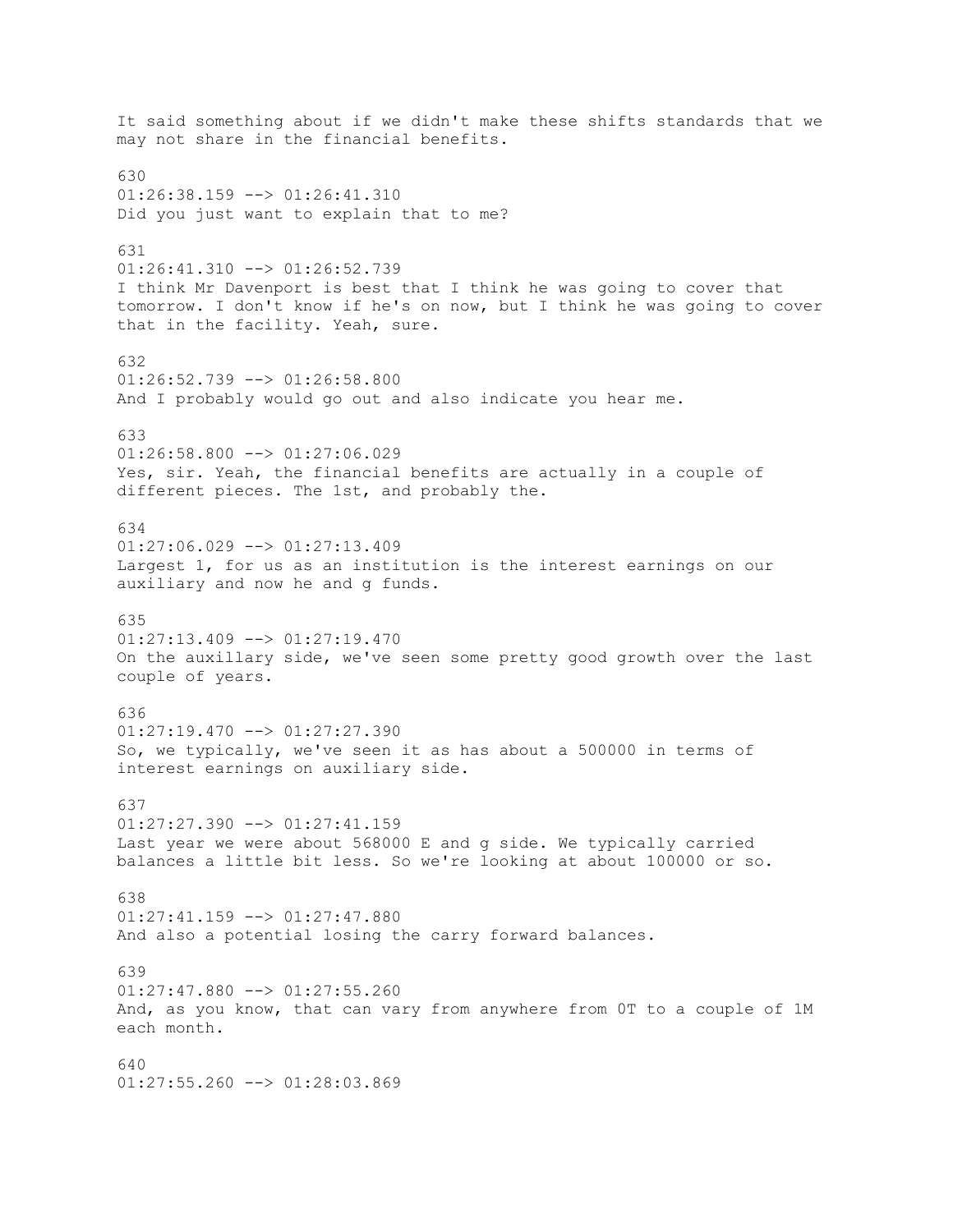It said something about if we didn't make these shifts standards that we may not share in the financial benefits.

630
01:26:38.159 --> 01:26:41.310
Did you just want to explain that to me?

631
01:26:41.310 --> 01:26:52.739
I think Mr Davenport is best that I think he was going to cover that tomorrow. I don't know if he's on now, but I think he was going to cover that in the facility. Yeah, sure.

632
01:26:52.739 --> 01:26:58.800
And I probably would go out and also indicate you hear me.

633
01:26:58.800 --> 01:27:06.029
Yes, sir. Yeah, the financial benefits are actually in a couple of different pieces. The 1st, and probably the.

634
01:27:06.029 --> 01:27:13.409
Largest 1, for us as an institution is the interest earnings on our auxiliary and now he and g funds.

635
01:27:13.409 --> 01:27:19.470
On the auxillary side, we've seen some pretty good growth over the last couple of years.

636
01:27:19.470 --> 01:27:27.390
So, we typically, we've seen it as has about a 500000 in terms of interest earnings on auxiliary side.

637
01:27:27.390 --> 01:27:41.159
Last year we were about 568000 E and g side. We typically carried balances a little bit less. So we're looking at about 100000 or so.

638
01:27:41.159 --> 01:27:47.880
And also a potential losing the carry forward balances.

639
01:27:47.880 --> 01:27:55.260
And, as you know, that can vary from anywhere from 0T to a couple of 1M each month.

640
01:27:55.260 --> 01:28:03.869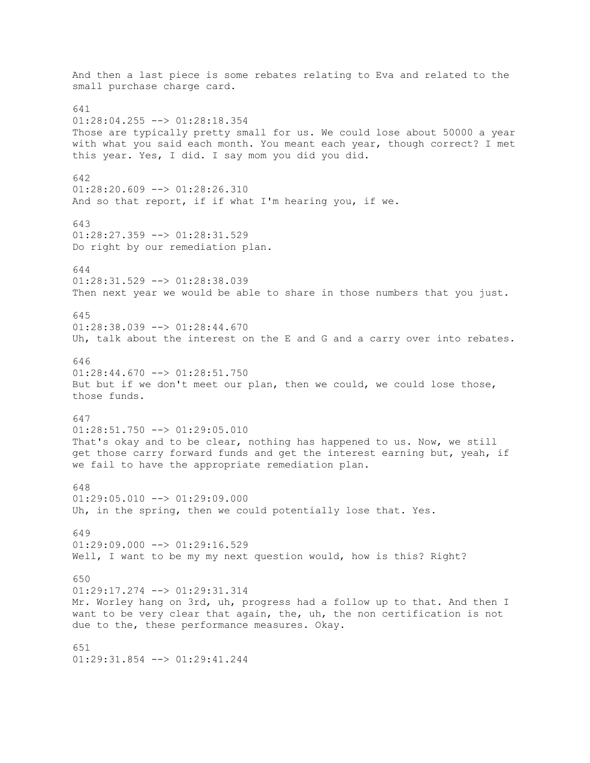And then a last piece is some rebates relating to Eva and related to the small purchase charge card.

641
01:28:04.255 --> 01:28:18.354
Those are typically pretty small for us. We could lose about 50000 a year with what you said each month. You meant each year, though correct? I met this year. Yes, I did. I say mom you did you did.

642
01:28:20.609 --> 01:28:26.310
And so that report, if if what I'm hearing you, if we.

643
01:28:27.359 --> 01:28:31.529
Do right by our remediation plan.

644
01:28:31.529 --> 01:28:38.039
Then next year we would be able to share in those numbers that you just.

645
01:28:38.039 --> 01:28:44.670
Uh, talk about the interest on the E and G and a carry over into rebates.

646
01:28:44.670 --> 01:28:51.750
But but if we don't meet our plan, then we could, we could lose those, those funds.

647
01:28:51.750 --> 01:29:05.010
That's okay and to be clear, nothing has happened to us. Now, we still get those carry forward funds and get the interest earning but, yeah, if we fail to have the appropriate remediation plan.

648
01:29:05.010 --> 01:29:09.000
Uh, in the spring, then we could potentially lose that. Yes.

649
01:29:09.000 --> 01:29:16.529
Well, I want to be my my next question would, how is this? Right?

650
01:29:17.274 --> 01:29:31.314
Mr. Worley hang on 3rd, uh, progress had a follow up to that. And then I want to be very clear that again, the, uh, the non certification is not due to the, these performance measures. Okay.

651
01:29:31.854 --> 01:29:41.244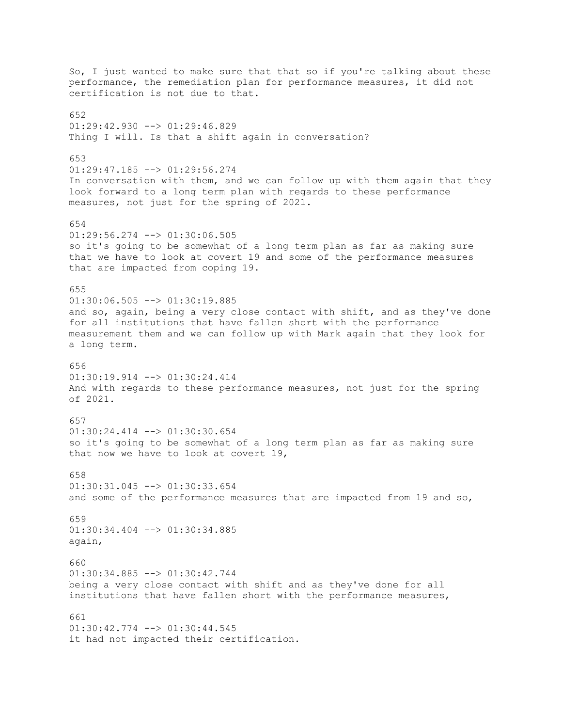So, I just wanted to make sure that that so if you're talking about these performance, the remediation plan for performance measures, it did not certification is not due to that.

652
01:29:42.930 --> 01:29:46.829
Thing I will. Is that a shift again in conversation?

653
01:29:47.185 --> 01:29:56.274
In conversation with them, and we can follow up with them again that they look forward to a long term plan with regards to these performance measures, not just for the spring of 2021.

654
01:29:56.274 --> 01:30:06.505
so it's going to be somewhat of a long term plan as far as making sure that we have to look at covert 19 and some of the performance measures that are impacted from coping 19.

655
01:30:06.505 --> 01:30:19.885
and so, again, being a very close contact with shift, and as they've done for all institutions that have fallen short with the performance measurement them and we can follow up with Mark again that they look for a long term.

656
01:30:19.914 --> 01:30:24.414
And with regards to these performance measures, not just for the spring of 2021.

657
01:30:24.414 --> 01:30:30.654
so it's going to be somewhat of a long term plan as far as making sure that now we have to look at covert 19,

658
01:30:31.045 --> 01:30:33.654
and some of the performance measures that are impacted from 19 and so,

659
01:30:34.404 --> 01:30:34.885
again,

660
01:30:34.885 --> 01:30:42.744
being a very close contact with shift and as they've done for all institutions that have fallen short with the performance measures,

661
01:30:42.774 --> 01:30:44.545
it had not impacted their certification.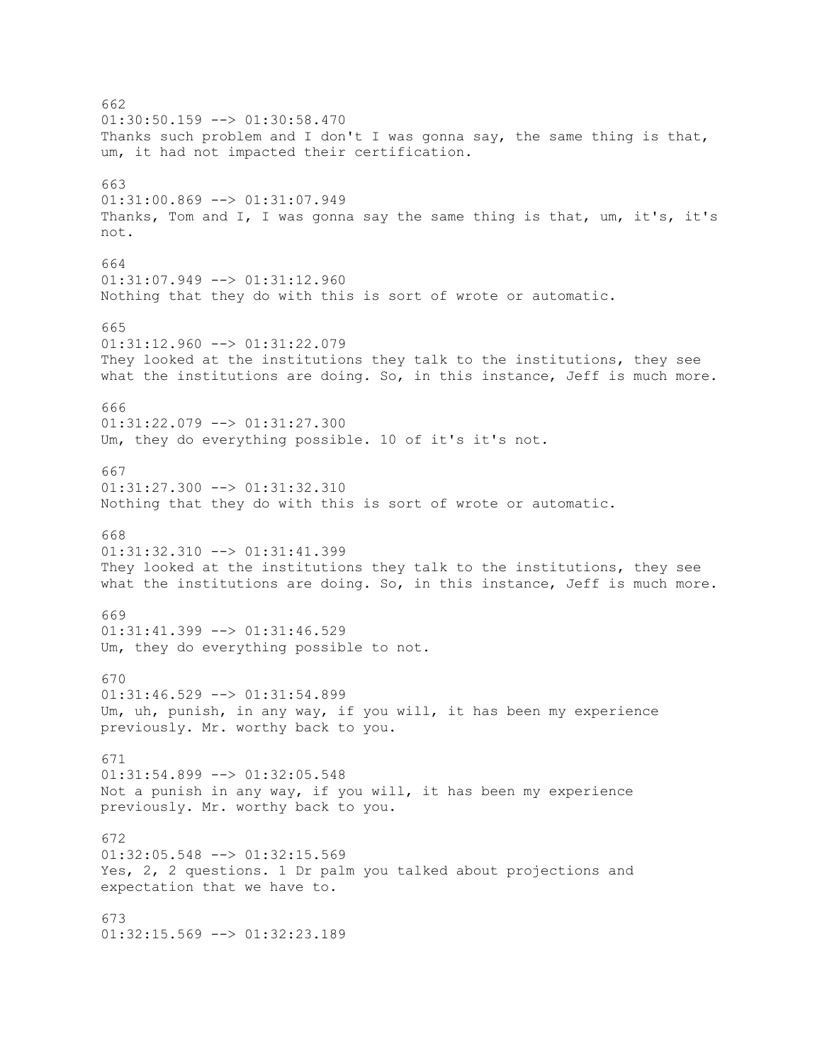662
01:30:50.159 --> 01:30:58.470
Thanks such problem and I don't I was gonna say, the same thing is that, um, it had not impacted their certification.

663
01:31:00.869 --> 01:31:07.949
Thanks, Tom and I, I was gonna say the same thing is that, um, it's, it's not.

664
01:31:07.949 --> 01:31:12.960
Nothing that they do with this is sort of wrote or automatic.

665
01:31:12.960 --> 01:31:22.079
They looked at the institutions they talk to the institutions, they see what the institutions are doing. So, in this instance, Jeff is much more.

666
01:31:22.079 --> 01:31:27.300
Um, they do everything possible. 10 of it's it's not.

667
01:31:27.300 --> 01:31:32.310
Nothing that they do with this is sort of wrote or automatic.

668
01:31:32.310 --> 01:31:41.399
They looked at the institutions they talk to the institutions, they see what the institutions are doing. So, in this instance, Jeff is much more.

669
01:31:41.399 --> 01:31:46.529
Um, they do everything possible to not.

670
01:31:46.529 --> 01:31:54.899
Um, uh, punish, in any way, if you will, it has been my experience previously. Mr. worthy back to you.

671
01:31:54.899 --> 01:32:05.548
Not a punish in any way, if you will, it has been my experience previously. Mr. worthy back to you.

672
01:32:05.548 --> 01:32:15.569
Yes, 2, 2 questions. 1 Dr palm you talked about projections and expectation that we have to.

673
01:32:15.569 --> 01:32:23.189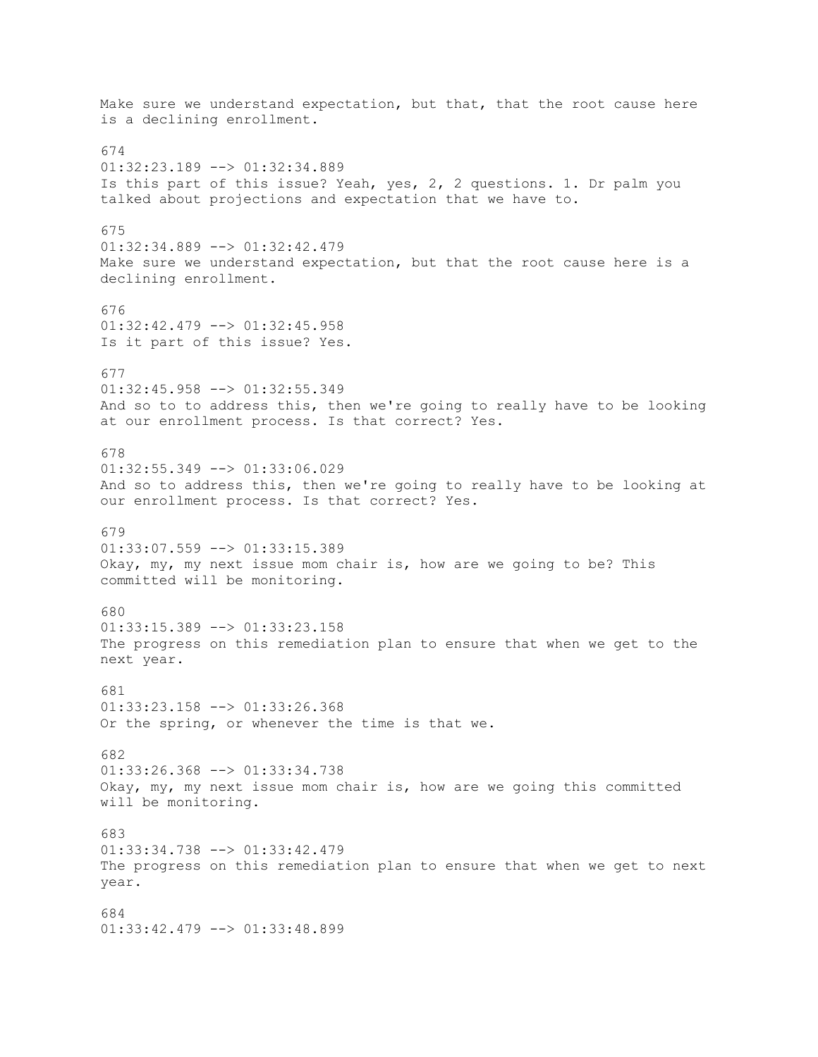Make sure we understand expectation, but that, that the root cause here is a declining enrollment.

674
01:32:23.189 --> 01:32:34.889
Is this part of this issue? Yeah, yes, 2, 2 questions. 1. Dr palm you talked about projections and expectation that we have to.

675
01:32:34.889 --> 01:32:42.479
Make sure we understand expectation, but that the root cause here is a declining enrollment.

676
01:32:42.479 --> 01:32:45.958
Is it part of this issue? Yes.

677
01:32:45.958 --> 01:32:55.349
And so to to address this, then we're going to really have to be looking at our enrollment process. Is that correct? Yes.

678
01:32:55.349 --> 01:33:06.029
And so to address this, then we're going to really have to be looking at our enrollment process. Is that correct? Yes.

679
01:33:07.559 --> 01:33:15.389
Okay, my, my next issue mom chair is, how are we going to be? This committed will be monitoring.

680
01:33:15.389 --> 01:33:23.158
The progress on this remediation plan to ensure that when we get to the next year.

681
01:33:23.158 --> 01:33:26.368
Or the spring, or whenever the time is that we.

682
01:33:26.368 --> 01:33:34.738
Okay, my, my next issue mom chair is, how are we going this committed will be monitoring.

683
01:33:34.738 --> 01:33:42.479
The progress on this remediation plan to ensure that when we get to next year.

684
01:33:42.479 --> 01:33:48.899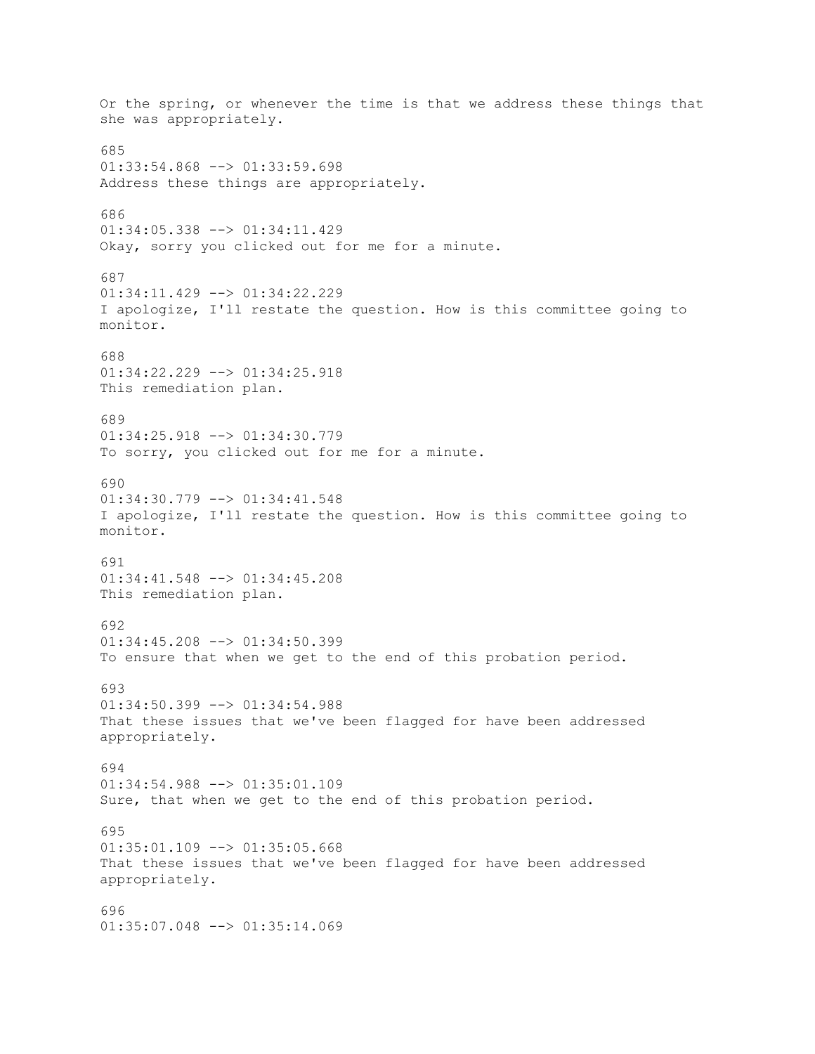Or the spring, or whenever the time is that we address these things that she was appropriately.

685
01:33:54.868 --> 01:33:59.698
Address these things are appropriately.

686
01:34:05.338 --> 01:34:11.429
Okay, sorry you clicked out for me for a minute.

687
01:34:11.429 --> 01:34:22.229
I apologize, I'll restate the question. How is this committee going to monitor.

688
01:34:22.229 --> 01:34:25.918
This remediation plan.

689
01:34:25.918 --> 01:34:30.779
To sorry, you clicked out for me for a minute.

690
01:34:30.779 --> 01:34:41.548
I apologize, I'll restate the question. How is this committee going to monitor.

691
01:34:41.548 --> 01:34:45.208
This remediation plan.

692
01:34:45.208 --> 01:34:50.399
To ensure that when we get to the end of this probation period.

693
01:34:50.399 --> 01:34:54.988
That these issues that we've been flagged for have been addressed appropriately.

694
01:34:54.988 --> 01:35:01.109
Sure, that when we get to the end of this probation period.

695
01:35:01.109 --> 01:35:05.668
That these issues that we've been flagged for have been addressed appropriately.

696
01:35:07.048 --> 01:35:14.069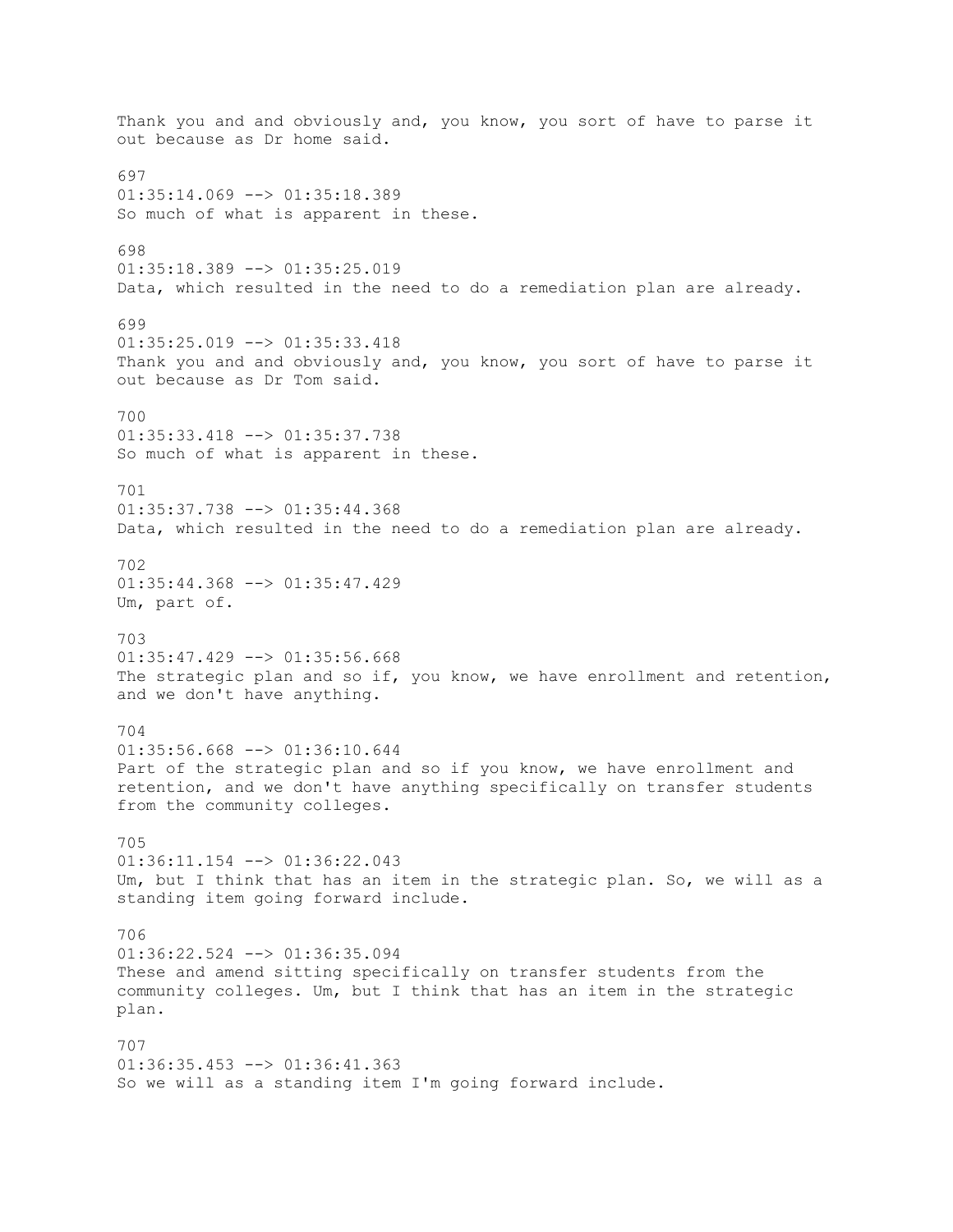Thank you and and obviously and, you know, you sort of have to parse it out because as Dr home said.

697
01:35:14.069 --> 01:35:18.389
So much of what is apparent in these.

698
01:35:18.389 --> 01:35:25.019
Data, which resulted in the need to do a remediation plan are already.

699
01:35:25.019 --> 01:35:33.418
Thank you and and obviously and, you know, you sort of have to parse it out because as Dr Tom said.

700
01:35:33.418 --> 01:35:37.738
So much of what is apparent in these.

701
01:35:37.738 --> 01:35:44.368
Data, which resulted in the need to do a remediation plan are already.

702
01:35:44.368 --> 01:35:47.429
Um, part of.

703
01:35:47.429 --> 01:35:56.668
The strategic plan and so if, you know, we have enrollment and retention, and we don't have anything.

704
01:35:56.668 --> 01:36:10.644
Part of the strategic plan and so if you know, we have enrollment and retention, and we don't have anything specifically on transfer students from the community colleges.

705
01:36:11.154 --> 01:36:22.043
Um, but I think that has an item in the strategic plan. So, we will as a standing item going forward include.

706
01:36:22.524 --> 01:36:35.094
These and amend sitting specifically on transfer students from the community colleges. Um, but I think that has an item in the strategic plan.

707
01:36:35.453 --> 01:36:41.363
So we will as a standing item I'm going forward include.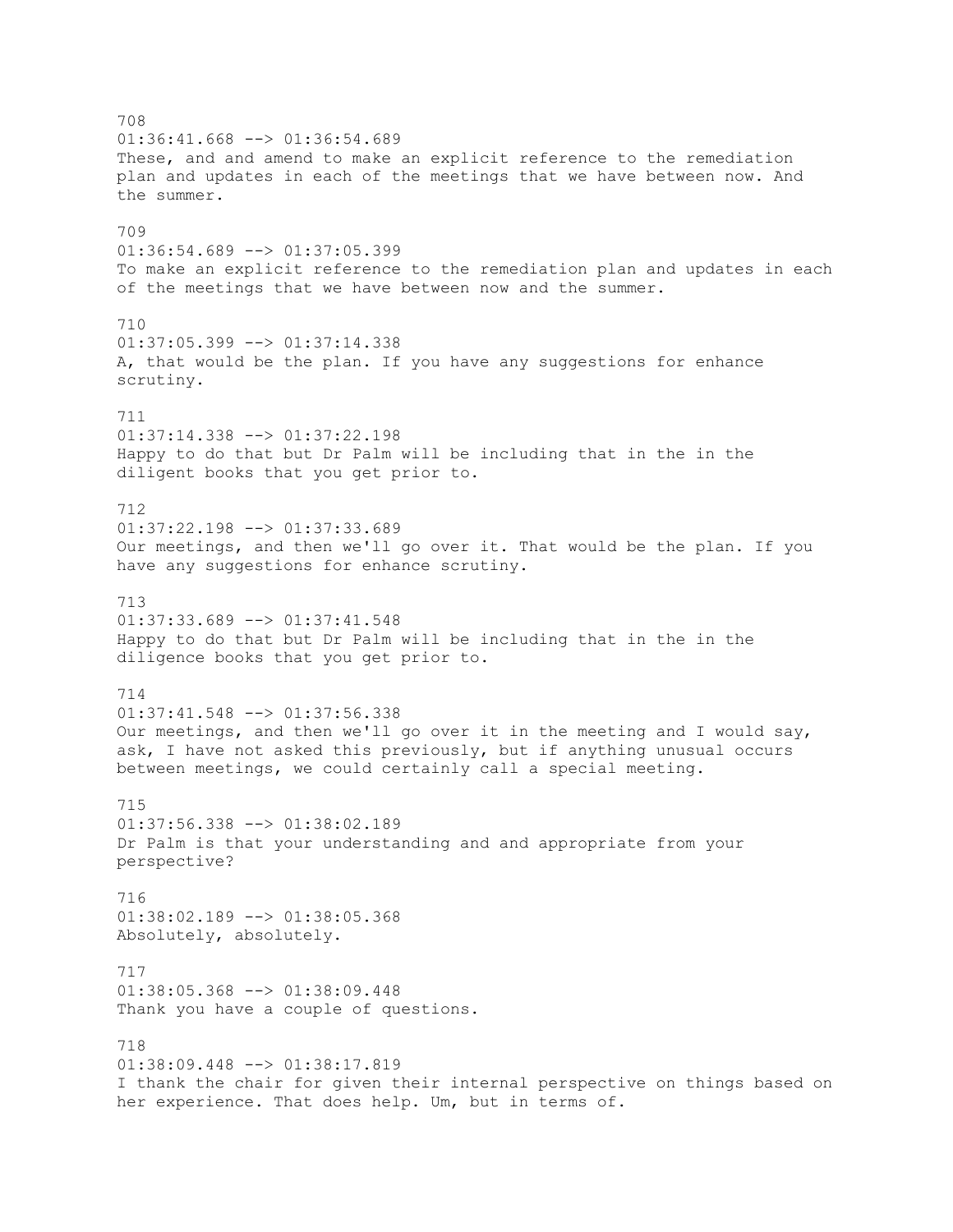708
01:36:41.668 --> 01:36:54.689
These, and and amend to make an explicit reference to the remediation plan and updates in each of the meetings that we have between now. And the summer.

709
01:36:54.689 --> 01:37:05.399
To make an explicit reference to the remediation plan and updates in each of the meetings that we have between now and the summer.

710
01:37:05.399 --> 01:37:14.338
A, that would be the plan. If you have any suggestions for enhance scrutiny.

711
01:37:14.338 --> 01:37:22.198
Happy to do that but Dr Palm will be including that in the in the diligent books that you get prior to.

712
01:37:22.198 --> 01:37:33.689
Our meetings, and then we'll go over it. That would be the plan. If you have any suggestions for enhance scrutiny.

713
01:37:33.689 --> 01:37:41.548
Happy to do that but Dr Palm will be including that in the in the diligence books that you get prior to.

714
01:37:41.548 --> 01:37:56.338
Our meetings, and then we'll go over it in the meeting and I would say, ask, I have not asked this previously, but if anything unusual occurs between meetings, we could certainly call a special meeting.

715
01:37:56.338 --> 01:38:02.189
Dr Palm is that your understanding and and appropriate from your perspective?

716
01:38:02.189 --> 01:38:05.368
Absolutely, absolutely.

717
01:38:05.368 --> 01:38:09.448
Thank you have a couple of questions.

718
01:38:09.448 --> 01:38:17.819
I thank the chair for given their internal perspective on things based on her experience. That does help. Um, but in terms of.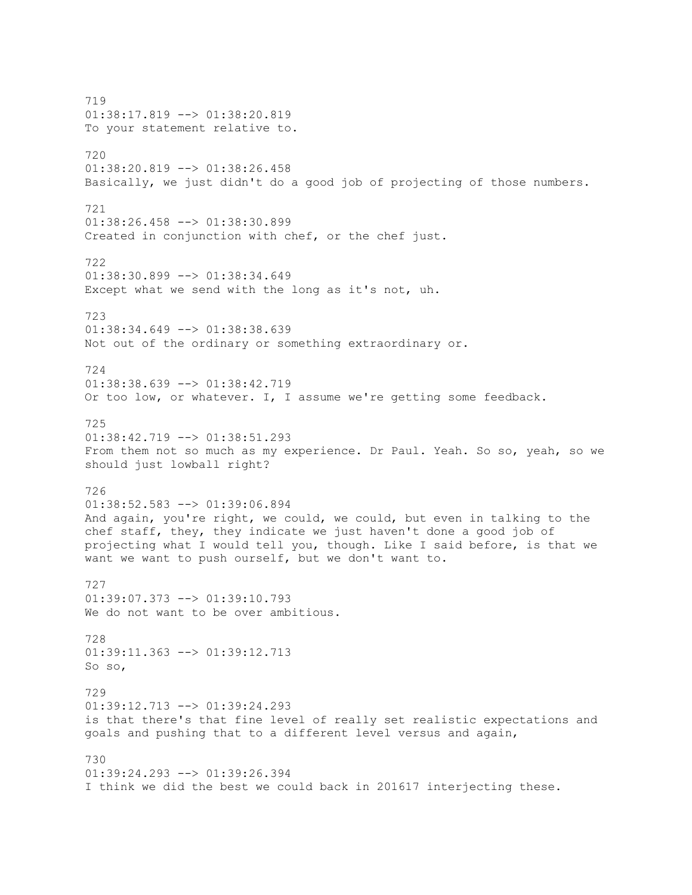719
01:38:17.819 --> 01:38:20.819
To your statement relative to.

720
01:38:20.819 --> 01:38:26.458
Basically, we just didn't do a good job of projecting of those numbers.

721
01:38:26.458 --> 01:38:30.899
Created in conjunction with chef, or the chef just.

722
01:38:30.899 --> 01:38:34.649
Except what we send with the long as it's not, uh.

723
01:38:34.649 --> 01:38:38.639
Not out of the ordinary or something extraordinary or.

724
01:38:38.639 --> 01:38:42.719
Or too low, or whatever. I, I assume we're getting some feedback.

725
01:38:42.719 --> 01:38:51.293
From them not so much as my experience. Dr Paul. Yeah. So so, yeah, so we should just lowball right?

726
01:38:52.583 --> 01:39:06.894
And again, you're right, we could, we could, but even in talking to the chef staff, they, they indicate we just haven't done a good job of projecting what I would tell you, though. Like I said before, is that we want we want to push ourself, but we don't want to.

727
01:39:07.373 --> 01:39:10.793
We do not want to be over ambitious.

728
01:39:11.363 --> 01:39:12.713
So so,

729
01:39:12.713 --> 01:39:24.293
is that there's that fine level of really set realistic expectations and goals and pushing that to a different level versus and again,

730
01:39:24.293 --> 01:39:26.394
I think we did the best we could back in 201617 interjecting these.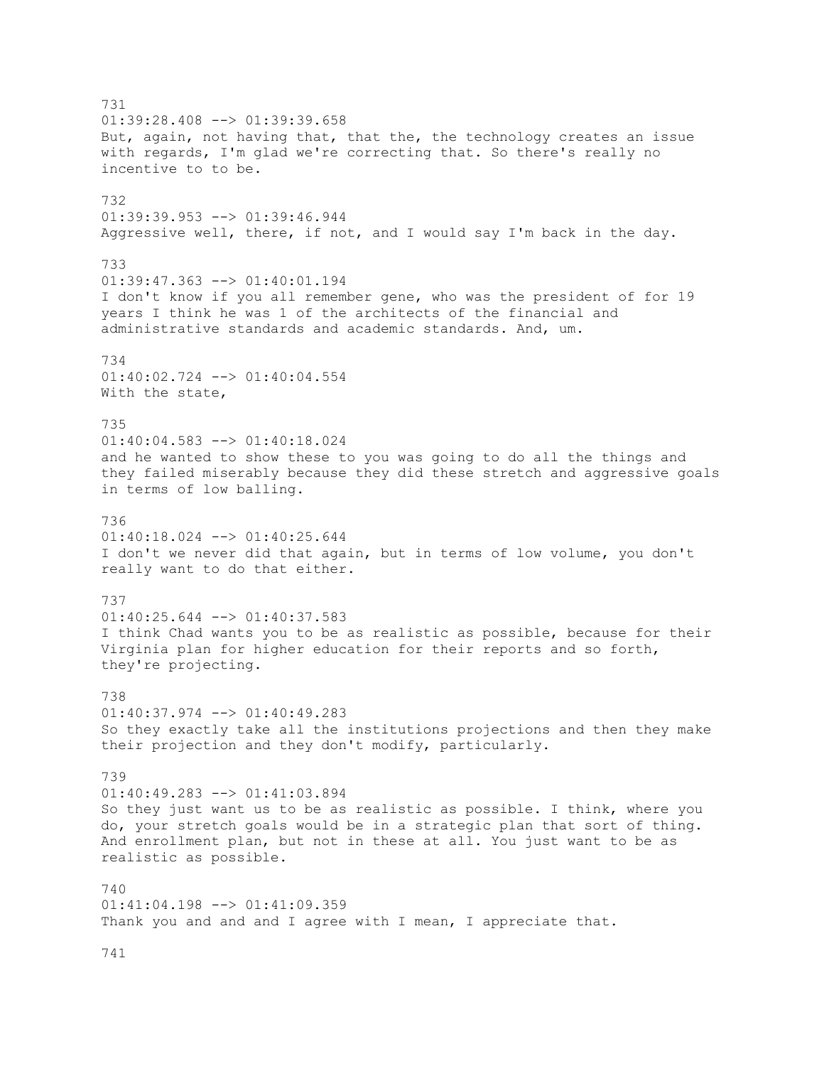731
01:39:28.408 --> 01:39:39.658
But, again, not having that, that the, the technology creates an issue with regards, I'm glad we're correcting that. So there's really no incentive to to be.

732
01:39:39.953 --> 01:39:46.944
Aggressive well, there, if not, and I would say I'm back in the day.

733
01:39:47.363 --> 01:40:01.194
I don't know if you all remember gene, who was the president of for 19 years I think he was 1 of the architects of the financial and administrative standards and academic standards. And, um.

734
01:40:02.724 --> 01:40:04.554
With the state,

735
01:40:04.583 --> 01:40:18.024
and he wanted to show these to you was going to do all the things and they failed miserably because they did these stretch and aggressive goals in terms of low balling.

736
01:40:18.024 --> 01:40:25.644
I don't we never did that again, but in terms of low volume, you don't really want to do that either.

737
01:40:25.644 --> 01:40:37.583
I think Chad wants you to be as realistic as possible, because for their Virginia plan for higher education for their reports and so forth, they're projecting.

738
01:40:37.974 --> 01:40:49.283
So they exactly take all the institutions projections and then they make their projection and they don't modify, particularly.

739
01:40:49.283 --> 01:41:03.894
So they just want us to be as realistic as possible. I think, where you do, your stretch goals would be in a strategic plan that sort of thing. And enrollment plan, but not in these at all. You just want to be as realistic as possible.

740
01:41:04.198 --> 01:41:09.359
Thank you and and and I agree with I mean, I appreciate that.

741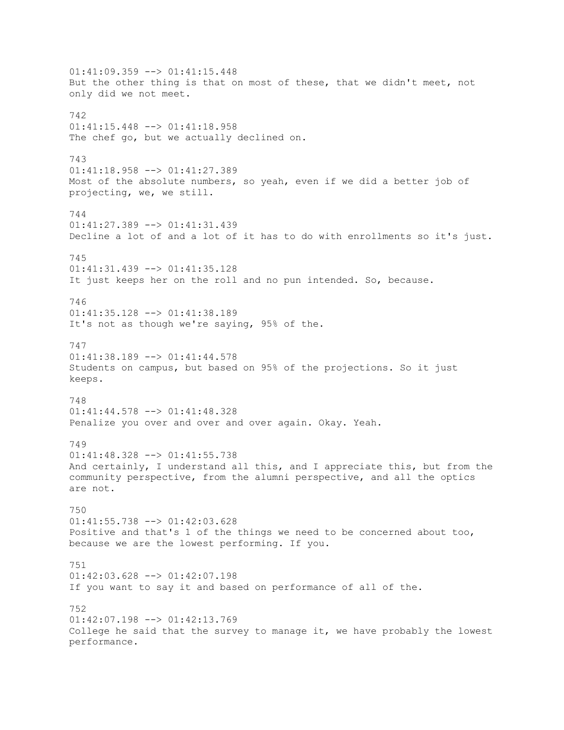01:41:09.359 --> 01:41:15.448
But the other thing is that on most of these, that we didn't meet, not only did we not meet.

742
01:41:15.448 --> 01:41:18.958
The chef go, but we actually declined on.

743
01:41:18.958 --> 01:41:27.389
Most of the absolute numbers, so yeah, even if we did a better job of projecting, we, we still.

744
01:41:27.389 --> 01:41:31.439
Decline a lot of and a lot of it has to do with enrollments so it's just.

745
01:41:31.439 --> 01:41:35.128
It just keeps her on the roll and no pun intended. So, because.

746
01:41:35.128 --> 01:41:38.189
It's not as though we're saying, 95% of the.

747
01:41:38.189 --> 01:41:44.578
Students on campus, but based on 95% of the projections. So it just keeps.

748
01:41:44.578 --> 01:41:48.328
Penalize you over and over and over again. Okay. Yeah.

749
01:41:48.328 --> 01:41:55.738
And certainly, I understand all this, and I appreciate this, but from the community perspective, from the alumni perspective, and all the optics are not.

750
01:41:55.738 --> 01:42:03.628
Positive and that's 1 of the things we need to be concerned about too, because we are the lowest performing. If you.

751
01:42:03.628 --> 01:42:07.198
If you want to say it and based on performance of all of the.

752
01:42:07.198 --> 01:42:13.769
College he said that the survey to manage it, we have probably the lowest performance.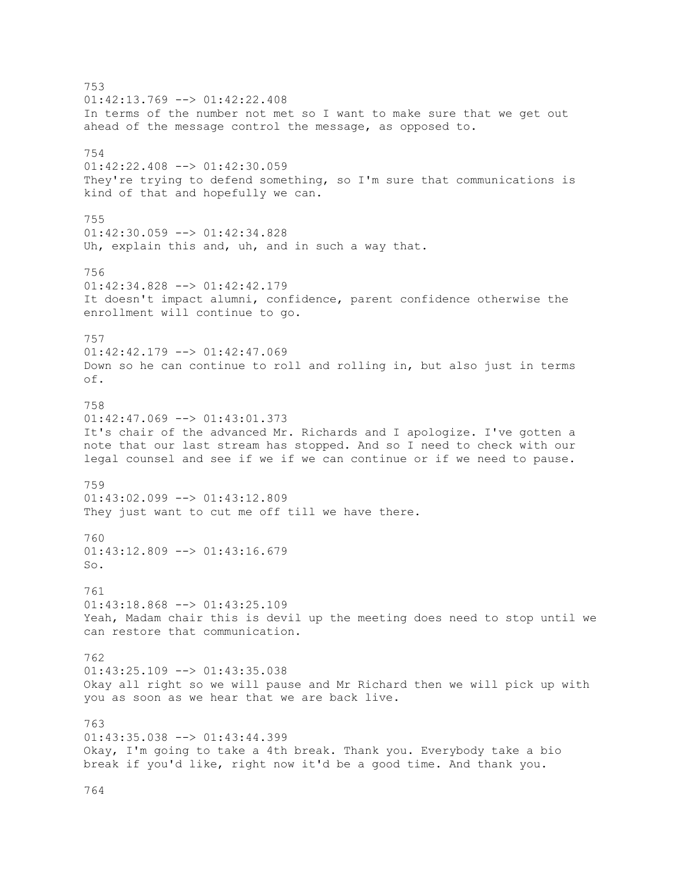753
01:42:13.769 --> 01:42:22.408
In terms of the number not met so I want to make sure that we get out ahead of the message control the message, as opposed to.

754
01:42:22.408 --> 01:42:30.059
They're trying to defend something, so I'm sure that communications is kind of that and hopefully we can.

755
01:42:30.059 --> 01:42:34.828
Uh, explain this and, uh, and in such a way that.

756
01:42:34.828 --> 01:42:42.179
It doesn't impact alumni, confidence, parent confidence otherwise the enrollment will continue to go.

757
01:42:42.179 --> 01:42:47.069
Down so he can continue to roll and rolling in, but also just in terms of.

758
01:42:47.069 --> 01:43:01.373
It's chair of the advanced Mr. Richards and I apologize. I've gotten a note that our last stream has stopped. And so I need to check with our legal counsel and see if we if we can continue or if we need to pause.

759
01:43:02.099 --> 01:43:12.809
They just want to cut me off till we have there.

760
01:43:12.809 --> 01:43:16.679
So.

761
01:43:18.868 --> 01:43:25.109
Yeah, Madam chair this is devil up the meeting does need to stop until we can restore that communication.

762
01:43:25.109 --> 01:43:35.038
Okay all right so we will pause and Mr Richard then we will pick up with you as soon as we hear that we are back live.

763
01:43:35.038 --> 01:43:44.399
Okay, I'm going to take a 4th break. Thank you. Everybody take a bio break if you'd like, right now it'd be a good time. And thank you.

764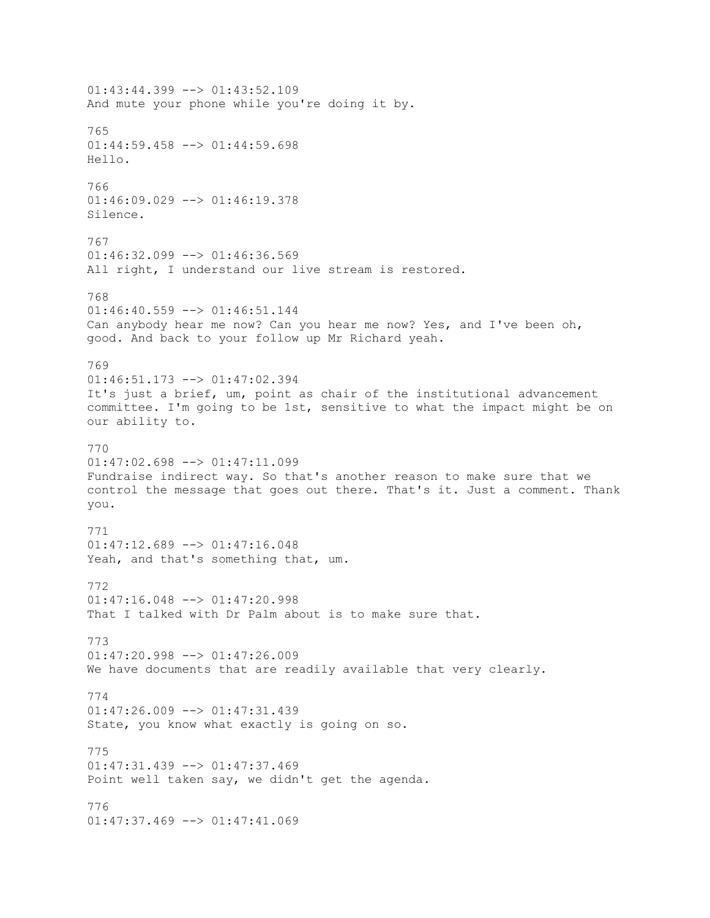01:43:44.399 --> 01:43:52.109
And mute your phone while you're doing it by.

765
01:44:59.458 --> 01:44:59.698
Hello.

766
01:46:09.029 --> 01:46:19.378
Silence.

767
01:46:32.099 --> 01:46:36.569
All right, I understand our live stream is restored.

768
01:46:40.559 --> 01:46:51.144
Can anybody hear me now? Can you hear me now? Yes, and I've been oh, good. And back to your follow up Mr Richard yeah.

769
01:46:51.173 --> 01:47:02.394
It's just a brief, um, point as chair of the institutional advancement committee. I'm going to be 1st, sensitive to what the impact might be on our ability to.

770
01:47:02.698 --> 01:47:11.099
Fundraise indirect way. So that's another reason to make sure that we control the message that goes out there. That's it. Just a comment. Thank you.

771
01:47:12.689 --> 01:47:16.048
Yeah, and that's something that, um.

772
01:47:16.048 --> 01:47:20.998
That I talked with Dr Palm about is to make sure that.

773
01:47:20.998 --> 01:47:26.009
We have documents that are readily available that very clearly.

774
01:47:26.009 --> 01:47:31.439
State, you know what exactly is going on so.

775
01:47:31.439 --> 01:47:37.469
Point well taken say, we didn't get the agenda.

776
01:47:37.469 --> 01:47:41.069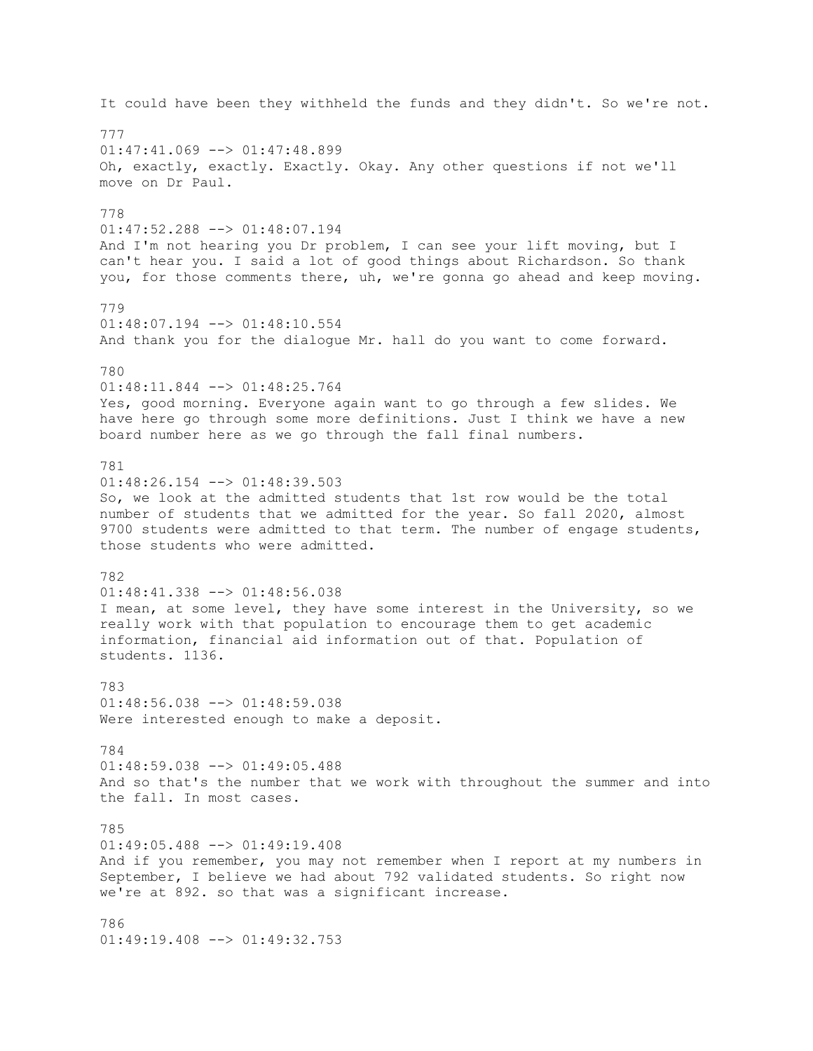It could have been they withheld the funds and they didn't. So we're not.

777
01:47:41.069 --> 01:47:48.899
Oh, exactly, exactly. Exactly. Okay. Any other questions if not we'll move on Dr Paul.

778
01:47:52.288 --> 01:48:07.194
And I'm not hearing you Dr problem, I can see your lift moving, but I can't hear you. I said a lot of good things about Richardson. So thank you, for those comments there, uh, we're gonna go ahead and keep moving.

779
01:48:07.194 --> 01:48:10.554
And thank you for the dialogue Mr. hall do you want to come forward.

780
01:48:11.844 --> 01:48:25.764
Yes, good morning. Everyone again want to go through a few slides. We have here go through some more definitions. Just I think we have a new board number here as we go through the fall final numbers.

781
01:48:26.154 --> 01:48:39.503
So, we look at the admitted students that 1st row would be the total number of students that we admitted for the year. So fall 2020, almost 9700 students were admitted to that term. The number of engage students, those students who were admitted.

782
01:48:41.338 --> 01:48:56.038
I mean, at some level, they have some interest in the University, so we really work with that population to encourage them to get academic information, financial aid information out of that. Population of students. 1136.

783
01:48:56.038 --> 01:48:59.038
Were interested enough to make a deposit.

784
01:48:59.038 --> 01:49:05.488
And so that's the number that we work with throughout the summer and into the fall. In most cases.

785
01:49:05.488 --> 01:49:19.408
And if you remember, you may not remember when I report at my numbers in September, I believe we had about 792 validated students. So right now we're at 892. so that was a significant increase.

786
01:49:19.408 --> 01:49:32.753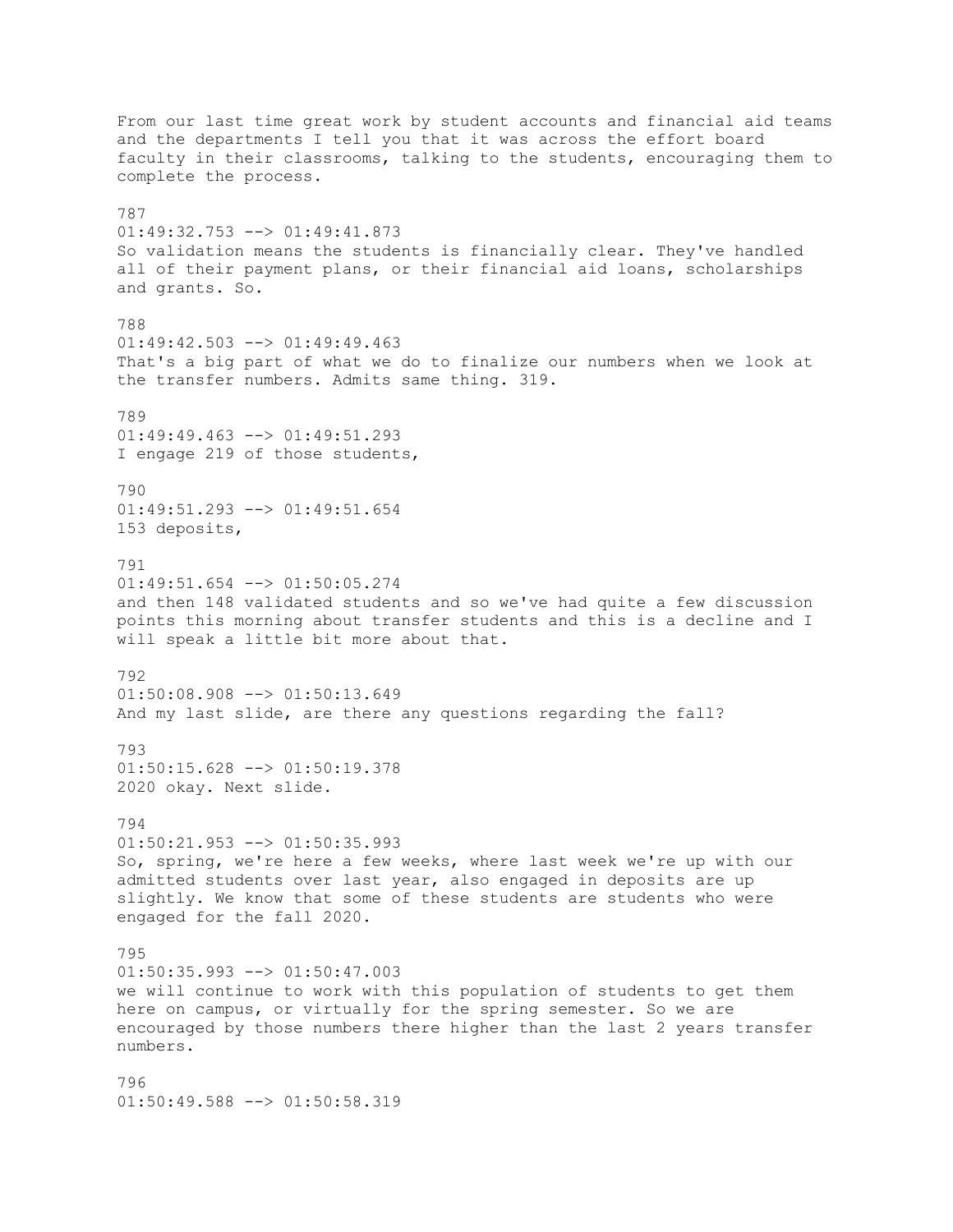From our last time great work by student accounts and financial aid teams and the departments I tell you that it was across the effort board faculty in their classrooms, talking to the students, encouraging them to complete the process.

787
01:49:32.753 --> 01:49:41.873
So validation means the students is financially clear. They've handled all of their payment plans, or their financial aid loans, scholarships and grants. So.

788
01:49:42.503 --> 01:49:49.463
That's a big part of what we do to finalize our numbers when we look at the transfer numbers. Admits same thing. 319.

789
01:49:49.463 --> 01:49:51.293
I engage 219 of those students,

790
01:49:51.293 --> 01:49:51.654
153 deposits,

791
01:49:51.654 --> 01:50:05.274
and then 148 validated students and so we've had quite a few discussion points this morning about transfer students and this is a decline and I will speak a little bit more about that.

792
01:50:08.908 --> 01:50:13.649
And my last slide, are there any questions regarding the fall?

793
01:50:15.628 --> 01:50:19.378
2020 okay. Next slide.

794
01:50:21.953 --> 01:50:35.993
So, spring, we're here a few weeks, where last week we're up with our admitted students over last year, also engaged in deposits are up slightly. We know that some of these students are students who were engaged for the fall 2020.

795
01:50:35.993 --> 01:50:47.003
we will continue to work with this population of students to get them here on campus, or virtually for the spring semester. So we are encouraged by those numbers there higher than the last 2 years transfer numbers.

796
01:50:49.588 --> 01:50:58.319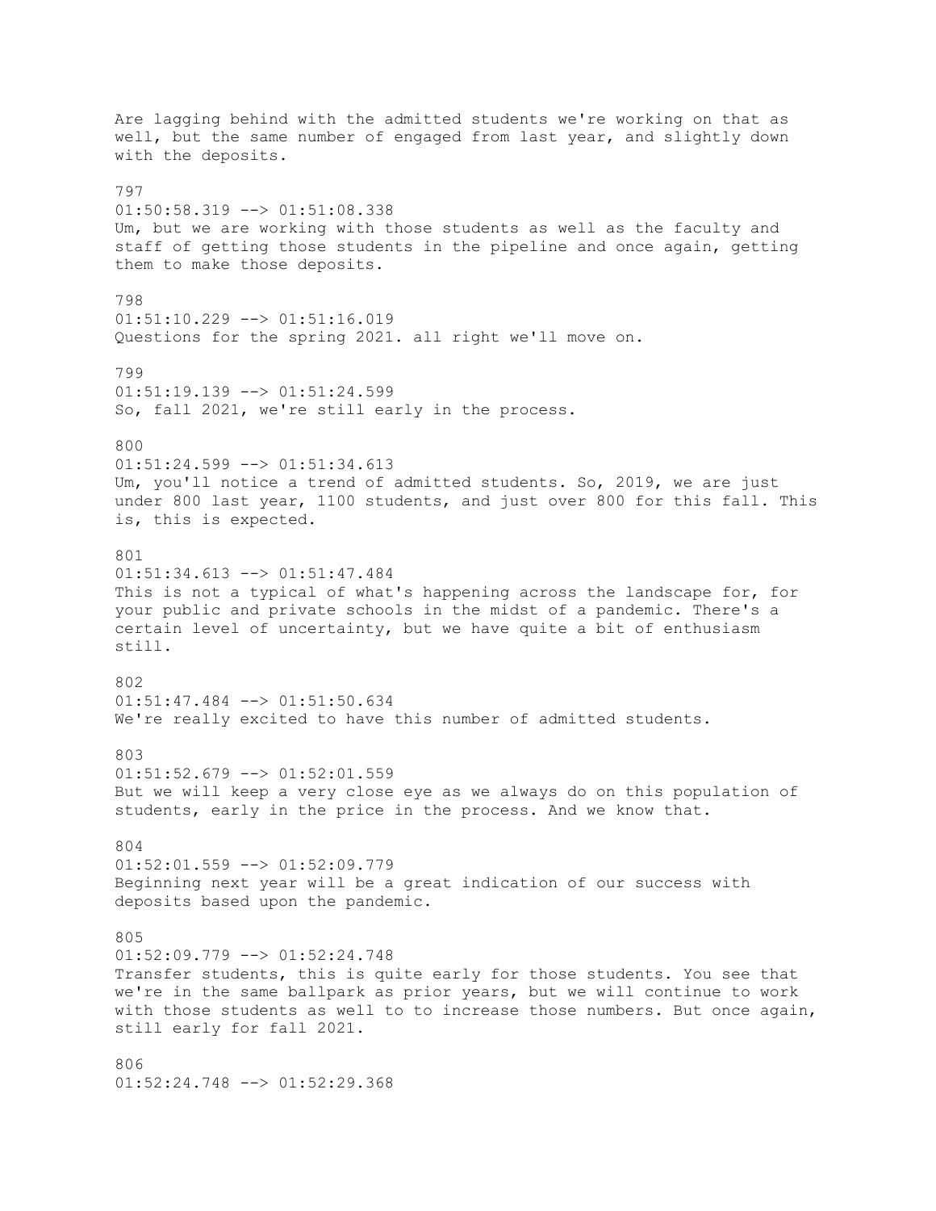Are lagging behind with the admitted students we're working on that as well, but the same number of engaged from last year, and slightly down with the deposits.

797
01:50:58.319 --> 01:51:08.338
Um, but we are working with those students as well as the faculty and staff of getting those students in the pipeline and once again, getting them to make those deposits.

798
01:51:10.229 --> 01:51:16.019
Questions for the spring 2021. all right we'll move on.

799
01:51:19.139 --> 01:51:24.599
So, fall 2021, we're still early in the process.

800
01:51:24.599 --> 01:51:34.613
Um, you'll notice a trend of admitted students. So, 2019, we are just under 800 last year, 1100 students, and just over 800 for this fall. This is, this is expected.

801
01:51:34.613 --> 01:51:47.484
This is not a typical of what's happening across the landscape for, for your public and private schools in the midst of a pandemic. There's a certain level of uncertainty, but we have quite a bit of enthusiasm still.

802
01:51:47.484 --> 01:51:50.634
We're really excited to have this number of admitted students.

803
01:51:52.679 --> 01:52:01.559
But we will keep a very close eye as we always do on this population of students, early in the price in the process. And we know that.

804
01:52:01.559 --> 01:52:09.779
Beginning next year will be a great indication of our success with deposits based upon the pandemic.

805
01:52:09.779 --> 01:52:24.748
Transfer students, this is quite early for those students. You see that we're in the same ballpark as prior years, but we will continue to work with those students as well to to increase those numbers. But once again, still early for fall 2021.

806
01:52:24.748 --> 01:52:29.368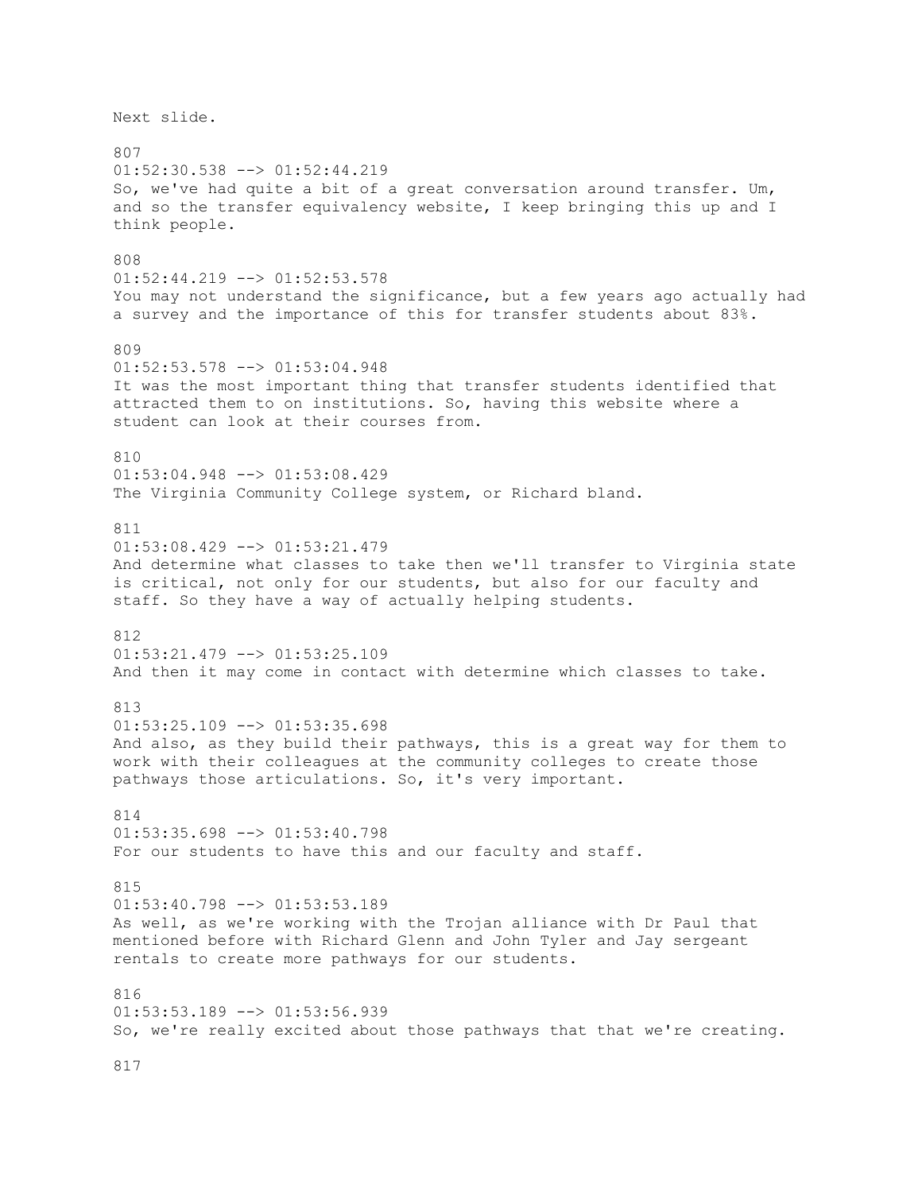Next slide.

807
01:52:30.538 --> 01:52:44.219
So, we've had quite a bit of a great conversation around transfer. Um, and so the transfer equivalency website, I keep bringing this up and I think people.

808
01:52:44.219 --> 01:52:53.578
You may not understand the significance, but a few years ago actually had a survey and the importance of this for transfer students about 83%.

809
01:52:53.578 --> 01:53:04.948
It was the most important thing that transfer students identified that attracted them to on institutions. So, having this website where a student can look at their courses from.

810
01:53:04.948 --> 01:53:08.429
The Virginia Community College system, or Richard bland.

811
01:53:08.429 --> 01:53:21.479
And determine what classes to take then we'll transfer to Virginia state is critical, not only for our students, but also for our faculty and staff. So they have a way of actually helping students.

812
01:53:21.479 --> 01:53:25.109
And then it may come in contact with determine which classes to take.

813
01:53:25.109 --> 01:53:35.698
And also, as they build their pathways, this is a great way for them to work with their colleagues at the community colleges to create those pathways those articulations. So, it's very important.

814
01:53:35.698 --> 01:53:40.798
For our students to have this and our faculty and staff.

815
01:53:40.798 --> 01:53:53.189
As well, as we're working with the Trojan alliance with Dr Paul that mentioned before with Richard Glenn and John Tyler and Jay sergeant rentals to create more pathways for our students.

816
01:53:53.189 --> 01:53:56.939
So, we're really excited about those pathways that that we're creating.

817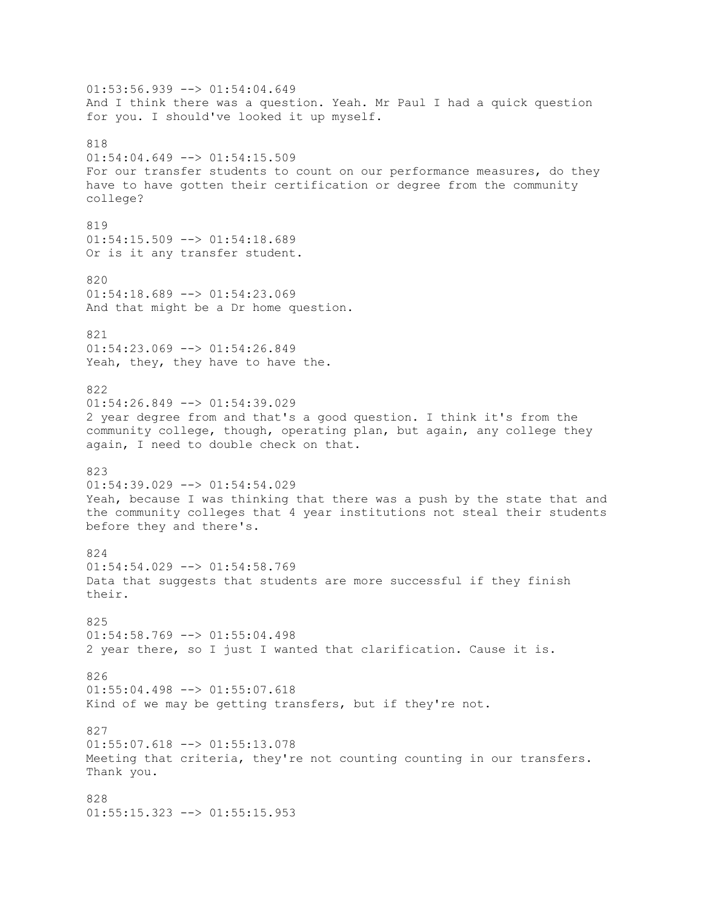01:53:56.939 --> 01:54:04.649
And I think there was a question. Yeah. Mr Paul I had a quick question for you. I should've looked it up myself.

818
01:54:04.649 --> 01:54:15.509
For our transfer students to count on our performance measures, do they have to have gotten their certification or degree from the community college?

819
01:54:15.509 --> 01:54:18.689
Or is it any transfer student.

820
01:54:18.689 --> 01:54:23.069
And that might be a Dr home question.

821
01:54:23.069 --> 01:54:26.849
Yeah, they, they have to have the.

822
01:54:26.849 --> 01:54:39.029
2 year degree from and that's a good question. I think it's from the community college, though, operating plan, but again, any college they again, I need to double check on that.

823
01:54:39.029 --> 01:54:54.029
Yeah, because I was thinking that there was a push by the state that and the community colleges that 4 year institutions not steal their students before they and there's.

824
01:54:54.029 --> 01:54:58.769
Data that suggests that students are more successful if they finish their.

825
01:54:58.769 --> 01:55:04.498
2 year there, so I just I wanted that clarification. Cause it is.

826
01:55:04.498 --> 01:55:07.618
Kind of we may be getting transfers, but if they're not.

827
01:55:07.618 --> 01:55:13.078
Meeting that criteria, they're not counting counting in our transfers. Thank you.

828
01:55:15.323 --> 01:55:15.953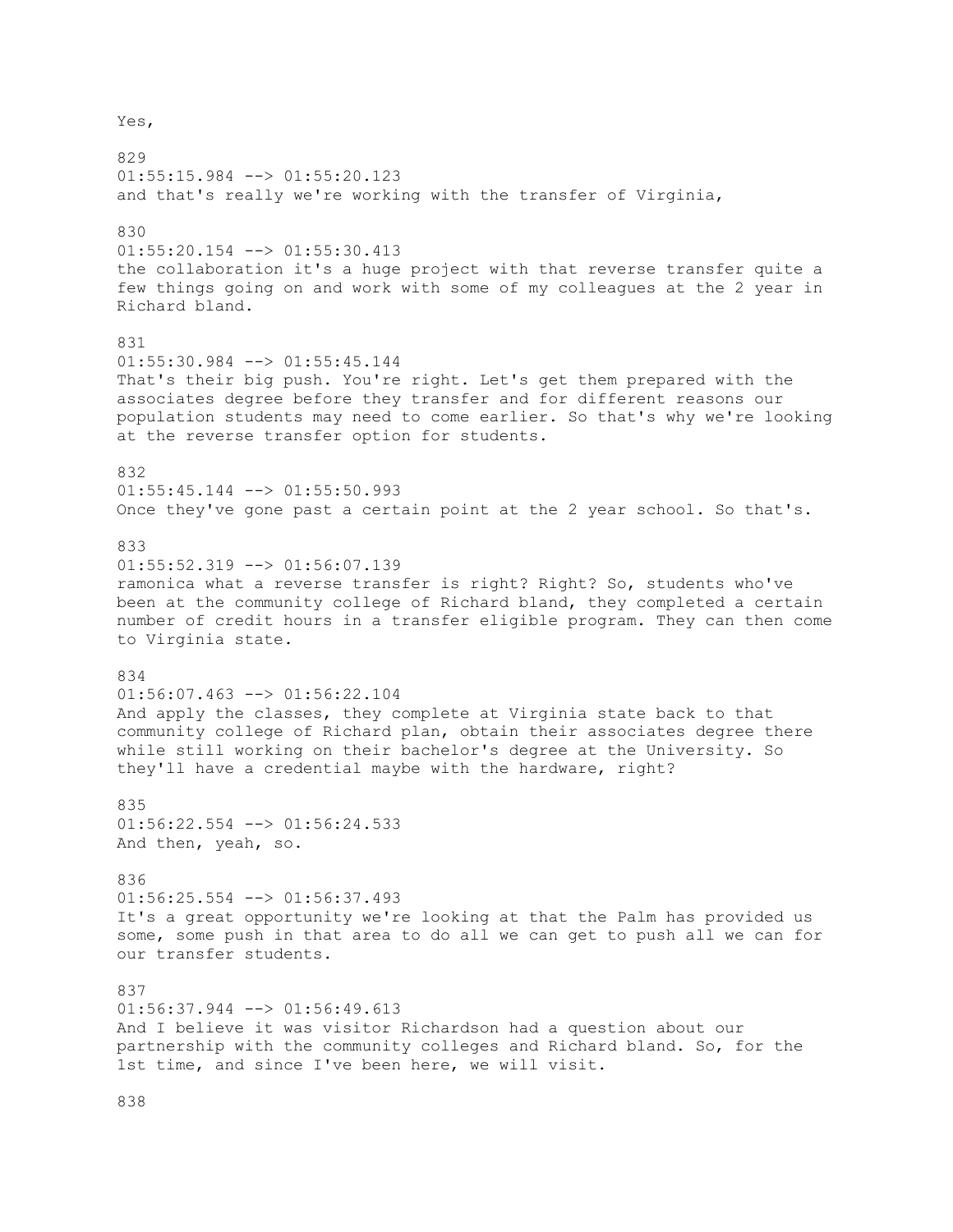Yes,

829
01:55:15.984 --> 01:55:20.123
and that's really we're working with the transfer of Virginia,

830
01:55:20.154 --> 01:55:30.413
the collaboration it's a huge project with that reverse transfer quite a few things going on and work with some of my colleagues at the 2 year in Richard bland.

831
01:55:30.984 --> 01:55:45.144
That's their big push. You're right. Let's get them prepared with the associates degree before they transfer and for different reasons our population students may need to come earlier. So that's why we're looking at the reverse transfer option for students.

832
01:55:45.144 --> 01:55:50.993
Once they've gone past a certain point at the 2 year school. So that's.

833
01:55:52.319 --> 01:56:07.139
ramonica what a reverse transfer is right? Right? So, students who've been at the community college of Richard bland, they completed a certain number of credit hours in a transfer eligible program. They can then come to Virginia state.

834
01:56:07.463 --> 01:56:22.104
And apply the classes, they complete at Virginia state back to that community college of Richard plan, obtain their associates degree there while still working on their bachelor's degree at the University. So they'll have a credential maybe with the hardware, right?

835
01:56:22.554 --> 01:56:24.533
And then, yeah, so.

836
01:56:25.554 --> 01:56:37.493
It's a great opportunity we're looking at that the Palm has provided us some, some push in that area to do all we can get to push all we can for our transfer students.

837
01:56:37.944 --> 01:56:49.613
And I believe it was visitor Richardson had a question about our partnership with the community colleges and Richard bland. So, for the 1st time, and since I've been here, we will visit.

838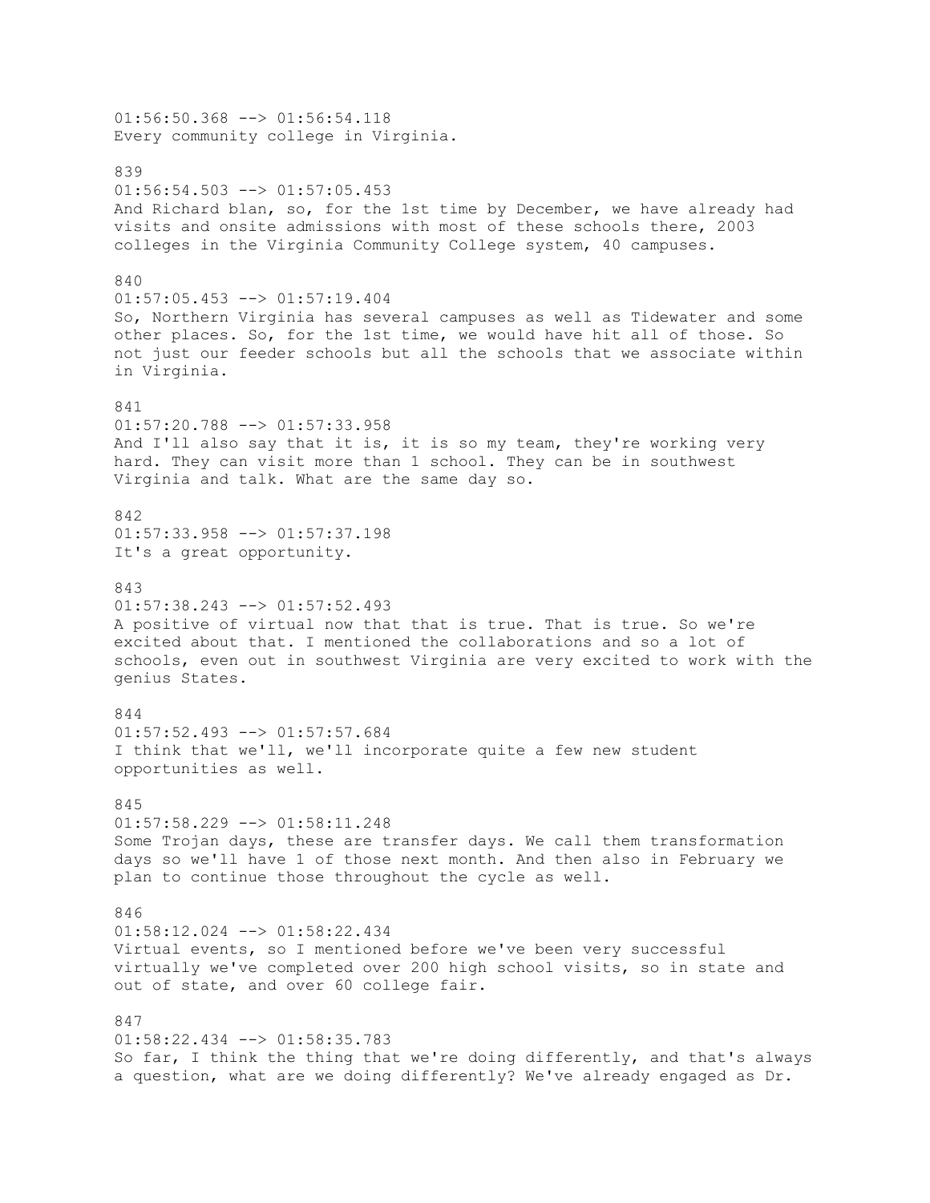01:56:50.368 --> 01:56:54.118
Every community college in Virginia.

839
01:56:54.503 --> 01:57:05.453
And Richard blan, so, for the 1st time by December, we have already had visits and onsite admissions with most of these schools there, 2003 colleges in the Virginia Community College system, 40 campuses.

840
01:57:05.453 --> 01:57:19.404
So, Northern Virginia has several campuses as well as Tidewater and some other places. So, for the 1st time, we would have hit all of those. So not just our feeder schools but all the schools that we associate within in Virginia.

841
01:57:20.788 --> 01:57:33.958
And I'll also say that it is, it is so my team, they're working very hard. They can visit more than 1 school. They can be in southwest Virginia and talk. What are the same day so.

842
01:57:33.958 --> 01:57:37.198
It's a great opportunity.

843
01:57:38.243 --> 01:57:52.493
A positive of virtual now that that is true. That is true. So we're excited about that. I mentioned the collaborations and so a lot of schools, even out in southwest Virginia are very excited to work with the genius States.

844
01:57:52.493 --> 01:57:57.684
I think that we'll, we'll incorporate quite a few new student opportunities as well.

845
01:57:58.229 --> 01:58:11.248
Some Trojan days, these are transfer days. We call them transformation days so we'll have 1 of those next month. And then also in February we plan to continue those throughout the cycle as well.

846
01:58:12.024 --> 01:58:22.434
Virtual events, so I mentioned before we've been very successful virtually we've completed over 200 high school visits, so in state and out of state, and over 60 college fair.

847
01:58:22.434 --> 01:58:35.783
So far, I think the thing that we're doing differently, and that's always a question, what are we doing differently? We've already engaged as Dr.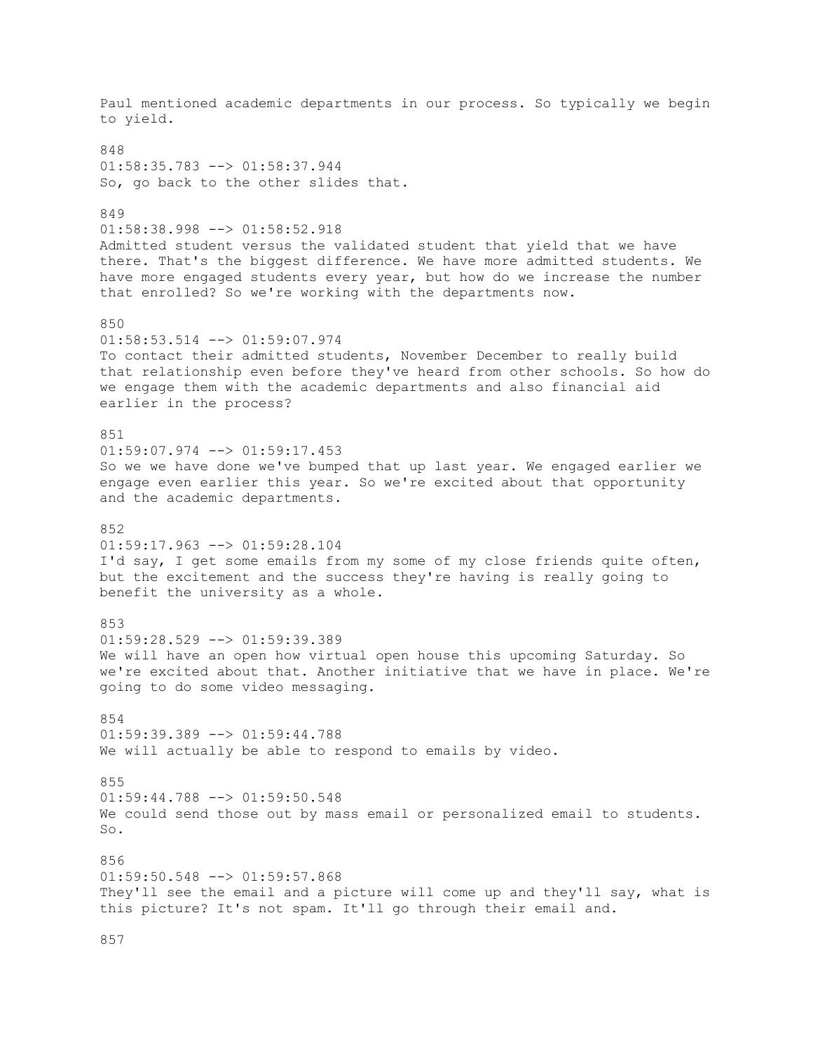Paul mentioned academic departments in our process. So typically we begin to yield.

848
01:58:35.783 --> 01:58:37.944
So, go back to the other slides that.

849
01:58:38.998 --> 01:58:52.918
Admitted student versus the validated student that yield that we have there. That's the biggest difference. We have more admitted students. We have more engaged students every year, but how do we increase the number that enrolled? So we're working with the departments now.

850
01:58:53.514 --> 01:59:07.974
To contact their admitted students, November December to really build that relationship even before they've heard from other schools. So how do we engage them with the academic departments and also financial aid earlier in the process?

851
01:59:07.974 --> 01:59:17.453
So we we have done we've bumped that up last year. We engaged earlier we engage even earlier this year. So we're excited about that opportunity and the academic departments.

852
01:59:17.963 --> 01:59:28.104
I'd say, I get some emails from my some of my close friends quite often, but the excitement and the success they're having is really going to benefit the university as a whole.

853
01:59:28.529 --> 01:59:39.389
We will have an open how virtual open house this upcoming Saturday. So we're excited about that. Another initiative that we have in place. We're going to do some video messaging.

854
01:59:39.389 --> 01:59:44.788
We will actually be able to respond to emails by video.

855
01:59:44.788 --> 01:59:50.548
We could send those out by mass email or personalized email to students. So.

856
01:59:50.548 --> 01:59:57.868
They'll see the email and a picture will come up and they'll say, what is this picture? It's not spam. It'll go through their email and.

857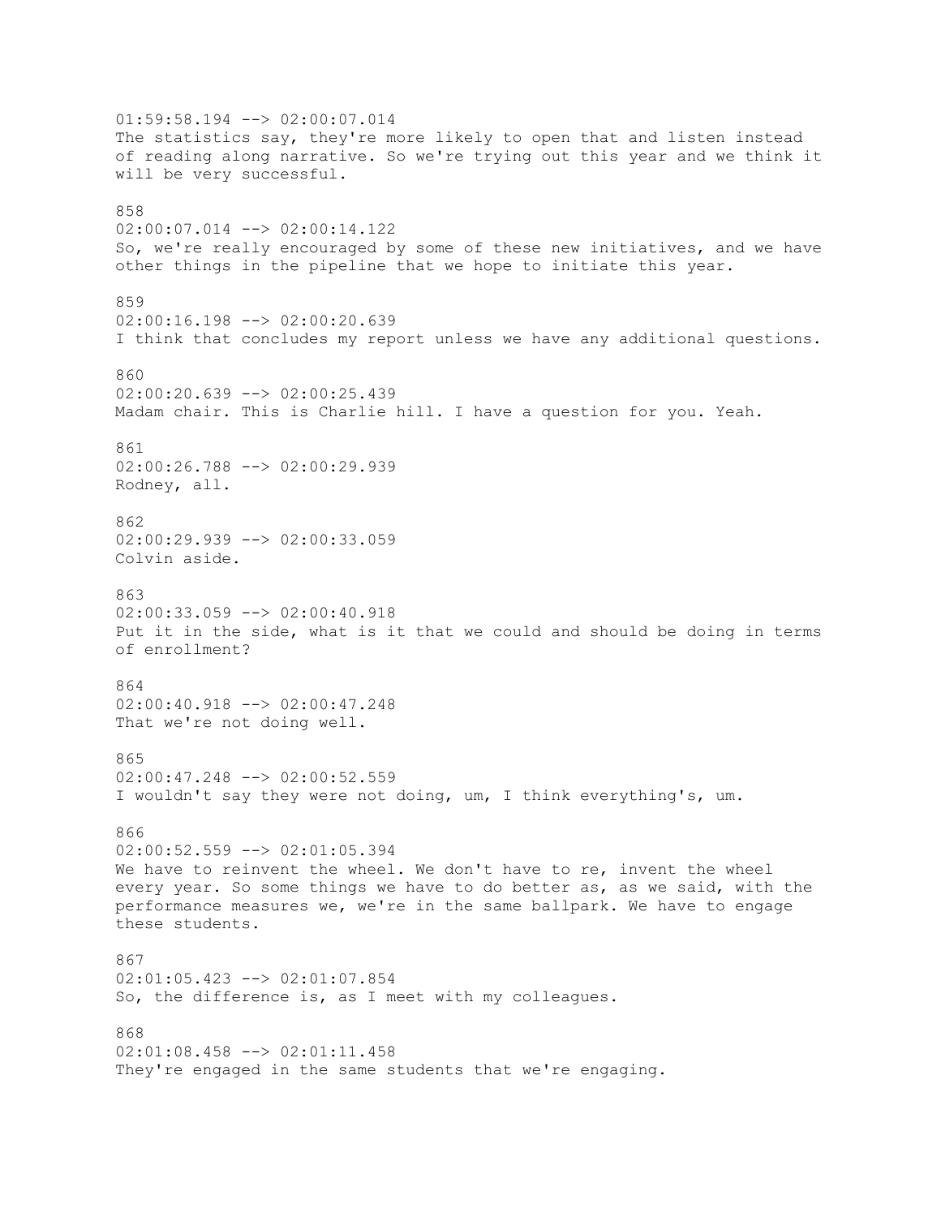01:59:58.194 --> 02:00:07.014
The statistics say, they're more likely to open that and listen instead of reading along narrative. So we're trying out this year and we think it will be very successful.

858
02:00:07.014 --> 02:00:14.122
So, we're really encouraged by some of these new initiatives, and we have other things in the pipeline that we hope to initiate this year.

859
02:00:16.198 --> 02:00:20.639
I think that concludes my report unless we have any additional questions.

860
02:00:20.639 --> 02:00:25.439
Madam chair. This is Charlie hill. I have a question for you. Yeah.

861
02:00:26.788 --> 02:00:29.939
Rodney, all.

862
02:00:29.939 --> 02:00:33.059
Colvin aside.

863
02:00:33.059 --> 02:00:40.918
Put it in the side, what is it that we could and should be doing in terms of enrollment?

864
02:00:40.918 --> 02:00:47.248
That we're not doing well.

865
02:00:47.248 --> 02:00:52.559
I wouldn't say they were not doing, um, I think everything's, um.

866
02:00:52.559 --> 02:01:05.394
We have to reinvent the wheel. We don't have to re, invent the wheel every year. So some things we have to do better as, as we said, with the performance measures we, we're in the same ballpark. We have to engage these students.

867
02:01:05.423 --> 02:01:07.854
So, the difference is, as I meet with my colleagues.

868
02:01:08.458 --> 02:01:11.458
They're engaged in the same students that we're engaging.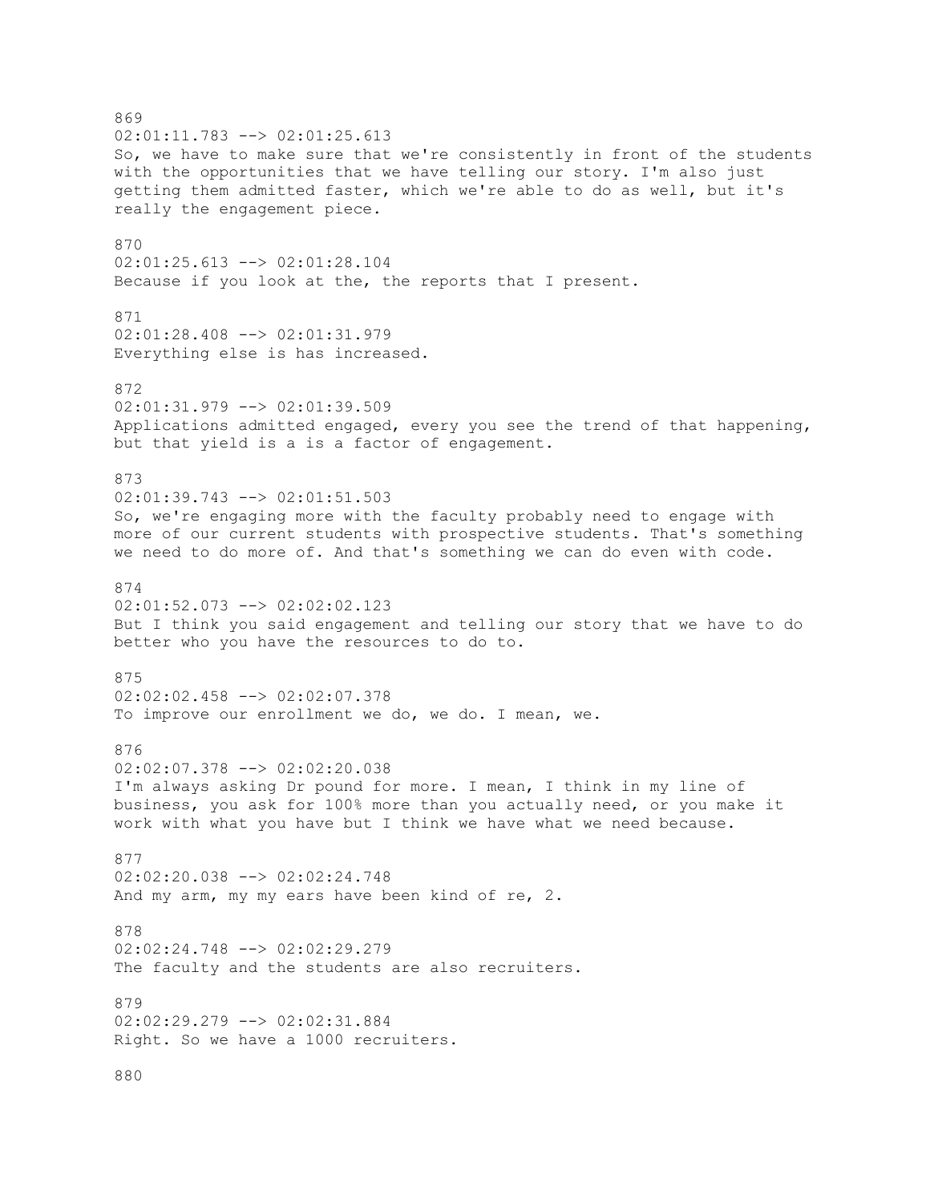869
02:01:11.783 --> 02:01:25.613
So, we have to make sure that we're consistently in front of the students with the opportunities that we have telling our story. I'm also just getting them admitted faster, which we're able to do as well, but it's really the engagement piece.

870
02:01:25.613 --> 02:01:28.104
Because if you look at the, the reports that I present.

871
02:01:28.408 --> 02:01:31.979
Everything else is has increased.

872
02:01:31.979 --> 02:01:39.509
Applications admitted engaged, every you see the trend of that happening, but that yield is a is a factor of engagement.

873
02:01:39.743 --> 02:01:51.503
So, we're engaging more with the faculty probably need to engage with more of our current students with prospective students. That's something we need to do more of. And that's something we can do even with code.

874
02:01:52.073 --> 02:02:02.123
But I think you said engagement and telling our story that we have to do better who you have the resources to do to.

875
02:02:02.458 --> 02:02:07.378
To improve our enrollment we do, we do. I mean, we.

876
02:02:07.378 --> 02:02:20.038
I'm always asking Dr pound for more. I mean, I think in my line of business, you ask for 100% more than you actually need, or you make it work with what you have but I think we have what we need because.

877
02:02:20.038 --> 02:02:24.748
And my arm, my my ears have been kind of re, 2.

878
02:02:24.748 --> 02:02:29.279
The faculty and the students are also recruiters.

879
02:02:29.279 --> 02:02:31.884
Right. So we have a 1000 recruiters.

880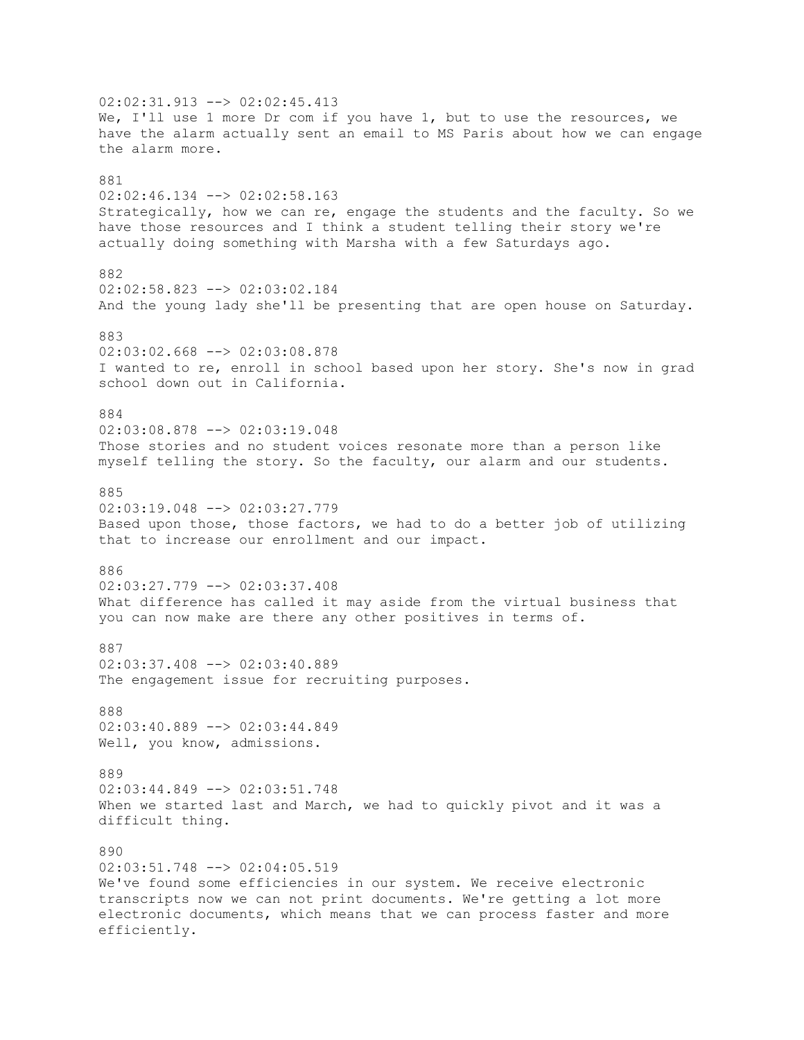02:02:31.913 --> 02:02:45.413
We, I'll use 1 more Dr com if you have 1, but to use the resources, we have the alarm actually sent an email to MS Paris about how we can engage the alarm more.

881
02:02:46.134 --> 02:02:58.163
Strategically, how we can re, engage the students and the faculty. So we have those resources and I think a student telling their story we're actually doing something with Marsha with a few Saturdays ago.

882
02:02:58.823 --> 02:03:02.184
And the young lady she'll be presenting that are open house on Saturday.

883
02:03:02.668 --> 02:03:08.878
I wanted to re, enroll in school based upon her story. She's now in grad school down out in California.

884
02:03:08.878 --> 02:03:19.048
Those stories and no student voices resonate more than a person like myself telling the story. So the faculty, our alarm and our students.

885
02:03:19.048 --> 02:03:27.779
Based upon those, those factors, we had to do a better job of utilizing that to increase our enrollment and our impact.

886
02:03:27.779 --> 02:03:37.408
What difference has called it may aside from the virtual business that you can now make are there any other positives in terms of.

887
02:03:37.408 --> 02:03:40.889
The engagement issue for recruiting purposes.

888
02:03:40.889 --> 02:03:44.849
Well, you know, admissions.

889
02:03:44.849 --> 02:03:51.748
When we started last and March, we had to quickly pivot and it was a difficult thing.

890
02:03:51.748 --> 02:04:05.519
We've found some efficiencies in our system. We receive electronic transcripts now we can not print documents. We're getting a lot more electronic documents, which means that we can process faster and more efficiently.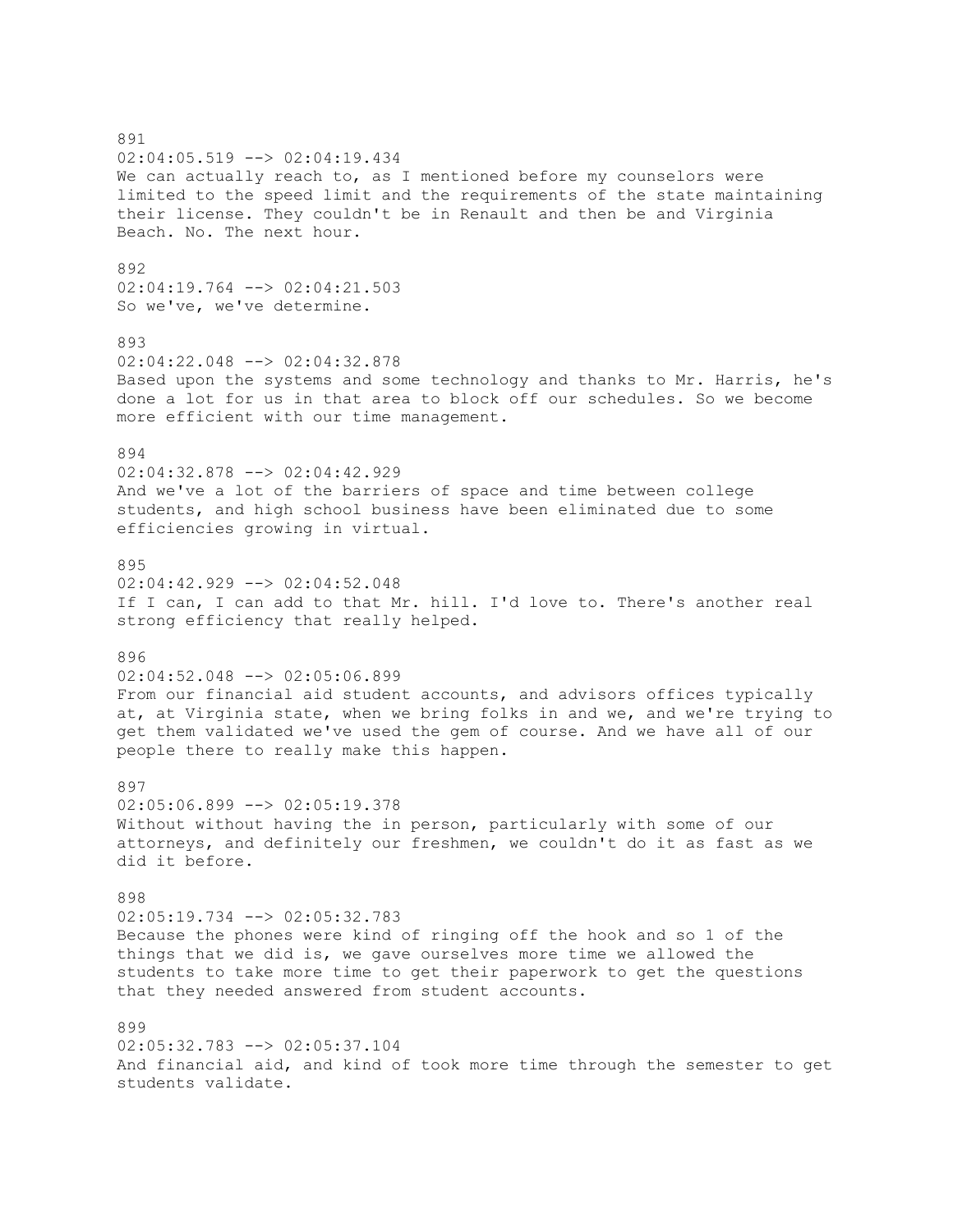891
02:04:05.519 --> 02:04:19.434
We can actually reach to, as I mentioned before my counselors were limited to the speed limit and the requirements of the state maintaining their license. They couldn't be in Renault and then be and Virginia Beach. No. The next hour.

892
02:04:19.764 --> 02:04:21.503
So we've, we've determine.

893
02:04:22.048 --> 02:04:32.878
Based upon the systems and some technology and thanks to Mr. Harris, he's done a lot for us in that area to block off our schedules. So we become more efficient with our time management.

894
02:04:32.878 --> 02:04:42.929
And we've a lot of the barriers of space and time between college students, and high school business have been eliminated due to some efficiencies growing in virtual.

895
02:04:42.929 --> 02:04:52.048
If I can, I can add to that Mr. hill. I'd love to. There's another real strong efficiency that really helped.

896
02:04:52.048 --> 02:05:06.899
From our financial aid student accounts, and advisors offices typically at, at Virginia state, when we bring folks in and we, and we're trying to get them validated we've used the gem of course. And we have all of our people there to really make this happen.

897
02:05:06.899 --> 02:05:19.378
Without without having the in person, particularly with some of our attorneys, and definitely our freshmen, we couldn't do it as fast as we did it before.

898
02:05:19.734 --> 02:05:32.783
Because the phones were kind of ringing off the hook and so 1 of the things that we did is, we gave ourselves more time we allowed the students to take more time to get their paperwork to get the questions that they needed answered from student accounts.

899
02:05:32.783 --> 02:05:37.104
And financial aid, and kind of took more time through the semester to get students validate.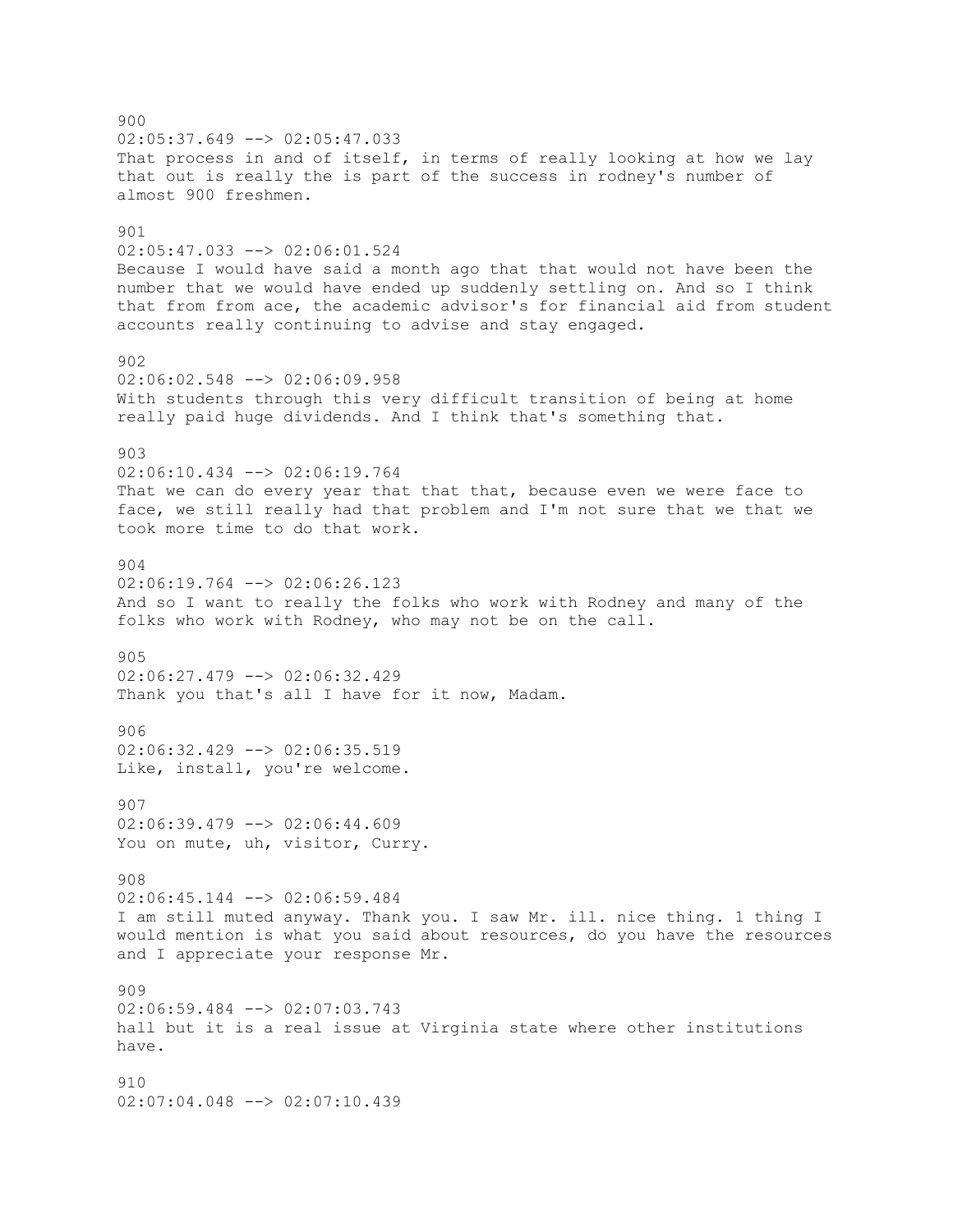900
02:05:37.649 --> 02:05:47.033
That process in and of itself, in terms of really looking at how we lay that out is really the is part of the success in rodney's number of almost 900 freshmen.

901
02:05:47.033 --> 02:06:01.524
Because I would have said a month ago that that would not have been the number that we would have ended up suddenly settling on. And so I think that from from ace, the academic advisor's for financial aid from student accounts really continuing to advise and stay engaged.

902
02:06:02.548 --> 02:06:09.958
With students through this very difficult transition of being at home really paid huge dividends. And I think that's something that.

903
02:06:10.434 --> 02:06:19.764
That we can do every year that that that, because even we were face to face, we still really had that problem and I'm not sure that we that we took more time to do that work.

904
02:06:19.764 --> 02:06:26.123
And so I want to really the folks who work with Rodney and many of the folks who work with Rodney, who may not be on the call.

905
02:06:27.479 --> 02:06:32.429
Thank you that's all I have for it now, Madam.

906
02:06:32.429 --> 02:06:35.519
Like, install, you're welcome.

907
02:06:39.479 --> 02:06:44.609
You on mute, uh, visitor, Curry.

908
02:06:45.144 --> 02:06:59.484
I am still muted anyway. Thank you. I saw Mr. ill. nice thing. 1 thing I would mention is what you said about resources, do you have the resources and I appreciate your response Mr.

909
02:06:59.484 --> 02:07:03.743
hall but it is a real issue at Virginia state where other institutions have.

910
02:07:04.048 --> 02:07:10.439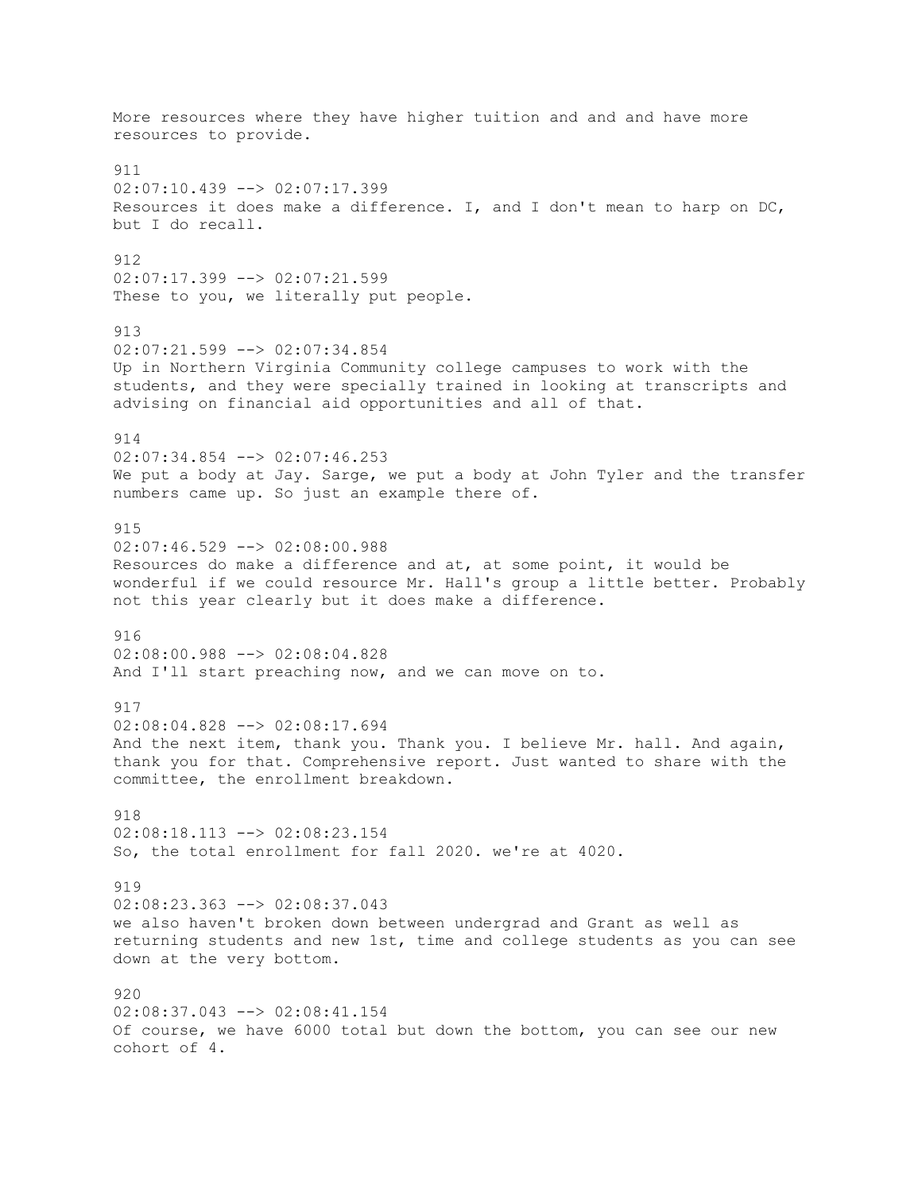More resources where they have higher tuition and and and have more resources to provide.

911
02:07:10.439 --> 02:07:17.399
Resources it does make a difference. I, and I don't mean to harp on DC, but I do recall.

912
02:07:17.399 --> 02:07:21.599
These to you, we literally put people.

913
02:07:21.599 --> 02:07:34.854
Up in Northern Virginia Community college campuses to work with the students, and they were specially trained in looking at transcripts and advising on financial aid opportunities and all of that.

914
02:07:34.854 --> 02:07:46.253
We put a body at Jay. Sarge, we put a body at John Tyler and the transfer numbers came up. So just an example there of.

915
02:07:46.529 --> 02:08:00.988
Resources do make a difference and at, at some point, it would be wonderful if we could resource Mr. Hall's group a little better. Probably not this year clearly but it does make a difference.

916
02:08:00.988 --> 02:08:04.828
And I'll start preaching now, and we can move on to.

917
02:08:04.828 --> 02:08:17.694
And the next item, thank you. Thank you. I believe Mr. hall. And again, thank you for that. Comprehensive report. Just wanted to share with the committee, the enrollment breakdown.

918
02:08:18.113 --> 02:08:23.154
So, the total enrollment for fall 2020. we're at 4020.

919
02:08:23.363 --> 02:08:37.043
we also haven't broken down between undergrad and Grant as well as returning students and new 1st, time and college students as you can see down at the very bottom.

920
02:08:37.043 --> 02:08:41.154
Of course, we have 6000 total but down the bottom, you can see our new cohort of 4.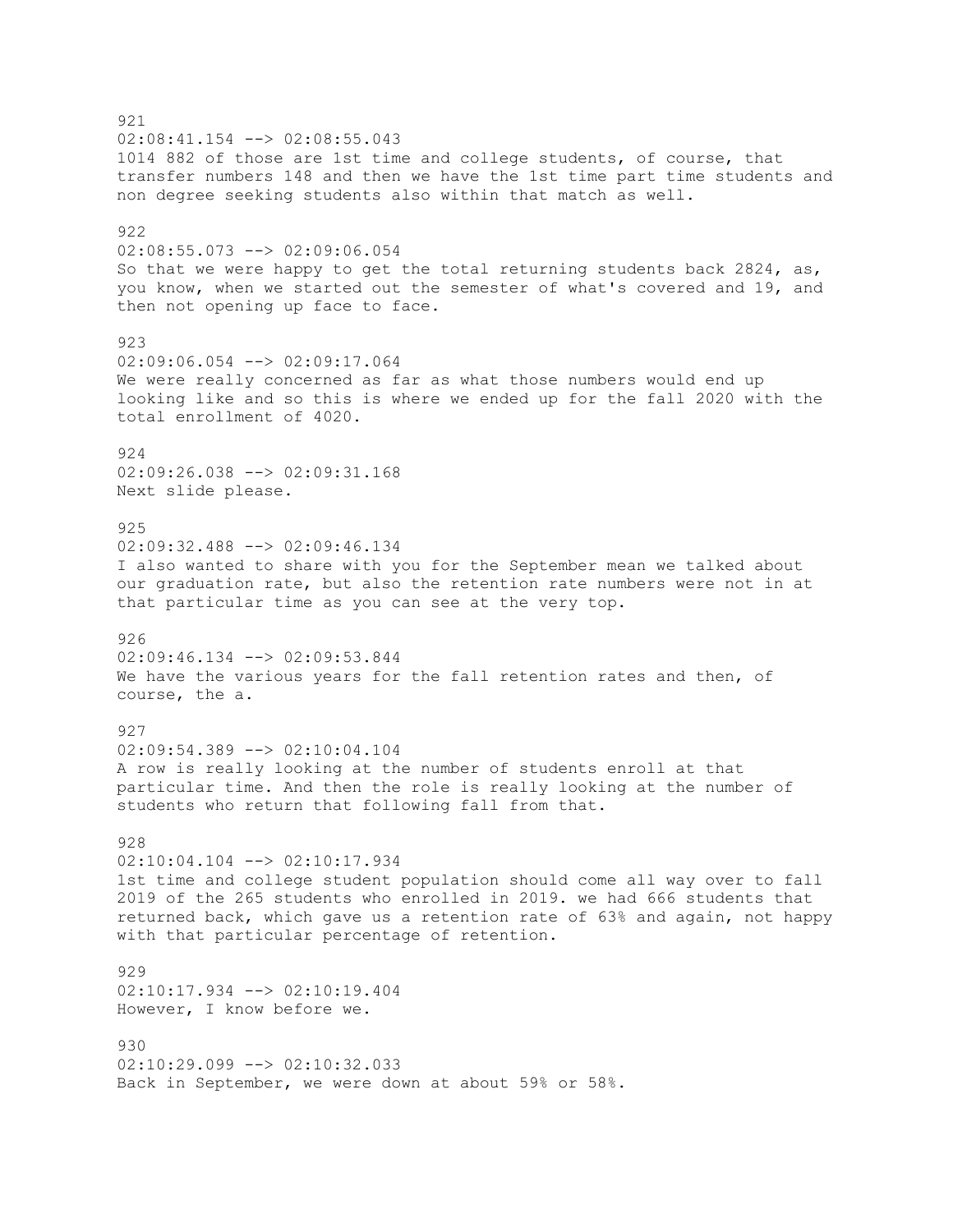921
02:08:41.154 --> 02:08:55.043
1014 882 of those are 1st time and college students, of course, that transfer numbers 148 and then we have the 1st time part time students and non degree seeking students also within that match as well.

922
02:08:55.073 --> 02:09:06.054
So that we were happy to get the total returning students back 2824, as, you know, when we started out the semester of what's covered and 19, and then not opening up face to face.

923
02:09:06.054 --> 02:09:17.064
We were really concerned as far as what those numbers would end up looking like and so this is where we ended up for the fall 2020 with the total enrollment of 4020.

924
02:09:26.038 --> 02:09:31.168
Next slide please.

925
02:09:32.488 --> 02:09:46.134
I also wanted to share with you for the September mean we talked about our graduation rate, but also the retention rate numbers were not in at that particular time as you can see at the very top.

926
02:09:46.134 --> 02:09:53.844
We have the various years for the fall retention rates and then, of course, the a.

927
02:09:54.389 --> 02:10:04.104
A row is really looking at the number of students enroll at that particular time. And then the role is really looking at the number of students who return that following fall from that.

928
02:10:04.104 --> 02:10:17.934
1st time and college student population should come all way over to fall 2019 of the 265 students who enrolled in 2019. we had 666 students that returned back, which gave us a retention rate of 63% and again, not happy with that particular percentage of retention.

929
02:10:17.934 --> 02:10:19.404
However, I know before we.

930
02:10:29.099 --> 02:10:32.033
Back in September, we were down at about 59% or 58%.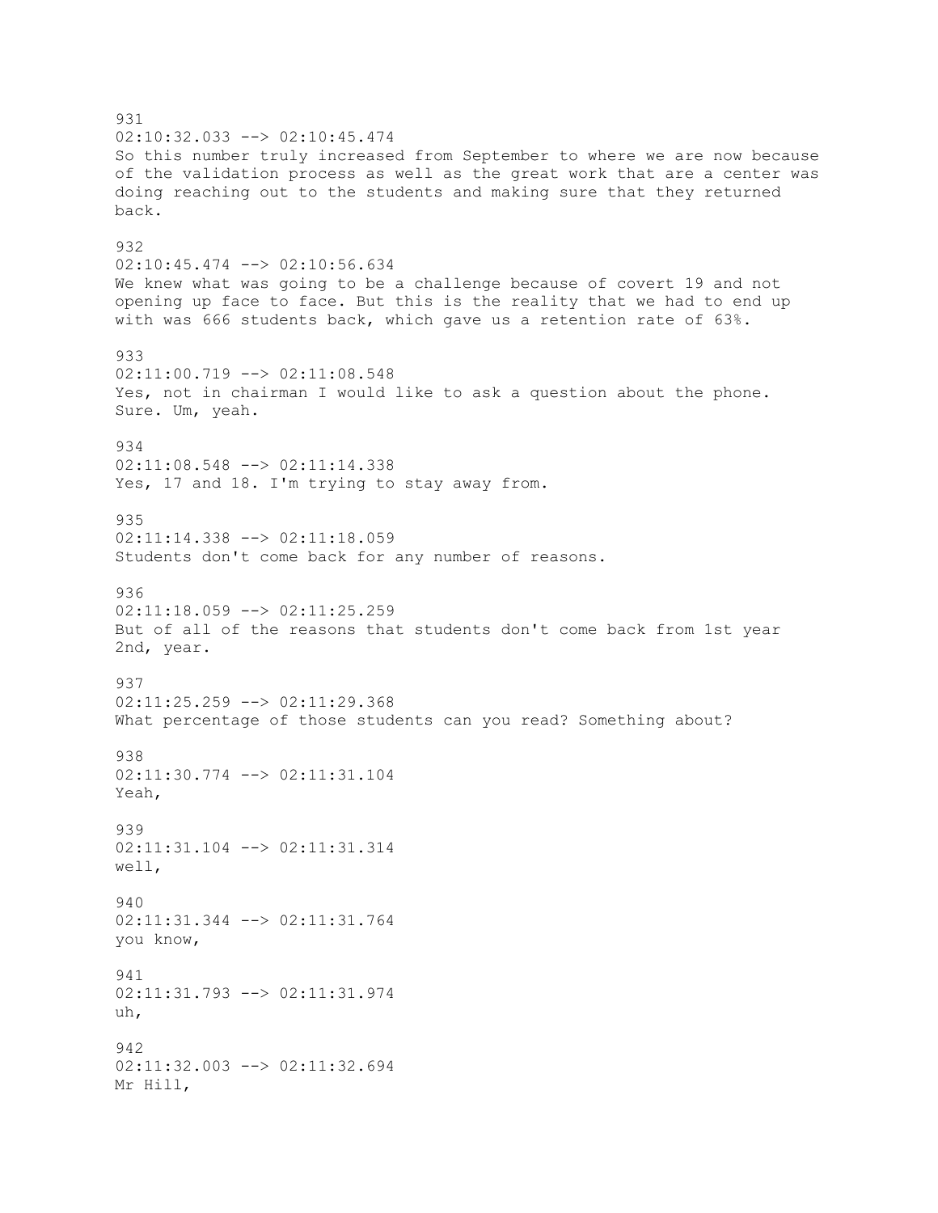931
02:10:32.033 --> 02:10:45.474
So this number truly increased from September to where we are now because of the validation process as well as the great work that are a center was doing reaching out to the students and making sure that they returned back.

932
02:10:45.474 --> 02:10:56.634
We knew what was going to be a challenge because of covert 19 and not opening up face to face. But this is the reality that we had to end up with was 666 students back, which gave us a retention rate of 63%.

933
02:11:00.719 --> 02:11:08.548
Yes, not in chairman I would like to ask a question about the phone. Sure. Um, yeah.

934
02:11:08.548 --> 02:11:14.338
Yes, 17 and 18. I'm trying to stay away from.

935
02:11:14.338 --> 02:11:18.059
Students don't come back for any number of reasons.

936
02:11:18.059 --> 02:11:25.259
But of all of the reasons that students don't come back from 1st year 2nd, year.

937
02:11:25.259 --> 02:11:29.368
What percentage of those students can you read? Something about?

938
02:11:30.774 --> 02:11:31.104
Yeah,

939
02:11:31.104 --> 02:11:31.314
well,

940
02:11:31.344 --> 02:11:31.764
you know,

941
02:11:31.793 --> 02:11:31.974
uh,

942
02:11:32.003 --> 02:11:32.694
Mr Hill,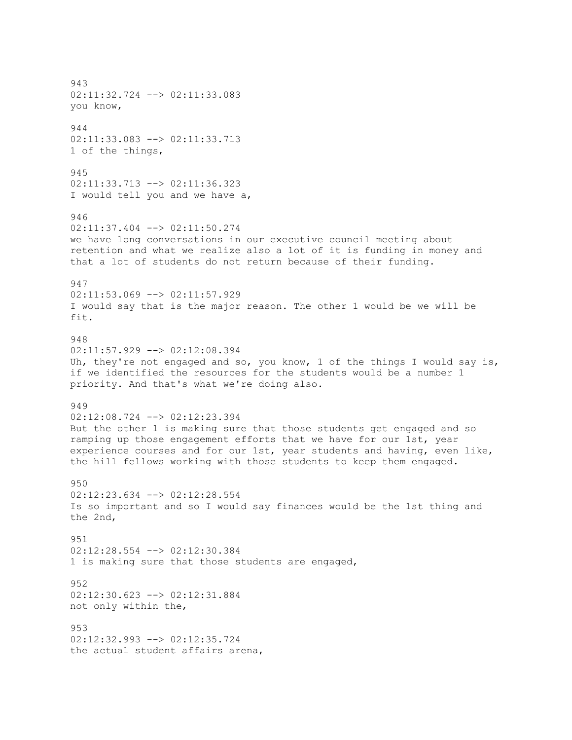943
02:11:32.724 --> 02:11:33.083
you know,

944
02:11:33.083 --> 02:11:33.713
1 of the things,

945
02:11:33.713 --> 02:11:36.323
I would tell you and we have a,

946
02:11:37.404 --> 02:11:50.274
we have long conversations in our executive council meeting about retention and what we realize also a lot of it is funding in money and that a lot of students do not return because of their funding.

947
02:11:53.069 --> 02:11:57.929
I would say that is the major reason. The other 1 would be we will be fit.

948
02:11:57.929 --> 02:12:08.394
Uh, they're not engaged and so, you know, 1 of the things I would say is, if we identified the resources for the students would be a number 1 priority. And that's what we're doing also.

949
02:12:08.724 --> 02:12:23.394
But the other 1 is making sure that those students get engaged and so ramping up those engagement efforts that we have for our 1st, year experience courses and for our 1st, year students and having, even like, the hill fellows working with those students to keep them engaged.

950
02:12:23.634 --> 02:12:28.554
Is so important and so I would say finances would be the 1st thing and the 2nd,

951
02:12:28.554 --> 02:12:30.384
1 is making sure that those students are engaged,

952
02:12:30.623 --> 02:12:31.884
not only within the,

953
02:12:32.993 --> 02:12:35.724
the actual student affairs arena,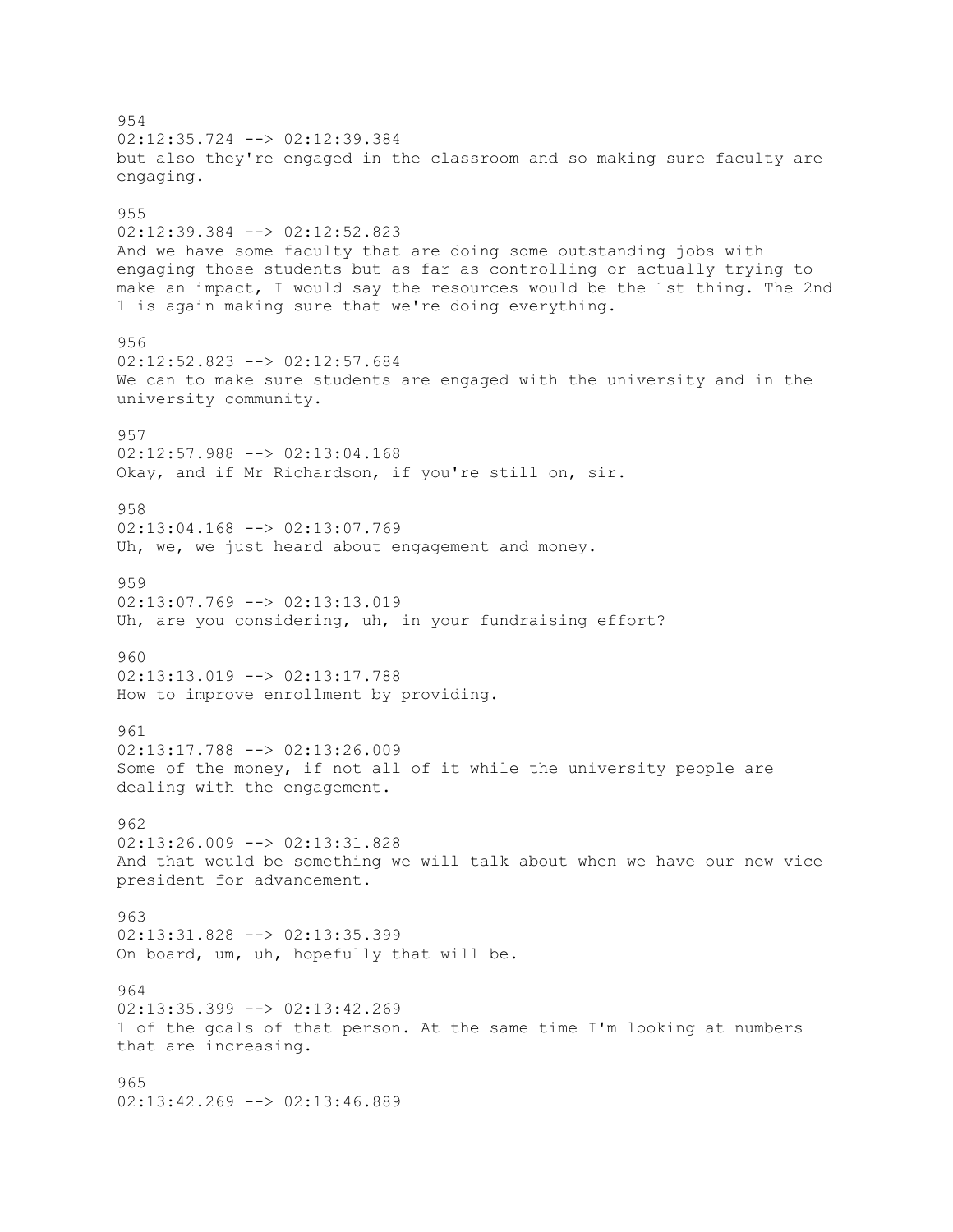954
02:12:35.724 --> 02:12:39.384
but also they're engaged in the classroom and so making sure faculty are engaging.

955
02:12:39.384 --> 02:12:52.823
And we have some faculty that are doing some outstanding jobs with engaging those students but as far as controlling or actually trying to make an impact, I would say the resources would be the 1st thing. The 2nd 1 is again making sure that we're doing everything.

956
02:12:52.823 --> 02:12:57.684
We can to make sure students are engaged with the university and in the university community.

957
02:12:57.988 --> 02:13:04.168
Okay, and if Mr Richardson, if you're still on, sir.

958
02:13:04.168 --> 02:13:07.769
Uh, we, we just heard about engagement and money.

959
02:13:07.769 --> 02:13:13.019
Uh, are you considering, uh, in your fundraising effort?

960
02:13:13.019 --> 02:13:17.788
How to improve enrollment by providing.

961
02:13:17.788 --> 02:13:26.009
Some of the money, if not all of it while the university people are dealing with the engagement.

962
02:13:26.009 --> 02:13:31.828
And that would be something we will talk about when we have our new vice president for advancement.

963
02:13:31.828 --> 02:13:35.399
On board, um, uh, hopefully that will be.

964
02:13:35.399 --> 02:13:42.269
1 of the goals of that person. At the same time I'm looking at numbers that are increasing.

965
02:13:42.269 --> 02:13:46.889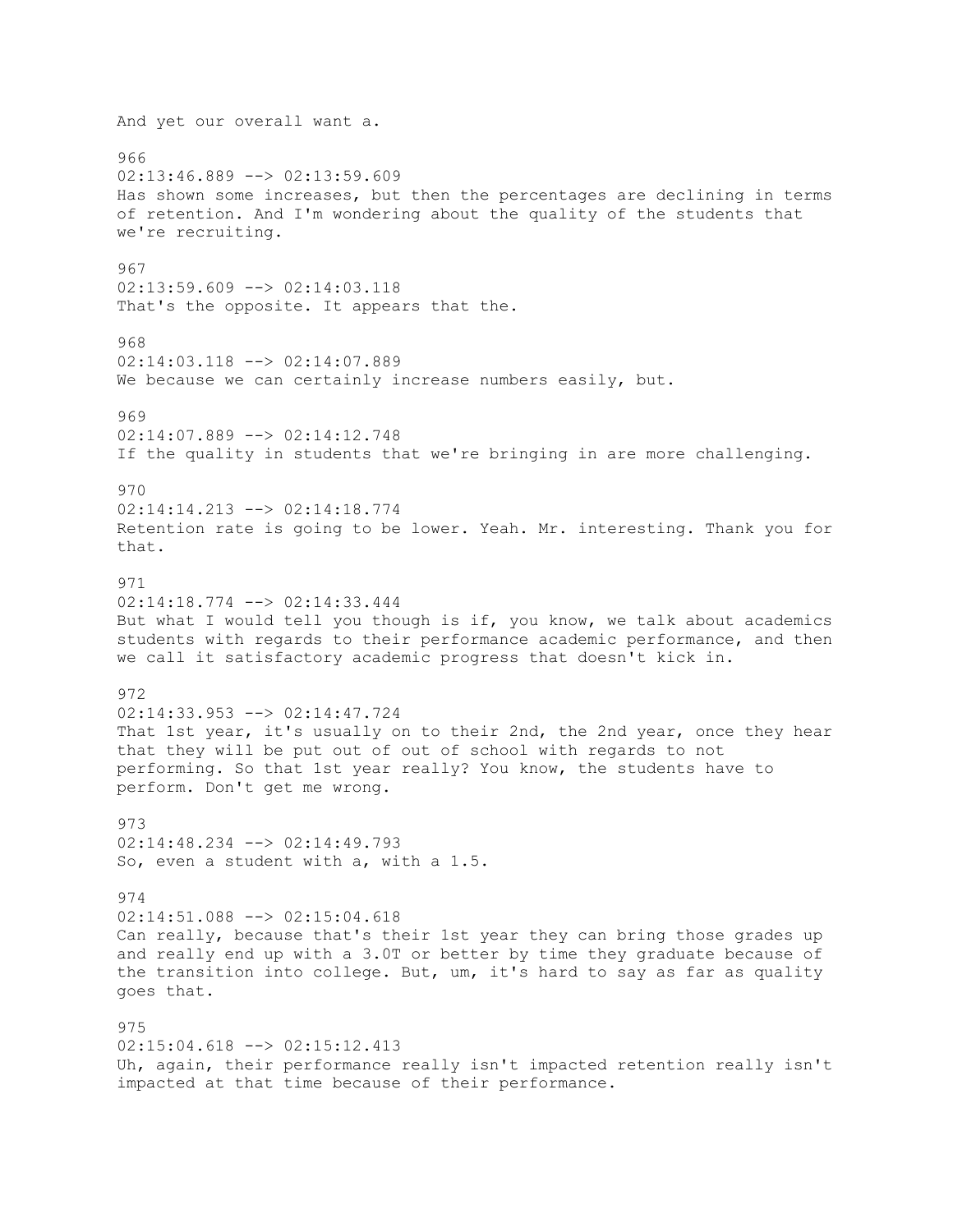And yet our overall want a.

966
02:13:46.889 --> 02:13:59.609
Has shown some increases, but then the percentages are declining in terms of retention. And I'm wondering about the quality of the students that we're recruiting.

967
02:13:59.609 --> 02:14:03.118
That's the opposite. It appears that the.

968
02:14:03.118 --> 02:14:07.889
We because we can certainly increase numbers easily, but.

969
02:14:07.889 --> 02:14:12.748
If the quality in students that we're bringing in are more challenging.

970
02:14:14.213 --> 02:14:18.774
Retention rate is going to be lower. Yeah. Mr. interesting. Thank you for that.

971
02:14:18.774 --> 02:14:33.444
But what I would tell you though is if, you know, we talk about academics students with regards to their performance academic performance, and then we call it satisfactory academic progress that doesn't kick in.

972
02:14:33.953 --> 02:14:47.724
That 1st year, it's usually on to their 2nd, the 2nd year, once they hear that they will be put out of out of school with regards to not performing. So that 1st year really? You know, the students have to perform. Don't get me wrong.

973
02:14:48.234 --> 02:14:49.793
So, even a student with a, with a 1.5.

974
02:14:51.088 --> 02:15:04.618
Can really, because that's their 1st year they can bring those grades up and really end up with a 3.0T or better by time they graduate because of the transition into college. But, um, it's hard to say as far as quality goes that.

975
02:15:04.618 --> 02:15:12.413
Uh, again, their performance really isn't impacted retention really isn't impacted at that time because of their performance.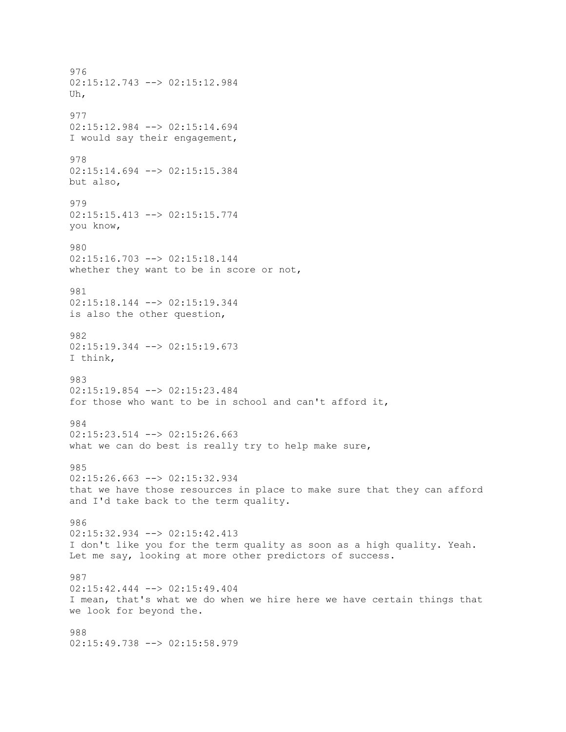976
02:15:12.743 --> 02:15:12.984
Uh,

977
02:15:12.984 --> 02:15:14.694
I would say their engagement,

978
02:15:14.694 --> 02:15:15.384
but also,

979
02:15:15.413 --> 02:15:15.774
you know,

980
02:15:16.703 --> 02:15:18.144
whether they want to be in score or not,

981
02:15:18.144 --> 02:15:19.344
is also the other question,

982
02:15:19.344 --> 02:15:19.673
I think,

983
02:15:19.854 --> 02:15:23.484
for those who want to be in school and can't afford it,

984
02:15:23.514 --> 02:15:26.663
what we can do best is really try to help make sure,

985
02:15:26.663 --> 02:15:32.934
that we have those resources in place to make sure that they can afford and I'd take back to the term quality.

986
02:15:32.934 --> 02:15:42.413
I don't like you for the term quality as soon as a high quality. Yeah. Let me say, looking at more other predictors of success.

987
02:15:42.444 --> 02:15:49.404
I mean, that's what we do when we hire here we have certain things that we look for beyond the.

988
02:15:49.738 --> 02:15:58.979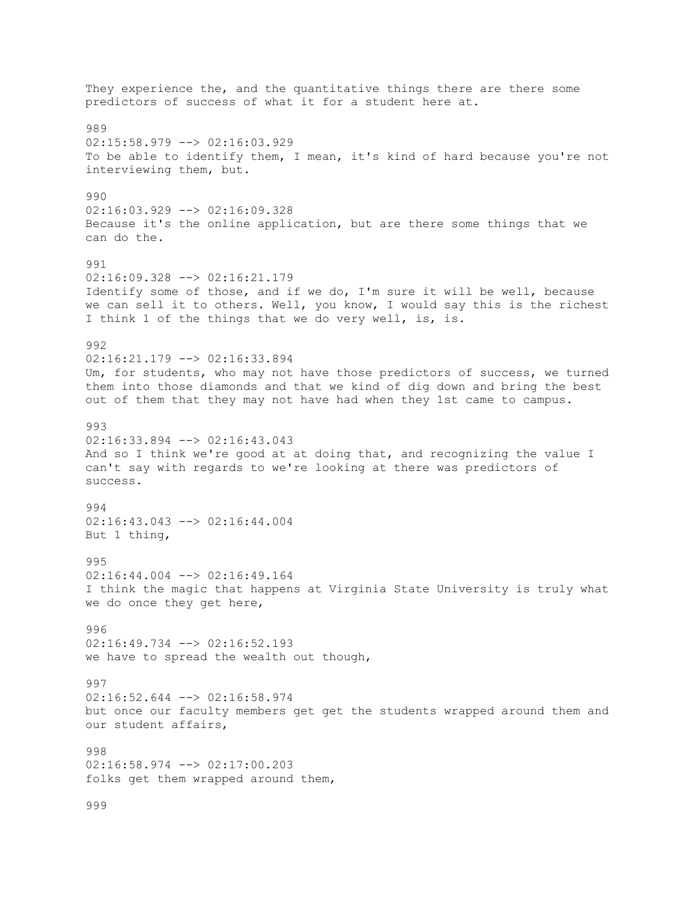They experience the, and the quantitative things there are there some predictors of success of what it for a student here at.

989
02:15:58.979 --> 02:16:03.929
To be able to identify them, I mean, it's kind of hard because you're not interviewing them, but.

990
02:16:03.929 --> 02:16:09.328
Because it's the online application, but are there some things that we can do the.

991
02:16:09.328 --> 02:16:21.179
Identify some of those, and if we do, I'm sure it will be well, because we can sell it to others. Well, you know, I would say this is the richest I think 1 of the things that we do very well, is, is.

992
02:16:21.179 --> 02:16:33.894
Um, for students, who may not have those predictors of success, we turned them into those diamonds and that we kind of dig down and bring the best out of them that they may not have had when they 1st came to campus.

993
02:16:33.894 --> 02:16:43.043
And so I think we're good at at doing that, and recognizing the value I can't say with regards to we're looking at there was predictors of success.

994
02:16:43.043 --> 02:16:44.004
But 1 thing,

995
02:16:44.004 --> 02:16:49.164
I think the magic that happens at Virginia State University is truly what we do once they get here,

996
02:16:49.734 --> 02:16:52.193
we have to spread the wealth out though,

997
02:16:52.644 --> 02:16:58.974
but once our faculty members get get the students wrapped around them and our student affairs,

998
02:16:58.974 --> 02:17:00.203
folks get them wrapped around them,

999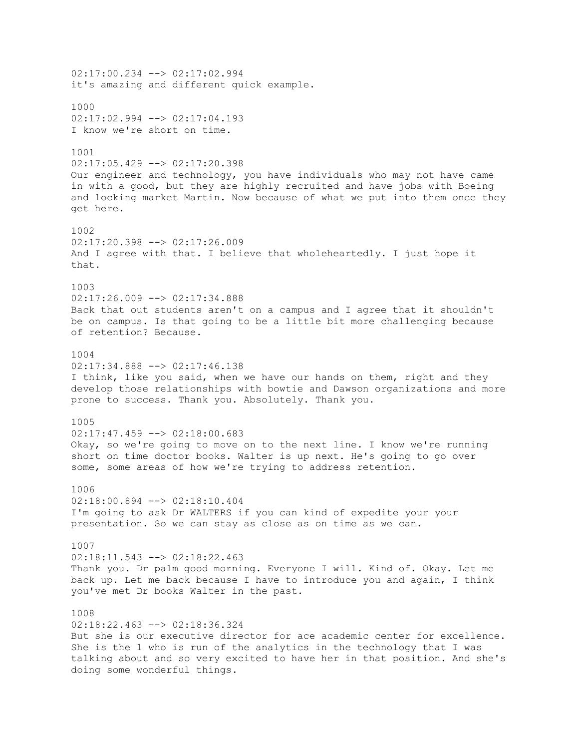02:17:00.234 --> 02:17:02.994
it's amazing and different quick example.

1000
02:17:02.994 --> 02:17:04.193
I know we're short on time.

1001
02:17:05.429 --> 02:17:20.398
Our engineer and technology, you have individuals who may not have came in with a good, but they are highly recruited and have jobs with Boeing and locking market Martin. Now because of what we put into them once they get here.

1002
02:17:20.398 --> 02:17:26.009
And I agree with that. I believe that wholeheartedly. I just hope it that.

1003
02:17:26.009 --> 02:17:34.888
Back that out students aren't on a campus and I agree that it shouldn't be on campus. Is that going to be a little bit more challenging because of retention? Because.

1004
02:17:34.888 --> 02:17:46.138
I think, like you said, when we have our hands on them, right and they develop those relationships with bowtie and Dawson organizations and more prone to success. Thank you. Absolutely. Thank you.

1005
02:17:47.459 --> 02:18:00.683
Okay, so we're going to move on to the next line. I know we're running short on time doctor books. Walter is up next. He's going to go over some, some areas of how we're trying to address retention.

1006
02:18:00.894 --> 02:18:10.404
I'm going to ask Dr WALTERS if you can kind of expedite your your presentation. So we can stay as close as on time as we can.

1007
02:18:11.543 --> 02:18:22.463
Thank you. Dr palm good morning. Everyone I will. Kind of. Okay. Let me back up. Let me back because I have to introduce you and again, I think you've met Dr books Walter in the past.

1008
02:18:22.463 --> 02:18:36.324
But she is our executive director for ace academic center for excellence. She is the 1 who is run of the analytics in the technology that I was talking about and so very excited to have her in that position. And she's doing some wonderful things.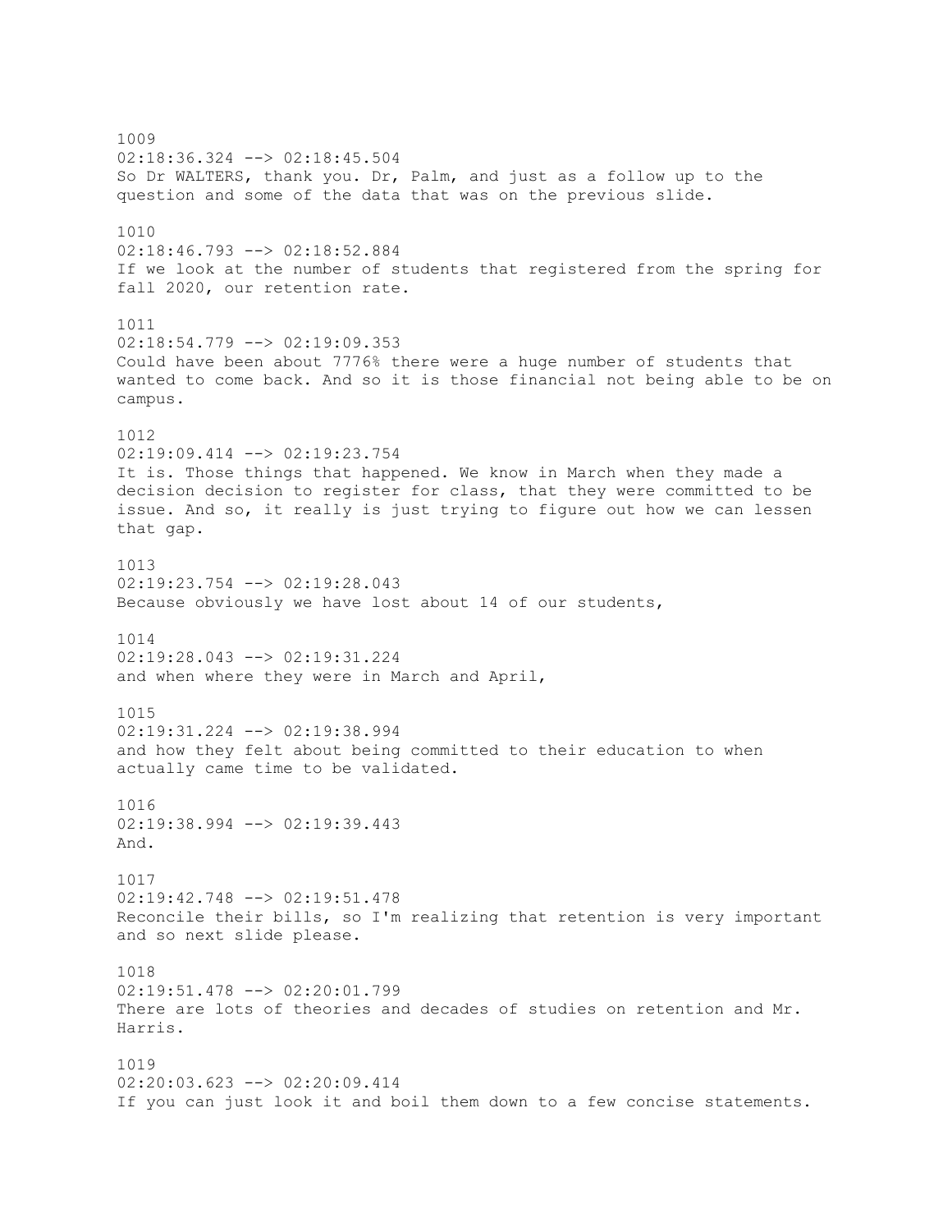1009
02:18:36.324 --> 02:18:45.504
So Dr WALTERS, thank you. Dr, Palm, and just as a follow up to the question and some of the data that was on the previous slide.

1010
02:18:46.793 --> 02:18:52.884
If we look at the number of students that registered from the spring for fall 2020, our retention rate.

1011
02:18:54.779 --> 02:19:09.353
Could have been about 7776% there were a huge number of students that wanted to come back. And so it is those financial not being able to be on campus.

1012
02:19:09.414 --> 02:19:23.754
It is. Those things that happened. We know in March when they made a decision decision to register for class, that they were committed to be issue. And so, it really is just trying to figure out how we can lessen that gap.

1013
02:19:23.754 --> 02:19:28.043
Because obviously we have lost about 14 of our students,

1014
02:19:28.043 --> 02:19:31.224
and when where they were in March and April,

1015
02:19:31.224 --> 02:19:38.994
and how they felt about being committed to their education to when actually came time to be validated.

1016
02:19:38.994 --> 02:19:39.443
And.

1017
02:19:42.748 --> 02:19:51.478
Reconcile their bills, so I'm realizing that retention is very important and so next slide please.

1018
02:19:51.478 --> 02:20:01.799
There are lots of theories and decades of studies on retention and Mr. Harris.

1019
02:20:03.623 --> 02:20:09.414
If you can just look it and boil them down to a few concise statements.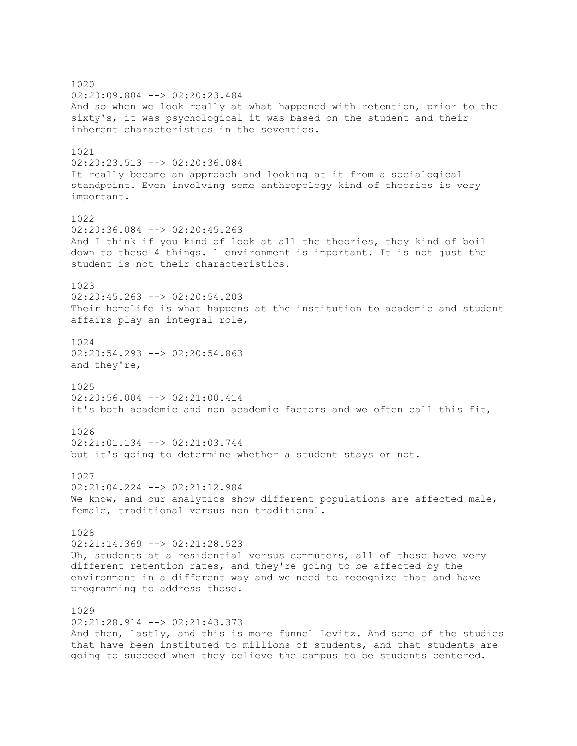1020
02:20:09.804 --> 02:20:23.484
And so when we look really at what happened with retention, prior to the sixty's, it was psychological it was based on the student and their inherent characteristics in the seventies.

1021
02:20:23.513 --> 02:20:36.084
It really became an approach and looking at it from a socialogical standpoint. Even involving some anthropology kind of theories is very important.

1022
02:20:36.084 --> 02:20:45.263
And I think if you kind of look at all the theories, they kind of boil down to these 4 things. 1 environment is important. It is not just the student is not their characteristics.

1023
02:20:45.263 --> 02:20:54.203
Their homelife is what happens at the institution to academic and student affairs play an integral role,

1024
02:20:54.293 --> 02:20:54.863
and they're,

1025
02:20:56.004 --> 02:21:00.414
it's both academic and non academic factors and we often call this fit,

1026
02:21:01.134 --> 02:21:03.744
but it's going to determine whether a student stays or not.

1027
02:21:04.224 --> 02:21:12.984
We know, and our analytics show different populations are affected male, female, traditional versus non traditional.

1028
02:21:14.369 --> 02:21:28.523
Uh, students at a residential versus commuters, all of those have very different retention rates, and they're going to be affected by the environment in a different way and we need to recognize that and have programming to address those.

1029
02:21:28.914 --> 02:21:43.373
And then, lastly, and this is more funnel Levitz. And some of the studies that have been instituted to millions of students, and that students are going to succeed when they believe the campus to be students centered.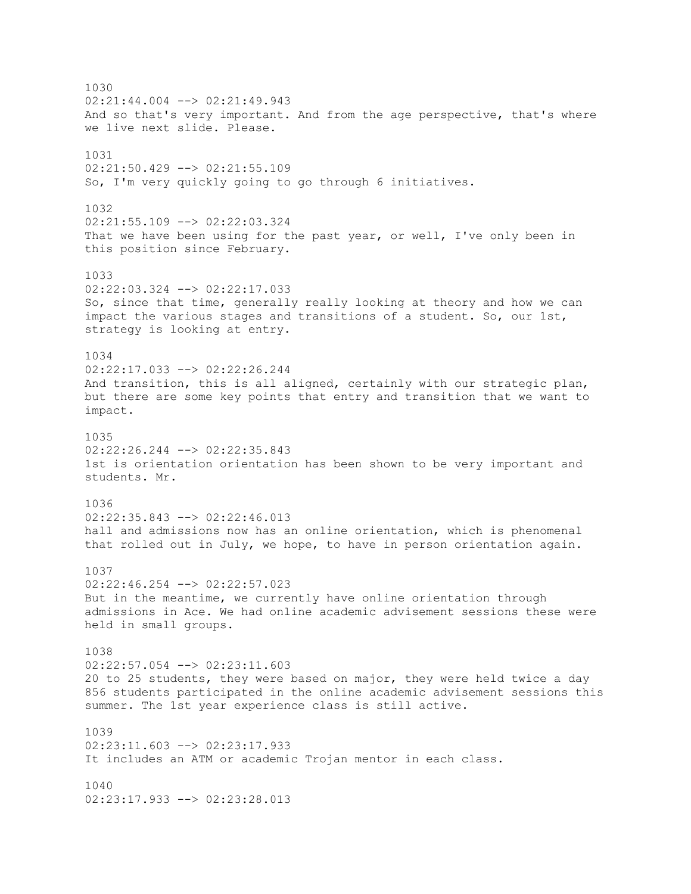1030
02:21:44.004 --> 02:21:49.943
And so that's very important. And from the age perspective, that's where we live next slide. Please.

1031
02:21:50.429 --> 02:21:55.109
So, I'm very quickly going to go through 6 initiatives.

1032
02:21:55.109 --> 02:22:03.324
That we have been using for the past year, or well, I've only been in this position since February.

1033
02:22:03.324 --> 02:22:17.033
So, since that time, generally really looking at theory and how we can impact the various stages and transitions of a student. So, our 1st, strategy is looking at entry.

1034
02:22:17.033 --> 02:22:26.244
And transition, this is all aligned, certainly with our strategic plan, but there are some key points that entry and transition that we want to impact.

1035
02:22:26.244 --> 02:22:35.843
1st is orientation orientation has been shown to be very important and students. Mr.

1036
02:22:35.843 --> 02:22:46.013
hall and admissions now has an online orientation, which is phenomenal that rolled out in July, we hope, to have in person orientation again.

1037
02:22:46.254 --> 02:22:57.023
But in the meantime, we currently have online orientation through admissions in Ace. We had online academic advisement sessions these were held in small groups.

1038
02:22:57.054 --> 02:23:11.603
20 to 25 students, they were based on major, they were held twice a day 856 students participated in the online academic advisement sessions this summer. The 1st year experience class is still active.

1039
02:23:11.603 --> 02:23:17.933
It includes an ATM or academic Trojan mentor in each class.

1040
02:23:17.933 --> 02:23:28.013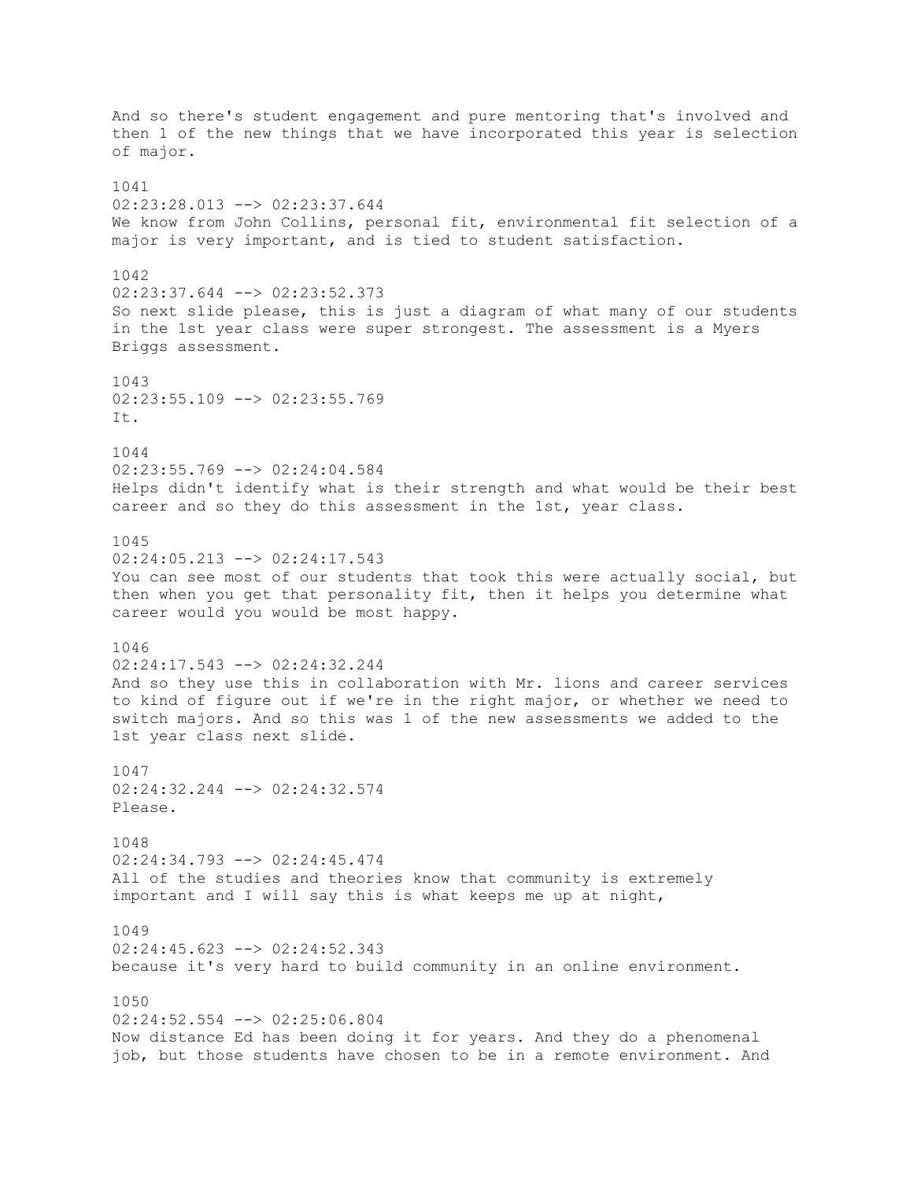And so there's student engagement and pure mentoring that's involved and then 1 of the new things that we have incorporated this year is selection of major.

1041
02:23:28.013 --> 02:23:37.644
We know from John Collins, personal fit, environmental fit selection of a major is very important, and is tied to student satisfaction.

1042
02:23:37.644 --> 02:23:52.373
So next slide please, this is just a diagram of what many of our students in the 1st year class were super strongest. The assessment is a Myers Briggs assessment.

1043
02:23:55.109 --> 02:23:55.769
It.

1044
02:23:55.769 --> 02:24:04.584
Helps didn't identify what is their strength and what would be their best career and so they do this assessment in the 1st, year class.

1045
02:24:05.213 --> 02:24:17.543
You can see most of our students that took this were actually social, but then when you get that personality fit, then it helps you determine what career would you would be most happy.

1046
02:24:17.543 --> 02:24:32.244
And so they use this in collaboration with Mr. lions and career services to kind of figure out if we're in the right major, or whether we need to switch majors. And so this was 1 of the new assessments we added to the 1st year class next slide.

1047
02:24:32.244 --> 02:24:32.574
Please.

1048
02:24:34.793 --> 02:24:45.474
All of the studies and theories know that community is extremely important and I will say this is what keeps me up at night,

1049
02:24:45.623 --> 02:24:52.343
because it's very hard to build community in an online environment.

1050
02:24:52.554 --> 02:25:06.804
Now distance Ed has been doing it for years. And they do a phenomenal job, but those students have chosen to be in a remote environment. And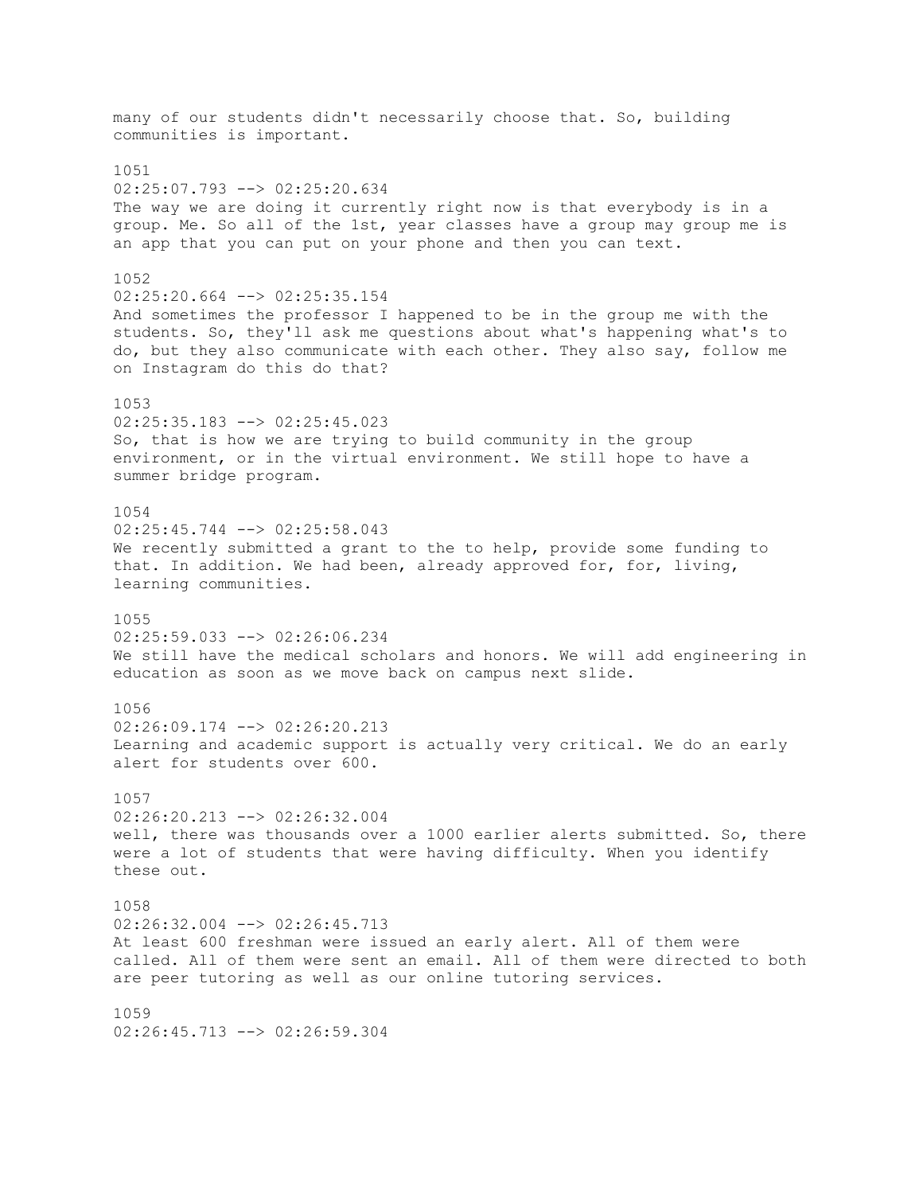many of our students didn't necessarily choose that. So, building communities is important.

1051
02:25:07.793 --> 02:25:20.634
The way we are doing it currently right now is that everybody is in a group. Me. So all of the 1st, year classes have a group may group me is an app that you can put on your phone and then you can text.

1052
02:25:20.664 --> 02:25:35.154
And sometimes the professor I happened to be in the group me with the students. So, they'll ask me questions about what's happening what's to do, but they also communicate with each other. They also say, follow me on Instagram do this do that?

1053
02:25:35.183 --> 02:25:45.023
So, that is how we are trying to build community in the group environment, or in the virtual environment. We still hope to have a summer bridge program.

1054
02:25:45.744 --> 02:25:58.043
We recently submitted a grant to the to help, provide some funding to that. In addition. We had been, already approved for, for, living, learning communities.

1055
02:25:59.033 --> 02:26:06.234
We still have the medical scholars and honors. We will add engineering in education as soon as we move back on campus next slide.

1056
02:26:09.174 --> 02:26:20.213
Learning and academic support is actually very critical. We do an early alert for students over 600.

1057
02:26:20.213 --> 02:26:32.004
well, there was thousands over a 1000 earlier alerts submitted. So, there were a lot of students that were having difficulty. When you identify these out.

1058
02:26:32.004 --> 02:26:45.713
At least 600 freshman were issued an early alert. All of them were called. All of them were sent an email. All of them were directed to both are peer tutoring as well as our online tutoring services.

1059
02:26:45.713 --> 02:26:59.304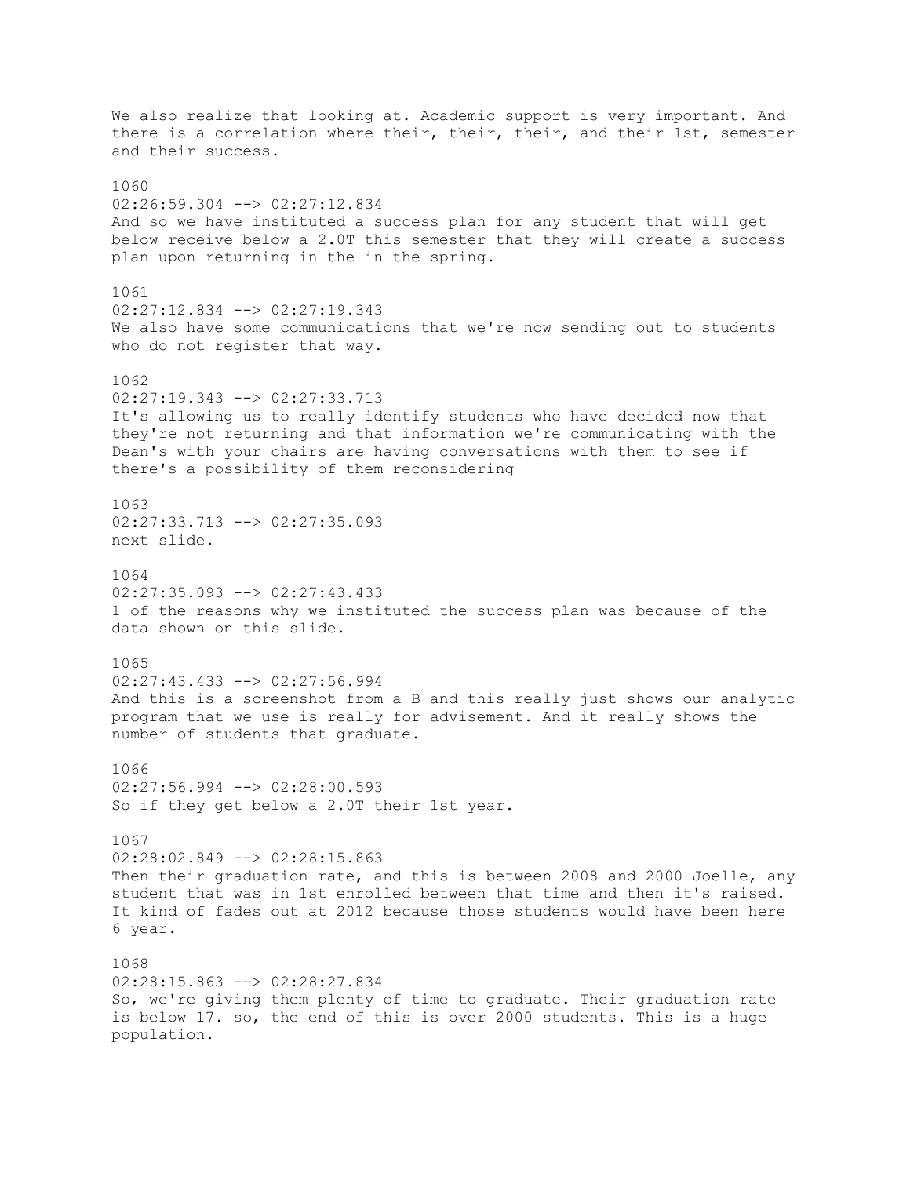We also realize that looking at. Academic support is very important. And there is a correlation where their, their, their, and their 1st, semester and their success.

1060
02:26:59.304 --> 02:27:12.834
And so we have instituted a success plan for any student that will get below receive below a 2.0T this semester that they will create a success plan upon returning in the in the spring.

1061
02:27:12.834 --> 02:27:19.343
We also have some communications that we're now sending out to students who do not register that way.

1062
02:27:19.343 --> 02:27:33.713
It's allowing us to really identify students who have decided now that they're not returning and that information we're communicating with the Dean's with your chairs are having conversations with them to see if there's a possibility of them reconsidering

1063
02:27:33.713 --> 02:27:35.093
next slide.

1064
02:27:35.093 --> 02:27:43.433
1 of the reasons why we instituted the success plan was because of the data shown on this slide.

1065
02:27:43.433 --> 02:27:56.994
And this is a screenshot from a B and this really just shows our analytic program that we use is really for advisement. And it really shows the number of students that graduate.

1066
02:27:56.994 --> 02:28:00.593
So if they get below a 2.0T their 1st year.

1067
02:28:02.849 --> 02:28:15.863
Then their graduation rate, and this is between 2008 and 2000 Joelle, any student that was in 1st enrolled between that time and then it's raised. It kind of fades out at 2012 because those students would have been here 6 year.

1068
02:28:15.863 --> 02:28:27.834
So, we're giving them plenty of time to graduate. Their graduation rate is below 17. so, the end of this is over 2000 students. This is a huge population.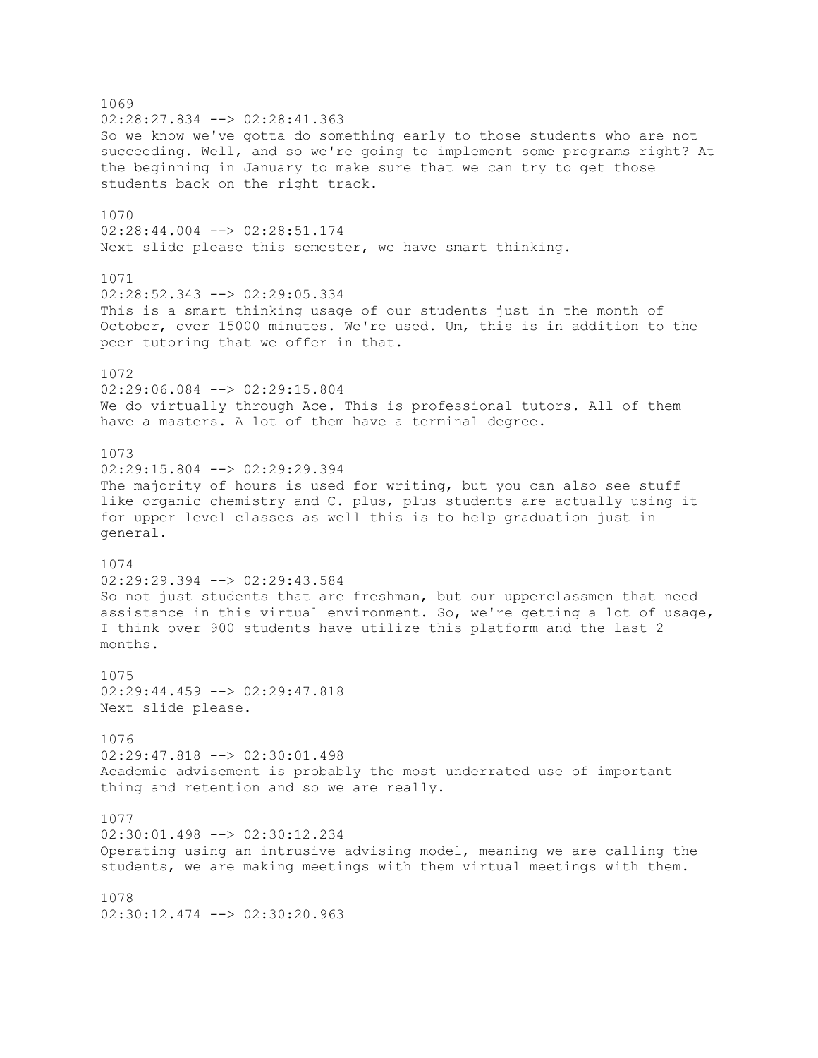1069
02:28:27.834 --> 02:28:41.363
So we know we've gotta do something early to those students who are not succeeding. Well, and so we're going to implement some programs right? At the beginning in January to make sure that we can try to get those students back on the right track.

1070
02:28:44.004 --> 02:28:51.174
Next slide please this semester, we have smart thinking.

1071
02:28:52.343 --> 02:29:05.334
This is a smart thinking usage of our students just in the month of October, over 15000 minutes. We're used. Um, this is in addition to the peer tutoring that we offer in that.

1072
02:29:06.084 --> 02:29:15.804
We do virtually through Ace. This is professional tutors. All of them have a masters. A lot of them have a terminal degree.

1073
02:29:15.804 --> 02:29:29.394
The majority of hours is used for writing, but you can also see stuff like organic chemistry and C. plus, plus students are actually using it for upper level classes as well this is to help graduation just in general.

1074
02:29:29.394 --> 02:29:43.584
So not just students that are freshman, but our upperclassmen that need assistance in this virtual environment. So, we're getting a lot of usage, I think over 900 students have utilize this platform and the last 2 months.

1075
02:29:44.459 --> 02:29:47.818
Next slide please.

1076
02:29:47.818 --> 02:30:01.498
Academic advisement is probably the most underrated use of important thing and retention and so we are really.

1077
02:30:01.498 --> 02:30:12.234
Operating using an intrusive advising model, meaning we are calling the students, we are making meetings with them virtual meetings with them.

1078
02:30:12.474 --> 02:30:20.963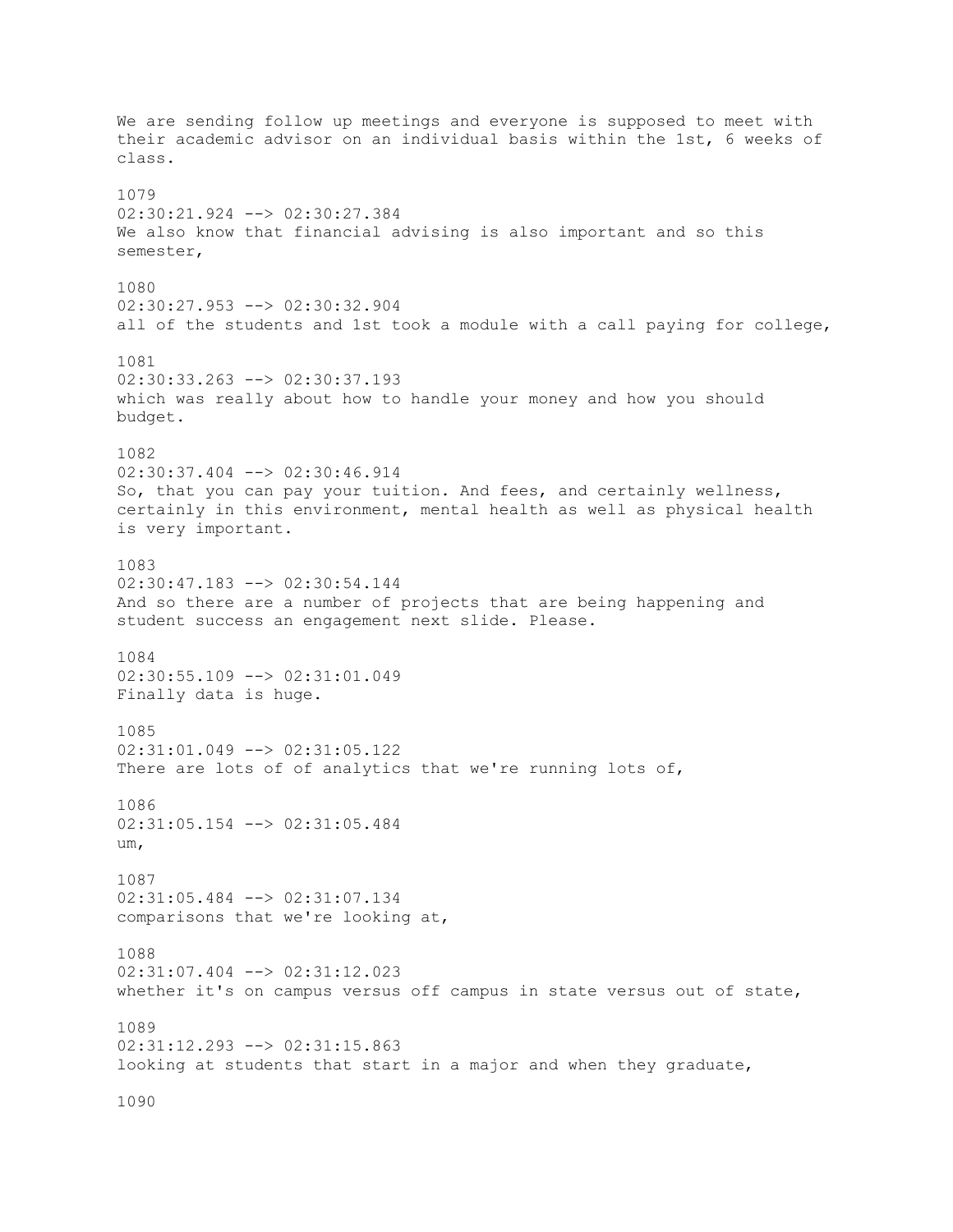We are sending follow up meetings and everyone is supposed to meet with their academic advisor on an individual basis within the 1st, 6 weeks of class.

1079
02:30:21.924 --> 02:30:27.384
We also know that financial advising is also important and so this semester,

1080
02:30:27.953 --> 02:30:32.904
all of the students and 1st took a module with a call paying for college,

1081
02:30:33.263 --> 02:30:37.193
which was really about how to handle your money and how you should budget.

1082
02:30:37.404 --> 02:30:46.914
So, that you can pay your tuition. And fees, and certainly wellness, certainly in this environment, mental health as well as physical health is very important.

1083
02:30:47.183 --> 02:30:54.144
And so there are a number of projects that are being happening and student success an engagement next slide. Please.

1084
02:30:55.109 --> 02:31:01.049
Finally data is huge.

1085
02:31:01.049 --> 02:31:05.122
There are lots of of analytics that we're running lots of,

1086
02:31:05.154 --> 02:31:05.484
um,

1087
02:31:05.484 --> 02:31:07.134
comparisons that we're looking at,

1088
02:31:07.404 --> 02:31:12.023
whether it's on campus versus off campus in state versus out of state,

1089
02:31:12.293 --> 02:31:15.863
looking at students that start in a major and when they graduate,

1090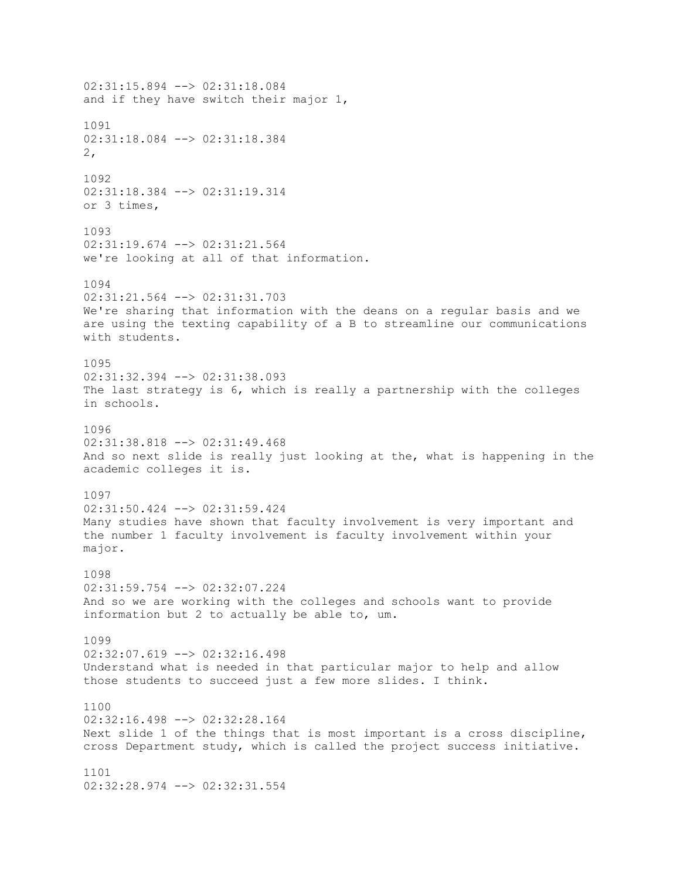02:31:15.894 --> 02:31:18.084
and if they have switch their major 1,

1091
02:31:18.084 --> 02:31:18.384
2,

1092
02:31:18.384 --> 02:31:19.314
or 3 times,

1093
02:31:19.674 --> 02:31:21.564
we're looking at all of that information.

1094
02:31:21.564 --> 02:31:31.703
We're sharing that information with the deans on a regular basis and we are using the texting capability of a B to streamline our communications with students.

1095
02:31:32.394 --> 02:31:38.093
The last strategy is 6, which is really a partnership with the colleges in schools.

1096
02:31:38.818 --> 02:31:49.468
And so next slide is really just looking at the, what is happening in the academic colleges it is.

1097
02:31:50.424 --> 02:31:59.424
Many studies have shown that faculty involvement is very important and the number 1 faculty involvement is faculty involvement within your major.

1098
02:31:59.754 --> 02:32:07.224
And so we are working with the colleges and schools want to provide information but 2 to actually be able to, um.

1099
02:32:07.619 --> 02:32:16.498
Understand what is needed in that particular major to help and allow those students to succeed just a few more slides. I think.

1100
02:32:16.498 --> 02:32:28.164
Next slide 1 of the things that is most important is a cross discipline, cross Department study, which is called the project success initiative.

1101
02:32:28.974 --> 02:32:31.554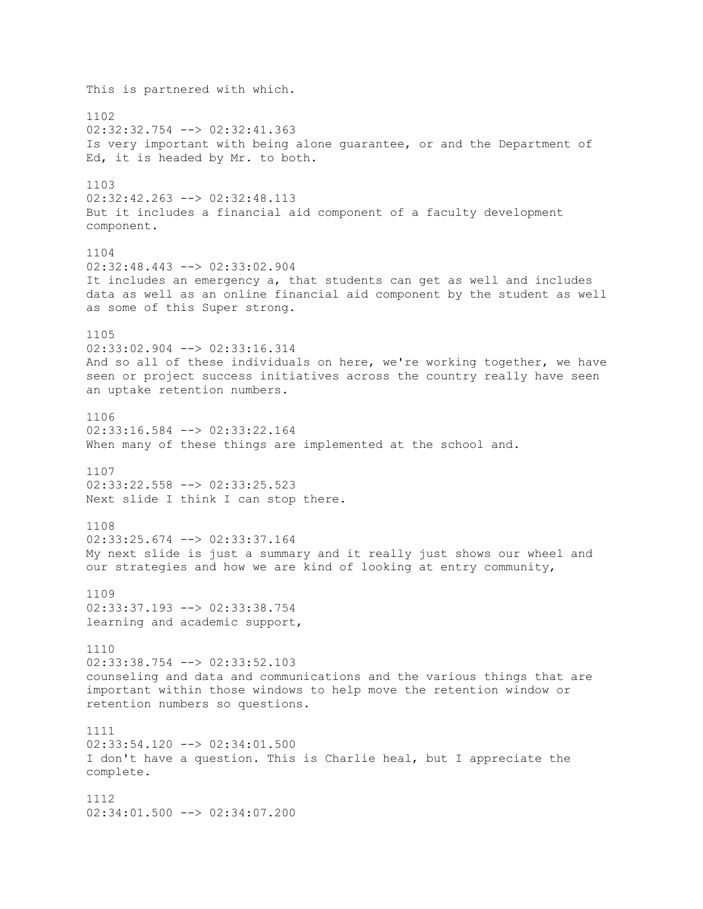This is partnered with which.

1102
02:32:32.754 --> 02:32:41.363
Is very important with being alone guarantee, or and the Department of Ed, it is headed by Mr. to both.

1103
02:32:42.263 --> 02:32:48.113
But it includes a financial aid component of a faculty development component.

1104
02:32:48.443 --> 02:33:02.904
It includes an emergency a, that students can get as well and includes data as well as an online financial aid component by the student as well as some of this Super strong.

1105
02:33:02.904 --> 02:33:16.314
And so all of these individuals on here, we're working together, we have seen or project success initiatives across the country really have seen an uptake retention numbers.

1106
02:33:16.584 --> 02:33:22.164
When many of these things are implemented at the school and.

1107
02:33:22.558 --> 02:33:25.523
Next slide I think I can stop there.

1108
02:33:25.674 --> 02:33:37.164
My next slide is just a summary and it really just shows our wheel and our strategies and how we are kind of looking at entry community,

1109
02:33:37.193 --> 02:33:38.754
learning and academic support,

1110
02:33:38.754 --> 02:33:52.103
counseling and data and communications and the various things that are important within those windows to help move the retention window or retention numbers so questions.

1111
02:33:54.120 --> 02:34:01.500
I don't have a question. This is Charlie heal, but I appreciate the complete.

1112
02:34:01.500 --> 02:34:07.200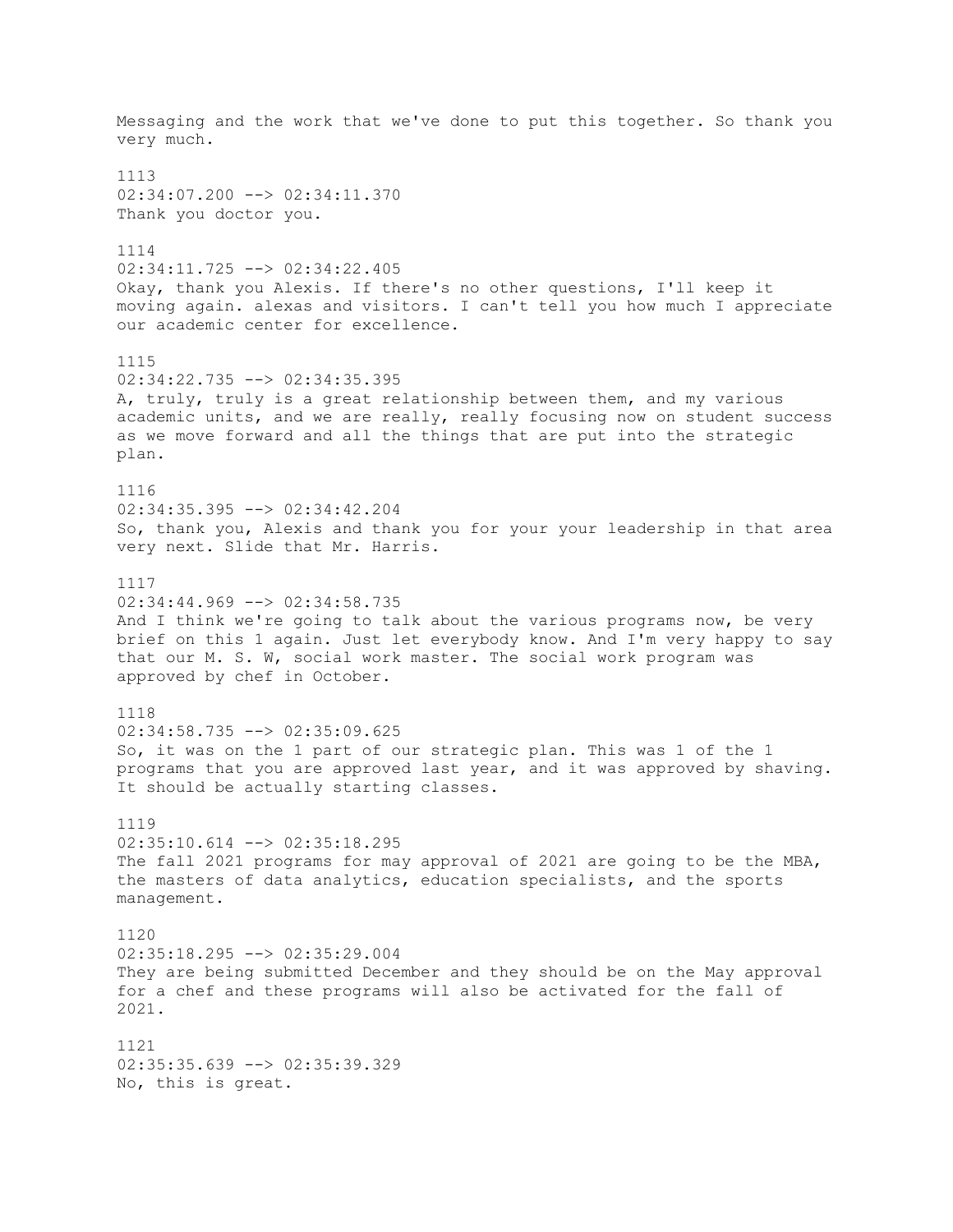Messaging and the work that we've done to put this together. So thank you very much.

1113
02:34:07.200 --> 02:34:11.370
Thank you doctor you.

1114
02:34:11.725 --> 02:34:22.405
Okay, thank you Alexis. If there's no other questions, I'll keep it moving again. alexas and visitors. I can't tell you how much I appreciate our academic center for excellence.

1115
02:34:22.735 --> 02:34:35.395
A, truly, truly is a great relationship between them, and my various academic units, and we are really, really focusing now on student success as we move forward and all the things that are put into the strategic plan.

1116
02:34:35.395 --> 02:34:42.204
So, thank you, Alexis and thank you for your your leadership in that area very next. Slide that Mr. Harris.

1117
02:34:44.969 --> 02:34:58.735
And I think we're going to talk about the various programs now, be very brief on this 1 again. Just let everybody know. And I'm very happy to say that our M. S. W, social work master. The social work program was approved by chef in October.

1118
02:34:58.735 --> 02:35:09.625
So, it was on the 1 part of our strategic plan. This was 1 of the 1 programs that you are approved last year, and it was approved by shaving. It should be actually starting classes.

1119
02:35:10.614 --> 02:35:18.295
The fall 2021 programs for may approval of 2021 are going to be the MBA, the masters of data analytics, education specialists, and the sports management.

1120
02:35:18.295 --> 02:35:29.004
They are being submitted December and they should be on the May approval for a chef and these programs will also be activated for the fall of 2021.

1121
02:35:35.639 --> 02:35:39.329
No, this is great.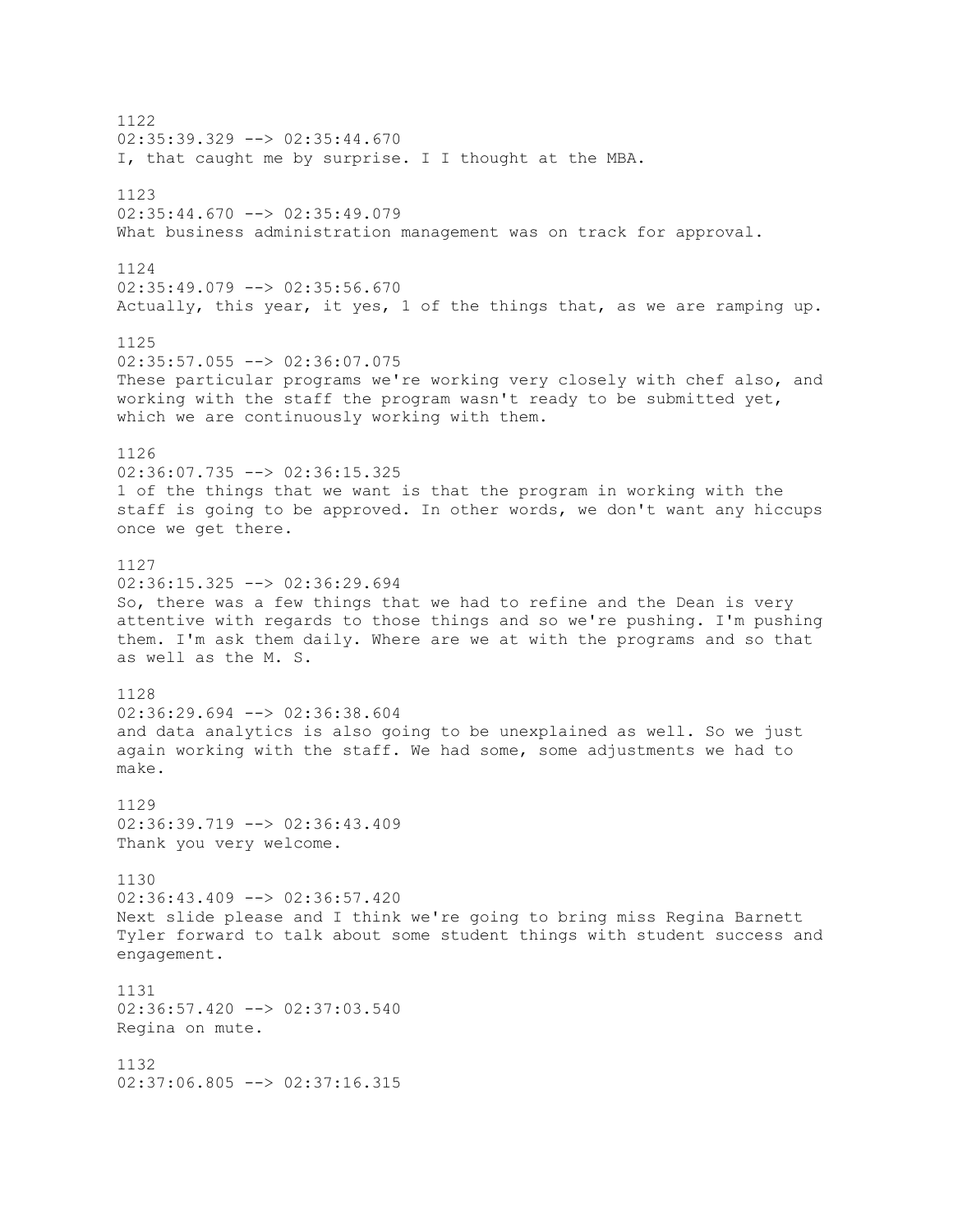1122
02:35:39.329 --> 02:35:44.670
I, that caught me by surprise. I I thought at the MBA.

1123
02:35:44.670 --> 02:35:49.079
What business administration management was on track for approval.

1124
02:35:49.079 --> 02:35:56.670
Actually, this year, it yes, 1 of the things that, as we are ramping up.

1125
02:35:57.055 --> 02:36:07.075
These particular programs we're working very closely with chef also, and working with the staff the program wasn't ready to be submitted yet, which we are continuously working with them.

1126
02:36:07.735 --> 02:36:15.325
1 of the things that we want is that the program in working with the staff is going to be approved. In other words, we don't want any hiccups once we get there.

1127
02:36:15.325 --> 02:36:29.694
So, there was a few things that we had to refine and the Dean is very attentive with regards to those things and so we're pushing. I'm pushing them. I'm ask them daily. Where are we at with the programs and so that as well as the M. S.

1128
02:36:29.694 --> 02:36:38.604
and data analytics is also going to be unexplained as well. So we just again working with the staff. We had some, some adjustments we had to make.

1129
02:36:39.719 --> 02:36:43.409
Thank you very welcome.

1130
02:36:43.409 --> 02:36:57.420
Next slide please and I think we're going to bring miss Regina Barnett Tyler forward to talk about some student things with student success and engagement.

1131
02:36:57.420 --> 02:37:03.540
Regina on mute.

1132
02:37:06.805 --> 02:37:16.315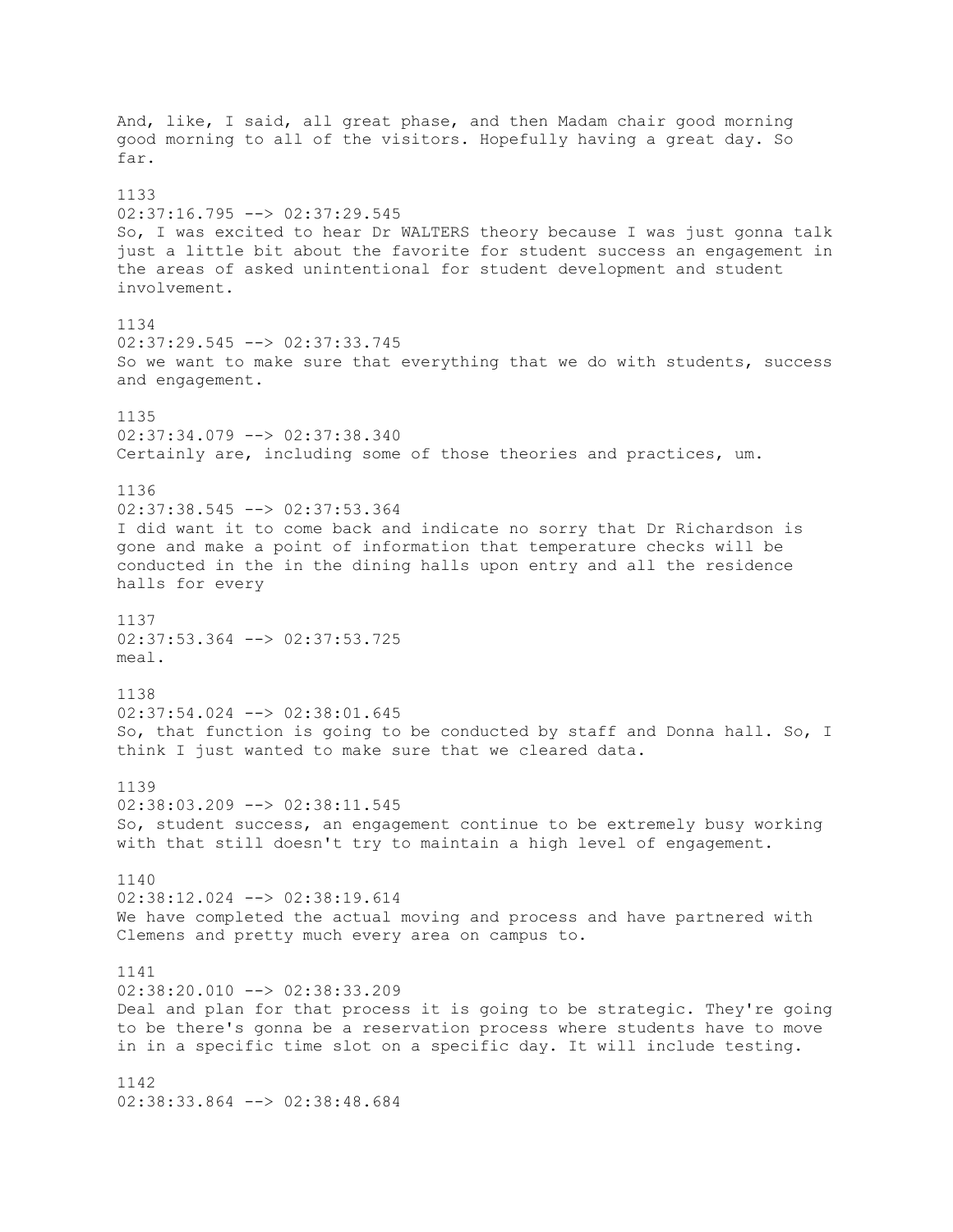And, like, I said, all great phase, and then Madam chair good morning good morning to all of the visitors. Hopefully having a great day. So far.

1133
02:37:16.795 --> 02:37:29.545
So, I was excited to hear Dr WALTERS theory because I was just gonna talk just a little bit about the favorite for student success an engagement in the areas of asked unintentional for student development and student involvement.

1134
02:37:29.545 --> 02:37:33.745
So we want to make sure that everything that we do with students, success and engagement.

1135
02:37:34.079 --> 02:37:38.340
Certainly are, including some of those theories and practices, um.

1136
02:37:38.545 --> 02:37:53.364
I did want it to come back and indicate no sorry that Dr Richardson is gone and make a point of information that temperature checks will be conducted in the in the dining halls upon entry and all the residence halls for every

1137
02:37:53.364 --> 02:37:53.725
meal.

1138
02:37:54.024 --> 02:38:01.645
So, that function is going to be conducted by staff and Donna hall. So, I think I just wanted to make sure that we cleared data.

1139
02:38:03.209 --> 02:38:11.545
So, student success, an engagement continue to be extremely busy working with that still doesn't try to maintain a high level of engagement.

1140
02:38:12.024 --> 02:38:19.614
We have completed the actual moving and process and have partnered with Clemens and pretty much every area on campus to.

1141
02:38:20.010 --> 02:38:33.209
Deal and plan for that process it is going to be strategic. They're going to be there's gonna be a reservation process where students have to move in in a specific time slot on a specific day. It will include testing.

1142
02:38:33.864 --> 02:38:48.684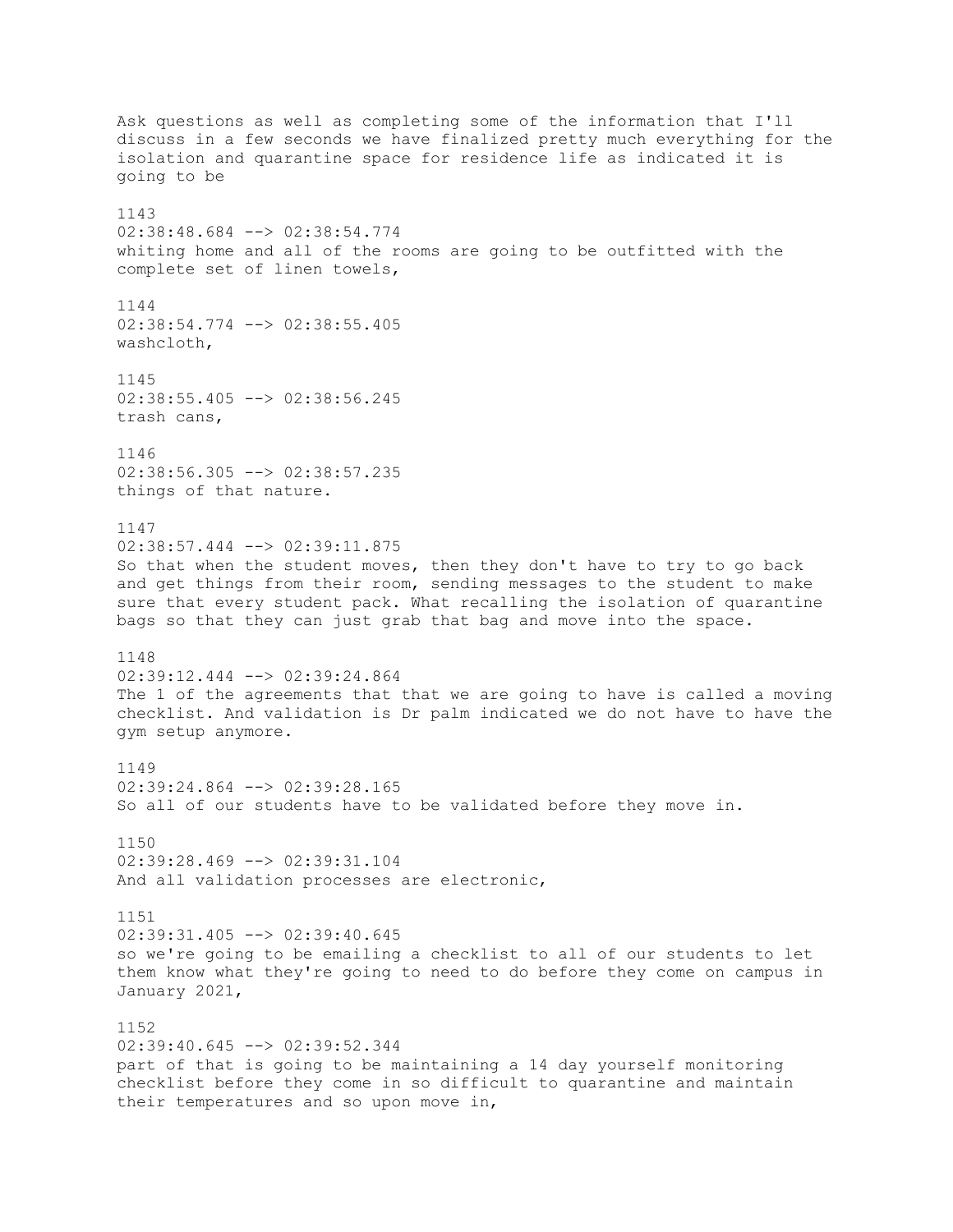Ask questions as well as completing some of the information that I'll discuss in a few seconds we have finalized pretty much everything for the isolation and quarantine space for residence life as indicated it is going to be

1143
02:38:48.684 --> 02:38:54.774
whiting home and all of the rooms are going to be outfitted with the complete set of linen towels,

1144
02:38:54.774 --> 02:38:55.405
washcloth,

1145
02:38:55.405 --> 02:38:56.245
trash cans,

1146
02:38:56.305 --> 02:38:57.235
things of that nature.

1147
02:38:57.444 --> 02:39:11.875
So that when the student moves, then they don't have to try to go back and get things from their room, sending messages to the student to make sure that every student pack. What recalling the isolation of quarantine bags so that they can just grab that bag and move into the space.

1148
02:39:12.444 --> 02:39:24.864
The 1 of the agreements that that we are going to have is called a moving checklist. And validation is Dr palm indicated we do not have to have the gym setup anymore.

1149
02:39:24.864 --> 02:39:28.165
So all of our students have to be validated before they move in.

1150
02:39:28.469 --> 02:39:31.104
And all validation processes are electronic,

1151
02:39:31.405 --> 02:39:40.645
so we're going to be emailing a checklist to all of our students to let them know what they're going to need to do before they come on campus in January 2021,

1152
02:39:40.645 --> 02:39:52.344
part of that is going to be maintaining a 14 day yourself monitoring checklist before they come in so difficult to quarantine and maintain their temperatures and so upon move in,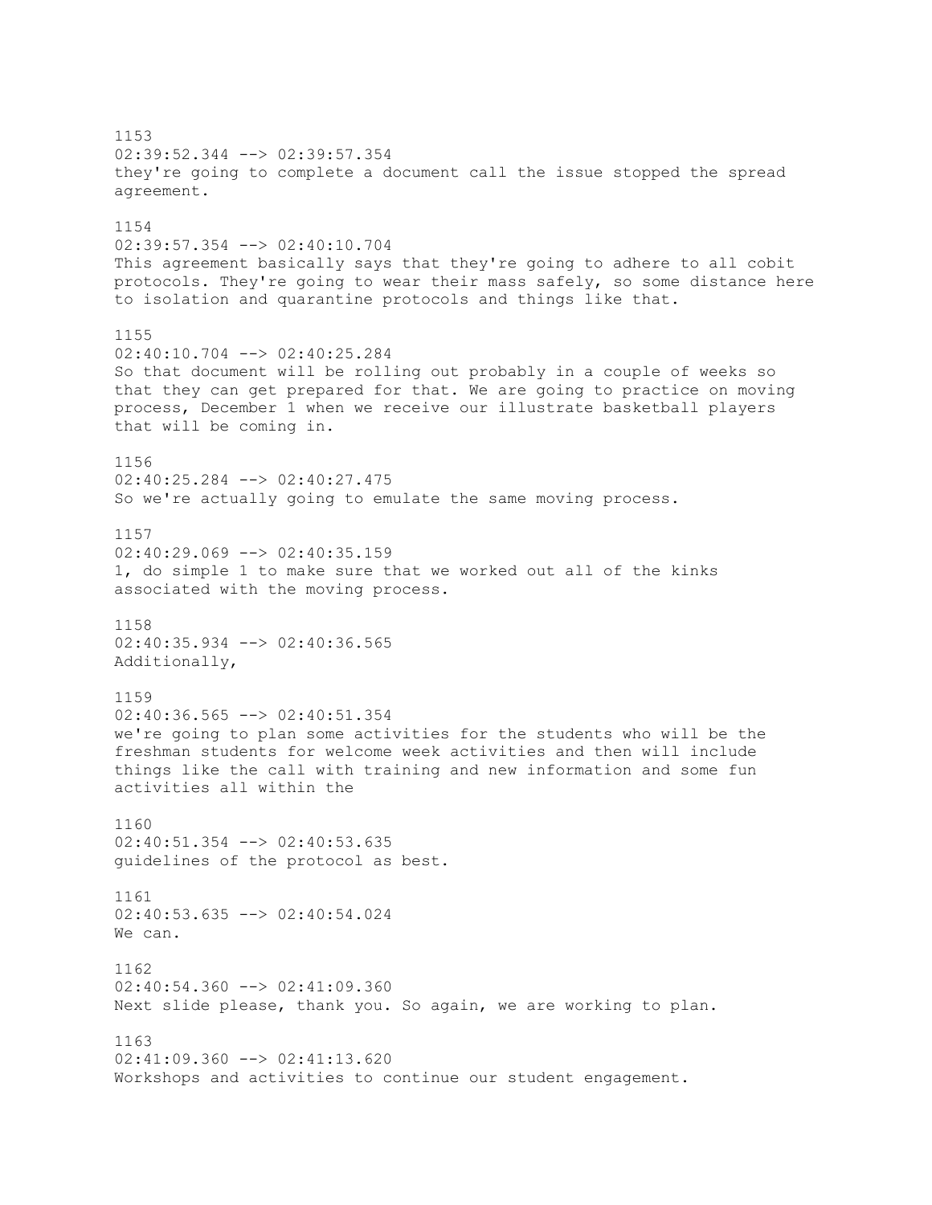1153
02:39:52.344 --> 02:39:57.354
they're going to complete a document call the issue stopped the spread agreement.

1154
02:39:57.354 --> 02:40:10.704
This agreement basically says that they're going to adhere to all cobit protocols. They're going to wear their mass safely, so some distance here to isolation and quarantine protocols and things like that.

1155
02:40:10.704 --> 02:40:25.284
So that document will be rolling out probably in a couple of weeks so that they can get prepared for that. We are going to practice on moving process, December 1 when we receive our illustrate basketball players that will be coming in.

1156
02:40:25.284 --> 02:40:27.475
So we're actually going to emulate the same moving process.

1157
02:40:29.069 --> 02:40:35.159
1, do simple 1 to make sure that we worked out all of the kinks associated with the moving process.

1158
02:40:35.934 --> 02:40:36.565
Additionally,

1159
02:40:36.565 --> 02:40:51.354
we're going to plan some activities for the students who will be the freshman students for welcome week activities and then will include things like the call with training and new information and some fun activities all within the

1160
02:40:51.354 --> 02:40:53.635
guidelines of the protocol as best.

1161
02:40:53.635 --> 02:40:54.024
We can.

1162
02:40:54.360 --> 02:41:09.360
Next slide please, thank you. So again, we are working to plan.

1163
02:41:09.360 --> 02:41:13.620
Workshops and activities to continue our student engagement.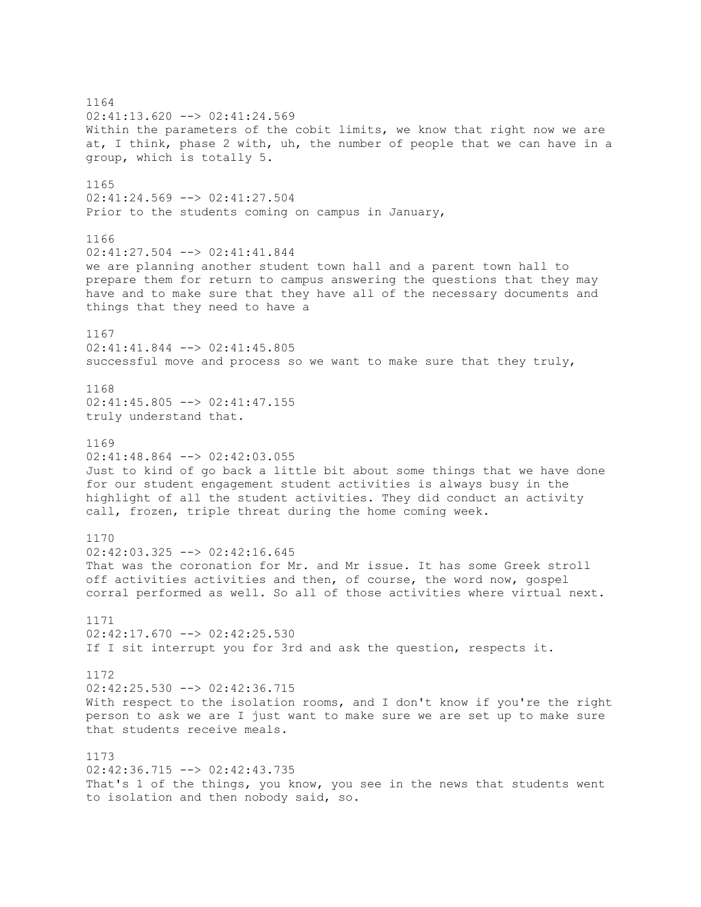1164
02:41:13.620 --> 02:41:24.569
Within the parameters of the cobit limits, we know that right now we are at, I think, phase 2 with, uh, the number of people that we can have in a group, which is totally 5.

1165
02:41:24.569 --> 02:41:27.504
Prior to the students coming on campus in January,

1166
02:41:27.504 --> 02:41:41.844
we are planning another student town hall and a parent town hall to prepare them for return to campus answering the questions that they may have and to make sure that they have all of the necessary documents and things that they need to have a

1167
02:41:41.844 --> 02:41:45.805
successful move and process so we want to make sure that they truly,

1168
02:41:45.805 --> 02:41:47.155
truly understand that.

1169
02:41:48.864 --> 02:42:03.055
Just to kind of go back a little bit about some things that we have done for our student engagement student activities is always busy in the highlight of all the student activities. They did conduct an activity call, frozen, triple threat during the home coming week.

1170
02:42:03.325 --> 02:42:16.645
That was the coronation for Mr. and Mr issue. It has some Greek stroll off activities activities and then, of course, the word now, gospel corral performed as well. So all of those activities where virtual next.

1171
02:42:17.670 --> 02:42:25.530
If I sit interrupt you for 3rd and ask the question, respects it.

1172
02:42:25.530 --> 02:42:36.715
With respect to the isolation rooms, and I don't know if you're the right person to ask we are I just want to make sure we are set up to make sure that students receive meals.

1173
02:42:36.715 --> 02:42:43.735
That's 1 of the things, you know, you see in the news that students went to isolation and then nobody said, so.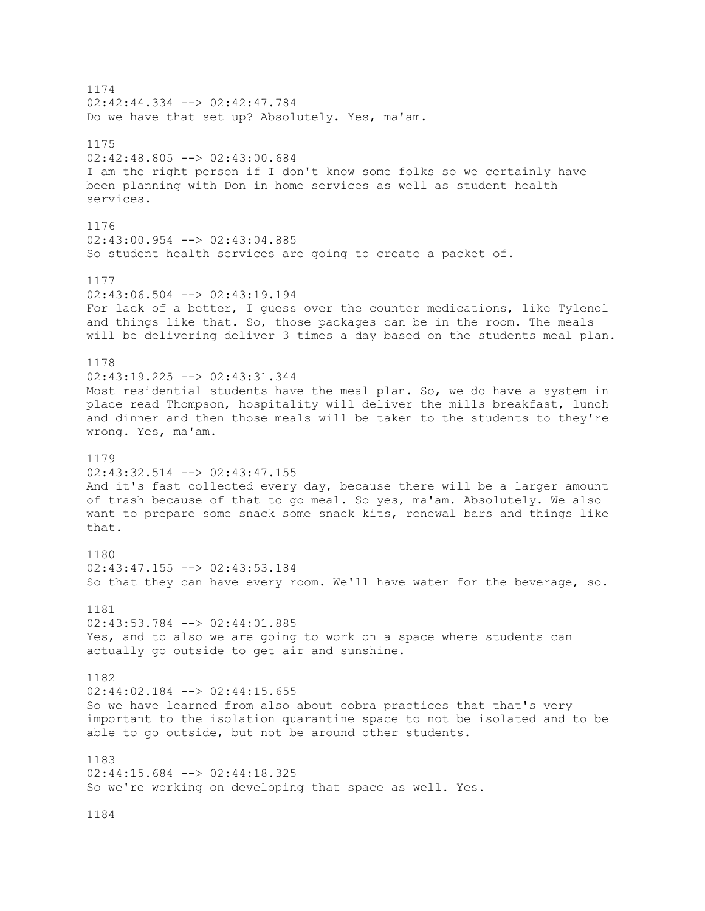1174
02:42:44.334 --> 02:42:47.784
Do we have that set up? Absolutely. Yes, ma'am.

1175
02:42:48.805 --> 02:43:00.684
I am the right person if I don't know some folks so we certainly have been planning with Don in home services as well as student health services.

1176
02:43:00.954 --> 02:43:04.885
So student health services are going to create a packet of.

1177
02:43:06.504 --> 02:43:19.194
For lack of a better, I guess over the counter medications, like Tylenol and things like that. So, those packages can be in the room. The meals will be delivering deliver 3 times a day based on the students meal plan.

1178
02:43:19.225 --> 02:43:31.344
Most residential students have the meal plan. So, we do have a system in place read Thompson, hospitality will deliver the mills breakfast, lunch and dinner and then those meals will be taken to the students to they're wrong. Yes, ma'am.

1179
02:43:32.514 --> 02:43:47.155
And it's fast collected every day, because there will be a larger amount of trash because of that to go meal. So yes, ma'am. Absolutely. We also want to prepare some snack some snack kits, renewal bars and things like that.

1180
02:43:47.155 --> 02:43:53.184
So that they can have every room. We'll have water for the beverage, so.

1181
02:43:53.784 --> 02:44:01.885
Yes, and to also we are going to work on a space where students can actually go outside to get air and sunshine.

1182
02:44:02.184 --> 02:44:15.655
So we have learned from also about cobra practices that that's very important to the isolation quarantine space to not be isolated and to be able to go outside, but not be around other students.

1183
02:44:15.684 --> 02:44:18.325
So we're working on developing that space as well. Yes.

1184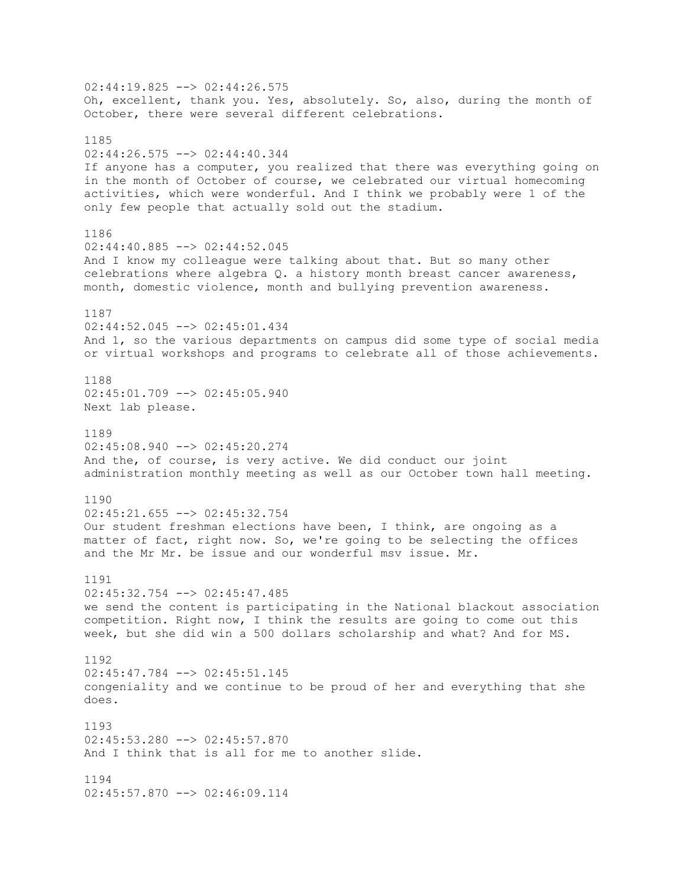02:44:19.825 --> 02:44:26.575
Oh, excellent, thank you. Yes, absolutely. So, also, during the month of October, there were several different celebrations.

1185
02:44:26.575 --> 02:44:40.344
If anyone has a computer, you realized that there was everything going on in the month of October of course, we celebrated our virtual homecoming activities, which were wonderful. And I think we probably were 1 of the only few people that actually sold out the stadium.

1186
02:44:40.885 --> 02:44:52.045
And I know my colleague were talking about that. But so many other celebrations where algebra Q. a history month breast cancer awareness, month, domestic violence, month and bullying prevention awareness.

1187
02:44:52.045 --> 02:45:01.434
And 1, so the various departments on campus did some type of social media or virtual workshops and programs to celebrate all of those achievements.

1188
02:45:01.709 --> 02:45:05.940
Next lab please.

1189
02:45:08.940 --> 02:45:20.274
And the, of course, is very active. We did conduct our joint administration monthly meeting as well as our October town hall meeting.

1190
02:45:21.655 --> 02:45:32.754
Our student freshman elections have been, I think, are ongoing as a matter of fact, right now. So, we're going to be selecting the offices and the Mr Mr. be issue and our wonderful msv issue. Mr.

1191
02:45:32.754 --> 02:45:47.485
we send the content is participating in the National blackout association competition. Right now, I think the results are going to come out this week, but she did win a 500 dollars scholarship and what? And for MS.

1192
02:45:47.784 --> 02:45:51.145
congeniality and we continue to be proud of her and everything that she does.

1193
02:45:53.280 --> 02:45:57.870
And I think that is all for me to another slide.

1194
02:45:57.870 --> 02:46:09.114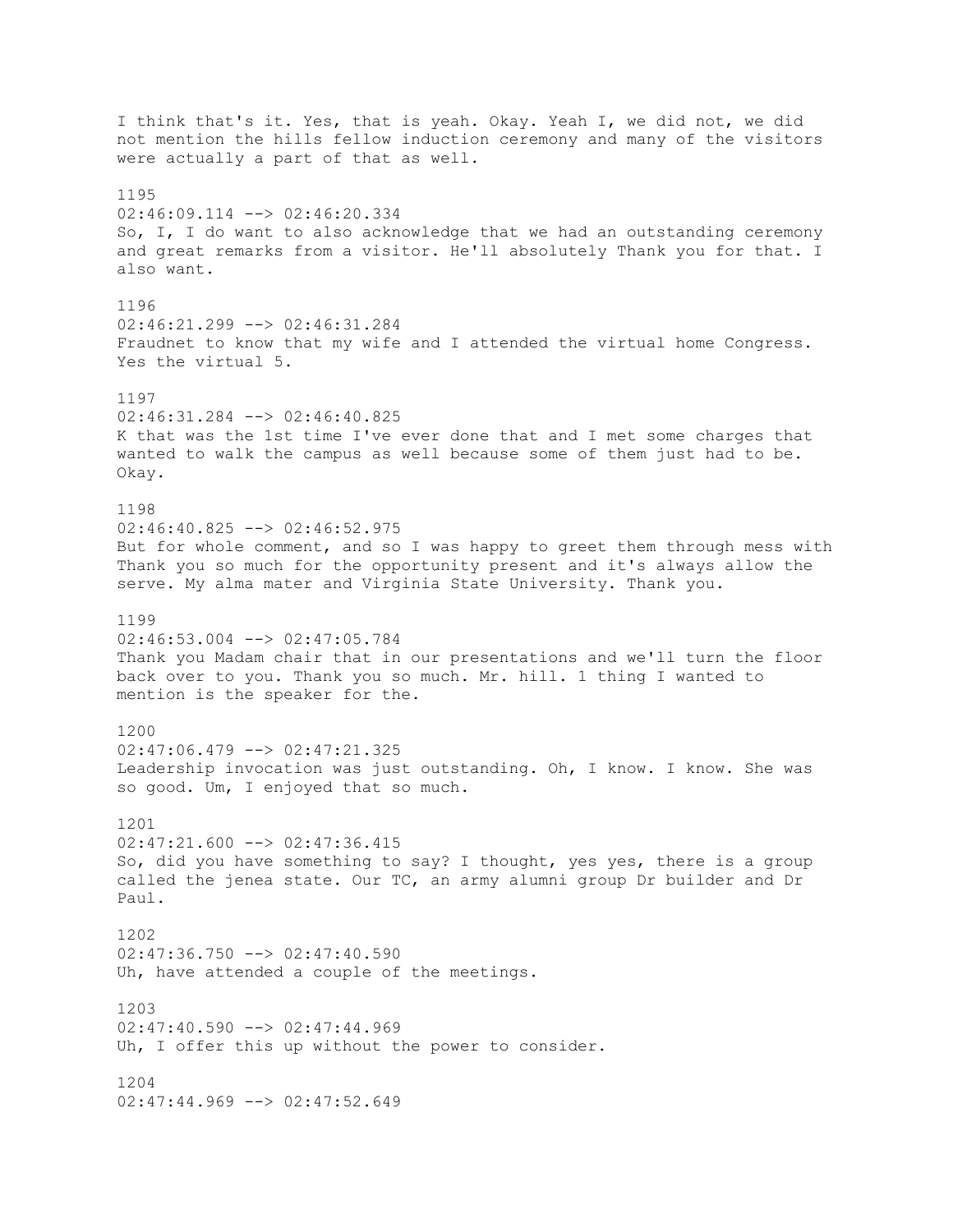I think that's it. Yes, that is yeah. Okay. Yeah I, we did not, we did not mention the hills fellow induction ceremony and many of the visitors were actually a part of that as well.

1195
02:46:09.114 --> 02:46:20.334
So, I, I do want to also acknowledge that we had an outstanding ceremony and great remarks from a visitor. He'll absolutely Thank you for that. I also want.

1196
02:46:21.299 --> 02:46:31.284
Fraudnet to know that my wife and I attended the virtual home Congress. Yes the virtual 5.

1197
02:46:31.284 --> 02:46:40.825
K that was the 1st time I've ever done that and I met some charges that wanted to walk the campus as well because some of them just had to be. Okay.

1198
02:46:40.825 --> 02:46:52.975
But for whole comment, and so I was happy to greet them through mess with Thank you so much for the opportunity present and it's always allow the serve. My alma mater and Virginia State University. Thank you.

1199
02:46:53.004 --> 02:47:05.784
Thank you Madam chair that in our presentations and we'll turn the floor back over to you. Thank you so much. Mr. hill. 1 thing I wanted to mention is the speaker for the.

1200
02:47:06.479 --> 02:47:21.325
Leadership invocation was just outstanding. Oh, I know. I know. She was so good. Um, I enjoyed that so much.

1201
02:47:21.600 --> 02:47:36.415
So, did you have something to say? I thought, yes yes, there is a group called the jenea state. Our TC, an army alumni group Dr builder and Dr Paul.

1202
02:47:36.750 --> 02:47:40.590
Uh, have attended a couple of the meetings.

1203
02:47:40.590 --> 02:47:44.969
Uh, I offer this up without the power to consider.

1204
02:47:44.969 --> 02:47:52.649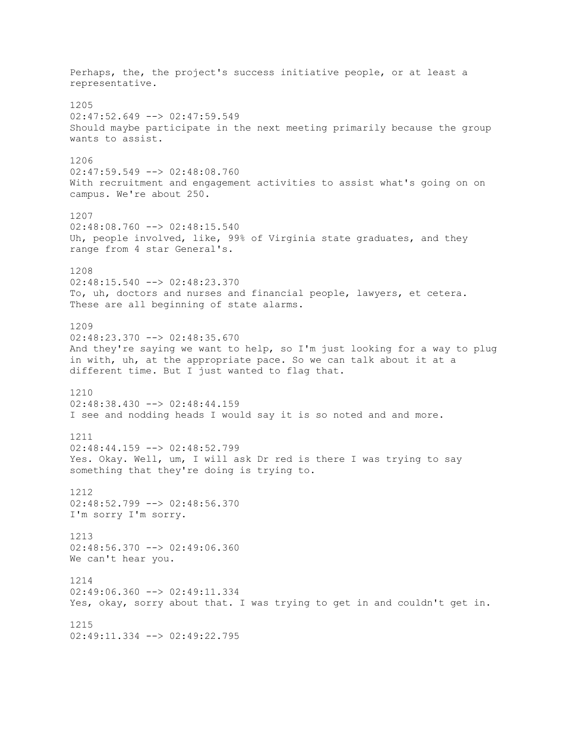Perhaps, the, the project's success initiative people, or at least a representative.

1205
02:47:52.649 --> 02:47:59.549
Should maybe participate in the next meeting primarily because the group wants to assist.

1206
02:47:59.549 --> 02:48:08.760
With recruitment and engagement activities to assist what's going on on campus. We're about 250.

1207
02:48:08.760 --> 02:48:15.540
Uh, people involved, like, 99% of Virginia state graduates, and they range from 4 star General's.

1208
02:48:15.540 --> 02:48:23.370
To, uh, doctors and nurses and financial people, lawyers, et cetera. These are all beginning of state alarms.

1209
02:48:23.370 --> 02:48:35.670
And they're saying we want to help, so I'm just looking for a way to plug in with, uh, at the appropriate pace. So we can talk about it at a different time. But I just wanted to flag that.

1210
02:48:38.430 --> 02:48:44.159
I see and nodding heads I would say it is so noted and and more.

1211
02:48:44.159 --> 02:48:52.799
Yes. Okay. Well, um, I will ask Dr red is there I was trying to say something that they're doing is trying to.

1212
02:48:52.799 --> 02:48:56.370
I'm sorry I'm sorry.

1213
02:48:56.370 --> 02:49:06.360
We can't hear you.

1214
02:49:06.360 --> 02:49:11.334
Yes, okay, sorry about that. I was trying to get in and couldn't get in.

1215
02:49:11.334 --> 02:49:22.795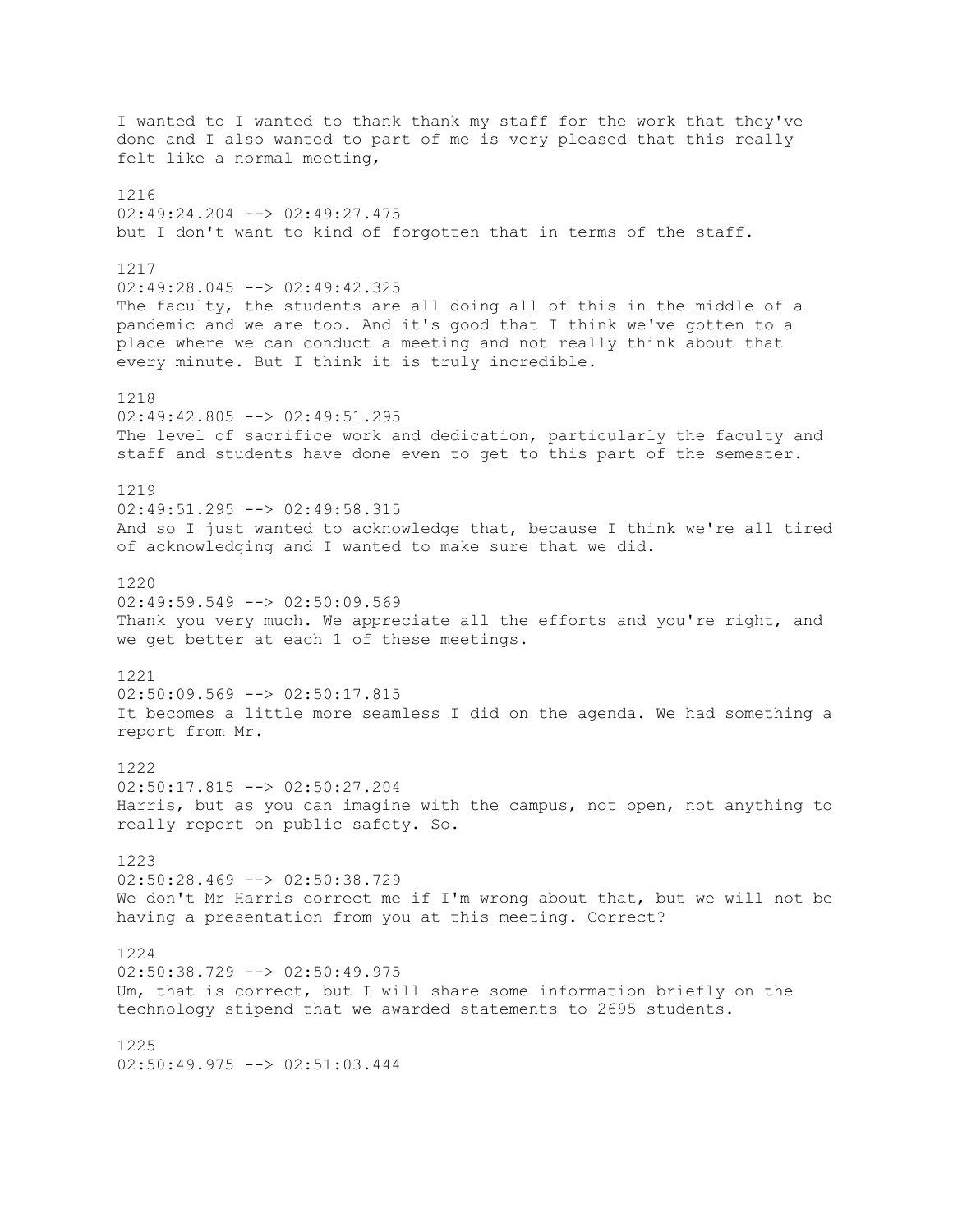I wanted to I wanted to thank thank my staff for the work that they've done and I also wanted to part of me is very pleased that this really felt like a normal meeting,

1216
02:49:24.204 --> 02:49:27.475
but I don't want to kind of forgotten that in terms of the staff.

1217
02:49:28.045 --> 02:49:42.325
The faculty, the students are all doing all of this in the middle of a pandemic and we are too. And it's good that I think we've gotten to a place where we can conduct a meeting and not really think about that every minute. But I think it is truly incredible.

1218
02:49:42.805 --> 02:49:51.295
The level of sacrifice work and dedication, particularly the faculty and staff and students have done even to get to this part of the semester.

1219
02:49:51.295 --> 02:49:58.315
And so I just wanted to acknowledge that, because I think we're all tired of acknowledging and I wanted to make sure that we did.

1220
02:49:59.549 --> 02:50:09.569
Thank you very much. We appreciate all the efforts and you're right, and we get better at each 1 of these meetings.

1221
02:50:09.569 --> 02:50:17.815
It becomes a little more seamless I did on the agenda. We had something a report from Mr.

1222
02:50:17.815 --> 02:50:27.204
Harris, but as you can imagine with the campus, not open, not anything to really report on public safety. So.

1223
02:50:28.469 --> 02:50:38.729
We don't Mr Harris correct me if I'm wrong about that, but we will not be having a presentation from you at this meeting. Correct?

1224
02:50:38.729 --> 02:50:49.975
Um, that is correct, but I will share some information briefly on the technology stipend that we awarded statements to 2695 students.

1225
02:50:49.975 --> 02:51:03.444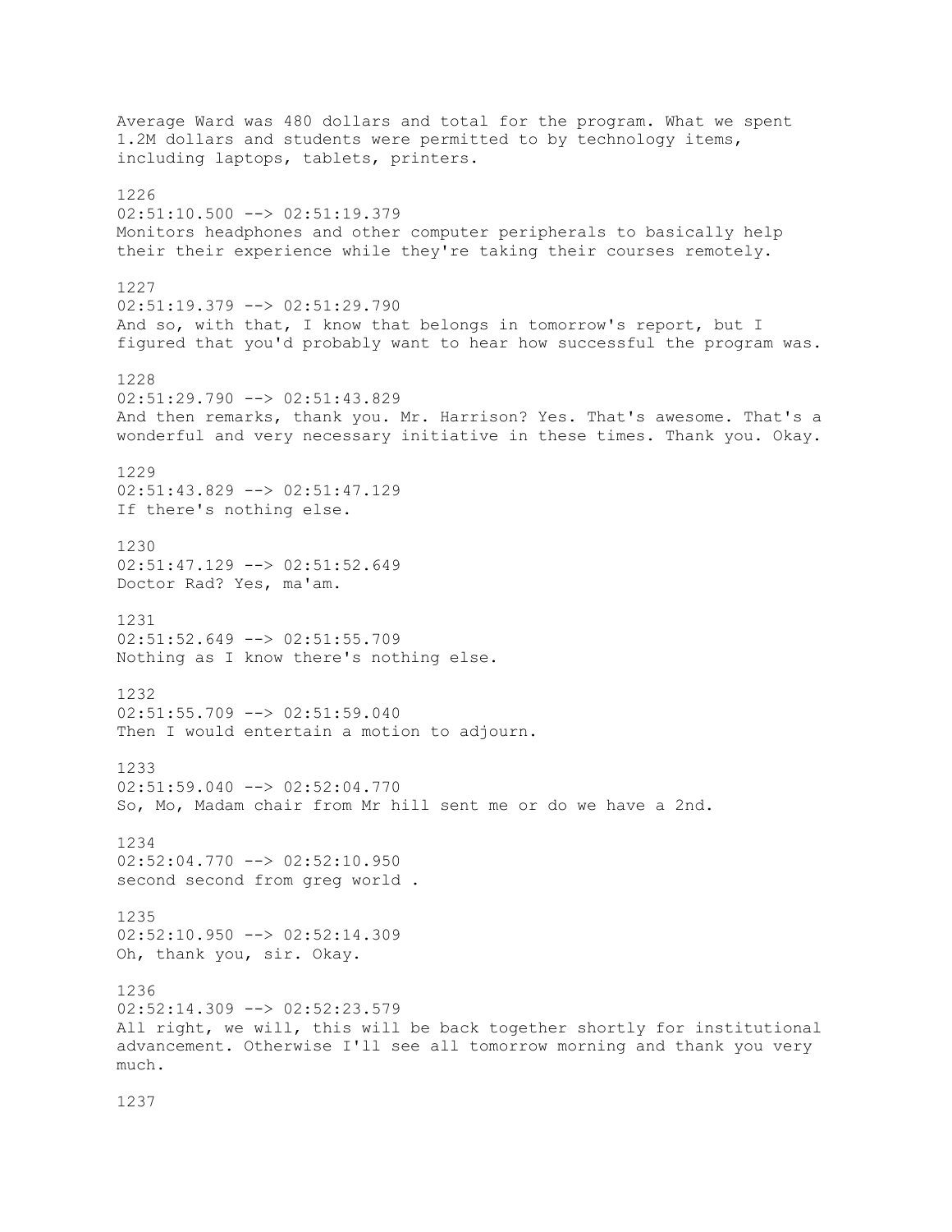Average Ward was 480 dollars and total for the program. What we spent 1.2M dollars and students were permitted to by technology items, including laptops, tablets, printers.

1226
02:51:10.500 --> 02:51:19.379
Monitors headphones and other computer peripherals to basically help their their experience while they're taking their courses remotely.

1227
02:51:19.379 --> 02:51:29.790
And so, with that, I know that belongs in tomorrow's report, but I figured that you'd probably want to hear how successful the program was.

1228
02:51:29.790 --> 02:51:43.829
And then remarks, thank you. Mr. Harrison? Yes. That's awesome. That's a wonderful and very necessary initiative in these times. Thank you. Okay.

1229
02:51:43.829 --> 02:51:47.129
If there's nothing else.

1230
02:51:47.129 --> 02:51:52.649
Doctor Rad? Yes, ma'am.

1231
02:51:52.649 --> 02:51:55.709
Nothing as I know there's nothing else.

1232
02:51:55.709 --> 02:51:59.040
Then I would entertain a motion to adjourn.

1233
02:51:59.040 --> 02:52:04.770
So, Mo, Madam chair from Mr hill sent me or do we have a 2nd.

1234
02:52:04.770 --> 02:52:10.950
second second from greg world .

1235
02:52:10.950 --> 02:52:14.309
Oh, thank you, sir. Okay.

1236
02:52:14.309 --> 02:52:23.579
All right, we will, this will be back together shortly for institutional advancement. Otherwise I'll see all tomorrow morning and thank you very much.

1237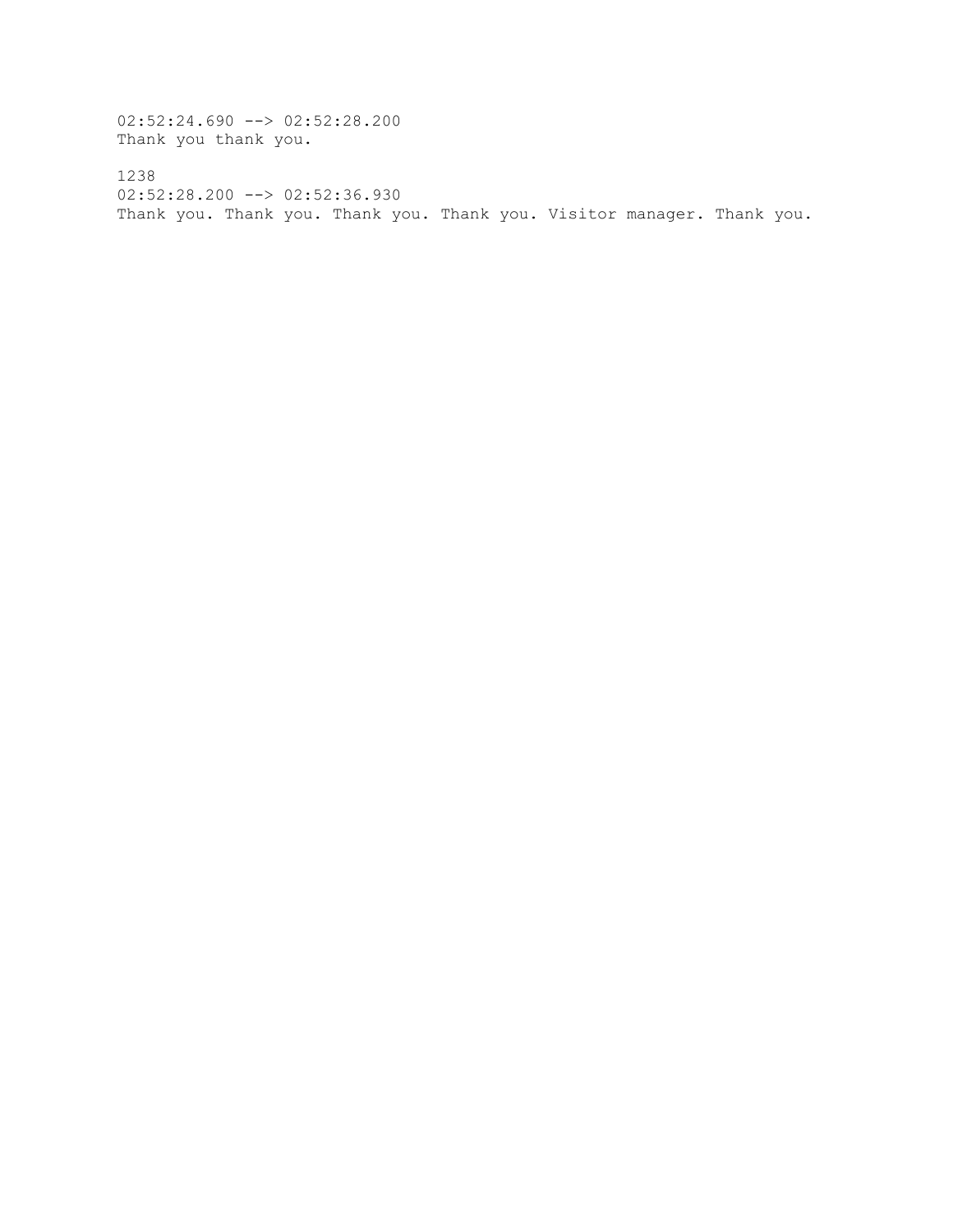02:52:24.690 --> 02:52:28.200
Thank you thank you.

1238
02:52:28.200 --> 02:52:36.930
Thank you. Thank you. Thank you. Thank you. Visitor manager. Thank you.